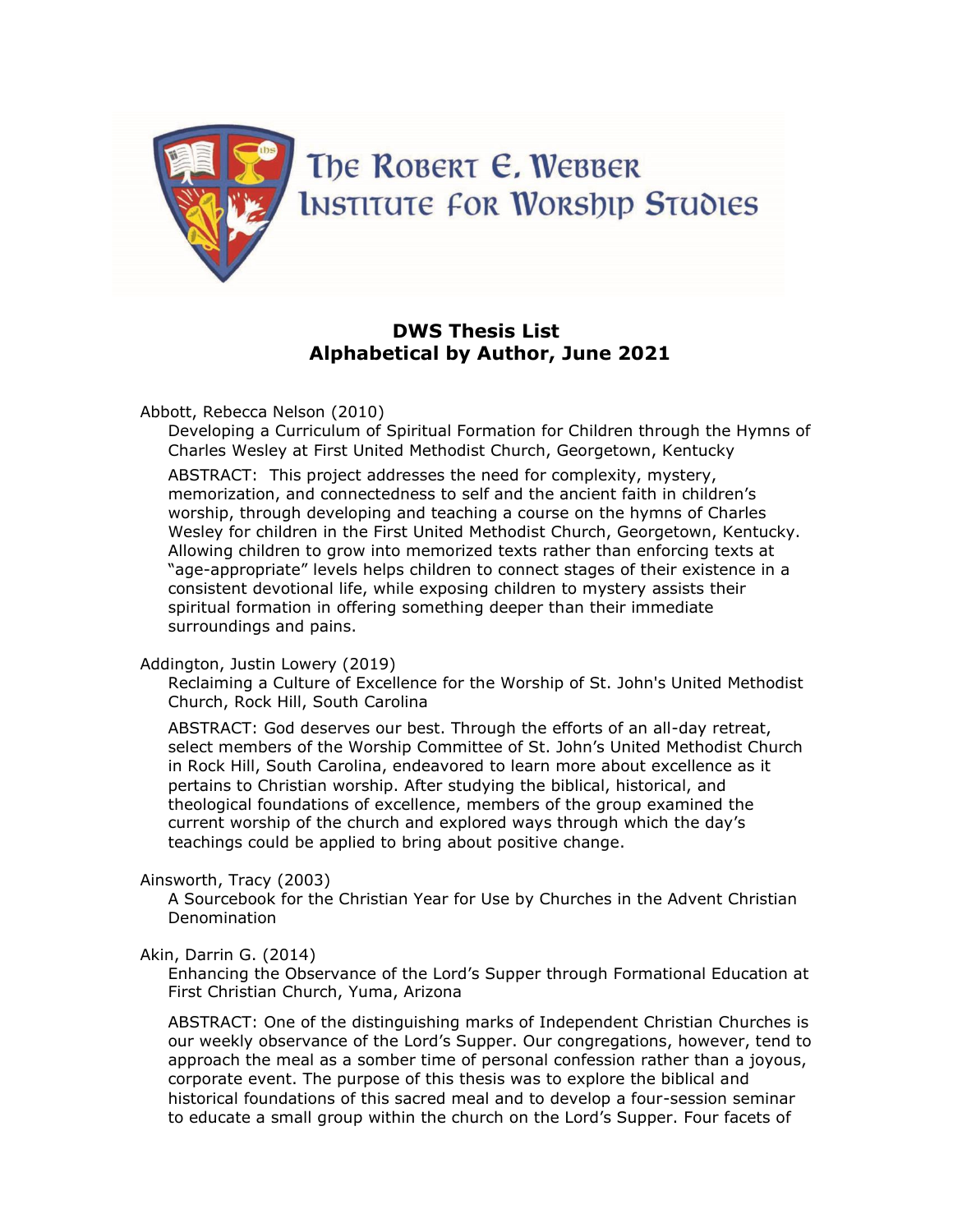# The Robert E. Webber Institute for Worship Studies

## DWS Thesis List
## Alphabetical by Author, June 2021

Abbott, Rebecca Nelson (2010)

Developing a Curriculum of Spiritual Formation for Children through the Hymns of Charles Wesley at First United Methodist Church, Georgetown, Kentucky

ABSTRACT: This project addresses the need for complexity, mystery, memorization, and connectedness to self and the ancient faith in children's worship, through developing and teaching a course on the hymns of Charles Wesley for children in the First United Methodist Church, Georgetown, Kentucky. Allowing children to grow into memorized texts rather than enforcing texts at "age-appropriate" levels helps children to connect stages of their existence in a consistent devotional life, while exposing children to mystery assists their spiritual formation in offering something deeper than their immediate surroundings and pains.

Addington, Justin Lowery (2019)

Reclaiming a Culture of Excellence for the Worship of St. John's United Methodist Church, Rock Hill, South Carolina

ABSTRACT: God deserves our best. Through the efforts of an all-day retreat, select members of the Worship Committee of St. John's United Methodist Church in Rock Hill, South Carolina, endeavored to learn more about excellence as it pertains to Christian worship. After studying the biblical, historical, and theological foundations of excellence, members of the group examined the current worship of the church and explored ways through which the day's teachings could be applied to bring about positive change.

Ainsworth, Tracy (2003)

A Sourcebook for the Christian Year for Use by Churches in the Advent Christian Denomination

Akin, Darrin G. (2014)

Enhancing the Observance of the Lord's Supper through Formational Education at First Christian Church, Yuma, Arizona

ABSTRACT: One of the distinguishing marks of Independent Christian Churches is our weekly observance of the Lord's Supper. Our congregations, however, tend to approach the meal as a somber time of personal confession rather than a joyous, corporate event. The purpose of this thesis was to explore the biblical and historical foundations of this sacred meal and to develop a four-session seminar to educate a small group within the church on the Lord's Supper. Four facets of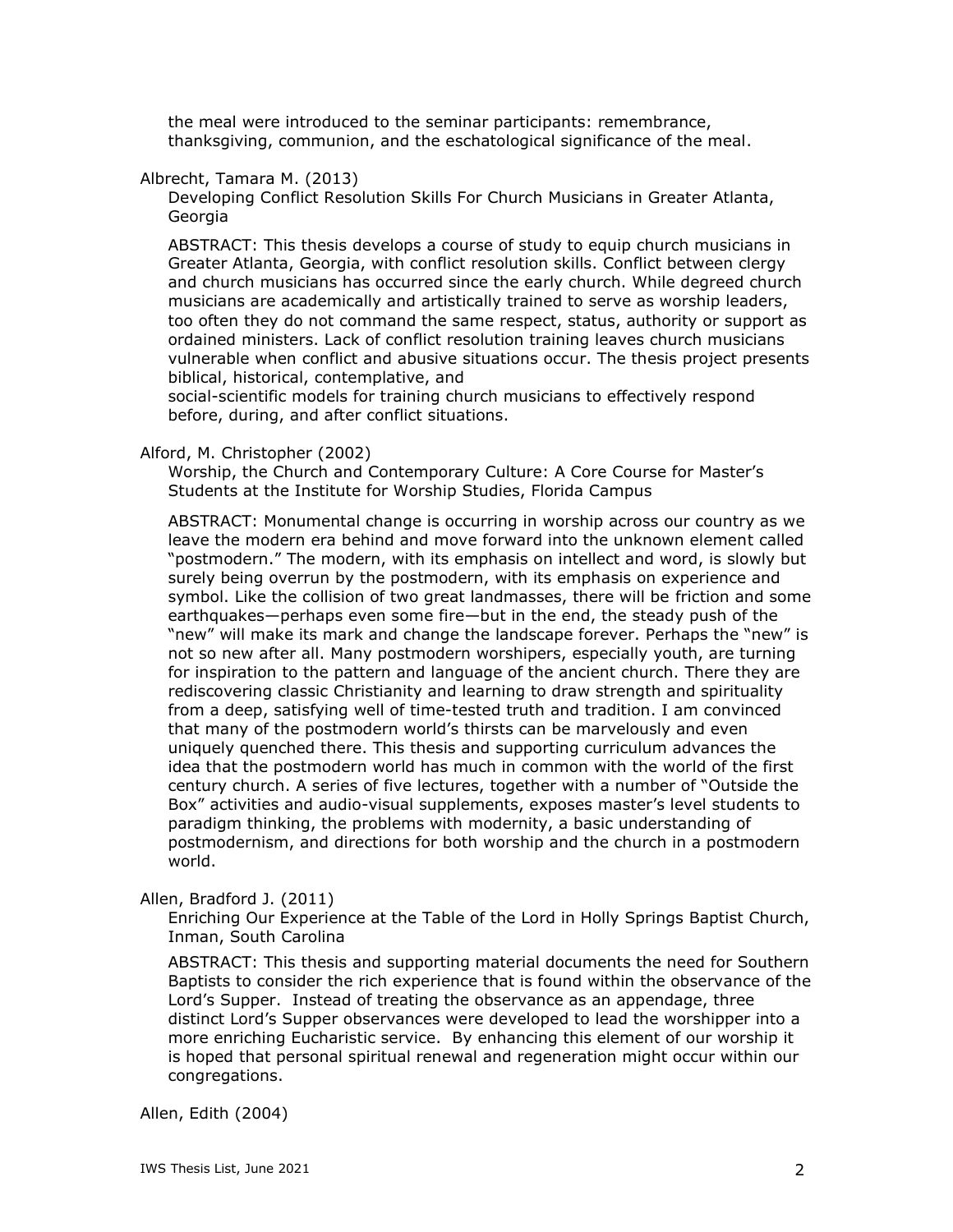the meal were introduced to the seminar participants: remembrance, thanksgiving, communion, and the eschatological significance of the meal.

Albrecht, Tamara M. (2013)

Developing Conflict Resolution Skills For Church Musicians in Greater Atlanta, Georgia

ABSTRACT: This thesis develops a course of study to equip church musicians in Greater Atlanta, Georgia, with conflict resolution skills. Conflict between clergy and church musicians has occurred since the early church. While degreed church musicians are academically and artistically trained to serve as worship leaders, too often they do not command the same respect, status, authority or support as ordained ministers. Lack of conflict resolution training leaves church musicians vulnerable when conflict and abusive situations occur. The thesis project presents biblical, historical, contemplative, and social-scientific models for training church musicians to effectively respond before, during, and after conflict situations.

Alford, M. Christopher (2002)

Worship, the Church and Contemporary Culture: A Core Course for Master's Students at the Institute for Worship Studies, Florida Campus

ABSTRACT: Monumental change is occurring in worship across our country as we leave the modern era behind and move forward into the unknown element called "postmodern." The modern, with its emphasis on intellect and word, is slowly but surely being overrun by the postmodern, with its emphasis on experience and symbol. Like the collision of two great landmasses, there will be friction and some earthquakes—perhaps even some fire—but in the end, the steady push of the "new" will make its mark and change the landscape forever. Perhaps the "new" is not so new after all. Many postmodern worshipers, especially youth, are turning for inspiration to the pattern and language of the ancient church. There they are rediscovering classic Christianity and learning to draw strength and spirituality from a deep, satisfying well of time-tested truth and tradition. I am convinced that many of the postmodern world's thirsts can be marvelously and even uniquely quenched there. This thesis and supporting curriculum advances the idea that the postmodern world has much in common with the world of the first century church. A series of five lectures, together with a number of "Outside the Box" activities and audio-visual supplements, exposes master's level students to paradigm thinking, the problems with modernity, a basic understanding of postmodernism, and directions for both worship and the church in a postmodern world.

Allen, Bradford J. (2011)

Enriching Our Experience at the Table of the Lord in Holly Springs Baptist Church, Inman, South Carolina

ABSTRACT: This thesis and supporting material documents the need for Southern Baptists to consider the rich experience that is found within the observance of the Lord's Supper. Instead of treating the observance as an appendage, three distinct Lord's Supper observances were developed to lead the worshipper into a more enriching Eucharistic service. By enhancing this element of our worship it is hoped that personal spiritual renewal and regeneration might occur within our congregations.

Allen, Edith (2004)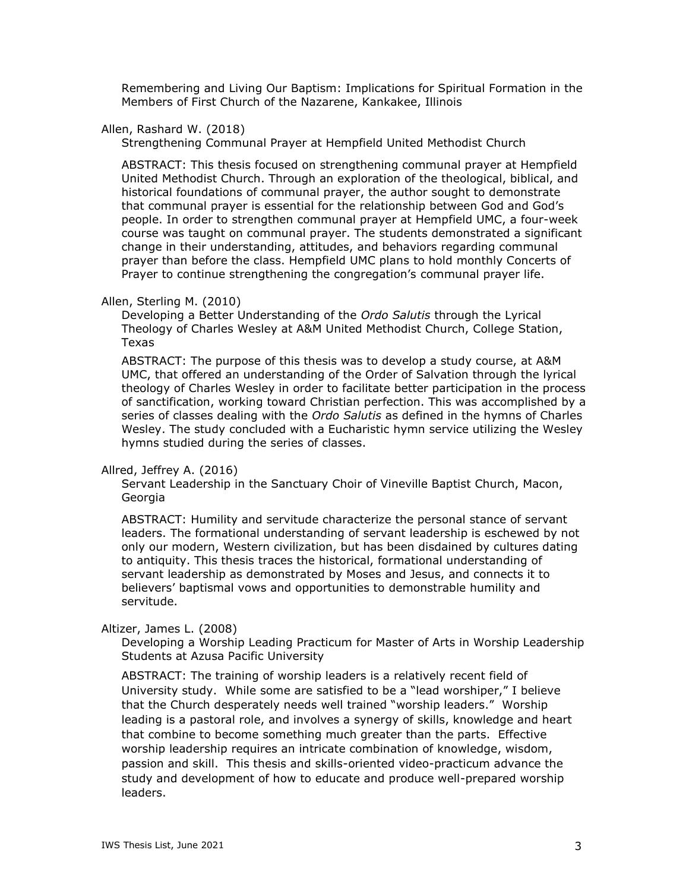Remembering and Living Our Baptism: Implications for Spiritual Formation in the Members of First Church of the Nazarene, Kankakee, Illinois

Allen, Rashard W. (2018)

Strengthening Communal Prayer at Hempfield United Methodist Church

ABSTRACT: This thesis focused on strengthening communal prayer at Hempfield United Methodist Church. Through an exploration of the theological, biblical, and historical foundations of communal prayer, the author sought to demonstrate that communal prayer is essential for the relationship between God and God's people. In order to strengthen communal prayer at Hempfield UMC, a four-week course was taught on communal prayer. The students demonstrated a significant change in their understanding, attitudes, and behaviors regarding communal prayer than before the class. Hempfield UMC plans to hold monthly Concerts of Prayer to continue strengthening the congregation's communal prayer life.

Allen, Sterling M. (2010)

Developing a Better Understanding of the *Ordo Salutis* through the Lyrical Theology of Charles Wesley at A&M United Methodist Church, College Station, Texas

ABSTRACT: The purpose of this thesis was to develop a study course, at A&M UMC, that offered an understanding of the Order of Salvation through the lyrical theology of Charles Wesley in order to facilitate better participation in the process of sanctification, working toward Christian perfection. This was accomplished by a series of classes dealing with the *Ordo Salutis* as defined in the hymns of Charles Wesley. The study concluded with a Eucharistic hymn service utilizing the Wesley hymns studied during the series of classes.

Allred, Jeffrey A. (2016)

Servant Leadership in the Sanctuary Choir of Vineville Baptist Church, Macon, Georgia

ABSTRACT: Humility and servitude characterize the personal stance of servant leaders. The formational understanding of servant leadership is eschewed by not only our modern, Western civilization, but has been disdained by cultures dating to antiquity. This thesis traces the historical, formational understanding of servant leadership as demonstrated by Moses and Jesus, and connects it to believers' baptismal vows and opportunities to demonstrable humility and servitude.

Altizer, James L. (2008)

Developing a Worship Leading Practicum for Master of Arts in Worship Leadership Students at Azusa Pacific University

ABSTRACT: The training of worship leaders is a relatively recent field of University study. While some are satisfied to be a "lead worshiper," I believe that the Church desperately needs well trained "worship leaders." Worship leading is a pastoral role, and involves a synergy of skills, knowledge and heart that combine to become something much greater than the parts. Effective worship leadership requires an intricate combination of knowledge, wisdom, passion and skill. This thesis and skills-oriented video-practicum advance the study and development of how to educate and produce well-prepared worship leaders.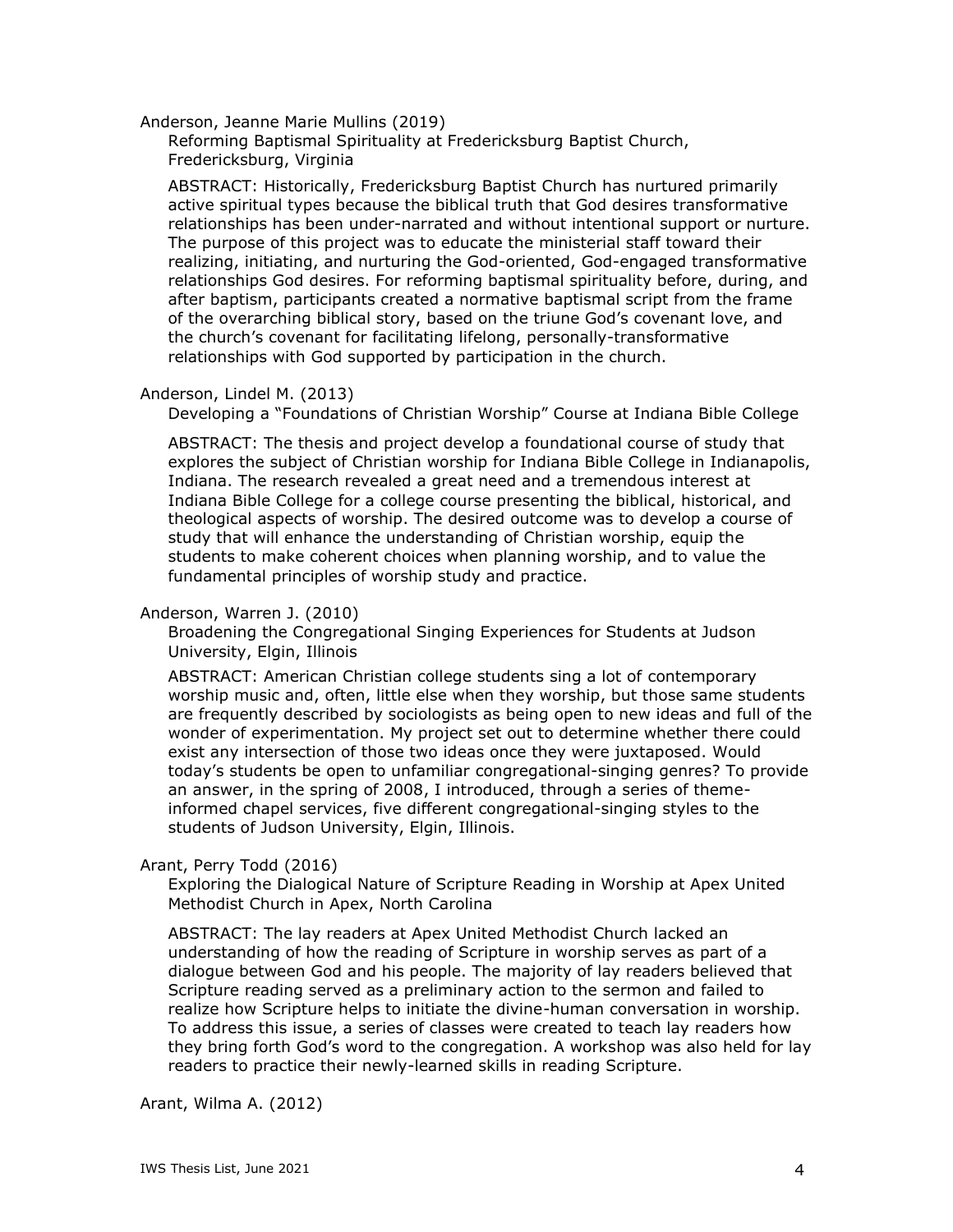Anderson, Jeanne Marie Mullins (2019)

Reforming Baptismal Spirituality at Fredericksburg Baptist Church, Fredericksburg, Virginia

ABSTRACT: Historically, Fredericksburg Baptist Church has nurtured primarily active spiritual types because the biblical truth that God desires transformative relationships has been under-narrated and without intentional support or nurture. The purpose of this project was to educate the ministerial staff toward their realizing, initiating, and nurturing the God-oriented, God-engaged transformative relationships God desires. For reforming baptismal spirituality before, during, and after baptism, participants created a normative baptismal script from the frame of the overarching biblical story, based on the triune God's covenant love, and the church's covenant for facilitating lifelong, personally-transformative relationships with God supported by participation in the church.

Anderson, Lindel M. (2013)

Developing a "Foundations of Christian Worship" Course at Indiana Bible College

ABSTRACT: The thesis and project develop a foundational course of study that explores the subject of Christian worship for Indiana Bible College in Indianapolis, Indiana. The research revealed a great need and a tremendous interest at Indiana Bible College for a college course presenting the biblical, historical, and theological aspects of worship. The desired outcome was to develop a course of study that will enhance the understanding of Christian worship, equip the students to make coherent choices when planning worship, and to value the fundamental principles of worship study and practice.

Anderson, Warren J. (2010)

Broadening the Congregational Singing Experiences for Students at Judson University, Elgin, Illinois

ABSTRACT: American Christian college students sing a lot of contemporary worship music and, often, little else when they worship, but those same students are frequently described by sociologists as being open to new ideas and full of the wonder of experimentation. My project set out to determine whether there could exist any intersection of those two ideas once they were juxtaposed. Would today's students be open to unfamiliar congregational-singing genres? To provide an answer, in the spring of 2008, I introduced, through a series of theme-informed chapel services, five different congregational-singing styles to the students of Judson University, Elgin, Illinois.

Arant, Perry Todd (2016)

Exploring the Dialogical Nature of Scripture Reading in Worship at Apex United Methodist Church in Apex, North Carolina

ABSTRACT: The lay readers at Apex United Methodist Church lacked an understanding of how the reading of Scripture in worship serves as part of a dialogue between God and his people. The majority of lay readers believed that Scripture reading served as a preliminary action to the sermon and failed to realize how Scripture helps to initiate the divine-human conversation in worship. To address this issue, a series of classes were created to teach lay readers how they bring forth God's word to the congregation. A workshop was also held for lay readers to practice their newly-learned skills in reading Scripture.

Arant, Wilma A. (2012)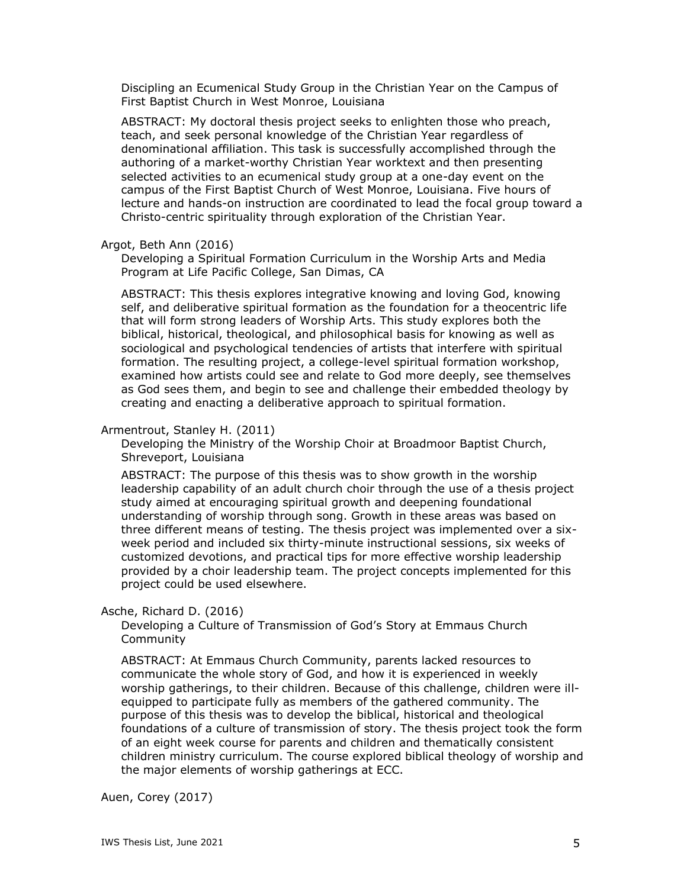Discipling an Ecumenical Study Group in the Christian Year on the Campus of First Baptist Church in West Monroe, Louisiana

ABSTRACT: My doctoral thesis project seeks to enlighten those who preach, teach, and seek personal knowledge of the Christian Year regardless of denominational affiliation. This task is successfully accomplished through the authoring of a market-worthy Christian Year worktext and then presenting selected activities to an ecumenical study group at a one-day event on the campus of the First Baptist Church of West Monroe, Louisiana. Five hours of lecture and hands-on instruction are coordinated to lead the focal group toward a Christo-centric spirituality through exploration of the Christian Year.

Argot, Beth Ann (2016)

Developing a Spiritual Formation Curriculum in the Worship Arts and Media Program at Life Pacific College, San Dimas, CA

ABSTRACT: This thesis explores integrative knowing and loving God, knowing self, and deliberative spiritual formation as the foundation for a theocentric life that will form strong leaders of Worship Arts. This study explores both the biblical, historical, theological, and philosophical basis for knowing as well as sociological and psychological tendencies of artists that interfere with spiritual formation. The resulting project, a college-level spiritual formation workshop, examined how artists could see and relate to God more deeply, see themselves as God sees them, and begin to see and challenge their embedded theology by creating and enacting a deliberative approach to spiritual formation.

Armentrout, Stanley H. (2011)

Developing the Ministry of the Worship Choir at Broadmoor Baptist Church, Shreveport, Louisiana

ABSTRACT: The purpose of this thesis was to show growth in the worship leadership capability of an adult church choir through the use of a thesis project study aimed at encouraging spiritual growth and deepening foundational understanding of worship through song. Growth in these areas was based on three different means of testing. The thesis project was implemented over a six-week period and included six thirty-minute instructional sessions, six weeks of customized devotions, and practical tips for more effective worship leadership provided by a choir leadership team. The project concepts implemented for this project could be used elsewhere.

Asche, Richard D. (2016)

Developing a Culture of Transmission of God's Story at Emmaus Church Community

ABSTRACT: At Emmaus Church Community, parents lacked resources to communicate the whole story of God, and how it is experienced in weekly worship gatherings, to their children. Because of this challenge, children were ill-equipped to participate fully as members of the gathered community. The purpose of this thesis was to develop the biblical, historical and theological foundations of a culture of transmission of story. The thesis project took the form of an eight week course for parents and children and thematically consistent children ministry curriculum. The course explored biblical theology of worship and the major elements of worship gatherings at ECC.

Auen, Corey (2017)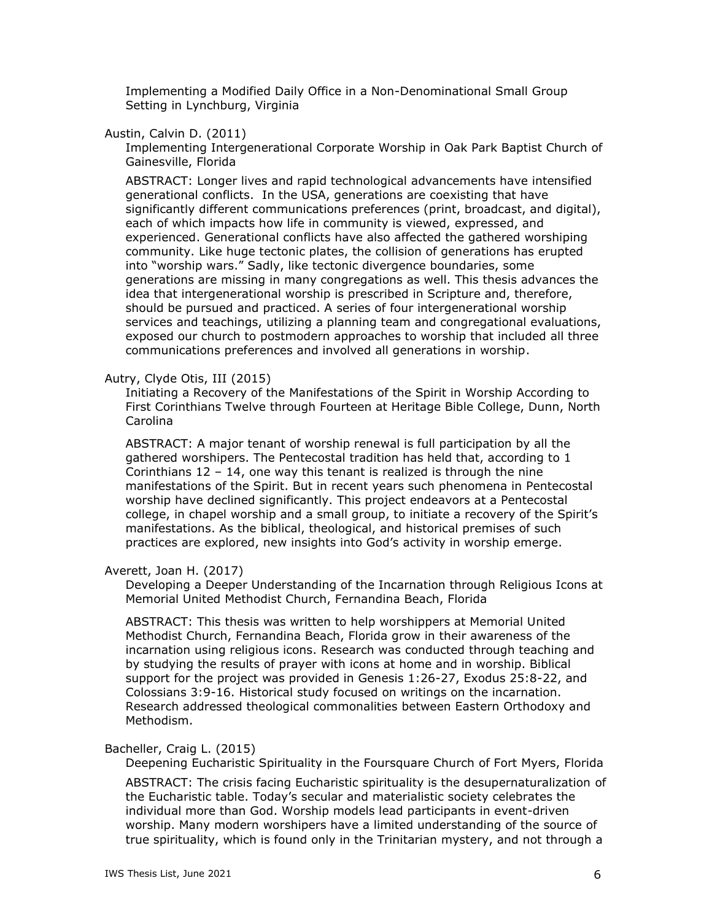Implementing a Modified Daily Office in a Non-Denominational Small Group Setting in Lynchburg, Virginia

Austin, Calvin D. (2011)

Implementing Intergenerational Corporate Worship in Oak Park Baptist Church of Gainesville, Florida

ABSTRACT: Longer lives and rapid technological advancements have intensified generational conflicts. In the USA, generations are coexisting that have significantly different communications preferences (print, broadcast, and digital), each of which impacts how life in community is viewed, expressed, and experienced. Generational conflicts have also affected the gathered worshiping community. Like huge tectonic plates, the collision of generations has erupted into "worship wars." Sadly, like tectonic divergence boundaries, some generations are missing in many congregations as well. This thesis advances the idea that intergenerational worship is prescribed in Scripture and, therefore, should be pursued and practiced. A series of four intergenerational worship services and teachings, utilizing a planning team and congregational evaluations, exposed our church to postmodern approaches to worship that included all three communications preferences and involved all generations in worship.

Autry, Clyde Otis, III (2015)

Initiating a Recovery of the Manifestations of the Spirit in Worship According to First Corinthians Twelve through Fourteen at Heritage Bible College, Dunn, North Carolina

ABSTRACT: A major tenant of worship renewal is full participation by all the gathered worshipers. The Pentecostal tradition has held that, according to 1 Corinthians 12 – 14, one way this tenant is realized is through the nine manifestations of the Spirit. But in recent years such phenomena in Pentecostal worship have declined significantly. This project endeavors at a Pentecostal college, in chapel worship and a small group, to initiate a recovery of the Spirit's manifestations. As the biblical, theological, and historical premises of such practices are explored, new insights into God's activity in worship emerge.

Averett, Joan H. (2017)

Developing a Deeper Understanding of the Incarnation through Religious Icons at Memorial United Methodist Church, Fernandina Beach, Florida

ABSTRACT: This thesis was written to help worshippers at Memorial United Methodist Church, Fernandina Beach, Florida grow in their awareness of the incarnation using religious icons. Research was conducted through teaching and by studying the results of prayer with icons at home and in worship. Biblical support for the project was provided in Genesis 1:26-27, Exodus 25:8-22, and Colossians 3:9-16. Historical study focused on writings on the incarnation. Research addressed theological commonalities between Eastern Orthodoxy and Methodism.

Bacheller, Craig L. (2015)

Deepening Eucharistic Spirituality in the Foursquare Church of Fort Myers, Florida

ABSTRACT: The crisis facing Eucharistic spirituality is the desupernaturalization of the Eucharistic table. Today's secular and materialistic society celebrates the individual more than God. Worship models lead participants in event-driven worship. Many modern worshipers have a limited understanding of the source of true spirituality, which is found only in the Trinitarian mystery, and not through a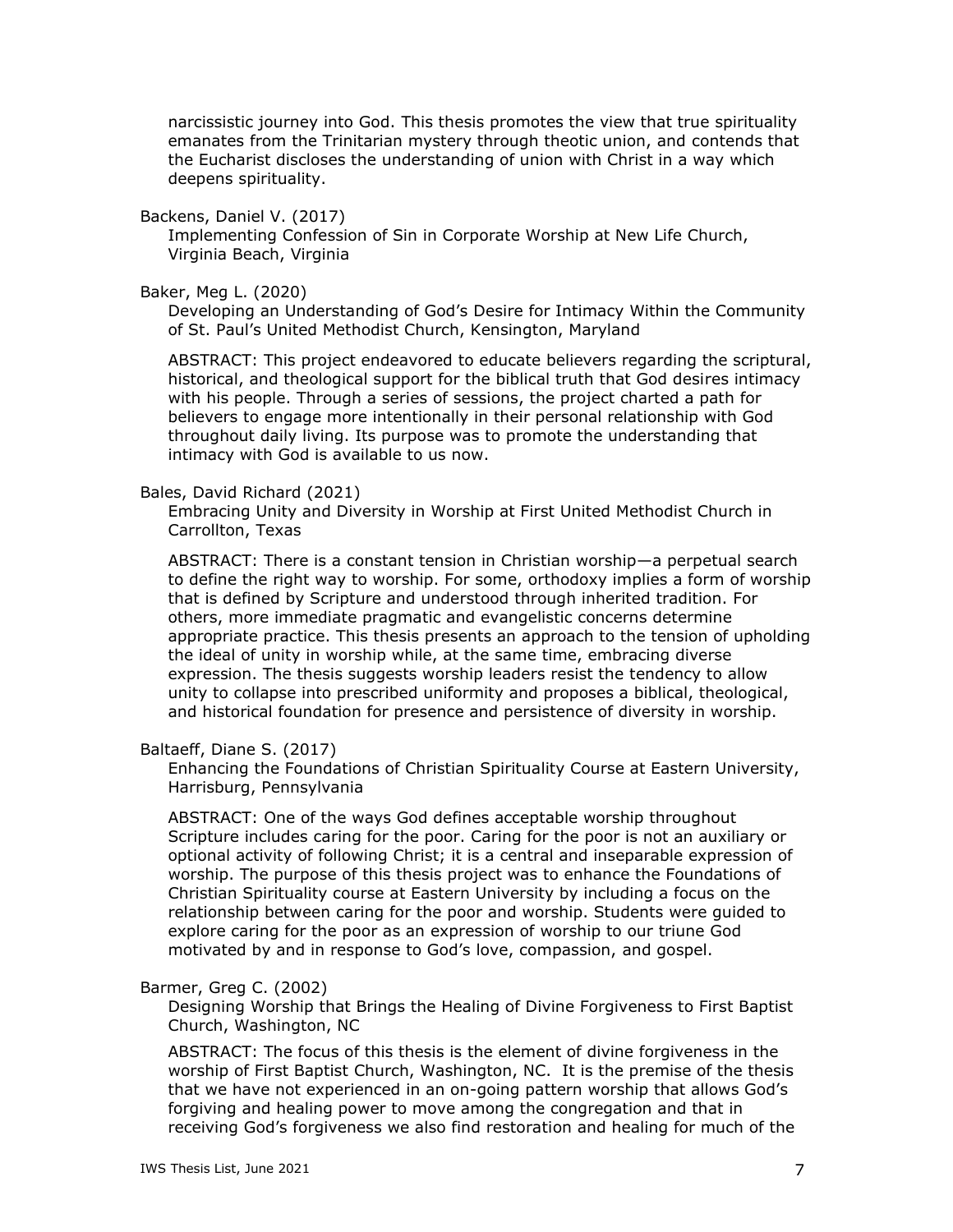narcissistic journey into God. This thesis promotes the view that true spirituality emanates from the Trinitarian mystery through theotic union, and contends that the Eucharist discloses the understanding of union with Christ in a way which deepens spirituality.

Backens, Daniel V. (2017)
Implementing Confession of Sin in Corporate Worship at New Life Church, Virginia Beach, Virginia

Baker, Meg L. (2020)
Developing an Understanding of God's Desire for Intimacy Within the Community of St. Paul's United Methodist Church, Kensington, Maryland

ABSTRACT: This project endeavored to educate believers regarding the scriptural, historical, and theological support for the biblical truth that God desires intimacy with his people. Through a series of sessions, the project charted a path for believers to engage more intentionally in their personal relationship with God throughout daily living. Its purpose was to promote the understanding that intimacy with God is available to us now.

Bales, David Richard (2021)
Embracing Unity and Diversity in Worship at First United Methodist Church in Carrollton, Texas

ABSTRACT: There is a constant tension in Christian worship—a perpetual search to define the right way to worship. For some, orthodoxy implies a form of worship that is defined by Scripture and understood through inherited tradition. For others, more immediate pragmatic and evangelistic concerns determine appropriate practice. This thesis presents an approach to the tension of upholding the ideal of unity in worship while, at the same time, embracing diverse expression. The thesis suggests worship leaders resist the tendency to allow unity to collapse into prescribed uniformity and proposes a biblical, theological, and historical foundation for presence and persistence of diversity in worship.

Baltaeff, Diane S. (2017)
Enhancing the Foundations of Christian Spirituality Course at Eastern University, Harrisburg, Pennsylvania

ABSTRACT: One of the ways God defines acceptable worship throughout Scripture includes caring for the poor. Caring for the poor is not an auxiliary or optional activity of following Christ; it is a central and inseparable expression of worship. The purpose of this thesis project was to enhance the Foundations of Christian Spirituality course at Eastern University by including a focus on the relationship between caring for the poor and worship. Students were guided to explore caring for the poor as an expression of worship to our triune God motivated by and in response to God's love, compassion, and gospel.

Barmer, Greg C. (2002)
Designing Worship that Brings the Healing of Divine Forgiveness to First Baptist Church, Washington, NC

ABSTRACT: The focus of this thesis is the element of divine forgiveness in the worship of First Baptist Church, Washington, NC. It is the premise of the thesis that we have not experienced in an on-going pattern worship that allows God's forgiving and healing power to move among the congregation and that in receiving God's forgiveness we also find restoration and healing for much of the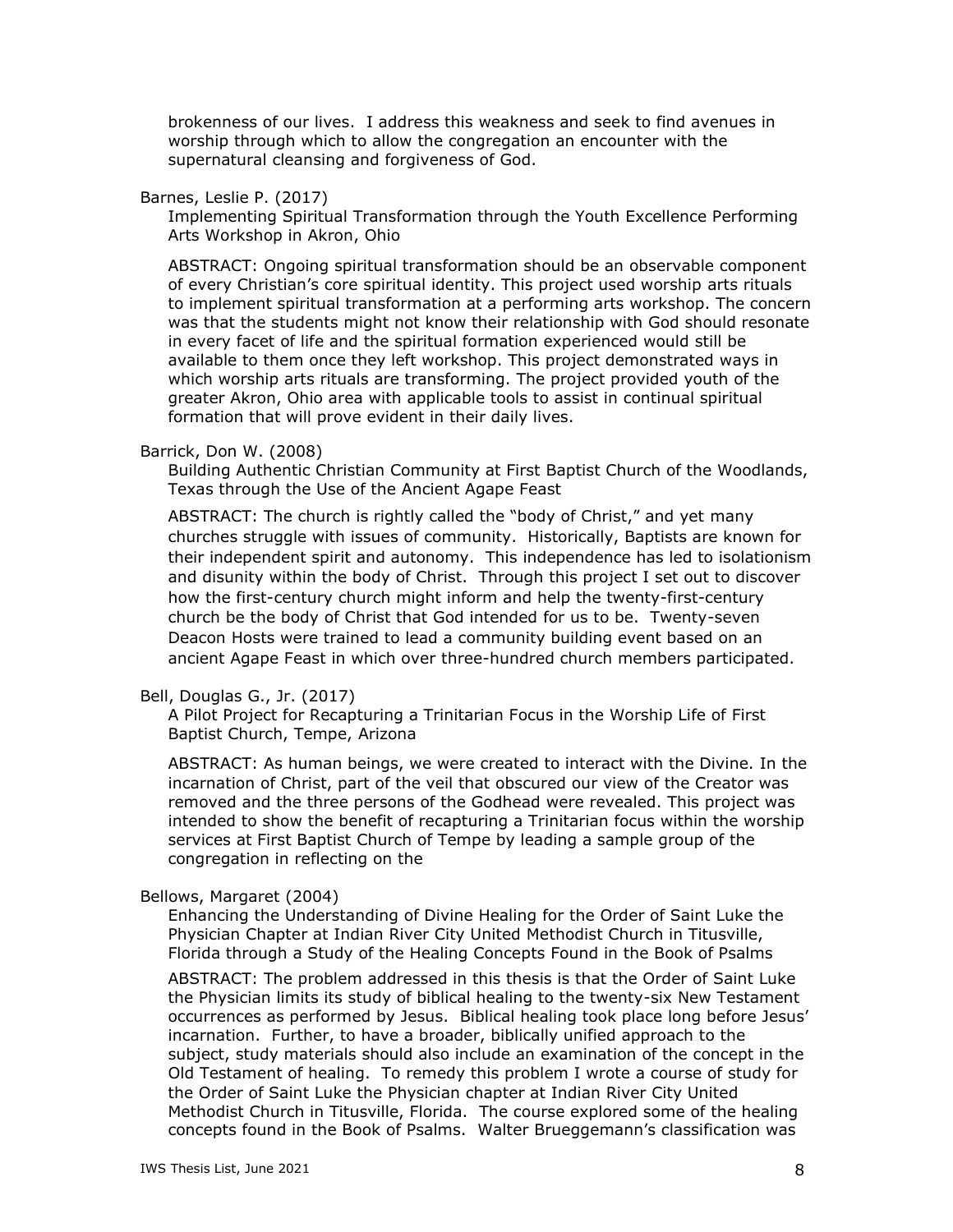brokenness of our lives. I address this weakness and seek to find avenues in worship through which to allow the congregation an encounter with the supernatural cleansing and forgiveness of God.

Barnes, Leslie P. (2017)

Implementing Spiritual Transformation through the Youth Excellence Performing Arts Workshop in Akron, Ohio

ABSTRACT: Ongoing spiritual transformation should be an observable component of every Christian's core spiritual identity. This project used worship arts rituals to implement spiritual transformation at a performing arts workshop. The concern was that the students might not know their relationship with God should resonate in every facet of life and the spiritual formation experienced would still be available to them once they left workshop. This project demonstrated ways in which worship arts rituals are transforming. The project provided youth of the greater Akron, Ohio area with applicable tools to assist in continual spiritual formation that will prove evident in their daily lives.

Barrick, Don W. (2008)

Building Authentic Christian Community at First Baptist Church of the Woodlands, Texas through the Use of the Ancient Agape Feast

ABSTRACT: The church is rightly called the "body of Christ," and yet many churches struggle with issues of community. Historically, Baptists are known for their independent spirit and autonomy. This independence has led to isolationism and disunity within the body of Christ. Through this project I set out to discover how the first-century church might inform and help the twenty-first-century church be the body of Christ that God intended for us to be. Twenty-seven Deacon Hosts were trained to lead a community building event based on an ancient Agape Feast in which over three-hundred church members participated.

Bell, Douglas G., Jr. (2017)

A Pilot Project for Recapturing a Trinitarian Focus in the Worship Life of First Baptist Church, Tempe, Arizona

ABSTRACT: As human beings, we were created to interact with the Divine. In the incarnation of Christ, part of the veil that obscured our view of the Creator was removed and the three persons of the Godhead were revealed. This project was intended to show the benefit of recapturing a Trinitarian focus within the worship services at First Baptist Church of Tempe by leading a sample group of the congregation in reflecting on the

Bellows, Margaret (2004)

Enhancing the Understanding of Divine Healing for the Order of Saint Luke the Physician Chapter at Indian River City United Methodist Church in Titusville, Florida through a Study of the Healing Concepts Found in the Book of Psalms

ABSTRACT: The problem addressed in this thesis is that the Order of Saint Luke the Physician limits its study of biblical healing to the twenty-six New Testament occurrences as performed by Jesus. Biblical healing took place long before Jesus' incarnation. Further, to have a broader, biblically unified approach to the subject, study materials should also include an examination of the concept in the Old Testament of healing. To remedy this problem I wrote a course of study for the Order of Saint Luke the Physician chapter at Indian River City United Methodist Church in Titusville, Florida. The course explored some of the healing concepts found in the Book of Psalms. Walter Brueggemann's classification was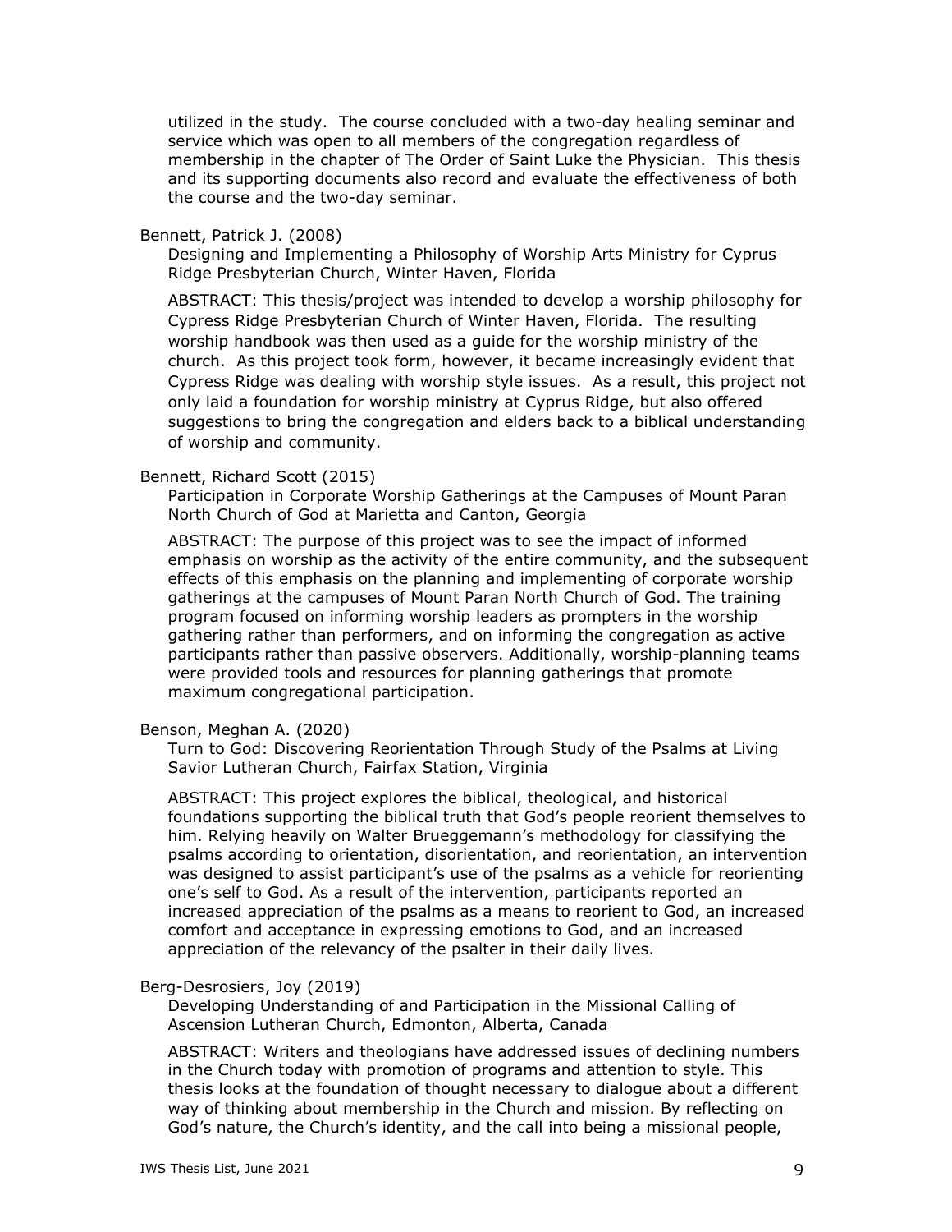utilized in the study. The course concluded with a two-day healing seminar and service which was open to all members of the congregation regardless of membership in the chapter of The Order of Saint Luke the Physician. This thesis and its supporting documents also record and evaluate the effectiveness of both the course and the two-day seminar.

Bennett, Patrick J. (2008)

Designing and Implementing a Philosophy of Worship Arts Ministry for Cyprus Ridge Presbyterian Church, Winter Haven, Florida

ABSTRACT: This thesis/project was intended to develop a worship philosophy for Cypress Ridge Presbyterian Church of Winter Haven, Florida. The resulting worship handbook was then used as a guide for the worship ministry of the church. As this project took form, however, it became increasingly evident that Cypress Ridge was dealing with worship style issues. As a result, this project not only laid a foundation for worship ministry at Cyprus Ridge, but also offered suggestions to bring the congregation and elders back to a biblical understanding of worship and community.

Bennett, Richard Scott (2015)

Participation in Corporate Worship Gatherings at the Campuses of Mount Paran North Church of God at Marietta and Canton, Georgia

ABSTRACT: The purpose of this project was to see the impact of informed emphasis on worship as the activity of the entire community, and the subsequent effects of this emphasis on the planning and implementing of corporate worship gatherings at the campuses of Mount Paran North Church of God. The training program focused on informing worship leaders as prompters in the worship gathering rather than performers, and on informing the congregation as active participants rather than passive observers. Additionally, worship-planning teams were provided tools and resources for planning gatherings that promote maximum congregational participation.

Benson, Meghan A. (2020)

Turn to God: Discovering Reorientation Through Study of the Psalms at Living Savior Lutheran Church, Fairfax Station, Virginia

ABSTRACT: This project explores the biblical, theological, and historical foundations supporting the biblical truth that God's people reorient themselves to him. Relying heavily on Walter Brueggemann's methodology for classifying the psalms according to orientation, disorientation, and reorientation, an intervention was designed to assist participant's use of the psalms as a vehicle for reorienting one's self to God. As a result of the intervention, participants reported an increased appreciation of the psalms as a means to reorient to God, an increased comfort and acceptance in expressing emotions to God, and an increased appreciation of the relevancy of the psalter in their daily lives.

Berg-Desrosiers, Joy (2019)

Developing Understanding of and Participation in the Missional Calling of Ascension Lutheran Church, Edmonton, Alberta, Canada

ABSTRACT: Writers and theologians have addressed issues of declining numbers in the Church today with promotion of programs and attention to style. This thesis looks at the foundation of thought necessary to dialogue about a different way of thinking about membership in the Church and mission. By reflecting on God's nature, the Church's identity, and the call into being a missional people,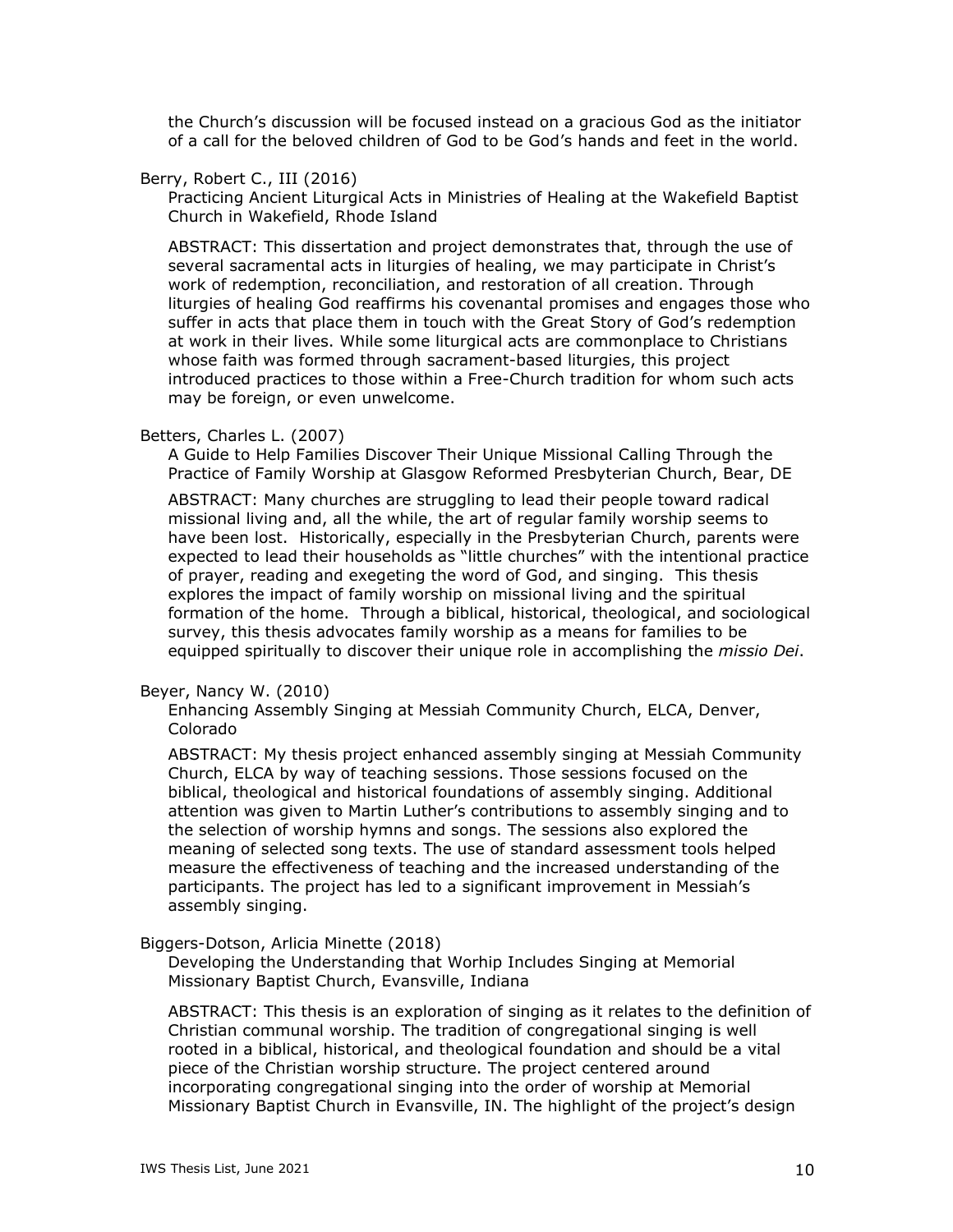the Church's discussion will be focused instead on a gracious God as the initiator of a call for the beloved children of God to be God's hands and feet in the world.

Berry, Robert C., III (2016)

Practicing Ancient Liturgical Acts in Ministries of Healing at the Wakefield Baptist Church in Wakefield, Rhode Island

ABSTRACT: This dissertation and project demonstrates that, through the use of several sacramental acts in liturgies of healing, we may participate in Christ's work of redemption, reconciliation, and restoration of all creation. Through liturgies of healing God reaffirms his covenantal promises and engages those who suffer in acts that place them in touch with the Great Story of God's redemption at work in their lives. While some liturgical acts are commonplace to Christians whose faith was formed through sacrament-based liturgies, this project introduced practices to those within a Free-Church tradition for whom such acts may be foreign, or even unwelcome.

Betters, Charles L. (2007)

A Guide to Help Families Discover Their Unique Missional Calling Through the Practice of Family Worship at Glasgow Reformed Presbyterian Church, Bear, DE

ABSTRACT: Many churches are struggling to lead their people toward radical missional living and, all the while, the art of regular family worship seems to have been lost. Historically, especially in the Presbyterian Church, parents were expected to lead their households as "little churches" with the intentional practice of prayer, reading and exegeting the word of God, and singing. This thesis explores the impact of family worship on missional living and the spiritual formation of the home. Through a biblical, historical, theological, and sociological survey, this thesis advocates family worship as a means for families to be equipped spiritually to discover their unique role in accomplishing the *missio Dei*.

Beyer, Nancy W. (2010)

Enhancing Assembly Singing at Messiah Community Church, ELCA, Denver, Colorado

ABSTRACT: My thesis project enhanced assembly singing at Messiah Community Church, ELCA by way of teaching sessions. Those sessions focused on the biblical, theological and historical foundations of assembly singing. Additional attention was given to Martin Luther's contributions to assembly singing and to the selection of worship hymns and songs. The sessions also explored the meaning of selected song texts. The use of standard assessment tools helped measure the effectiveness of teaching and the increased understanding of the participants. The project has led to a significant improvement in Messiah's assembly singing.

Biggers-Dotson, Arlicia Minette (2018)

Developing the Understanding that Worhip Includes Singing at Memorial Missionary Baptist Church, Evansville, Indiana

ABSTRACT: This thesis is an exploration of singing as it relates to the definition of Christian communal worship. The tradition of congregational singing is well rooted in a biblical, historical, and theological foundation and should be a vital piece of the Christian worship structure. The project centered around incorporating congregational singing into the order of worship at Memorial Missionary Baptist Church in Evansville, IN. The highlight of the project's design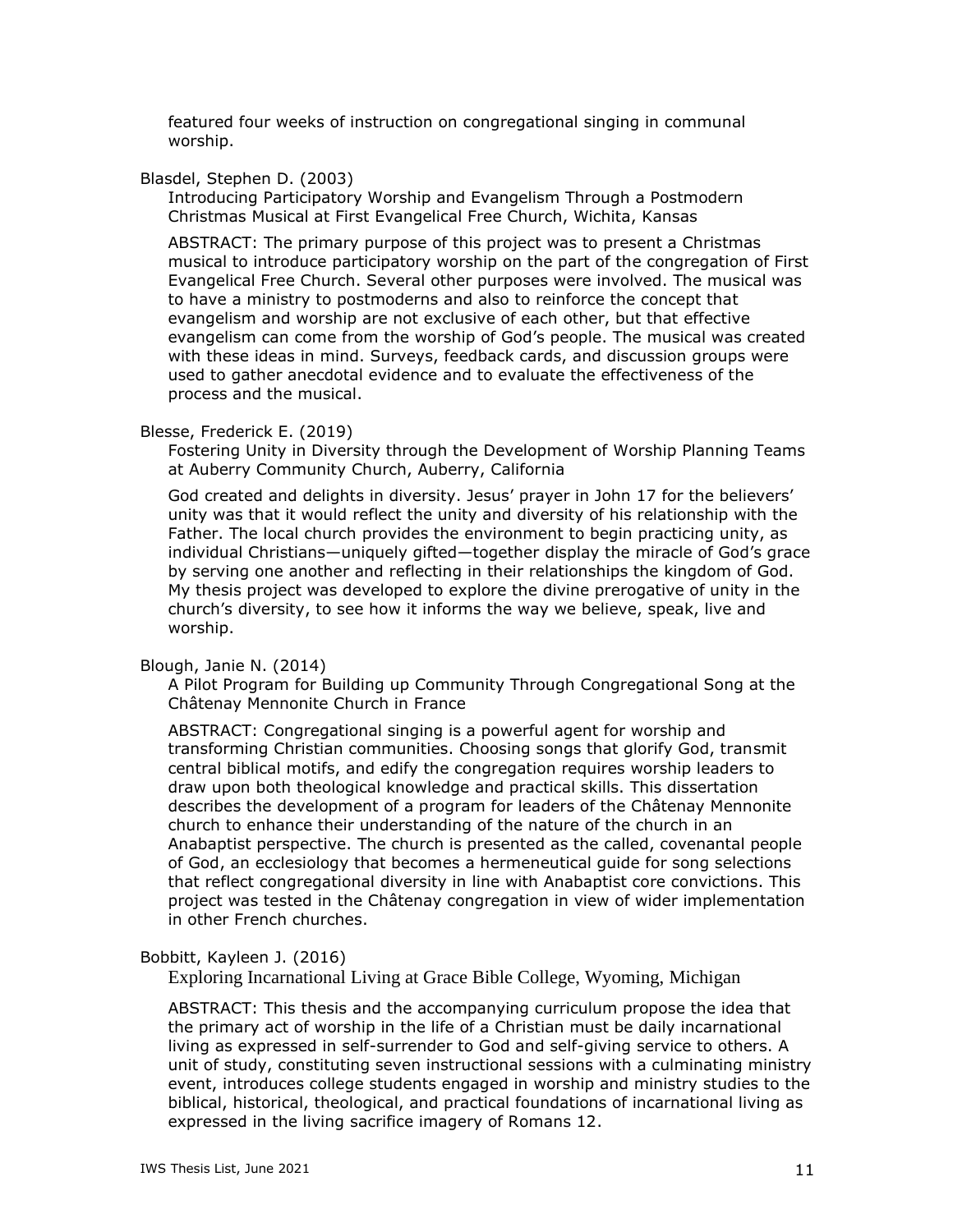featured four weeks of instruction on congregational singing in communal worship.

Blasdel, Stephen D. (2003)

Introducing Participatory Worship and Evangelism Through a Postmodern Christmas Musical at First Evangelical Free Church, Wichita, Kansas

ABSTRACT: The primary purpose of this project was to present a Christmas musical to introduce participatory worship on the part of the congregation of First Evangelical Free Church. Several other purposes were involved. The musical was to have a ministry to postmoderns and also to reinforce the concept that evangelism and worship are not exclusive of each other, but that effective evangelism can come from the worship of God's people. The musical was created with these ideas in mind. Surveys, feedback cards, and discussion groups were used to gather anecdotal evidence and to evaluate the effectiveness of the process and the musical.

Blesse, Frederick E. (2019)

Fostering Unity in Diversity through the Development of Worship Planning Teams at Auberry Community Church, Auberry, California

God created and delights in diversity. Jesus' prayer in John 17 for the believers' unity was that it would reflect the unity and diversity of his relationship with the Father. The local church provides the environment to begin practicing unity, as individual Christians—uniquely gifted—together display the miracle of God's grace by serving one another and reflecting in their relationships the kingdom of God. My thesis project was developed to explore the divine prerogative of unity in the church's diversity, to see how it informs the way we believe, speak, live and worship.

Blough, Janie N. (2014)

A Pilot Program for Building up Community Through Congregational Song at the Châtenay Mennonite Church in France

ABSTRACT: Congregational singing is a powerful agent for worship and transforming Christian communities. Choosing songs that glorify God, transmit central biblical motifs, and edify the congregation requires worship leaders to draw upon both theological knowledge and practical skills. This dissertation describes the development of a program for leaders of the Châtenay Mennonite church to enhance their understanding of the nature of the church in an Anabaptist perspective. The church is presented as the called, covenantal people of God, an ecclesiology that becomes a hermeneutical guide for song selections that reflect congregational diversity in line with Anabaptist core convictions. This project was tested in the Châtenay congregation in view of wider implementation in other French churches.

Bobbitt, Kayleen J. (2016)

Exploring Incarnational Living at Grace Bible College, Wyoming, Michigan

ABSTRACT: This thesis and the accompanying curriculum propose the idea that the primary act of worship in the life of a Christian must be daily incarnational living as expressed in self-surrender to God and self-giving service to others. A unit of study, constituting seven instructional sessions with a culminating ministry event, introduces college students engaged in worship and ministry studies to the biblical, historical, theological, and practical foundations of incarnational living as expressed in the living sacrifice imagery of Romans 12.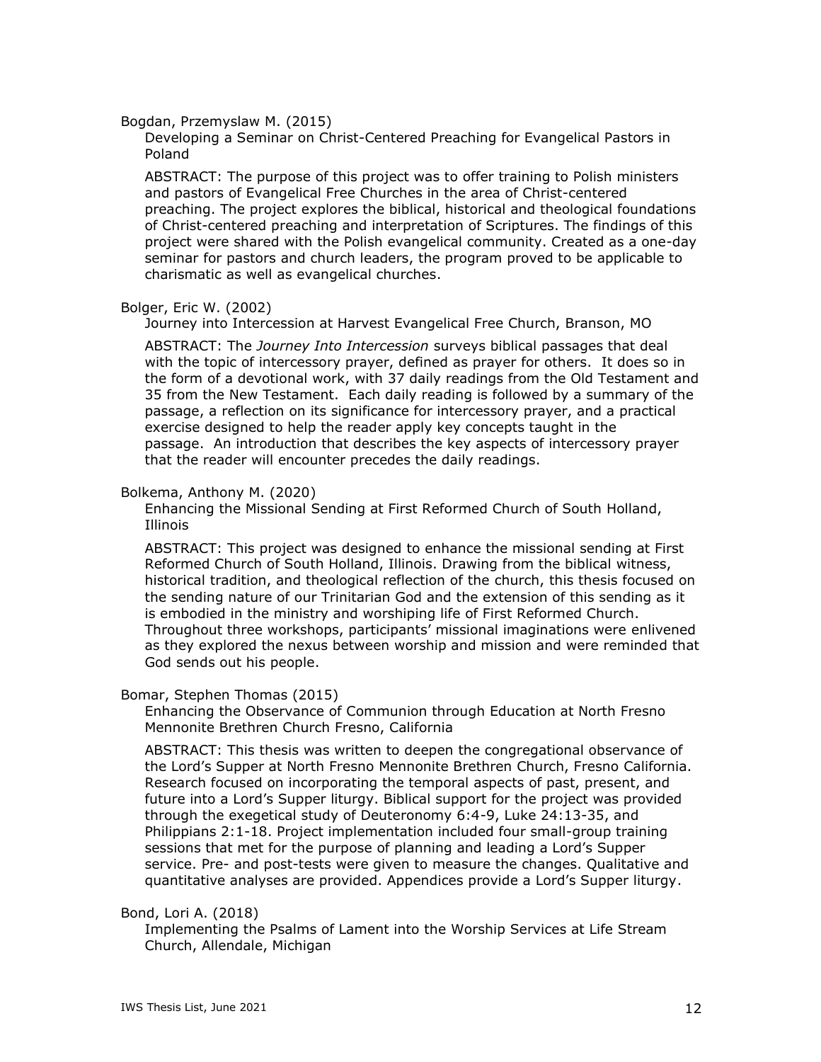Bogdan, Przemyslaw M. (2015)

Developing a Seminar on Christ-Centered Preaching for Evangelical Pastors in Poland

ABSTRACT: The purpose of this project was to offer training to Polish ministers and pastors of Evangelical Free Churches in the area of Christ-centered preaching. The project explores the biblical, historical and theological foundations of Christ-centered preaching and interpretation of Scriptures. The findings of this project were shared with the Polish evangelical community. Created as a one-day seminar for pastors and church leaders, the program proved to be applicable to charismatic as well as evangelical churches.

Bolger, Eric W. (2002)

Journey into Intercession at Harvest Evangelical Free Church, Branson, MO

ABSTRACT: The *Journey Into Intercession* surveys biblical passages that deal with the topic of intercessory prayer, defined as prayer for others. It does so in the form of a devotional work, with 37 daily readings from the Old Testament and 35 from the New Testament. Each daily reading is followed by a summary of the passage, a reflection on its significance for intercessory prayer, and a practical exercise designed to help the reader apply key concepts taught in the passage. An introduction that describes the key aspects of intercessory prayer that the reader will encounter precedes the daily readings.

Bolkema, Anthony M. (2020)

Enhancing the Missional Sending at First Reformed Church of South Holland, Illinois

ABSTRACT: This project was designed to enhance the missional sending at First Reformed Church of South Holland, Illinois. Drawing from the biblical witness, historical tradition, and theological reflection of the church, this thesis focused on the sending nature of our Trinitarian God and the extension of this sending as it is embodied in the ministry and worshiping life of First Reformed Church. Throughout three workshops, participants' missional imaginations were enlivened as they explored the nexus between worship and mission and were reminded that God sends out his people.

Bomar, Stephen Thomas (2015)

Enhancing the Observance of Communion through Education at North Fresno Mennonite Brethren Church Fresno, California

ABSTRACT: This thesis was written to deepen the congregational observance of the Lord's Supper at North Fresno Mennonite Brethren Church, Fresno California. Research focused on incorporating the temporal aspects of past, present, and future into a Lord's Supper liturgy. Biblical support for the project was provided through the exegetical study of Deuteronomy 6:4-9, Luke 24:13-35, and Philippians 2:1-18. Project implementation included four small-group training sessions that met for the purpose of planning and leading a Lord's Supper service. Pre- and post-tests were given to measure the changes. Qualitative and quantitative analyses are provided. Appendices provide a Lord's Supper liturgy.

Bond, Lori A. (2018)

Implementing the Psalms of Lament into the Worship Services at Life Stream Church, Allendale, Michigan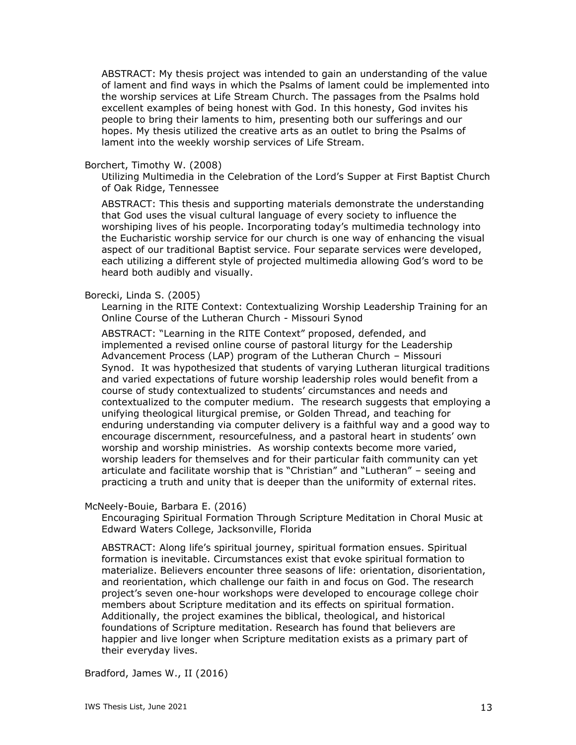ABSTRACT: My thesis project was intended to gain an understanding of the value of lament and find ways in which the Psalms of lament could be implemented into the worship services at Life Stream Church. The passages from the Psalms hold excellent examples of being honest with God. In this honesty, God invites his people to bring their laments to him, presenting both our sufferings and our hopes. My thesis utilized the creative arts as an outlet to bring the Psalms of lament into the weekly worship services of Life Stream.

Borchert, Timothy W. (2008)

Utilizing Multimedia in the Celebration of the Lord's Supper at First Baptist Church of Oak Ridge, Tennessee

ABSTRACT: This thesis and supporting materials demonstrate the understanding that God uses the visual cultural language of every society to influence the worshiping lives of his people. Incorporating today's multimedia technology into the Eucharistic worship service for our church is one way of enhancing the visual aspect of our traditional Baptist service. Four separate services were developed, each utilizing a different style of projected multimedia allowing God's word to be heard both audibly and visually.

Borecki, Linda S. (2005)

Learning in the RITE Context: Contextualizing Worship Leadership Training for an Online Course of the Lutheran Church - Missouri Synod

ABSTRACT: "Learning in the RITE Context" proposed, defended, and implemented a revised online course of pastoral liturgy for the Leadership Advancement Process (LAP) program of the Lutheran Church – Missouri Synod. It was hypothesized that students of varying Lutheran liturgical traditions and varied expectations of future worship leadership roles would benefit from a course of study contextualized to students' circumstances and needs and contextualized to the computer medium. The research suggests that employing a unifying theological liturgical premise, or Golden Thread, and teaching for enduring understanding via computer delivery is a faithful way and a good way to encourage discernment, resourcefulness, and a pastoral heart in students' own worship and worship ministries. As worship contexts become more varied, worship leaders for themselves and for their particular faith community can yet articulate and facilitate worship that is "Christian" and "Lutheran" – seeing and practicing a truth and unity that is deeper than the uniformity of external rites.

McNeely-Bouie, Barbara E. (2016)

Encouraging Spiritual Formation Through Scripture Meditation in Choral Music at Edward Waters College, Jacksonville, Florida

ABSTRACT: Along life's spiritual journey, spiritual formation ensues. Spiritual formation is inevitable. Circumstances exist that evoke spiritual formation to materialize. Believers encounter three seasons of life: orientation, disorientation, and reorientation, which challenge our faith in and focus on God. The research project's seven one-hour workshops were developed to encourage college choir members about Scripture meditation and its effects on spiritual formation. Additionally, the project examines the biblical, theological, and historical foundations of Scripture meditation. Research has found that believers are happier and live longer when Scripture meditation exists as a primary part of their everyday lives.

Bradford, James W., II (2016)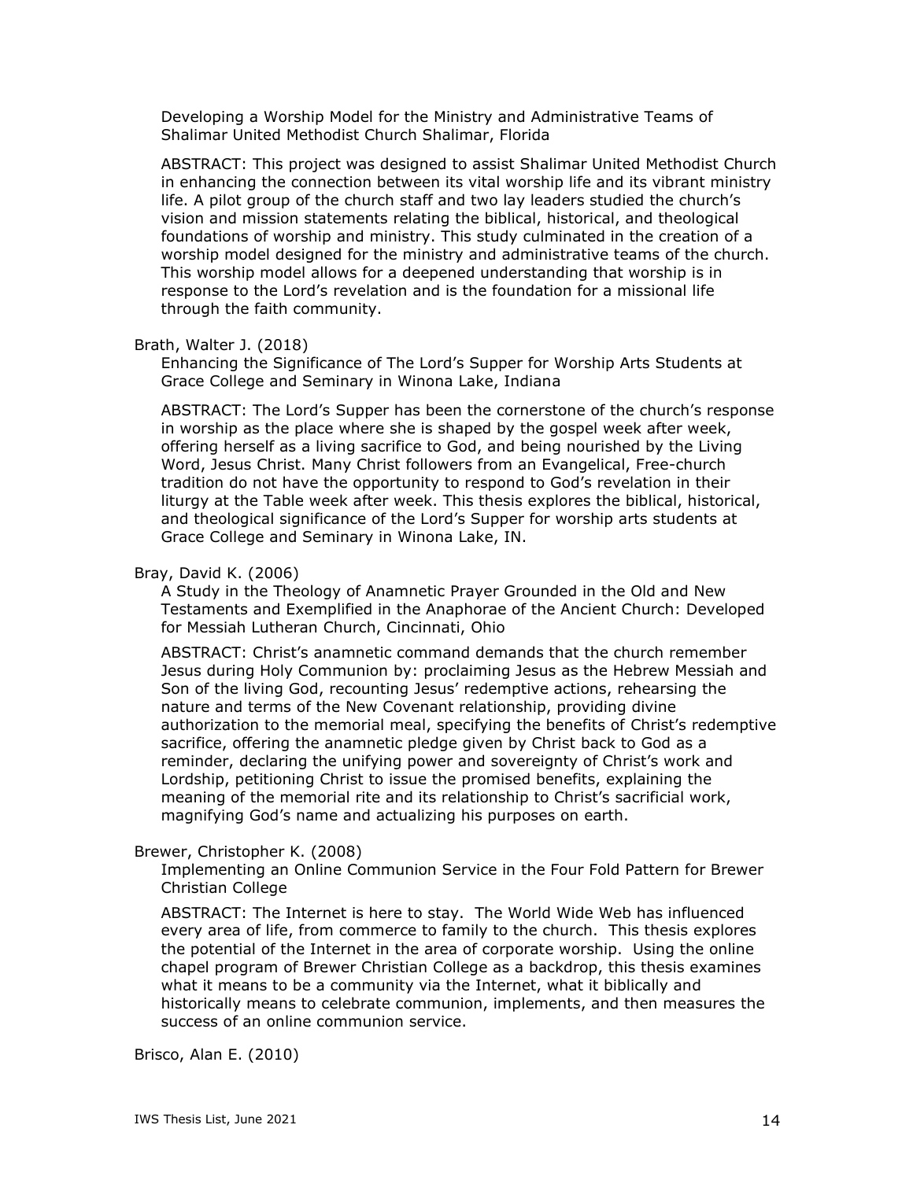Developing a Worship Model for the Ministry and Administrative Teams of Shalimar United Methodist Church Shalimar, Florida

ABSTRACT: This project was designed to assist Shalimar United Methodist Church in enhancing the connection between its vital worship life and its vibrant ministry life. A pilot group of the church staff and two lay leaders studied the church's vision and mission statements relating the biblical, historical, and theological foundations of worship and ministry. This study culminated in the creation of a worship model designed for the ministry and administrative teams of the church. This worship model allows for a deepened understanding that worship is in response to the Lord's revelation and is the foundation for a missional life through the faith community.

Brath, Walter J. (2018)

Enhancing the Significance of The Lord's Supper for Worship Arts Students at Grace College and Seminary in Winona Lake, Indiana

ABSTRACT: The Lord's Supper has been the cornerstone of the church's response in worship as the place where she is shaped by the gospel week after week, offering herself as a living sacrifice to God, and being nourished by the Living Word, Jesus Christ. Many Christ followers from an Evangelical, Free-church tradition do not have the opportunity to respond to God's revelation in their liturgy at the Table week after week. This thesis explores the biblical, historical, and theological significance of the Lord's Supper for worship arts students at Grace College and Seminary in Winona Lake, IN.

Bray, David K. (2006)

A Study in the Theology of Anamnetic Prayer Grounded in the Old and New Testaments and Exemplified in the Anaphorae of the Ancient Church: Developed for Messiah Lutheran Church, Cincinnati, Ohio

ABSTRACT: Christ's anamnetic command demands that the church remember Jesus during Holy Communion by: proclaiming Jesus as the Hebrew Messiah and Son of the living God, recounting Jesus' redemptive actions, rehearsing the nature and terms of the New Covenant relationship, providing divine authorization to the memorial meal, specifying the benefits of Christ's redemptive sacrifice, offering the anamnetic pledge given by Christ back to God as a reminder, declaring the unifying power and sovereignty of Christ's work and Lordship, petitioning Christ to issue the promised benefits, explaining the meaning of the memorial rite and its relationship to Christ's sacrificial work, magnifying God's name and actualizing his purposes on earth.

Brewer, Christopher K. (2008)

Implementing an Online Communion Service in the Four Fold Pattern for Brewer Christian College

ABSTRACT: The Internet is here to stay. The World Wide Web has influenced every area of life, from commerce to family to the church. This thesis explores the potential of the Internet in the area of corporate worship. Using the online chapel program of Brewer Christian College as a backdrop, this thesis examines what it means to be a community via the Internet, what it biblically and historically means to celebrate communion, implements, and then measures the success of an online communion service.

Brisco, Alan E. (2010)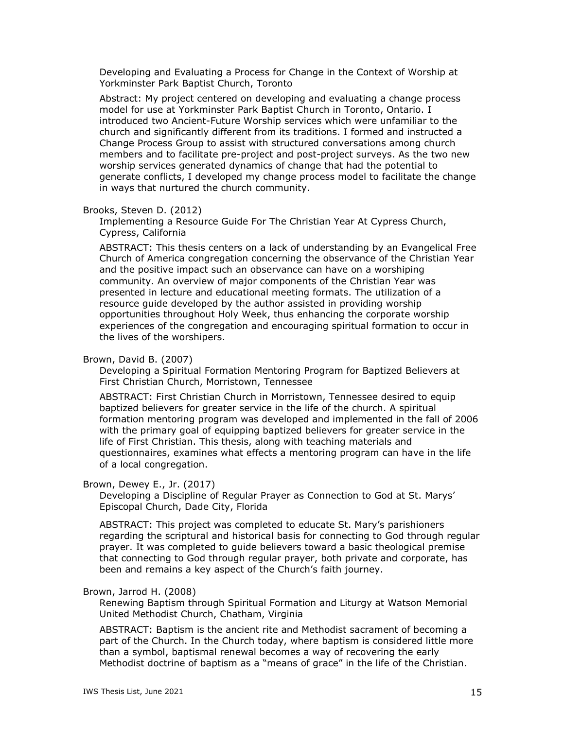Developing and Evaluating a Process for Change in the Context of Worship at Yorkminster Park Baptist Church, Toronto

Abstract: My project centered on developing and evaluating a change process model for use at Yorkminster Park Baptist Church in Toronto, Ontario. I introduced two Ancient-Future Worship services which were unfamiliar to the church and significantly different from its traditions. I formed and instructed a Change Process Group to assist with structured conversations among church members and to facilitate pre-project and post-project surveys. As the two new worship services generated dynamics of change that had the potential to generate conflicts, I developed my change process model to facilitate the change in ways that nurtured the church community.

Brooks, Steven D. (2012)

Implementing a Resource Guide For The Christian Year At Cypress Church, Cypress, California

ABSTRACT: This thesis centers on a lack of understanding by an Evangelical Free Church of America congregation concerning the observance of the Christian Year and the positive impact such an observance can have on a worshiping community. An overview of major components of the Christian Year was presented in lecture and educational meeting formats. The utilization of a resource guide developed by the author assisted in providing worship opportunities throughout Holy Week, thus enhancing the corporate worship experiences of the congregation and encouraging spiritual formation to occur in the lives of the worshipers.

Brown, David B. (2007)

Developing a Spiritual Formation Mentoring Program for Baptized Believers at First Christian Church, Morristown, Tennessee

ABSTRACT: First Christian Church in Morristown, Tennessee desired to equip baptized believers for greater service in the life of the church. A spiritual formation mentoring program was developed and implemented in the fall of 2006 with the primary goal of equipping baptized believers for greater service in the life of First Christian. This thesis, along with teaching materials and questionnaires, examines what effects a mentoring program can have in the life of a local congregation.

Brown, Dewey E., Jr. (2017)

Developing a Discipline of Regular Prayer as Connection to God at St. Marys' Episcopal Church, Dade City, Florida

ABSTRACT: This project was completed to educate St. Mary's parishioners regarding the scriptural and historical basis for connecting to God through regular prayer. It was completed to guide believers toward a basic theological premise that connecting to God through regular prayer, both private and corporate, has been and remains a key aspect of the Church's faith journey.

Brown, Jarrod H. (2008)

Renewing Baptism through Spiritual Formation and Liturgy at Watson Memorial United Methodist Church, Chatham, Virginia

ABSTRACT: Baptism is the ancient rite and Methodist sacrament of becoming a part of the Church. In the Church today, where baptism is considered little more than a symbol, baptismal renewal becomes a way of recovering the early Methodist doctrine of baptism as a "means of grace" in the life of the Christian.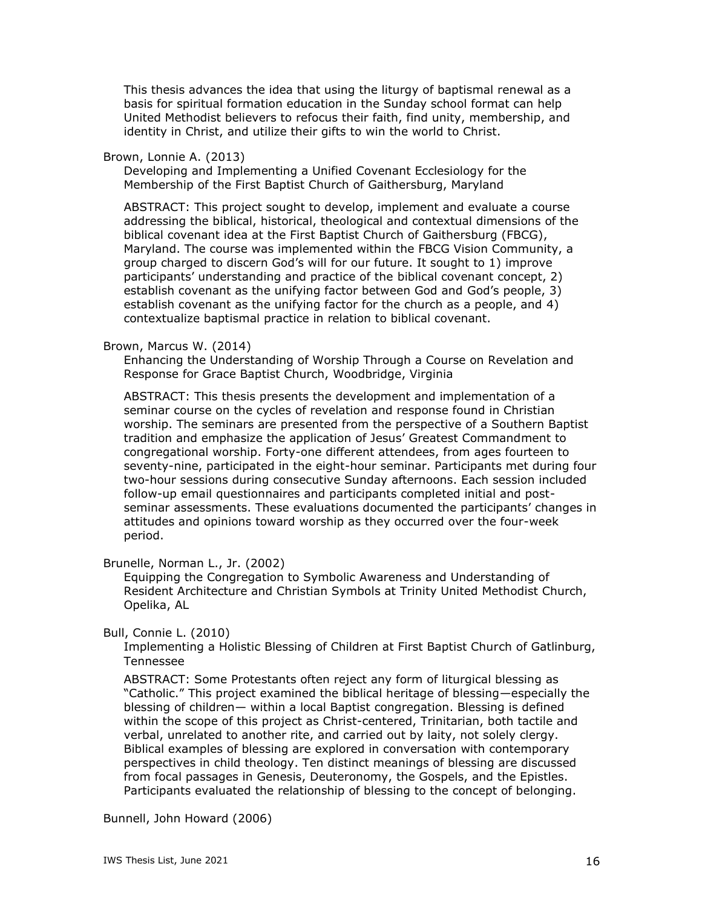This thesis advances the idea that using the liturgy of baptismal renewal as a basis for spiritual formation education in the Sunday school format can help United Methodist believers to refocus their faith, find unity, membership, and identity in Christ, and utilize their gifts to win the world to Christ.

Brown, Lonnie A. (2013)

Developing and Implementing a Unified Covenant Ecclesiology for the Membership of the First Baptist Church of Gaithersburg, Maryland

ABSTRACT: This project sought to develop, implement and evaluate a course addressing the biblical, historical, theological and contextual dimensions of the biblical covenant idea at the First Baptist Church of Gaithersburg (FBCG), Maryland. The course was implemented within the FBCG Vision Community, a group charged to discern God's will for our future. It sought to 1) improve participants' understanding and practice of the biblical covenant concept, 2) establish covenant as the unifying factor between God and God's people, 3) establish covenant as the unifying factor for the church as a people, and 4) contextualize baptismal practice in relation to biblical covenant.

Brown, Marcus W. (2014)

Enhancing the Understanding of Worship Through a Course on Revelation and Response for Grace Baptist Church, Woodbridge, Virginia

ABSTRACT: This thesis presents the development and implementation of a seminar course on the cycles of revelation and response found in Christian worship. The seminars are presented from the perspective of a Southern Baptist tradition and emphasize the application of Jesus' Greatest Commandment to congregational worship. Forty-one different attendees, from ages fourteen to seventy-nine, participated in the eight-hour seminar. Participants met during four two-hour sessions during consecutive Sunday afternoons. Each session included follow-up email questionnaires and participants completed initial and post-seminar assessments. These evaluations documented the participants' changes in attitudes and opinions toward worship as they occurred over the four-week period.

Brunelle, Norman L., Jr. (2002)

Equipping the Congregation to Symbolic Awareness and Understanding of Resident Architecture and Christian Symbols at Trinity United Methodist Church, Opelika, AL

Bull, Connie L. (2010)

Implementing a Holistic Blessing of Children at First Baptist Church of Gatlinburg, Tennessee

ABSTRACT: Some Protestants often reject any form of liturgical blessing as "Catholic." This project examined the biblical heritage of blessing—especially the blessing of children— within a local Baptist congregation. Blessing is defined within the scope of this project as Christ-centered, Trinitarian, both tactile and verbal, unrelated to another rite, and carried out by laity, not solely clergy. Biblical examples of blessing are explored in conversation with contemporary perspectives in child theology. Ten distinct meanings of blessing are discussed from focal passages in Genesis, Deuteronomy, the Gospels, and the Epistles. Participants evaluated the relationship of blessing to the concept of belonging.

Bunnell, John Howard (2006)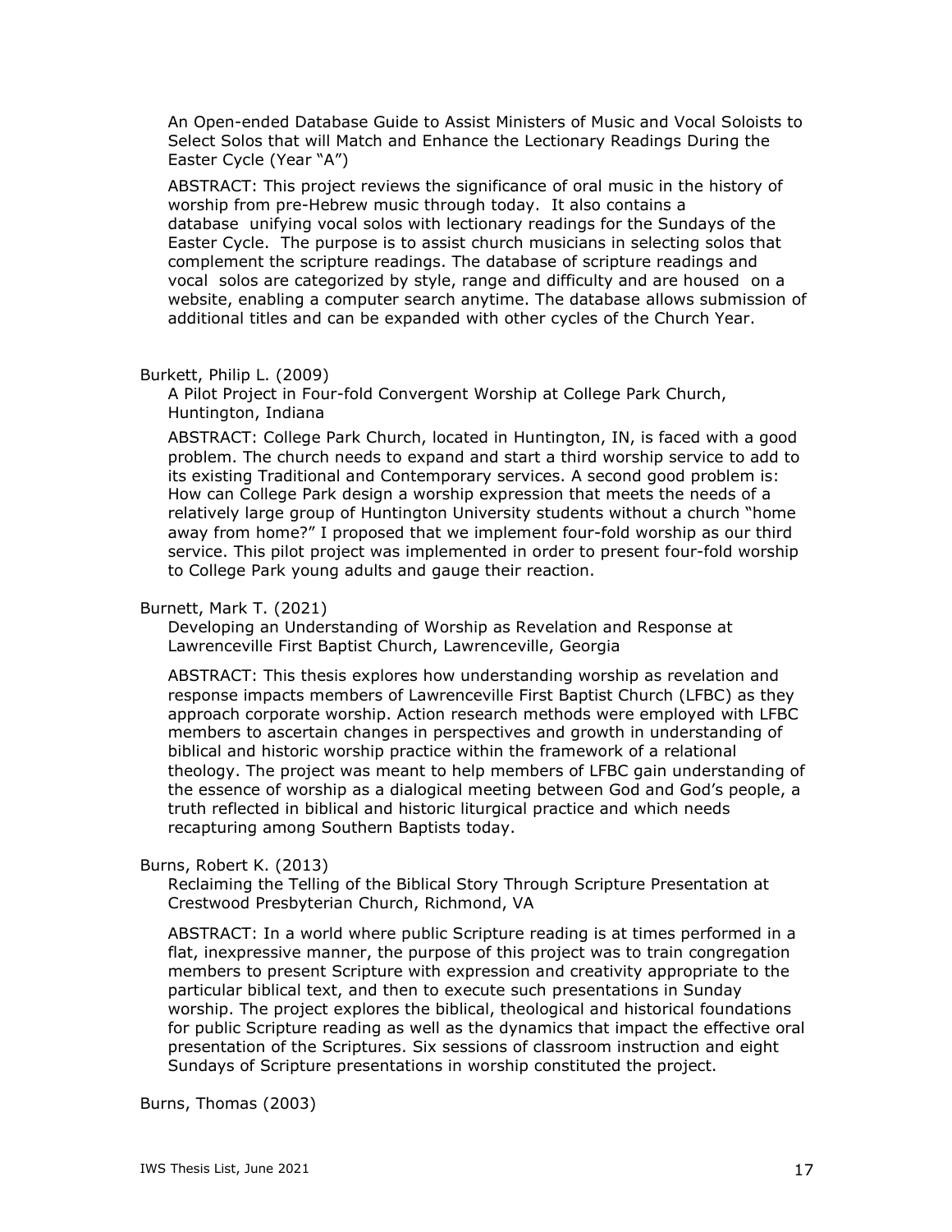An Open-ended Database Guide to Assist Ministers of Music and Vocal Soloists to Select Solos that will Match and Enhance the Lectionary Readings During the Easter Cycle (Year "A")

ABSTRACT: This project reviews the significance of oral music in the history of worship from pre-Hebrew music through today. It also contains a database unifying vocal solos with lectionary readings for the Sundays of the Easter Cycle. The purpose is to assist church musicians in selecting solos that complement the scripture readings. The database of scripture readings and vocal solos are categorized by style, range and difficulty and are housed on a website, enabling a computer search anytime. The database allows submission of additional titles and can be expanded with other cycles of the Church Year.

Burkett, Philip L. (2009)

A Pilot Project in Four-fold Convergent Worship at College Park Church, Huntington, Indiana

ABSTRACT: College Park Church, located in Huntington, IN, is faced with a good problem. The church needs to expand and start a third worship service to add to its existing Traditional and Contemporary services. A second good problem is: How can College Park design a worship expression that meets the needs of a relatively large group of Huntington University students without a church "home away from home?" I proposed that we implement four-fold worship as our third service. This pilot project was implemented in order to present four-fold worship to College Park young adults and gauge their reaction.

Burnett, Mark T. (2021)

Developing an Understanding of Worship as Revelation and Response at Lawrenceville First Baptist Church, Lawrenceville, Georgia

ABSTRACT: This thesis explores how understanding worship as revelation and response impacts members of Lawrenceville First Baptist Church (LFBC) as they approach corporate worship. Action research methods were employed with LFBC members to ascertain changes in perspectives and growth in understanding of biblical and historic worship practice within the framework of a relational theology. The project was meant to help members of LFBC gain understanding of the essence of worship as a dialogical meeting between God and God's people, a truth reflected in biblical and historic liturgical practice and which needs recapturing among Southern Baptists today.

Burns, Robert K. (2013)

Reclaiming the Telling of the Biblical Story Through Scripture Presentation at Crestwood Presbyterian Church, Richmond, VA

ABSTRACT: In a world where public Scripture reading is at times performed in a flat, inexpressive manner, the purpose of this project was to train congregation members to present Scripture with expression and creativity appropriate to the particular biblical text, and then to execute such presentations in Sunday worship. The project explores the biblical, theological and historical foundations for public Scripture reading as well as the dynamics that impact the effective oral presentation of the Scriptures. Six sessions of classroom instruction and eight Sundays of Scripture presentations in worship constituted the project.

Burns, Thomas (2003)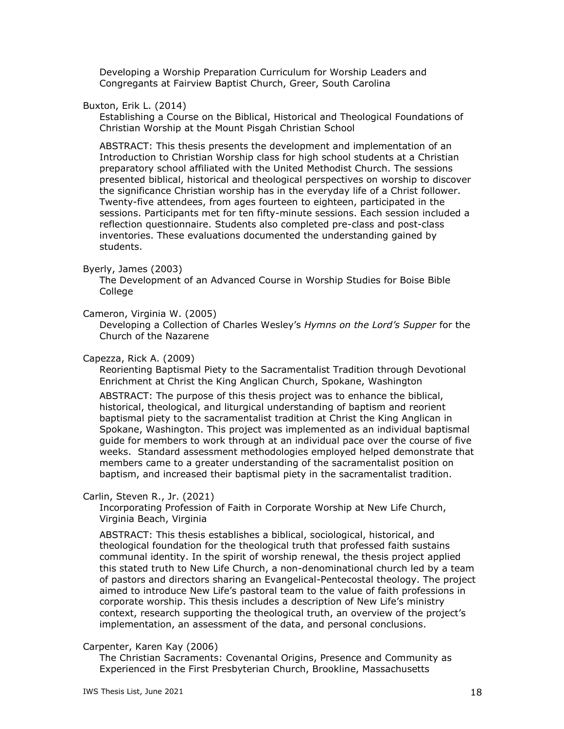Developing a Worship Preparation Curriculum for Worship Leaders and Congregants at Fairview Baptist Church, Greer, South Carolina

Buxton, Erik L. (2014)

Establishing a Course on the Biblical, Historical and Theological Foundations of Christian Worship at the Mount Pisgah Christian School

ABSTRACT: This thesis presents the development and implementation of an Introduction to Christian Worship class for high school students at a Christian preparatory school affiliated with the United Methodist Church. The sessions presented biblical, historical and theological perspectives on worship to discover the significance Christian worship has in the everyday life of a Christ follower. Twenty-five attendees, from ages fourteen to eighteen, participated in the sessions. Participants met for ten fifty-minute sessions. Each session included a reflection questionnaire. Students also completed pre-class and post-class inventories. These evaluations documented the understanding gained by students.

Byerly, James (2003)

The Development of an Advanced Course in Worship Studies for Boise Bible College

Cameron, Virginia W. (2005)

Developing a Collection of Charles Wesley's *Hymns on the Lord's Supper* for the Church of the Nazarene

Capezza, Rick A. (2009)

Reorienting Baptismal Piety to the Sacramentalist Tradition through Devotional Enrichment at Christ the King Anglican Church, Spokane, Washington

ABSTRACT: The purpose of this thesis project was to enhance the biblical, historical, theological, and liturgical understanding of baptism and reorient baptismal piety to the sacramentalist tradition at Christ the King Anglican in Spokane, Washington. This project was implemented as an individual baptismal guide for members to work through at an individual pace over the course of five weeks. Standard assessment methodologies employed helped demonstrate that members came to a greater understanding of the sacramentalist position on baptism, and increased their baptismal piety in the sacramentalist tradition.

Carlin, Steven R., Jr. (2021)

Incorporating Profession of Faith in Corporate Worship at New Life Church, Virginia Beach, Virginia

ABSTRACT: This thesis establishes a biblical, sociological, historical, and theological foundation for the theological truth that professed faith sustains communal identity. In the spirit of worship renewal, the thesis project applied this stated truth to New Life Church, a non-denominational church led by a team of pastors and directors sharing an Evangelical-Pentecostal theology. The project aimed to introduce New Life's pastoral team to the value of faith professions in corporate worship. This thesis includes a description of New Life's ministry context, research supporting the theological truth, an overview of the project's implementation, an assessment of the data, and personal conclusions.

Carpenter, Karen Kay (2006)

The Christian Sacraments: Covenantal Origins, Presence and Community as Experienced in the First Presbyterian Church, Brookline, Massachusetts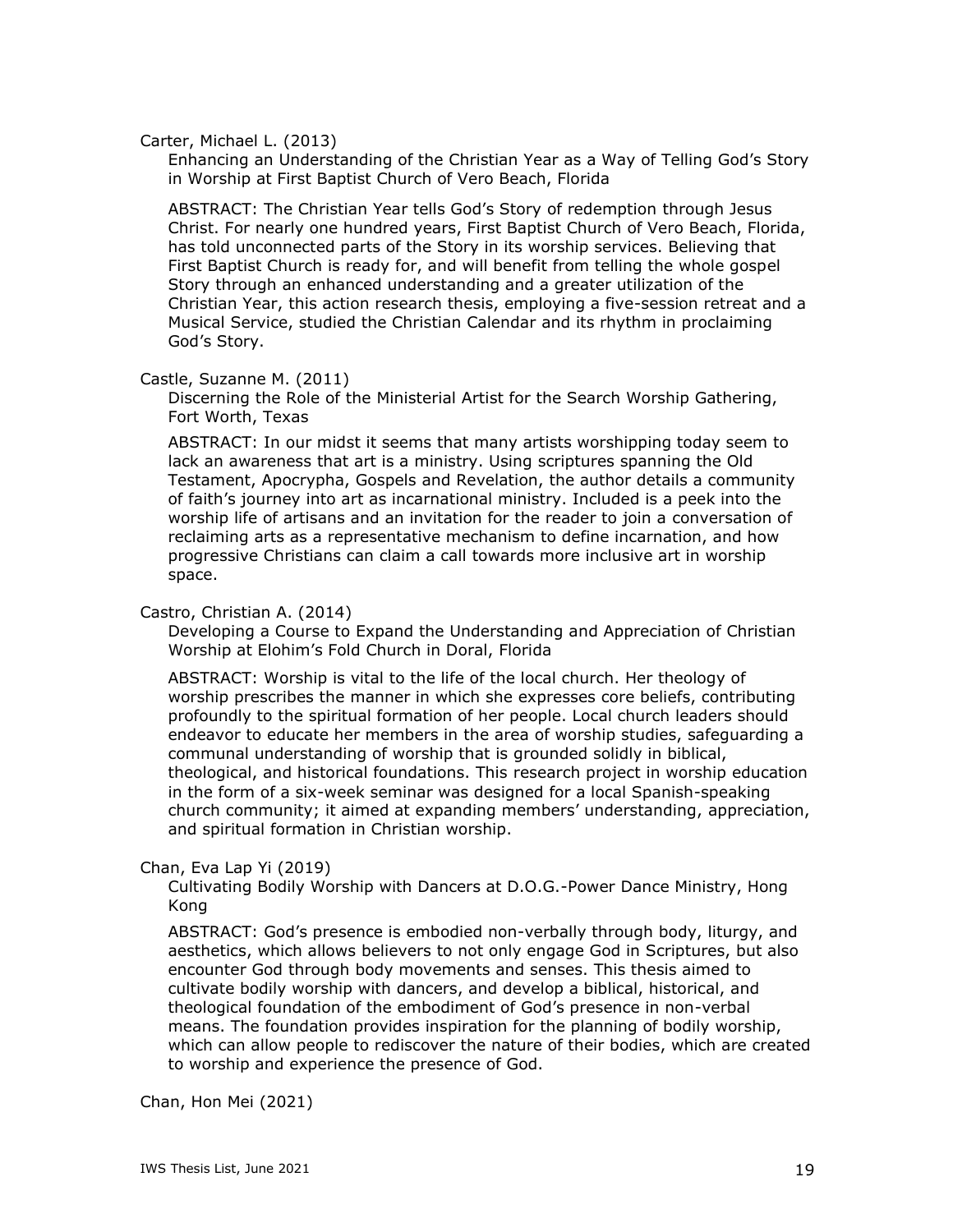Carter, Michael L. (2013)

Enhancing an Understanding of the Christian Year as a Way of Telling God's Story in Worship at First Baptist Church of Vero Beach, Florida

ABSTRACT: The Christian Year tells God's Story of redemption through Jesus Christ. For nearly one hundred years, First Baptist Church of Vero Beach, Florida, has told unconnected parts of the Story in its worship services. Believing that First Baptist Church is ready for, and will benefit from telling the whole gospel Story through an enhanced understanding and a greater utilization of the Christian Year, this action research thesis, employing a five-session retreat and a Musical Service, studied the Christian Calendar and its rhythm in proclaiming God's Story.

Castle, Suzanne M. (2011)

Discerning the Role of the Ministerial Artist for the Search Worship Gathering, Fort Worth, Texas

ABSTRACT: In our midst it seems that many artists worshipping today seem to lack an awareness that art is a ministry. Using scriptures spanning the Old Testament, Apocrypha, Gospels and Revelation, the author details a community of faith's journey into art as incarnational ministry. Included is a peek into the worship life of artisans and an invitation for the reader to join a conversation of reclaiming arts as a representative mechanism to define incarnation, and how progressive Christians can claim a call towards more inclusive art in worship space.

Castro, Christian A. (2014)

Developing a Course to Expand the Understanding and Appreciation of Christian Worship at Elohim's Fold Church in Doral, Florida

ABSTRACT: Worship is vital to the life of the local church. Her theology of worship prescribes the manner in which she expresses core beliefs, contributing profoundly to the spiritual formation of her people. Local church leaders should endeavor to educate her members in the area of worship studies, safeguarding a communal understanding of worship that is grounded solidly in biblical, theological, and historical foundations. This research project in worship education in the form of a six-week seminar was designed for a local Spanish-speaking church community; it aimed at expanding members' understanding, appreciation, and spiritual formation in Christian worship.

Chan, Eva Lap Yi (2019)

Cultivating Bodily Worship with Dancers at D.O.G.-Power Dance Ministry, Hong Kong

ABSTRACT: God's presence is embodied non-verbally through body, liturgy, and aesthetics, which allows believers to not only engage God in Scriptures, but also encounter God through body movements and senses. This thesis aimed to cultivate bodily worship with dancers, and develop a biblical, historical, and theological foundation of the embodiment of God's presence in non-verbal means. The foundation provides inspiration for the planning of bodily worship, which can allow people to rediscover the nature of their bodies, which are created to worship and experience the presence of God.

Chan, Hon Mei (2021)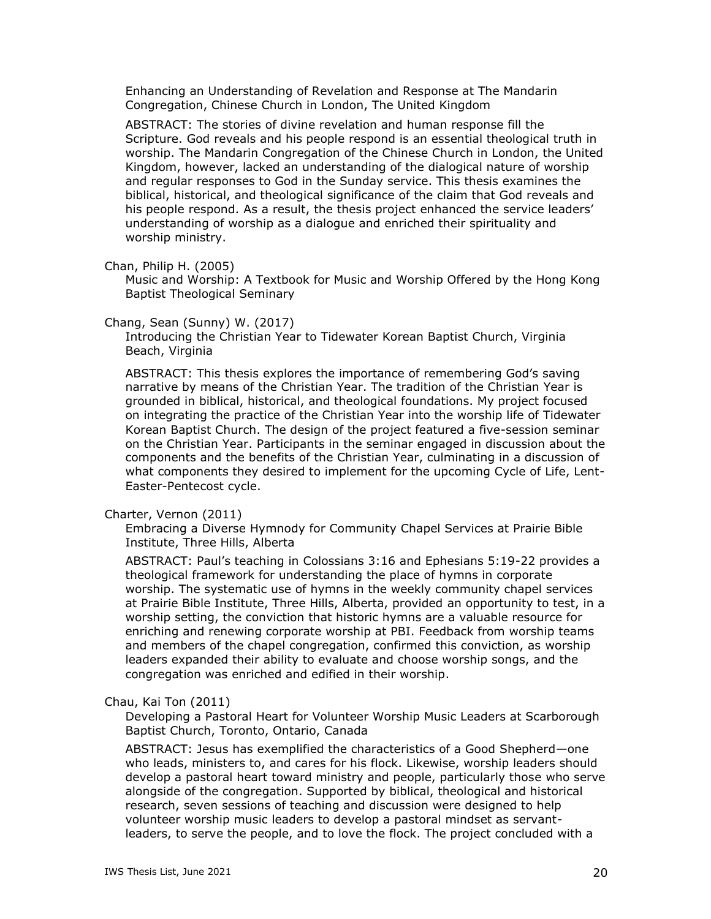Enhancing an Understanding of Revelation and Response at The Mandarin Congregation, Chinese Church in London, The United Kingdom

ABSTRACT: The stories of divine revelation and human response fill the Scripture. God reveals and his people respond is an essential theological truth in worship. The Mandarin Congregation of the Chinese Church in London, the United Kingdom, however, lacked an understanding of the dialogical nature of worship and regular responses to God in the Sunday service. This thesis examines the biblical, historical, and theological significance of the claim that God reveals and his people respond. As a result, the thesis project enhanced the service leaders' understanding of worship as a dialogue and enriched their spirituality and worship ministry.

Chan, Philip H. (2005)

Music and Worship: A Textbook for Music and Worship Offered by the Hong Kong Baptist Theological Seminary

Chang, Sean (Sunny) W. (2017)

Introducing the Christian Year to Tidewater Korean Baptist Church, Virginia Beach, Virginia

ABSTRACT: This thesis explores the importance of remembering God's saving narrative by means of the Christian Year. The tradition of the Christian Year is grounded in biblical, historical, and theological foundations. My project focused on integrating the practice of the Christian Year into the worship life of Tidewater Korean Baptist Church. The design of the project featured a five-session seminar on the Christian Year. Participants in the seminar engaged in discussion about the components and the benefits of the Christian Year, culminating in a discussion of what components they desired to implement for the upcoming Cycle of Life, Lent-Easter-Pentecost cycle.

Charter, Vernon (2011)

Embracing a Diverse Hymnody for Community Chapel Services at Prairie Bible Institute, Three Hills, Alberta

ABSTRACT: Paul's teaching in Colossians 3:16 and Ephesians 5:19-22 provides a theological framework for understanding the place of hymns in corporate worship. The systematic use of hymns in the weekly community chapel services at Prairie Bible Institute, Three Hills, Alberta, provided an opportunity to test, in a worship setting, the conviction that historic hymns are a valuable resource for enriching and renewing corporate worship at PBI. Feedback from worship teams and members of the chapel congregation, confirmed this conviction, as worship leaders expanded their ability to evaluate and choose worship songs, and the congregation was enriched and edified in their worship.

Chau, Kai Ton (2011)

Developing a Pastoral Heart for Volunteer Worship Music Leaders at Scarborough Baptist Church, Toronto, Ontario, Canada

ABSTRACT: Jesus has exemplified the characteristics of a Good Shepherd—one who leads, ministers to, and cares for his flock. Likewise, worship leaders should develop a pastoral heart toward ministry and people, particularly those who serve alongside of the congregation. Supported by biblical, theological and historical research, seven sessions of teaching and discussion were designed to help volunteer worship music leaders to develop a pastoral mindset as servant-leaders, to serve the people, and to love the flock. The project concluded with a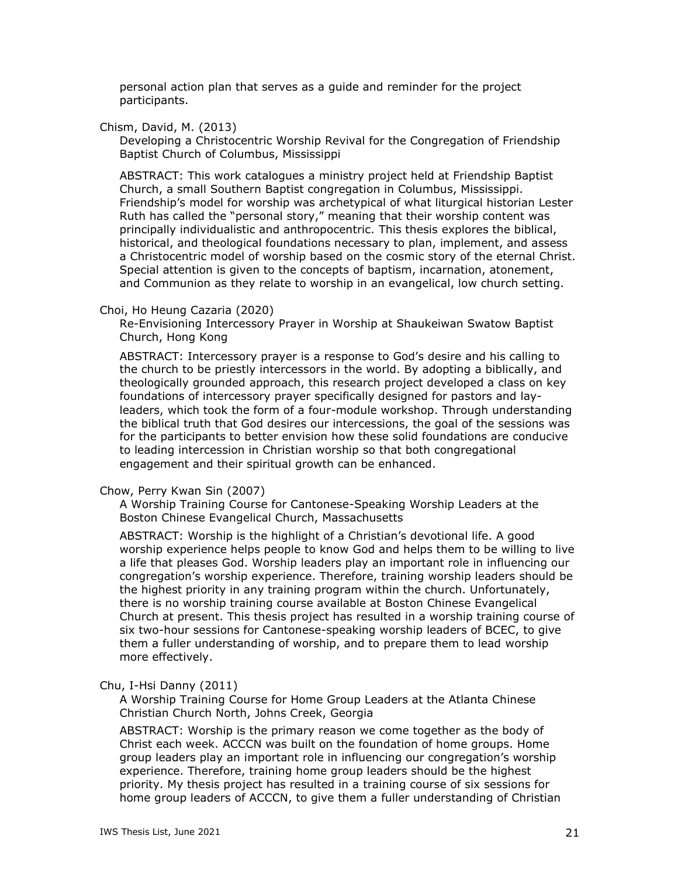personal action plan that serves as a guide and reminder for the project participants.

Chism, David, M. (2013)

Developing a Christocentric Worship Revival for the Congregation of Friendship Baptist Church of Columbus, Mississippi

ABSTRACT: This work catalogues a ministry project held at Friendship Baptist Church, a small Southern Baptist congregation in Columbus, Mississippi. Friendship's model for worship was archetypical of what liturgical historian Lester Ruth has called the "personal story," meaning that their worship content was principally individualistic and anthropocentric. This thesis explores the biblical, historical, and theological foundations necessary to plan, implement, and assess a Christocentric model of worship based on the cosmic story of the eternal Christ. Special attention is given to the concepts of baptism, incarnation, atonement, and Communion as they relate to worship in an evangelical, low church setting.

Choi, Ho Heung Cazaria (2020)

Re-Envisioning Intercessory Prayer in Worship at Shaukeiwan Swatow Baptist Church, Hong Kong

ABSTRACT: Intercessory prayer is a response to God's desire and his calling to the church to be priestly intercessors in the world. By adopting a biblically, and theologically grounded approach, this research project developed a class on key foundations of intercessory prayer specifically designed for pastors and lay-leaders, which took the form of a four-module workshop. Through understanding the biblical truth that God desires our intercessions, the goal of the sessions was for the participants to better envision how these solid foundations are conducive to leading intercession in Christian worship so that both congregational engagement and their spiritual growth can be enhanced.

Chow, Perry Kwan Sin (2007)

A Worship Training Course for Cantonese-Speaking Worship Leaders at the Boston Chinese Evangelical Church, Massachusetts

ABSTRACT: Worship is the highlight of a Christian's devotional life. A good worship experience helps people to know God and helps them to be willing to live a life that pleases God. Worship leaders play an important role in influencing our congregation's worship experience. Therefore, training worship leaders should be the highest priority in any training program within the church. Unfortunately, there is no worship training course available at Boston Chinese Evangelical Church at present. This thesis project has resulted in a worship training course of six two-hour sessions for Cantonese-speaking worship leaders of BCEC, to give them a fuller understanding of worship, and to prepare them to lead worship more effectively.

Chu, I-Hsi Danny (2011)

A Worship Training Course for Home Group Leaders at the Atlanta Chinese Christian Church North, Johns Creek, Georgia

ABSTRACT: Worship is the primary reason we come together as the body of Christ each week. ACCCN was built on the foundation of home groups. Home group leaders play an important role in influencing our congregation's worship experience. Therefore, training home group leaders should be the highest priority. My thesis project has resulted in a training course of six sessions for home group leaders of ACCCN, to give them a fuller understanding of Christian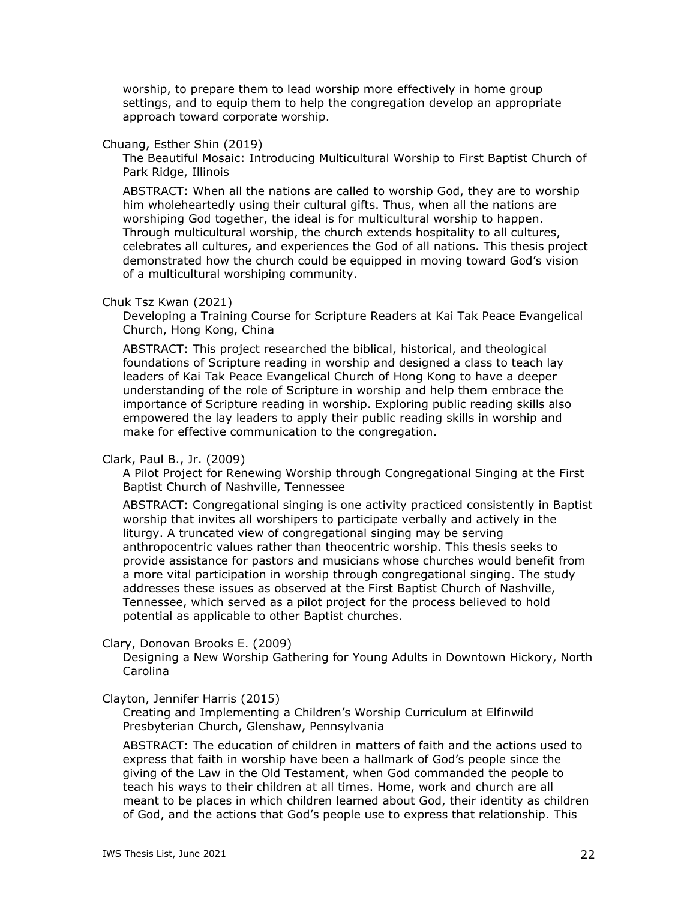worship, to prepare them to lead worship more effectively in home group settings, and to equip them to help the congregation develop an appropriate approach toward corporate worship.

Chuang, Esther Shin (2019)

The Beautiful Mosaic: Introducing Multicultural Worship to First Baptist Church of Park Ridge, Illinois

ABSTRACT: When all the nations are called to worship God, they are to worship him wholeheartedly using their cultural gifts. Thus, when all the nations are worshiping God together, the ideal is for multicultural worship to happen. Through multicultural worship, the church extends hospitality to all cultures, celebrates all cultures, and experiences the God of all nations. This thesis project demonstrated how the church could be equipped in moving toward God's vision of a multicultural worshiping community.

Chuk Tsz Kwan (2021)

Developing a Training Course for Scripture Readers at Kai Tak Peace Evangelical Church, Hong Kong, China

ABSTRACT: This project researched the biblical, historical, and theological foundations of Scripture reading in worship and designed a class to teach lay leaders of Kai Tak Peace Evangelical Church of Hong Kong to have a deeper understanding of the role of Scripture in worship and help them embrace the importance of Scripture reading in worship. Exploring public reading skills also empowered the lay leaders to apply their public reading skills in worship and make for effective communication to the congregation.

Clark, Paul B., Jr. (2009)

A Pilot Project for Renewing Worship through Congregational Singing at the First Baptist Church of Nashville, Tennessee

ABSTRACT: Congregational singing is one activity practiced consistently in Baptist worship that invites all worshipers to participate verbally and actively in the liturgy. A truncated view of congregational singing may be serving anthropocentric values rather than theocentric worship. This thesis seeks to provide assistance for pastors and musicians whose churches would benefit from a more vital participation in worship through congregational singing. The study addresses these issues as observed at the First Baptist Church of Nashville, Tennessee, which served as a pilot project for the process believed to hold potential as applicable to other Baptist churches.

Clary, Donovan Brooks E. (2009)

Designing a New Worship Gathering for Young Adults in Downtown Hickory, North Carolina

Clayton, Jennifer Harris (2015)

Creating and Implementing a Children's Worship Curriculum at Elfinwild Presbyterian Church, Glenshaw, Pennsylvania

ABSTRACT: The education of children in matters of faith and the actions used to express that faith in worship have been a hallmark of God's people since the giving of the Law in the Old Testament, when God commanded the people to teach his ways to their children at all times. Home, work and church are all meant to be places in which children learned about God, their identity as children of God, and the actions that God's people use to express that relationship. This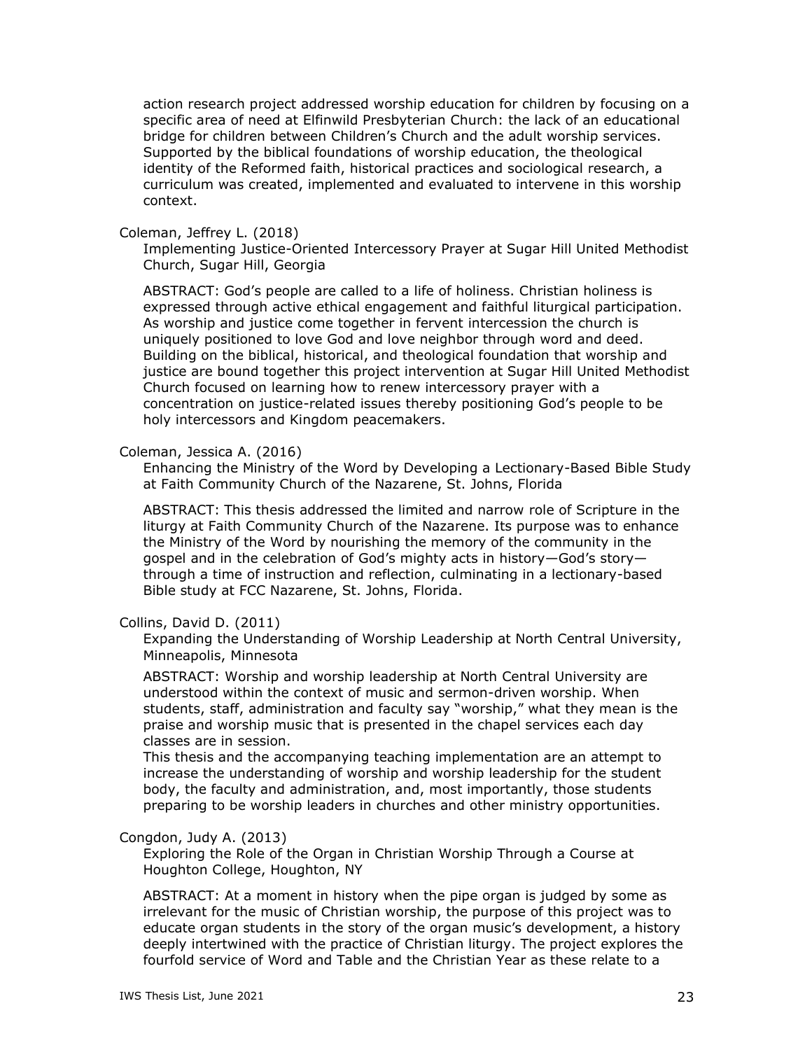action research project addressed worship education for children by focusing on a specific area of need at Elfinwild Presbyterian Church: the lack of an educational bridge for children between Children's Church and the adult worship services. Supported by the biblical foundations of worship education, the theological identity of the Reformed faith, historical practices and sociological research, a curriculum was created, implemented and evaluated to intervene in this worship context.

Coleman, Jeffrey L. (2018)

Implementing Justice-Oriented Intercessory Prayer at Sugar Hill United Methodist Church, Sugar Hill, Georgia

ABSTRACT: God's people are called to a life of holiness. Christian holiness is expressed through active ethical engagement and faithful liturgical participation. As worship and justice come together in fervent intercession the church is uniquely positioned to love God and love neighbor through word and deed. Building on the biblical, historical, and theological foundation that worship and justice are bound together this project intervention at Sugar Hill United Methodist Church focused on learning how to renew intercessory prayer with a concentration on justice-related issues thereby positioning God's people to be holy intercessors and Kingdom peacemakers.

Coleman, Jessica A. (2016)

Enhancing the Ministry of the Word by Developing a Lectionary-Based Bible Study at Faith Community Church of the Nazarene, St. Johns, Florida

ABSTRACT: This thesis addressed the limited and narrow role of Scripture in the liturgy at Faith Community Church of the Nazarene. Its purpose was to enhance the Ministry of the Word by nourishing the memory of the community in the gospel and in the celebration of God's mighty acts in history—God's story—through a time of instruction and reflection, culminating in a lectionary-based Bible study at FCC Nazarene, St. Johns, Florida.

Collins, David D. (2011)

Expanding the Understanding of Worship Leadership at North Central University, Minneapolis, Minnesota

ABSTRACT: Worship and worship leadership at North Central University are understood within the context of music and sermon-driven worship. When students, staff, administration and faculty say "worship," what they mean is the praise and worship music that is presented in the chapel services each day classes are in session.

This thesis and the accompanying teaching implementation are an attempt to increase the understanding of worship and worship leadership for the student body, the faculty and administration, and, most importantly, those students preparing to be worship leaders in churches and other ministry opportunities.

Congdon, Judy A. (2013)

Exploring the Role of the Organ in Christian Worship Through a Course at Houghton College, Houghton, NY

ABSTRACT: At a moment in history when the pipe organ is judged by some as irrelevant for the music of Christian worship, the purpose of this project was to educate organ students in the story of the organ music's development, a history deeply intertwined with the practice of Christian liturgy. The project explores the fourfold service of Word and Table and the Christian Year as these relate to a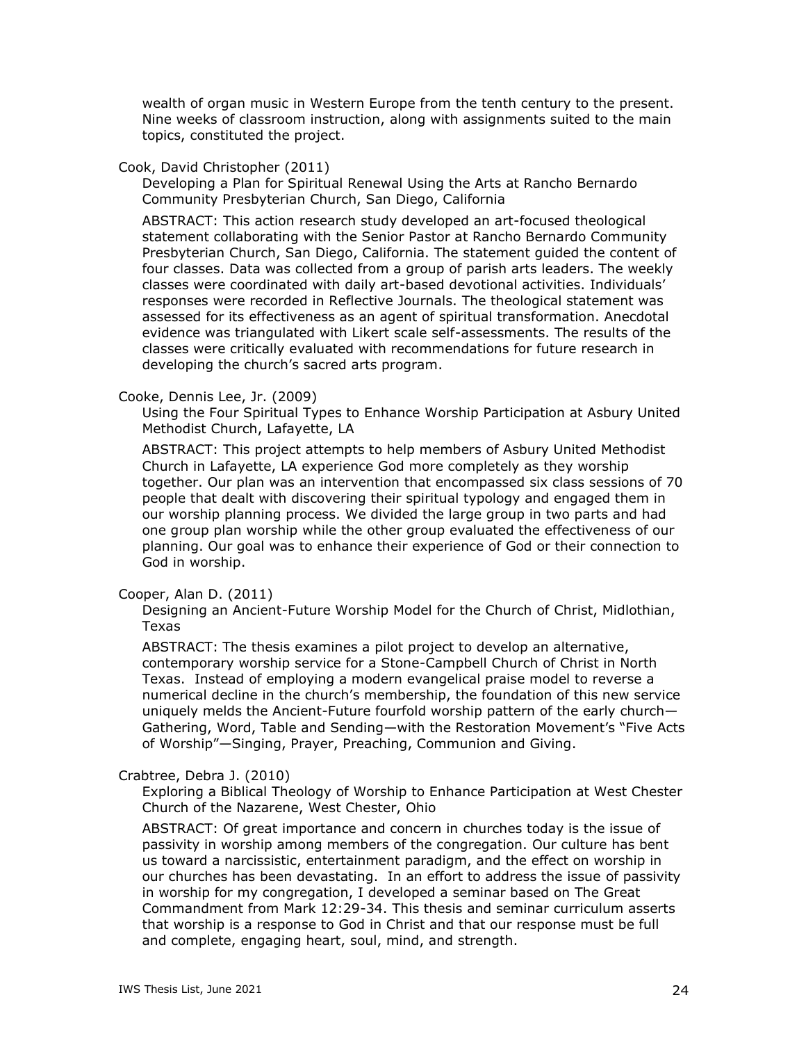wealth of organ music in Western Europe from the tenth century to the present. Nine weeks of classroom instruction, along with assignments suited to the main topics, constituted the project.

Cook, David Christopher (2011)

Developing a Plan for Spiritual Renewal Using the Arts at Rancho Bernardo Community Presbyterian Church, San Diego, California

ABSTRACT: This action research study developed an art-focused theological statement collaborating with the Senior Pastor at Rancho Bernardo Community Presbyterian Church, San Diego, California. The statement guided the content of four classes. Data was collected from a group of parish arts leaders. The weekly classes were coordinated with daily art-based devotional activities. Individuals' responses were recorded in Reflective Journals. The theological statement was assessed for its effectiveness as an agent of spiritual transformation. Anecdotal evidence was triangulated with Likert scale self-assessments. The results of the classes were critically evaluated with recommendations for future research in developing the church's sacred arts program.

Cooke, Dennis Lee, Jr. (2009)

Using the Four Spiritual Types to Enhance Worship Participation at Asbury United Methodist Church, Lafayette, LA

ABSTRACT: This project attempts to help members of Asbury United Methodist Church in Lafayette, LA experience God more completely as they worship together. Our plan was an intervention that encompassed six class sessions of 70 people that dealt with discovering their spiritual typology and engaged them in our worship planning process. We divided the large group in two parts and had one group plan worship while the other group evaluated the effectiveness of our planning. Our goal was to enhance their experience of God or their connection to God in worship.

Cooper, Alan D. (2011)

Designing an Ancient-Future Worship Model for the Church of Christ, Midlothian, Texas

ABSTRACT: The thesis examines a pilot project to develop an alternative, contemporary worship service for a Stone-Campbell Church of Christ in North Texas. Instead of employing a modern evangelical praise model to reverse a numerical decline in the church's membership, the foundation of this new service uniquely melds the Ancient-Future fourfold worship pattern of the early church—Gathering, Word, Table and Sending—with the Restoration Movement's "Five Acts of Worship"—Singing, Prayer, Preaching, Communion and Giving.

Crabtree, Debra J. (2010)

Exploring a Biblical Theology of Worship to Enhance Participation at West Chester Church of the Nazarene, West Chester, Ohio

ABSTRACT: Of great importance and concern in churches today is the issue of passivity in worship among members of the congregation. Our culture has bent us toward a narcissistic, entertainment paradigm, and the effect on worship in our churches has been devastating. In an effort to address the issue of passivity in worship for my congregation, I developed a seminar based on The Great Commandment from Mark 12:29-34. This thesis and seminar curriculum asserts that worship is a response to God in Christ and that our response must be full and complete, engaging heart, soul, mind, and strength.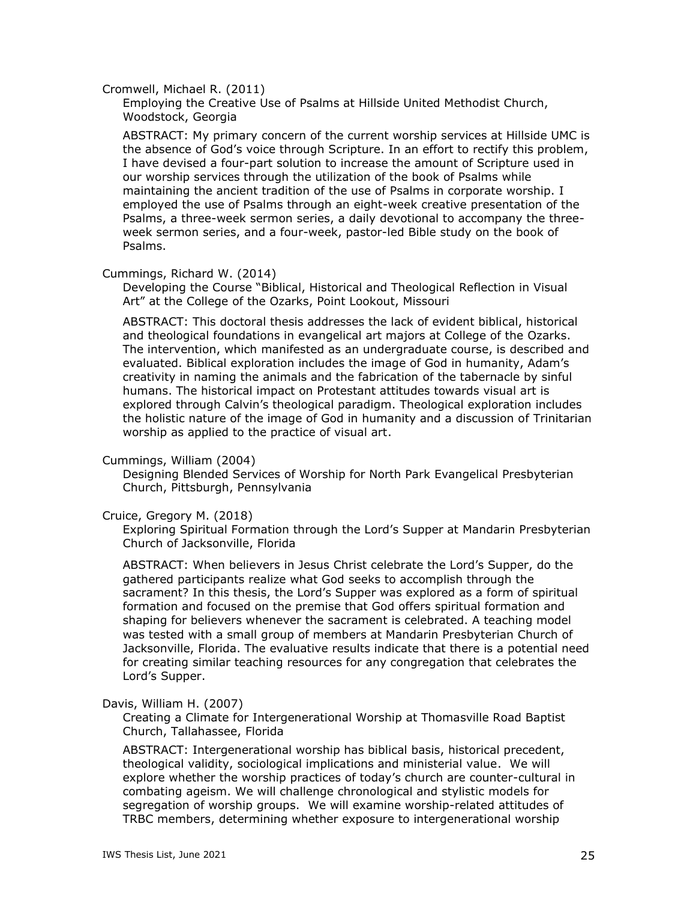Cromwell, Michael R. (2011)

Employing the Creative Use of Psalms at Hillside United Methodist Church, Woodstock, Georgia

ABSTRACT: My primary concern of the current worship services at Hillside UMC is the absence of God's voice through Scripture. In an effort to rectify this problem, I have devised a four-part solution to increase the amount of Scripture used in our worship services through the utilization of the book of Psalms while maintaining the ancient tradition of the use of Psalms in corporate worship. I employed the use of Psalms through an eight-week creative presentation of the Psalms, a three-week sermon series, a daily devotional to accompany the three-week sermon series, and a four-week, pastor-led Bible study on the book of Psalms.

Cummings, Richard W. (2014)

Developing the Course "Biblical, Historical and Theological Reflection in Visual Art" at the College of the Ozarks, Point Lookout, Missouri

ABSTRACT: This doctoral thesis addresses the lack of evident biblical, historical and theological foundations in evangelical art majors at College of the Ozarks. The intervention, which manifested as an undergraduate course, is described and evaluated. Biblical exploration includes the image of God in humanity, Adam's creativity in naming the animals and the fabrication of the tabernacle by sinful humans. The historical impact on Protestant attitudes towards visual art is explored through Calvin's theological paradigm. Theological exploration includes the holistic nature of the image of God in humanity and a discussion of Trinitarian worship as applied to the practice of visual art.

Cummings, William (2004)

Designing Blended Services of Worship for North Park Evangelical Presbyterian Church, Pittsburgh, Pennsylvania

Cruice, Gregory M. (2018)

Exploring Spiritual Formation through the Lord's Supper at Mandarin Presbyterian Church of Jacksonville, Florida

ABSTRACT: When believers in Jesus Christ celebrate the Lord's Supper, do the gathered participants realize what God seeks to accomplish through the sacrament? In this thesis, the Lord's Supper was explored as a form of spiritual formation and focused on the premise that God offers spiritual formation and shaping for believers whenever the sacrament is celebrated. A teaching model was tested with a small group of members at Mandarin Presbyterian Church of Jacksonville, Florida. The evaluative results indicate that there is a potential need for creating similar teaching resources for any congregation that celebrates the Lord's Supper.

Davis, William H. (2007)

Creating a Climate for Intergenerational Worship at Thomasville Road Baptist Church, Tallahassee, Florida

ABSTRACT: Intergenerational worship has biblical basis, historical precedent, theological validity, sociological implications and ministerial value. We will explore whether the worship practices of today's church are counter-cultural in combating ageism. We will challenge chronological and stylistic models for segregation of worship groups. We will examine worship-related attitudes of TRBC members, determining whether exposure to intergenerational worship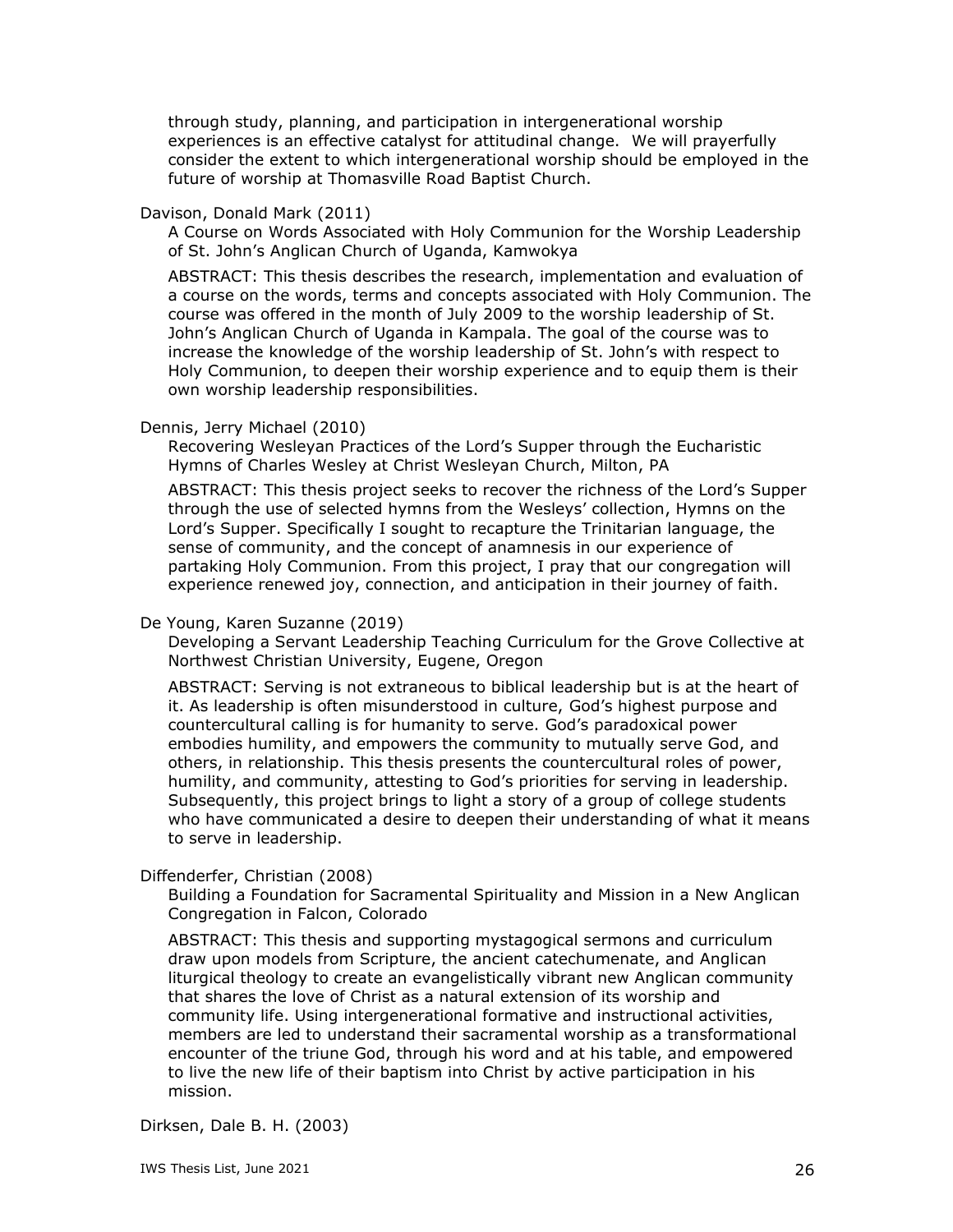through study, planning, and participation in intergenerational worship experiences is an effective catalyst for attitudinal change. We will prayerfully consider the extent to which intergenerational worship should be employed in the future of worship at Thomasville Road Baptist Church.

Davison, Donald Mark (2011)

A Course on Words Associated with Holy Communion for the Worship Leadership of St. John's Anglican Church of Uganda, Kamwokya

ABSTRACT: This thesis describes the research, implementation and evaluation of a course on the words, terms and concepts associated with Holy Communion. The course was offered in the month of July 2009 to the worship leadership of St. John's Anglican Church of Uganda in Kampala. The goal of the course was to increase the knowledge of the worship leadership of St. John's with respect to Holy Communion, to deepen their worship experience and to equip them is their own worship leadership responsibilities.

Dennis, Jerry Michael (2010)

Recovering Wesleyan Practices of the Lord's Supper through the Eucharistic Hymns of Charles Wesley at Christ Wesleyan Church, Milton, PA

ABSTRACT: This thesis project seeks to recover the richness of the Lord's Supper through the use of selected hymns from the Wesleys' collection, Hymns on the Lord's Supper. Specifically I sought to recapture the Trinitarian language, the sense of community, and the concept of anamnesis in our experience of partaking Holy Communion. From this project, I pray that our congregation will experience renewed joy, connection, and anticipation in their journey of faith.

De Young, Karen Suzanne (2019)

Developing a Servant Leadership Teaching Curriculum for the Grove Collective at Northwest Christian University, Eugene, Oregon

ABSTRACT: Serving is not extraneous to biblical leadership but is at the heart of it. As leadership is often misunderstood in culture, God's highest purpose and countercultural calling is for humanity to serve. God's paradoxical power embodies humility, and empowers the community to mutually serve God, and others, in relationship. This thesis presents the countercultural roles of power, humility, and community, attesting to God's priorities for serving in leadership. Subsequently, this project brings to light a story of a group of college students who have communicated a desire to deepen their understanding of what it means to serve in leadership.

Diffenderfer, Christian (2008)

Building a Foundation for Sacramental Spirituality and Mission in a New Anglican Congregation in Falcon, Colorado

ABSTRACT: This thesis and supporting mystagogical sermons and curriculum draw upon models from Scripture, the ancient catechumenate, and Anglican liturgical theology to create an evangelistically vibrant new Anglican community that shares the love of Christ as a natural extension of its worship and community life. Using intergenerational formative and instructional activities, members are led to understand their sacramental worship as a transformational encounter of the triune God, through his word and at his table, and empowered to live the new life of their baptism into Christ by active participation in his mission.

Dirksen, Dale B. H. (2003)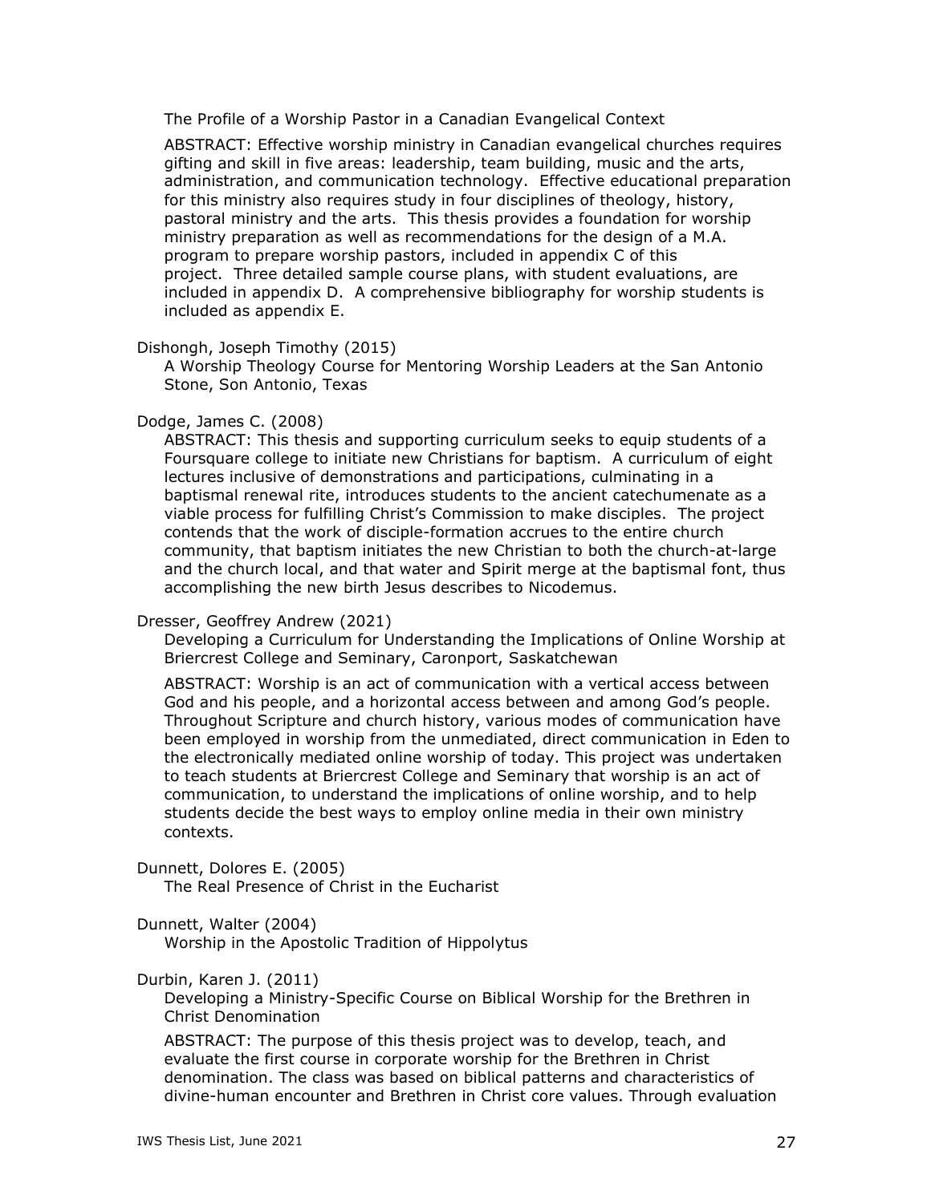The Profile of a Worship Pastor in a Canadian Evangelical Context

ABSTRACT: Effective worship ministry in Canadian evangelical churches requires gifting and skill in five areas: leadership, team building, music and the arts, administration, and communication technology. Effective educational preparation for this ministry also requires study in four disciplines of theology, history, pastoral ministry and the arts. This thesis provides a foundation for worship ministry preparation as well as recommendations for the design of a M.A. program to prepare worship pastors, included in appendix C of this project. Three detailed sample course plans, with student evaluations, are included in appendix D. A comprehensive bibliography for worship students is included as appendix E.

Dishongh, Joseph Timothy (2015)

A Worship Theology Course for Mentoring Worship Leaders at the San Antonio Stone, Son Antonio, Texas

Dodge, James C. (2008)

ABSTRACT: This thesis and supporting curriculum seeks to equip students of a Foursquare college to initiate new Christians for baptism. A curriculum of eight lectures inclusive of demonstrations and participations, culminating in a baptismal renewal rite, introduces students to the ancient catechumenate as a viable process for fulfilling Christ's Commission to make disciples. The project contends that the work of disciple-formation accrues to the entire church community, that baptism initiates the new Christian to both the church-at-large and the church local, and that water and Spirit merge at the baptismal font, thus accomplishing the new birth Jesus describes to Nicodemus.

Dresser, Geoffrey Andrew (2021)

Developing a Curriculum for Understanding the Implications of Online Worship at Briercrest College and Seminary, Caronport, Saskatchewan

ABSTRACT: Worship is an act of communication with a vertical access between God and his people, and a horizontal access between and among God's people. Throughout Scripture and church history, various modes of communication have been employed in worship from the unmediated, direct communication in Eden to the electronically mediated online worship of today. This project was undertaken to teach students at Briercrest College and Seminary that worship is an act of communication, to understand the implications of online worship, and to help students decide the best ways to employ online media in their own ministry contexts.

Dunnett, Dolores E. (2005)

The Real Presence of Christ in the Eucharist

Dunnett, Walter (2004)

Worship in the Apostolic Tradition of Hippolytus

Durbin, Karen J. (2011)

Developing a Ministry-Specific Course on Biblical Worship for the Brethren in Christ Denomination

ABSTRACT: The purpose of this thesis project was to develop, teach, and evaluate the first course in corporate worship for the Brethren in Christ denomination. The class was based on biblical patterns and characteristics of divine-human encounter and Brethren in Christ core values. Through evaluation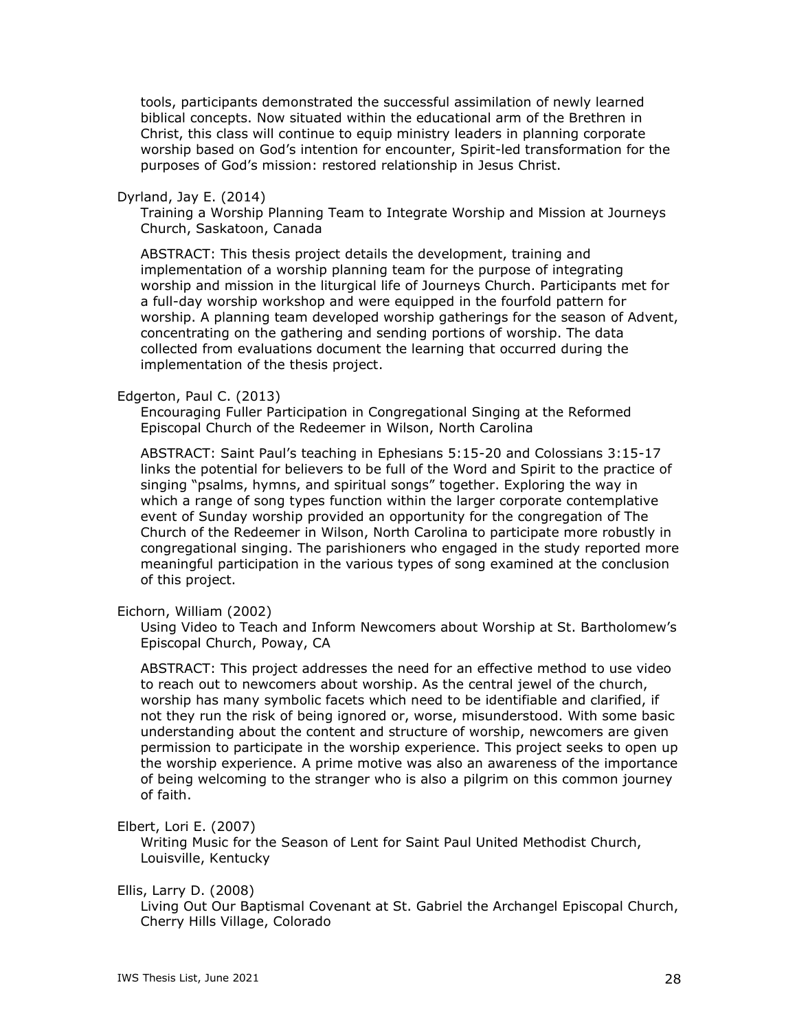tools, participants demonstrated the successful assimilation of newly learned biblical concepts. Now situated within the educational arm of the Brethren in Christ, this class will continue to equip ministry leaders in planning corporate worship based on God's intention for encounter, Spirit-led transformation for the purposes of God's mission: restored relationship in Jesus Christ.

Dyrland, Jay E. (2014)

Training a Worship Planning Team to Integrate Worship and Mission at Journeys Church, Saskatoon, Canada

ABSTRACT: This thesis project details the development, training and implementation of a worship planning team for the purpose of integrating worship and mission in the liturgical life of Journeys Church. Participants met for a full-day worship workshop and were equipped in the fourfold pattern for worship. A planning team developed worship gatherings for the season of Advent, concentrating on the gathering and sending portions of worship. The data collected from evaluations document the learning that occurred during the implementation of the thesis project.

Edgerton, Paul C. (2013)

Encouraging Fuller Participation in Congregational Singing at the Reformed Episcopal Church of the Redeemer in Wilson, North Carolina

ABSTRACT: Saint Paul's teaching in Ephesians 5:15-20 and Colossians 3:15-17 links the potential for believers to be full of the Word and Spirit to the practice of singing "psalms, hymns, and spiritual songs" together. Exploring the way in which a range of song types function within the larger corporate contemplative event of Sunday worship provided an opportunity for the congregation of The Church of the Redeemer in Wilson, North Carolina to participate more robustly in congregational singing. The parishioners who engaged in the study reported more meaningful participation in the various types of song examined at the conclusion of this project.

Eichorn, William (2002)

Using Video to Teach and Inform Newcomers about Worship at St. Bartholomew's Episcopal Church, Poway, CA

ABSTRACT: This project addresses the need for an effective method to use video to reach out to newcomers about worship. As the central jewel of the church, worship has many symbolic facets which need to be identifiable and clarified, if not they run the risk of being ignored or, worse, misunderstood. With some basic understanding about the content and structure of worship, newcomers are given permission to participate in the worship experience. This project seeks to open up the worship experience. A prime motive was also an awareness of the importance of being welcoming to the stranger who is also a pilgrim on this common journey of faith.

Elbert, Lori E. (2007)

Writing Music for the Season of Lent for Saint Paul United Methodist Church, Louisville, Kentucky

Ellis, Larry D. (2008)

Living Out Our Baptismal Covenant at St. Gabriel the Archangel Episcopal Church, Cherry Hills Village, Colorado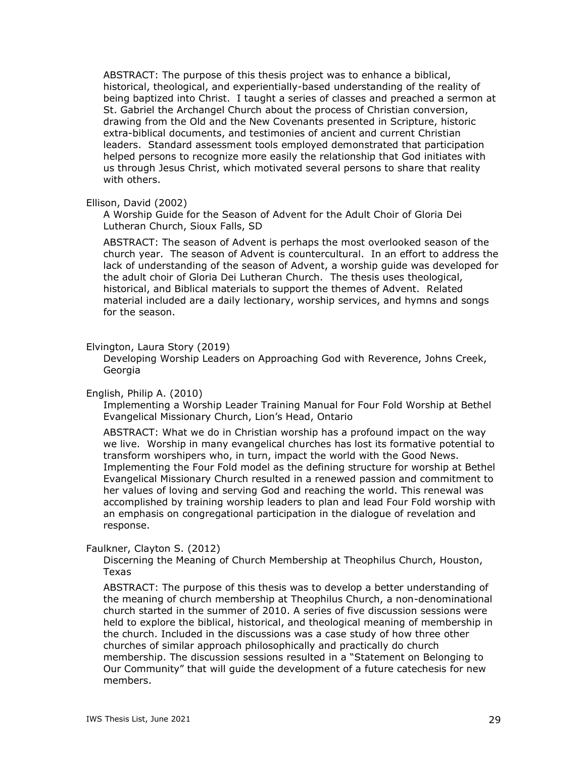ABSTRACT: The purpose of this thesis project was to enhance a biblical, historical, theological, and experientially-based understanding of the reality of being baptized into Christ. I taught a series of classes and preached a sermon at St. Gabriel the Archangel Church about the process of Christian conversion, drawing from the Old and the New Covenants presented in Scripture, historic extra-biblical documents, and testimonies of ancient and current Christian leaders. Standard assessment tools employed demonstrated that participation helped persons to recognize more easily the relationship that God initiates with us through Jesus Christ, which motivated several persons to share that reality with others.

Ellison, David (2002)

A Worship Guide for the Season of Advent for the Adult Choir of Gloria Dei Lutheran Church, Sioux Falls, SD

ABSTRACT: The season of Advent is perhaps the most overlooked season of the church year. The season of Advent is countercultural. In an effort to address the lack of understanding of the season of Advent, a worship guide was developed for the adult choir of Gloria Dei Lutheran Church. The thesis uses theological, historical, and Biblical materials to support the themes of Advent. Related material included are a daily lectionary, worship services, and hymns and songs for the season.

Elvington, Laura Story (2019)

Developing Worship Leaders on Approaching God with Reverence, Johns Creek, Georgia

English, Philip A. (2010)

Implementing a Worship Leader Training Manual for Four Fold Worship at Bethel Evangelical Missionary Church, Lion's Head, Ontario

ABSTRACT: What we do in Christian worship has a profound impact on the way we live. Worship in many evangelical churches has lost its formative potential to transform worshipers who, in turn, impact the world with the Good News. Implementing the Four Fold model as the defining structure for worship at Bethel Evangelical Missionary Church resulted in a renewed passion and commitment to her values of loving and serving God and reaching the world. This renewal was accomplished by training worship leaders to plan and lead Four Fold worship with an emphasis on congregational participation in the dialogue of revelation and response.

Faulkner, Clayton S. (2012)

Discerning the Meaning of Church Membership at Theophilus Church, Houston, Texas

ABSTRACT: The purpose of this thesis was to develop a better understanding of the meaning of church membership at Theophilus Church, a non-denominational church started in the summer of 2010. A series of five discussion sessions were held to explore the biblical, historical, and theological meaning of membership in the church. Included in the discussions was a case study of how three other churches of similar approach philosophically and practically do church membership. The discussion sessions resulted in a "Statement on Belonging to Our Community" that will guide the development of a future catechesis for new members.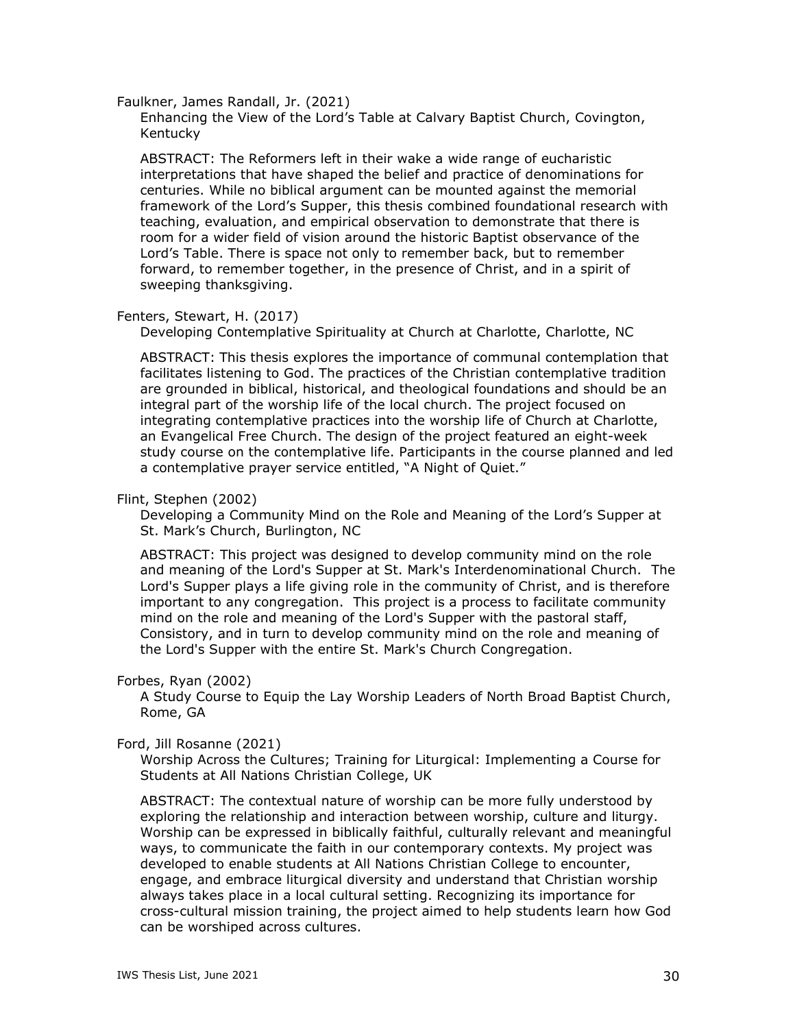Faulkner, James Randall, Jr. (2021)

Enhancing the View of the Lord's Table at Calvary Baptist Church, Covington, Kentucky

ABSTRACT: The Reformers left in their wake a wide range of eucharistic interpretations that have shaped the belief and practice of denominations for centuries. While no biblical argument can be mounted against the memorial framework of the Lord's Supper, this thesis combined foundational research with teaching, evaluation, and empirical observation to demonstrate that there is room for a wider field of vision around the historic Baptist observance of the Lord's Table. There is space not only to remember back, but to remember forward, to remember together, in the presence of Christ, and in a spirit of sweeping thanksgiving.

Fenters, Stewart, H. (2017)

Developing Contemplative Spirituality at Church at Charlotte, Charlotte, NC

ABSTRACT: This thesis explores the importance of communal contemplation that facilitates listening to God. The practices of the Christian contemplative tradition are grounded in biblical, historical, and theological foundations and should be an integral part of the worship life of the local church. The project focused on integrating contemplative practices into the worship life of Church at Charlotte, an Evangelical Free Church. The design of the project featured an eight-week study course on the contemplative life. Participants in the course planned and led a contemplative prayer service entitled, "A Night of Quiet."

Flint, Stephen (2002)

Developing a Community Mind on the Role and Meaning of the Lord's Supper at St. Mark's Church, Burlington, NC

ABSTRACT: This project was designed to develop community mind on the role and meaning of the Lord's Supper at St. Mark's Interdenominational Church. The Lord's Supper plays a life giving role in the community of Christ, and is therefore important to any congregation. This project is a process to facilitate community mind on the role and meaning of the Lord's Supper with the pastoral staff, Consistory, and in turn to develop community mind on the role and meaning of the Lord's Supper with the entire St. Mark's Church Congregation.

Forbes, Ryan (2002)

A Study Course to Equip the Lay Worship Leaders of North Broad Baptist Church, Rome, GA

Ford, Jill Rosanne (2021)

Worship Across the Cultures; Training for Liturgical: Implementing a Course for Students at All Nations Christian College, UK

ABSTRACT: The contextual nature of worship can be more fully understood by exploring the relationship and interaction between worship, culture and liturgy. Worship can be expressed in biblically faithful, culturally relevant and meaningful ways, to communicate the faith in our contemporary contexts. My project was developed to enable students at All Nations Christian College to encounter, engage, and embrace liturgical diversity and understand that Christian worship always takes place in a local cultural setting. Recognizing its importance for cross-cultural mission training, the project aimed to help students learn how God can be worshiped across cultures.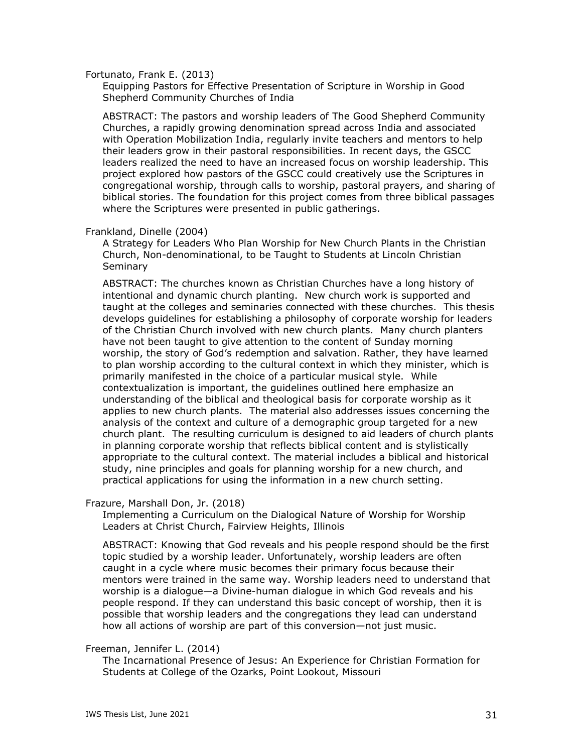Fortunato, Frank E. (2013)

Equipping Pastors for Effective Presentation of Scripture in Worship in Good Shepherd Community Churches of India

ABSTRACT: The pastors and worship leaders of The Good Shepherd Community Churches, a rapidly growing denomination spread across India and associated with Operation Mobilization India, regularly invite teachers and mentors to help their leaders grow in their pastoral responsibilities. In recent days, the GSCC leaders realized the need to have an increased focus on worship leadership. This project explored how pastors of the GSCC could creatively use the Scriptures in congregational worship, through calls to worship, pastoral prayers, and sharing of biblical stories. The foundation for this project comes from three biblical passages where the Scriptures were presented in public gatherings.

Frankland, Dinelle (2004)

A Strategy for Leaders Who Plan Worship for New Church Plants in the Christian Church, Non-denominational, to be Taught to Students at Lincoln Christian Seminary

ABSTRACT: The churches known as Christian Churches have a long history of intentional and dynamic church planting. New church work is supported and taught at the colleges and seminaries connected with these churches. This thesis develops guidelines for establishing a philosophy of corporate worship for leaders of the Christian Church involved with new church plants. Many church planters have not been taught to give attention to the content of Sunday morning worship, the story of God's redemption and salvation. Rather, they have learned to plan worship according to the cultural context in which they minister, which is primarily manifested in the choice of a particular musical style. While contextualization is important, the guidelines outlined here emphasize an understanding of the biblical and theological basis for corporate worship as it applies to new church plants. The material also addresses issues concerning the analysis of the context and culture of a demographic group targeted for a new church plant. The resulting curriculum is designed to aid leaders of church plants in planning corporate worship that reflects biblical content and is stylistically appropriate to the cultural context. The material includes a biblical and historical study, nine principles and goals for planning worship for a new church, and practical applications for using the information in a new church setting.

Frazure, Marshall Don, Jr. (2018)

Implementing a Curriculum on the Dialogical Nature of Worship for Worship Leaders at Christ Church, Fairview Heights, Illinois

ABSTRACT: Knowing that God reveals and his people respond should be the first topic studied by a worship leader. Unfortunately, worship leaders are often caught in a cycle where music becomes their primary focus because their mentors were trained in the same way. Worship leaders need to understand that worship is a dialogue—a Divine-human dialogue in which God reveals and his people respond. If they can understand this basic concept of worship, then it is possible that worship leaders and the congregations they lead can understand how all actions of worship are part of this conversion—not just music.

Freeman, Jennifer L. (2014)

The Incarnational Presence of Jesus: An Experience for Christian Formation for Students at College of the Ozarks, Point Lookout, Missouri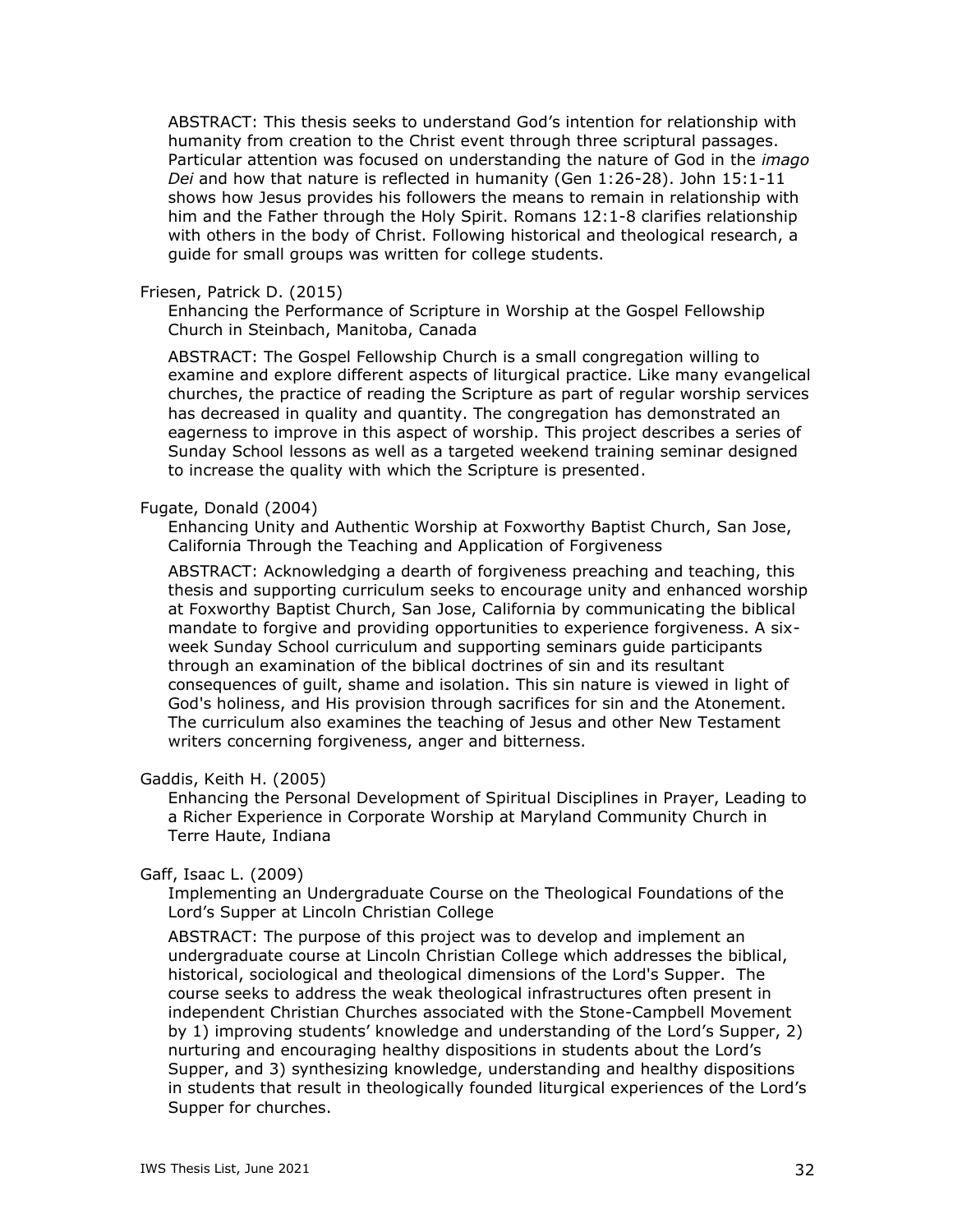ABSTRACT: This thesis seeks to understand God's intention for relationship with humanity from creation to the Christ event through three scriptural passages. Particular attention was focused on understanding the nature of God in the *imago Dei* and how that nature is reflected in humanity (Gen 1:26-28). John 15:1-11 shows how Jesus provides his followers the means to remain in relationship with him and the Father through the Holy Spirit. Romans 12:1-8 clarifies relationship with others in the body of Christ. Following historical and theological research, a guide for small groups was written for college students.

Friesen, Patrick D. (2015)

Enhancing the Performance of Scripture in Worship at the Gospel Fellowship Church in Steinbach, Manitoba, Canada

ABSTRACT: The Gospel Fellowship Church is a small congregation willing to examine and explore different aspects of liturgical practice. Like many evangelical churches, the practice of reading the Scripture as part of regular worship services has decreased in quality and quantity. The congregation has demonstrated an eagerness to improve in this aspect of worship. This project describes a series of Sunday School lessons as well as a targeted weekend training seminar designed to increase the quality with which the Scripture is presented.

Fugate, Donald (2004)

Enhancing Unity and Authentic Worship at Foxworthy Baptist Church, San Jose, California Through the Teaching and Application of Forgiveness

ABSTRACT: Acknowledging a dearth of forgiveness preaching and teaching, this thesis and supporting curriculum seeks to encourage unity and enhanced worship at Foxworthy Baptist Church, San Jose, California by communicating the biblical mandate to forgive and providing opportunities to experience forgiveness. A six-week Sunday School curriculum and supporting seminars guide participants through an examination of the biblical doctrines of sin and its resultant consequences of guilt, shame and isolation. This sin nature is viewed in light of God's holiness, and His provision through sacrifices for sin and the Atonement. The curriculum also examines the teaching of Jesus and other New Testament writers concerning forgiveness, anger and bitterness.

Gaddis, Keith H. (2005)

Enhancing the Personal Development of Spiritual Disciplines in Prayer, Leading to a Richer Experience in Corporate Worship at Maryland Community Church in Terre Haute, Indiana

Gaff, Isaac L. (2009)

Implementing an Undergraduate Course on the Theological Foundations of the Lord's Supper at Lincoln Christian College

ABSTRACT: The purpose of this project was to develop and implement an undergraduate course at Lincoln Christian College which addresses the biblical, historical, sociological and theological dimensions of the Lord's Supper. The course seeks to address the weak theological infrastructures often present in independent Christian Churches associated with the Stone-Campbell Movement by 1) improving students' knowledge and understanding of the Lord's Supper, 2) nurturing and encouraging healthy dispositions in students about the Lord's Supper, and 3) synthesizing knowledge, understanding and healthy dispositions in students that result in theologically founded liturgical experiences of the Lord's Supper for churches.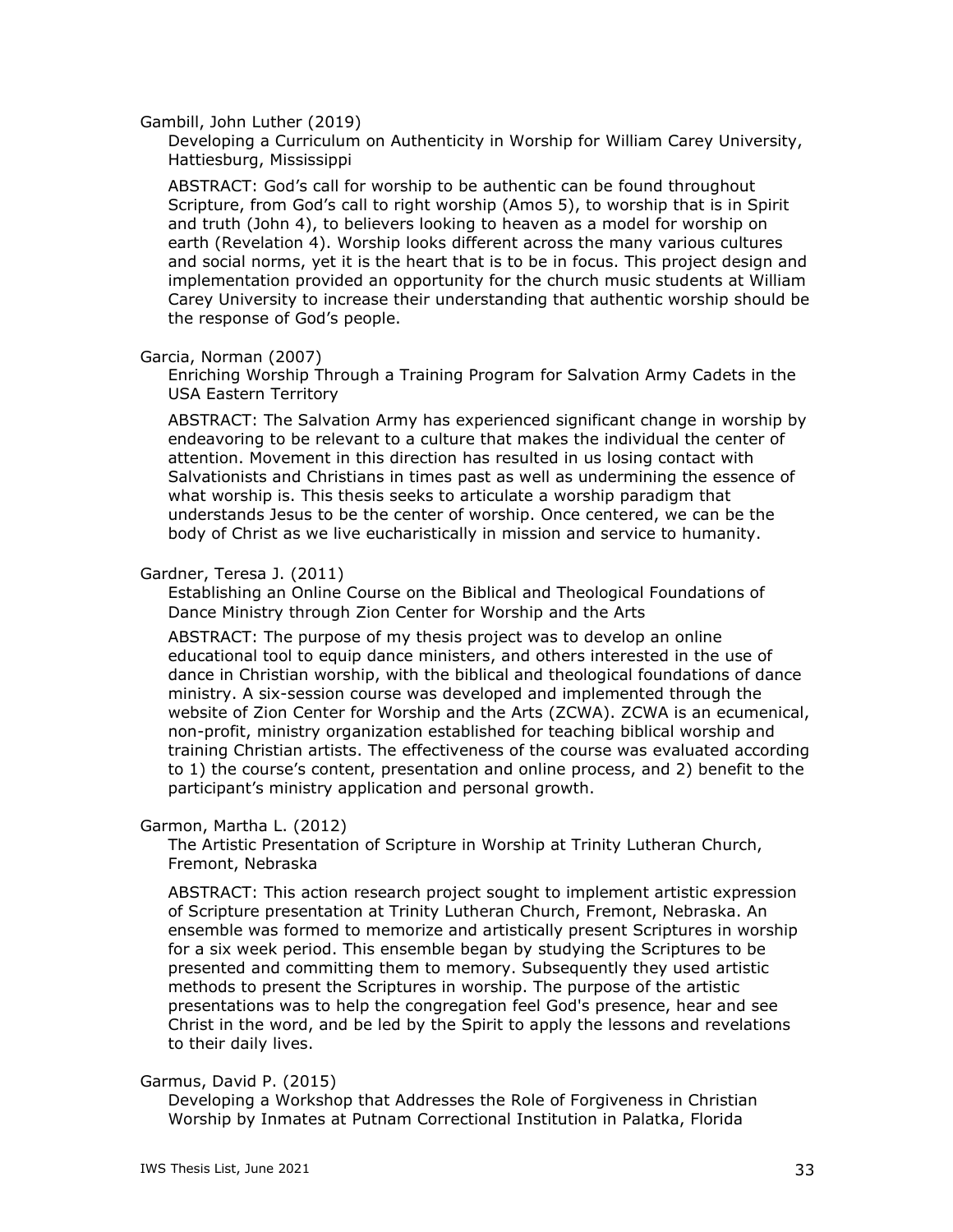Gambill, John Luther (2019)

Developing a Curriculum on Authenticity in Worship for William Carey University, Hattiesburg, Mississippi

ABSTRACT: God's call for worship to be authentic can be found throughout Scripture, from God's call to right worship (Amos 5), to worship that is in Spirit and truth (John 4), to believers looking to heaven as a model for worship on earth (Revelation 4). Worship looks different across the many various cultures and social norms, yet it is the heart that is to be in focus. This project design and implementation provided an opportunity for the church music students at William Carey University to increase their understanding that authentic worship should be the response of God's people.

Garcia, Norman (2007)

Enriching Worship Through a Training Program for Salvation Army Cadets in the USA Eastern Territory

ABSTRACT: The Salvation Army has experienced significant change in worship by endeavoring to be relevant to a culture that makes the individual the center of attention. Movement in this direction has resulted in us losing contact with Salvationists and Christians in times past as well as undermining the essence of what worship is. This thesis seeks to articulate a worship paradigm that understands Jesus to be the center of worship. Once centered, we can be the body of Christ as we live eucharistically in mission and service to humanity.

Gardner, Teresa J. (2011)

Establishing an Online Course on the Biblical and Theological Foundations of Dance Ministry through Zion Center for Worship and the Arts

ABSTRACT: The purpose of my thesis project was to develop an online educational tool to equip dance ministers, and others interested in the use of dance in Christian worship, with the biblical and theological foundations of dance ministry. A six-session course was developed and implemented through the website of Zion Center for Worship and the Arts (ZCWA). ZCWA is an ecumenical, non-profit, ministry organization established for teaching biblical worship and training Christian artists. The effectiveness of the course was evaluated according to 1) the course's content, presentation and online process, and 2) benefit to the participant's ministry application and personal growth.

Garmon, Martha L. (2012)

The Artistic Presentation of Scripture in Worship at Trinity Lutheran Church, Fremont, Nebraska

ABSTRACT: This action research project sought to implement artistic expression of Scripture presentation at Trinity Lutheran Church, Fremont, Nebraska. An ensemble was formed to memorize and artistically present Scriptures in worship for a six week period. This ensemble began by studying the Scriptures to be presented and committing them to memory. Subsequently they used artistic methods to present the Scriptures in worship. The purpose of the artistic presentations was to help the congregation feel God's presence, hear and see Christ in the word, and be led by the Spirit to apply the lessons and revelations to their daily lives.

Garmus, David P. (2015)

Developing a Workshop that Addresses the Role of Forgiveness in Christian Worship by Inmates at Putnam Correctional Institution in Palatka, Florida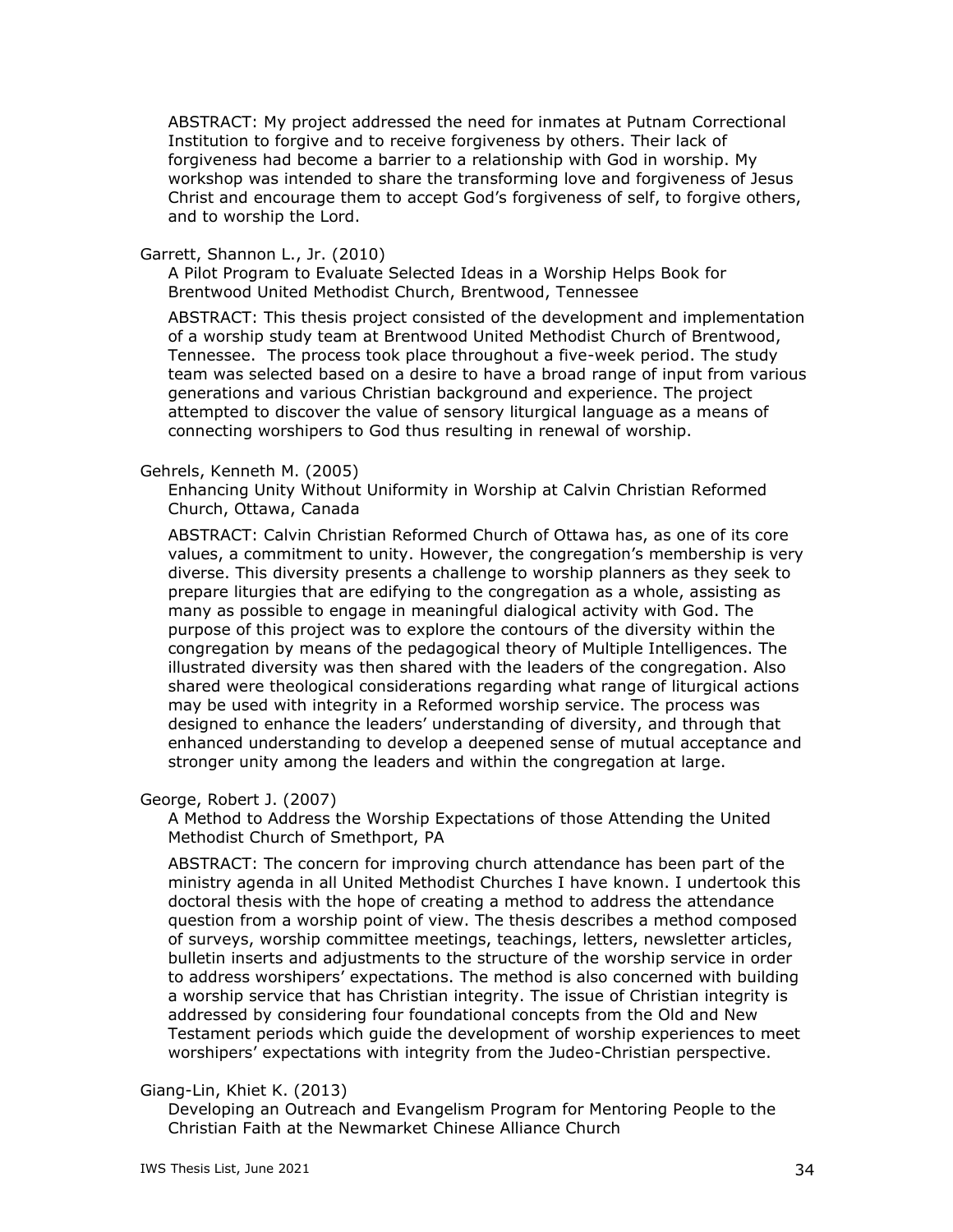ABSTRACT: My project addressed the need for inmates at Putnam Correctional Institution to forgive and to receive forgiveness by others. Their lack of forgiveness had become a barrier to a relationship with God in worship. My workshop was intended to share the transforming love and forgiveness of Jesus Christ and encourage them to accept God's forgiveness of self, to forgive others, and to worship the Lord.

Garrett, Shannon L., Jr. (2010)

A Pilot Program to Evaluate Selected Ideas in a Worship Helps Book for Brentwood United Methodist Church, Brentwood, Tennessee

ABSTRACT: This thesis project consisted of the development and implementation of a worship study team at Brentwood United Methodist Church of Brentwood, Tennessee. The process took place throughout a five-week period. The study team was selected based on a desire to have a broad range of input from various generations and various Christian background and experience. The project attempted to discover the value of sensory liturgical language as a means of connecting worshipers to God thus resulting in renewal of worship.

Gehrels, Kenneth M. (2005)

Enhancing Unity Without Uniformity in Worship at Calvin Christian Reformed Church, Ottawa, Canada

ABSTRACT: Calvin Christian Reformed Church of Ottawa has, as one of its core values, a commitment to unity. However, the congregation's membership is very diverse. This diversity presents a challenge to worship planners as they seek to prepare liturgies that are edifying to the congregation as a whole, assisting as many as possible to engage in meaningful dialogical activity with God. The purpose of this project was to explore the contours of the diversity within the congregation by means of the pedagogical theory of Multiple Intelligences. The illustrated diversity was then shared with the leaders of the congregation. Also shared were theological considerations regarding what range of liturgical actions may be used with integrity in a Reformed worship service. The process was designed to enhance the leaders' understanding of diversity, and through that enhanced understanding to develop a deepened sense of mutual acceptance and stronger unity among the leaders and within the congregation at large.

George, Robert J. (2007)

A Method to Address the Worship Expectations of those Attending the United Methodist Church of Smethport, PA

ABSTRACT: The concern for improving church attendance has been part of the ministry agenda in all United Methodist Churches I have known. I undertook this doctoral thesis with the hope of creating a method to address the attendance question from a worship point of view. The thesis describes a method composed of surveys, worship committee meetings, teachings, letters, newsletter articles, bulletin inserts and adjustments to the structure of the worship service in order to address worshipers' expectations. The method is also concerned with building a worship service that has Christian integrity. The issue of Christian integrity is addressed by considering four foundational concepts from the Old and New Testament periods which guide the development of worship experiences to meet worshipers' expectations with integrity from the Judeo-Christian perspective.

Giang-Lin, Khiet K. (2013)

Developing an Outreach and Evangelism Program for Mentoring People to the Christian Faith at the Newmarket Chinese Alliance Church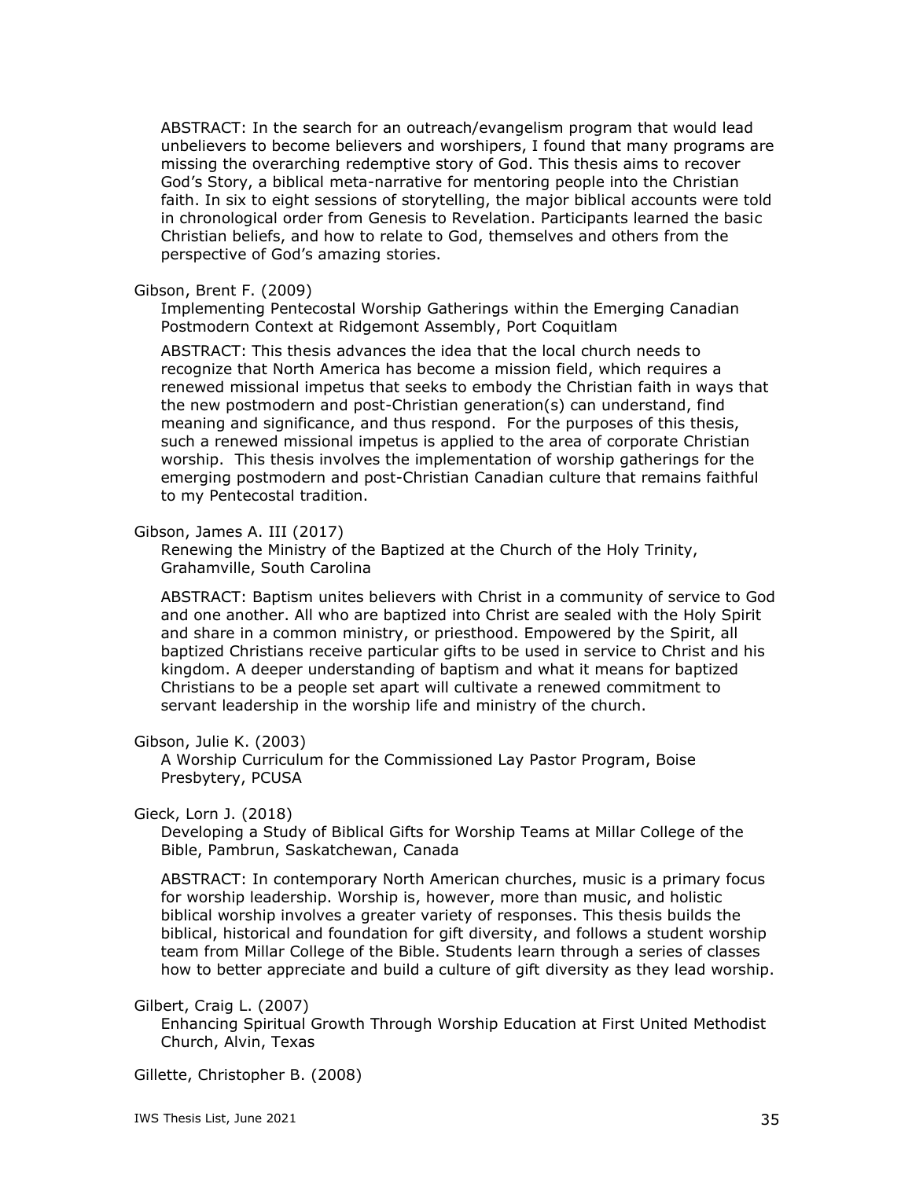ABSTRACT: In the search for an outreach/evangelism program that would lead unbelievers to become believers and worshipers, I found that many programs are missing the overarching redemptive story of God. This thesis aims to recover God's Story, a biblical meta-narrative for mentoring people into the Christian faith. In six to eight sessions of storytelling, the major biblical accounts were told in chronological order from Genesis to Revelation. Participants learned the basic Christian beliefs, and how to relate to God, themselves and others from the perspective of God's amazing stories.

Gibson, Brent F. (2009)

Implementing Pentecostal Worship Gatherings within the Emerging Canadian Postmodern Context at Ridgemont Assembly, Port Coquitlam

ABSTRACT: This thesis advances the idea that the local church needs to recognize that North America has become a mission field, which requires a renewed missional impetus that seeks to embody the Christian faith in ways that the new postmodern and post-Christian generation(s) can understand, find meaning and significance, and thus respond. For the purposes of this thesis, such a renewed missional impetus is applied to the area of corporate Christian worship. This thesis involves the implementation of worship gatherings for the emerging postmodern and post-Christian Canadian culture that remains faithful to my Pentecostal tradition.

Gibson, James A. III (2017)

Renewing the Ministry of the Baptized at the Church of the Holy Trinity, Grahamville, South Carolina

ABSTRACT: Baptism unites believers with Christ in a community of service to God and one another. All who are baptized into Christ are sealed with the Holy Spirit and share in a common ministry, or priesthood. Empowered by the Spirit, all baptized Christians receive particular gifts to be used in service to Christ and his kingdom. A deeper understanding of baptism and what it means for baptized Christians to be a people set apart will cultivate a renewed commitment to servant leadership in the worship life and ministry of the church.

Gibson, Julie K. (2003)

A Worship Curriculum for the Commissioned Lay Pastor Program, Boise Presbytery, PCUSA

Gieck, Lorn J. (2018)

Developing a Study of Biblical Gifts for Worship Teams at Millar College of the Bible, Pambrun, Saskatchewan, Canada

ABSTRACT: In contemporary North American churches, music is a primary focus for worship leadership. Worship is, however, more than music, and holistic biblical worship involves a greater variety of responses. This thesis builds the biblical, historical and foundation for gift diversity, and follows a student worship team from Millar College of the Bible. Students learn through a series of classes how to better appreciate and build a culture of gift diversity as they lead worship.

Gilbert, Craig L. (2007)

Enhancing Spiritual Growth Through Worship Education at First United Methodist Church, Alvin, Texas

Gillette, Christopher B. (2008)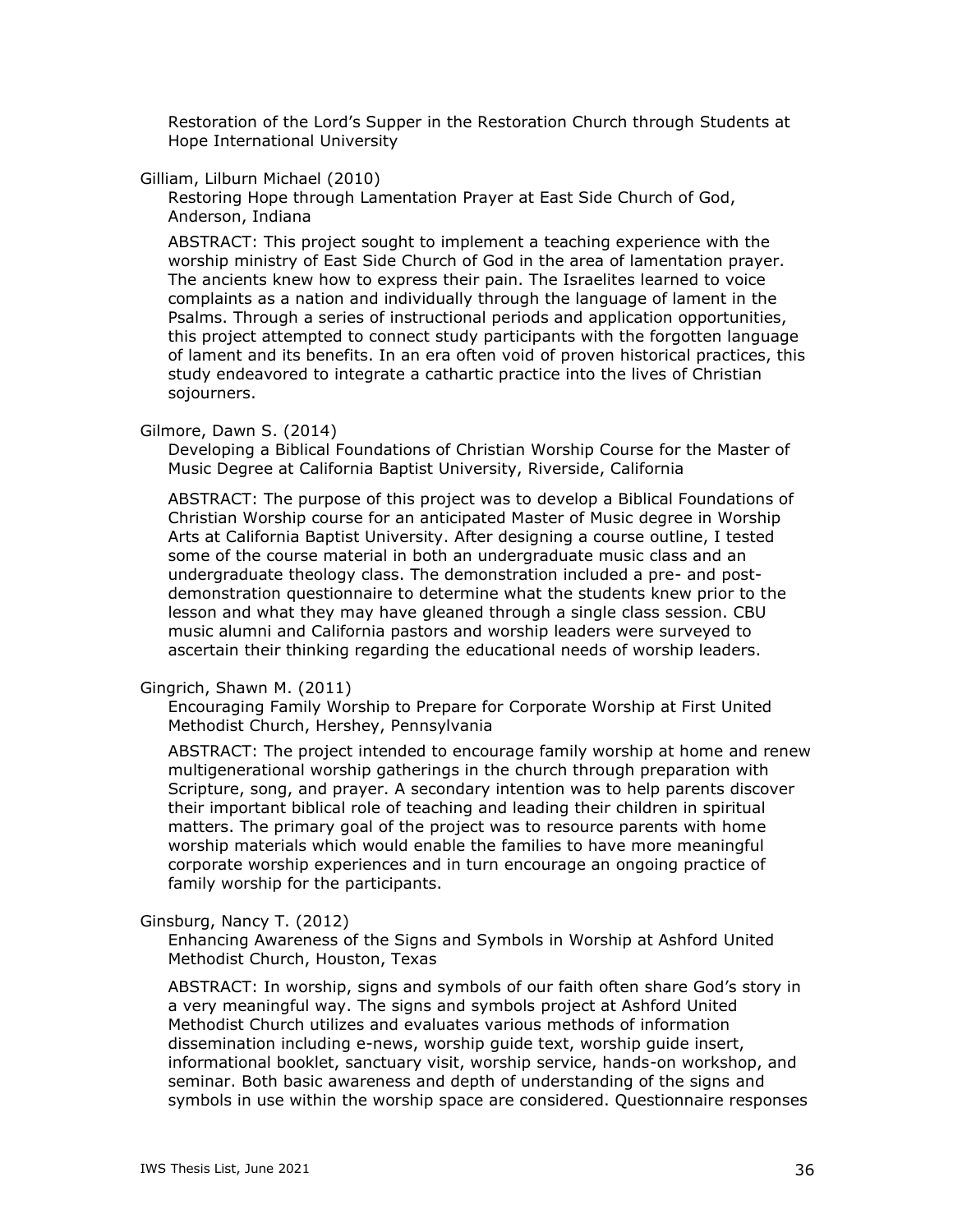Restoration of the Lord's Supper in the Restoration Church through Students at Hope International University

Gilliam, Lilburn Michael (2010)

Restoring Hope through Lamentation Prayer at East Side Church of God, Anderson, Indiana

ABSTRACT: This project sought to implement a teaching experience with the worship ministry of East Side Church of God in the area of lamentation prayer. The ancients knew how to express their pain. The Israelites learned to voice complaints as a nation and individually through the language of lament in the Psalms. Through a series of instructional periods and application opportunities, this project attempted to connect study participants with the forgotten language of lament and its benefits. In an era often void of proven historical practices, this study endeavored to integrate a cathartic practice into the lives of Christian sojourners.

Gilmore, Dawn S. (2014)

Developing a Biblical Foundations of Christian Worship Course for the Master of Music Degree at California Baptist University, Riverside, California

ABSTRACT: The purpose of this project was to develop a Biblical Foundations of Christian Worship course for an anticipated Master of Music degree in Worship Arts at California Baptist University. After designing a course outline, I tested some of the course material in both an undergraduate music class and an undergraduate theology class. The demonstration included a pre- and post-demonstration questionnaire to determine what the students knew prior to the lesson and what they may have gleaned through a single class session. CBU music alumni and California pastors and worship leaders were surveyed to ascertain their thinking regarding the educational needs of worship leaders.

Gingrich, Shawn M. (2011)

Encouraging Family Worship to Prepare for Corporate Worship at First United Methodist Church, Hershey, Pennsylvania

ABSTRACT: The project intended to encourage family worship at home and renew multigenerational worship gatherings in the church through preparation with Scripture, song, and prayer. A secondary intention was to help parents discover their important biblical role of teaching and leading their children in spiritual matters. The primary goal of the project was to resource parents with home worship materials which would enable the families to have more meaningful corporate worship experiences and in turn encourage an ongoing practice of family worship for the participants.

Ginsburg, Nancy T. (2012)

Enhancing Awareness of the Signs and Symbols in Worship at Ashford United Methodist Church, Houston, Texas

ABSTRACT: In worship, signs and symbols of our faith often share God's story in a very meaningful way. The signs and symbols project at Ashford United Methodist Church utilizes and evaluates various methods of information dissemination including e-news, worship guide text, worship guide insert, informational booklet, sanctuary visit, worship service, hands-on workshop, and seminar. Both basic awareness and depth of understanding of the signs and symbols in use within the worship space are considered. Questionnaire responses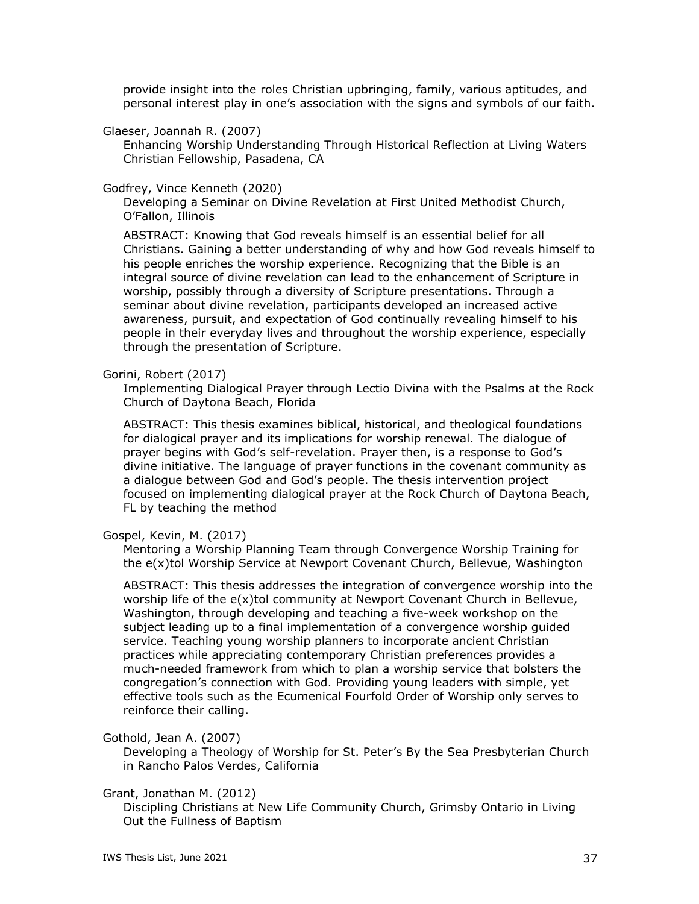provide insight into the roles Christian upbringing, family, various aptitudes, and personal interest play in one's association with the signs and symbols of our faith.

Glaeser, Joannah R. (2007)

Enhancing Worship Understanding Through Historical Reflection at Living Waters Christian Fellowship, Pasadena, CA

Godfrey, Vince Kenneth (2020)

Developing a Seminar on Divine Revelation at First United Methodist Church, O'Fallon, Illinois

ABSTRACT: Knowing that God reveals himself is an essential belief for all Christians. Gaining a better understanding of why and how God reveals himself to his people enriches the worship experience. Recognizing that the Bible is an integral source of divine revelation can lead to the enhancement of Scripture in worship, possibly through a diversity of Scripture presentations. Through a seminar about divine revelation, participants developed an increased active awareness, pursuit, and expectation of God continually revealing himself to his people in their everyday lives and throughout the worship experience, especially through the presentation of Scripture.

Gorini, Robert (2017)

Implementing Dialogical Prayer through Lectio Divina with the Psalms at the Rock Church of Daytona Beach, Florida

ABSTRACT: This thesis examines biblical, historical, and theological foundations for dialogical prayer and its implications for worship renewal. The dialogue of prayer begins with God's self-revelation. Prayer then, is a response to God's divine initiative. The language of prayer functions in the covenant community as a dialogue between God and God's people. The thesis intervention project focused on implementing dialogical prayer at the Rock Church of Daytona Beach, FL by teaching the method

Gospel, Kevin, M. (2017)

Mentoring a Worship Planning Team through Convergence Worship Training for the e(x)tol Worship Service at Newport Covenant Church, Bellevue, Washington

ABSTRACT: This thesis addresses the integration of convergence worship into the worship life of the e(x)tol community at Newport Covenant Church in Bellevue, Washington, through developing and teaching a five-week workshop on the subject leading up to a final implementation of a convergence worship guided service. Teaching young worship planners to incorporate ancient Christian practices while appreciating contemporary Christian preferences provides a much-needed framework from which to plan a worship service that bolsters the congregation's connection with God. Providing young leaders with simple, yet effective tools such as the Ecumenical Fourfold Order of Worship only serves to reinforce their calling.

Gothold, Jean A. (2007)

Developing a Theology of Worship for St. Peter's By the Sea Presbyterian Church in Rancho Palos Verdes, California

Grant, Jonathan M. (2012)

Discipling Christians at New Life Community Church, Grimsby Ontario in Living Out the Fullness of Baptism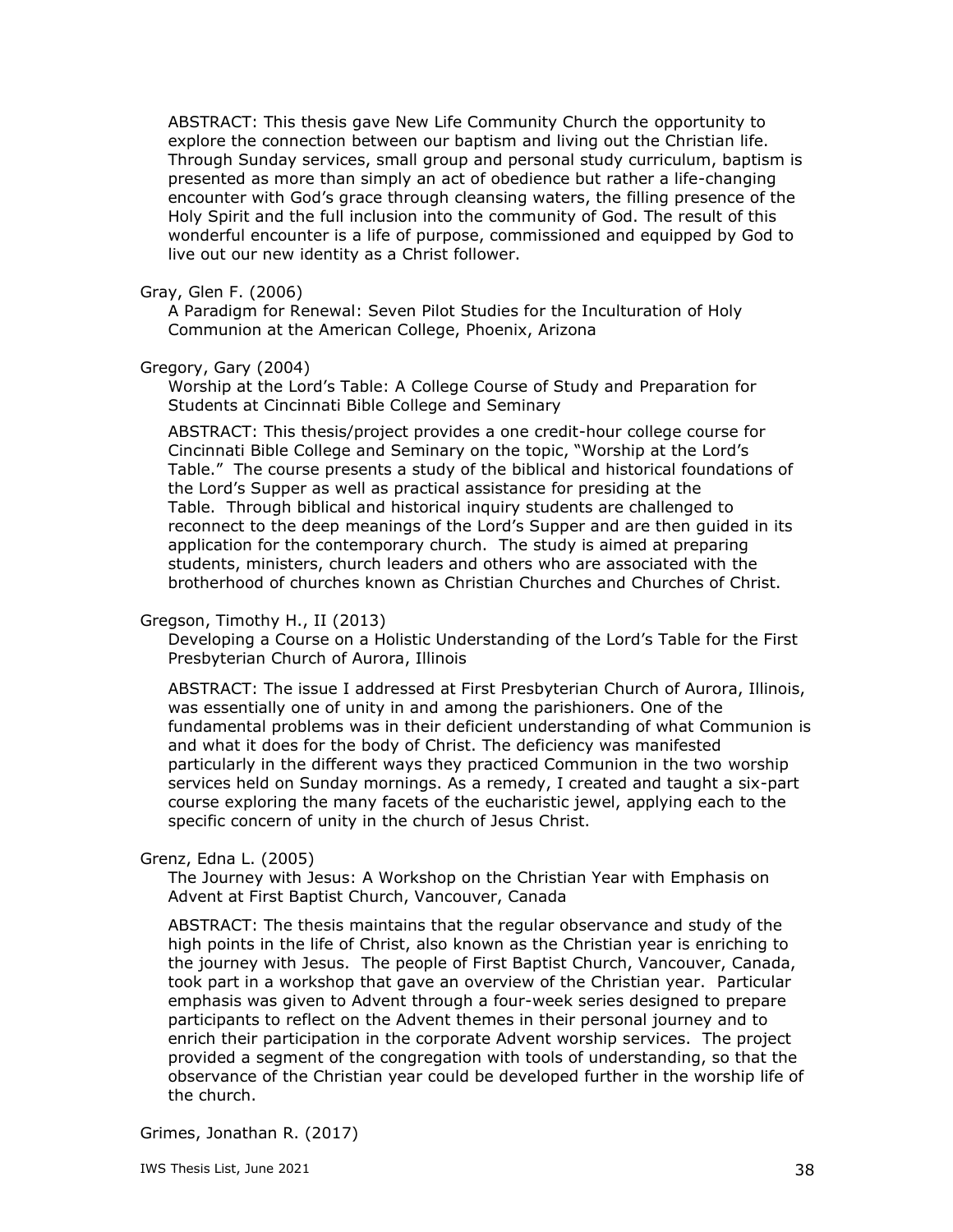ABSTRACT: This thesis gave New Life Community Church the opportunity to explore the connection between our baptism and living out the Christian life. Through Sunday services, small group and personal study curriculum, baptism is presented as more than simply an act of obedience but rather a life-changing encounter with God's grace through cleansing waters, the filling presence of the Holy Spirit and the full inclusion into the community of God. The result of this wonderful encounter is a life of purpose, commissioned and equipped by God to live out our new identity as a Christ follower.

Gray, Glen F. (2006)

A Paradigm for Renewal: Seven Pilot Studies for the Inculturation of Holy Communion at the American College, Phoenix, Arizona

Gregory, Gary (2004)

Worship at the Lord's Table: A College Course of Study and Preparation for Students at Cincinnati Bible College and Seminary

ABSTRACT: This thesis/project provides a one credit-hour college course for Cincinnati Bible College and Seminary on the topic, "Worship at the Lord's Table." The course presents a study of the biblical and historical foundations of the Lord's Supper as well as practical assistance for presiding at the Table. Through biblical and historical inquiry students are challenged to reconnect to the deep meanings of the Lord's Supper and are then guided in its application for the contemporary church. The study is aimed at preparing students, ministers, church leaders and others who are associated with the brotherhood of churches known as Christian Churches and Churches of Christ.

Gregson, Timothy H., II (2013)

Developing a Course on a Holistic Understanding of the Lord's Table for the First Presbyterian Church of Aurora, Illinois

ABSTRACT: The issue I addressed at First Presbyterian Church of Aurora, Illinois, was essentially one of unity in and among the parishioners. One of the fundamental problems was in their deficient understanding of what Communion is and what it does for the body of Christ. The deficiency was manifested particularly in the different ways they practiced Communion in the two worship services held on Sunday mornings. As a remedy, I created and taught a six-part course exploring the many facets of the eucharistic jewel, applying each to the specific concern of unity in the church of Jesus Christ.

Grenz, Edna L. (2005)

The Journey with Jesus: A Workshop on the Christian Year with Emphasis on Advent at First Baptist Church, Vancouver, Canada

ABSTRACT: The thesis maintains that the regular observance and study of the high points in the life of Christ, also known as the Christian year is enriching to the journey with Jesus. The people of First Baptist Church, Vancouver, Canada, took part in a workshop that gave an overview of the Christian year. Particular emphasis was given to Advent through a four-week series designed to prepare participants to reflect on the Advent themes in their personal journey and to enrich their participation in the corporate Advent worship services. The project provided a segment of the congregation with tools of understanding, so that the observance of the Christian year could be developed further in the worship life of the church.

Grimes, Jonathan R. (2017)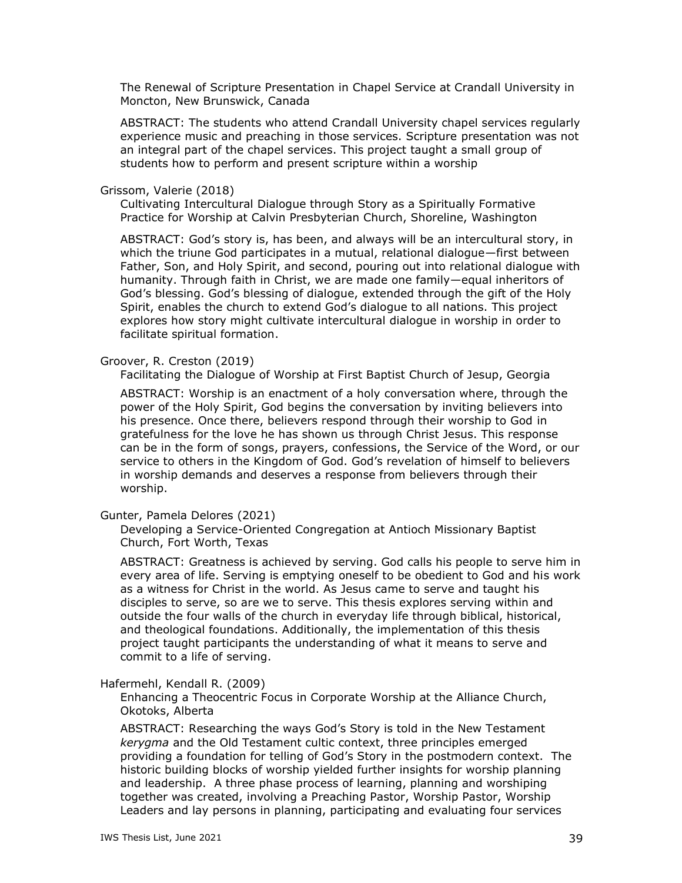The Renewal of Scripture Presentation in Chapel Service at Crandall University in Moncton, New Brunswick, Canada

ABSTRACT: The students who attend Crandall University chapel services regularly experience music and preaching in those services. Scripture presentation was not an integral part of the chapel services. This project taught a small group of students how to perform and present scripture within a worship

Grissom, Valerie (2018)

Cultivating Intercultural Dialogue through Story as a Spiritually Formative Practice for Worship at Calvin Presbyterian Church, Shoreline, Washington

ABSTRACT: God's story is, has been, and always will be an intercultural story, in which the triune God participates in a mutual, relational dialogue—first between Father, Son, and Holy Spirit, and second, pouring out into relational dialogue with humanity. Through faith in Christ, we are made one family—equal inheritors of God's blessing. God's blessing of dialogue, extended through the gift of the Holy Spirit, enables the church to extend God's dialogue to all nations. This project explores how story might cultivate intercultural dialogue in worship in order to facilitate spiritual formation.

Groover, R. Creston (2019)

Facilitating the Dialogue of Worship at First Baptist Church of Jesup, Georgia

ABSTRACT: Worship is an enactment of a holy conversation where, through the power of the Holy Spirit, God begins the conversation by inviting believers into his presence. Once there, believers respond through their worship to God in gratefulness for the love he has shown us through Christ Jesus. This response can be in the form of songs, prayers, confessions, the Service of the Word, or our service to others in the Kingdom of God. God's revelation of himself to believers in worship demands and deserves a response from believers through their worship.

Gunter, Pamela Delores (2021)

Developing a Service-Oriented Congregation at Antioch Missionary Baptist Church, Fort Worth, Texas

ABSTRACT: Greatness is achieved by serving. God calls his people to serve him in every area of life. Serving is emptying oneself to be obedient to God and his work as a witness for Christ in the world. As Jesus came to serve and taught his disciples to serve, so are we to serve. This thesis explores serving within and outside the four walls of the church in everyday life through biblical, historical, and theological foundations. Additionally, the implementation of this thesis project taught participants the understanding of what it means to serve and commit to a life of serving.

Hafermehl, Kendall R. (2009)

Enhancing a Theocentric Focus in Corporate Worship at the Alliance Church, Okotoks, Alberta

ABSTRACT: Researching the ways God's Story is told in the New Testament *kerygma* and the Old Testament cultic context, three principles emerged providing a foundation for telling of God's Story in the postmodern context. The historic building blocks of worship yielded further insights for worship planning and leadership. A three phase process of learning, planning and worshiping together was created, involving a Preaching Pastor, Worship Pastor, Worship Leaders and lay persons in planning, participating and evaluating four services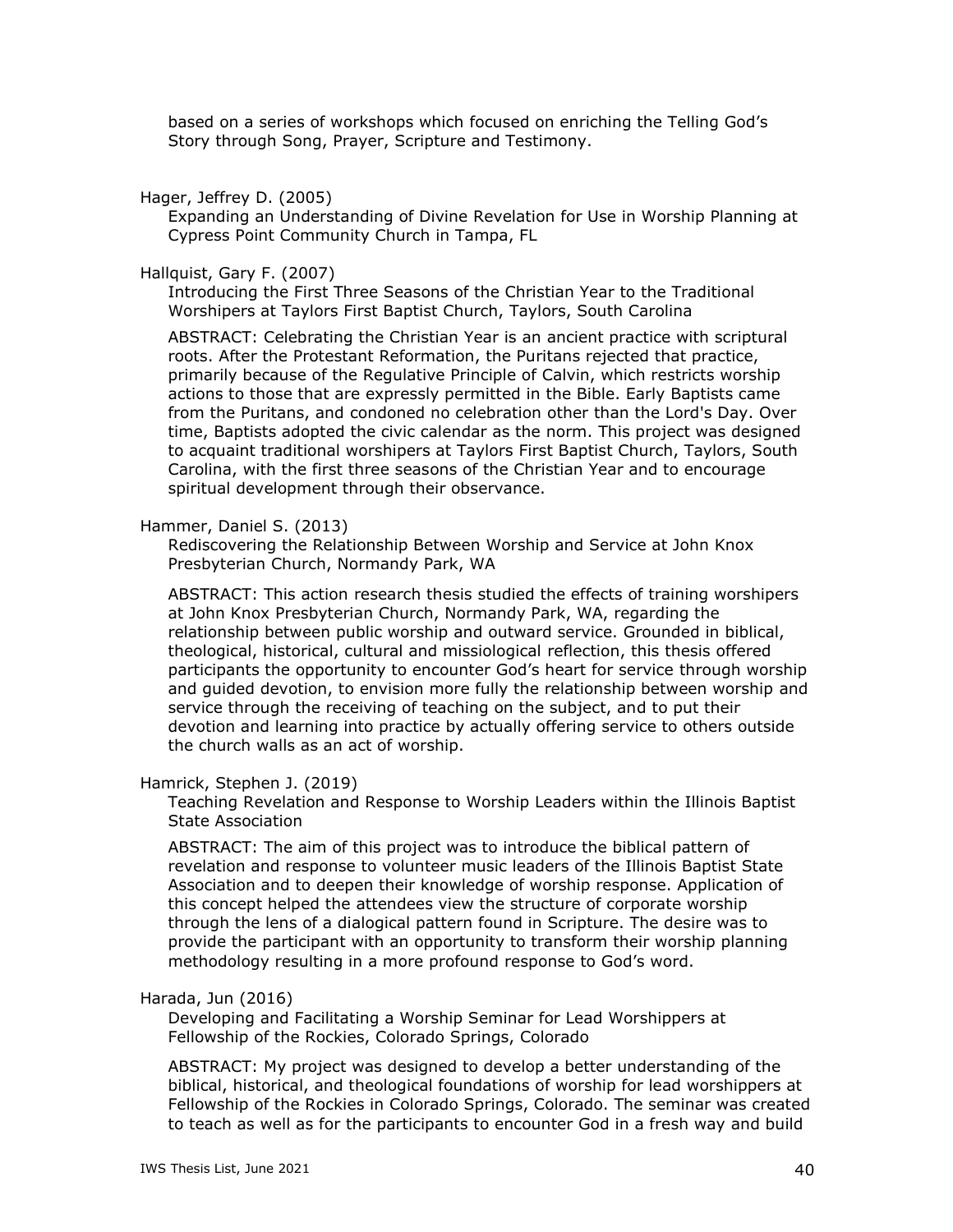based on a series of workshops which focused on enriching the Telling God's Story through Song, Prayer, Scripture and Testimony.

Hager, Jeffrey D. (2005)

Expanding an Understanding of Divine Revelation for Use in Worship Planning at Cypress Point Community Church in Tampa, FL

Hallquist, Gary F. (2007)

Introducing the First Three Seasons of the Christian Year to the Traditional Worshipers at Taylors First Baptist Church, Taylors, South Carolina

ABSTRACT: Celebrating the Christian Year is an ancient practice with scriptural roots. After the Protestant Reformation, the Puritans rejected that practice, primarily because of the Regulative Principle of Calvin, which restricts worship actions to those that are expressly permitted in the Bible. Early Baptists came from the Puritans, and condoned no celebration other than the Lord's Day. Over time, Baptists adopted the civic calendar as the norm. This project was designed to acquaint traditional worshipers at Taylors First Baptist Church, Taylors, South Carolina, with the first three seasons of the Christian Year and to encourage spiritual development through their observance.

Hammer, Daniel S. (2013)

Rediscovering the Relationship Between Worship and Service at John Knox Presbyterian Church, Normandy Park, WA

ABSTRACT: This action research thesis studied the effects of training worshipers at John Knox Presbyterian Church, Normandy Park, WA, regarding the relationship between public worship and outward service. Grounded in biblical, theological, historical, cultural and missiological reflection, this thesis offered participants the opportunity to encounter God's heart for service through worship and guided devotion, to envision more fully the relationship between worship and service through the receiving of teaching on the subject, and to put their devotion and learning into practice by actually offering service to others outside the church walls as an act of worship.

Hamrick, Stephen J. (2019)

Teaching Revelation and Response to Worship Leaders within the Illinois Baptist State Association

ABSTRACT: The aim of this project was to introduce the biblical pattern of revelation and response to volunteer music leaders of the Illinois Baptist State Association and to deepen their knowledge of worship response. Application of this concept helped the attendees view the structure of corporate worship through the lens of a dialogical pattern found in Scripture. The desire was to provide the participant with an opportunity to transform their worship planning methodology resulting in a more profound response to God's word.

Harada, Jun (2016)

Developing and Facilitating a Worship Seminar for Lead Worshippers at Fellowship of the Rockies, Colorado Springs, Colorado

ABSTRACT: My project was designed to develop a better understanding of the biblical, historical, and theological foundations of worship for lead worshippers at Fellowship of the Rockies in Colorado Springs, Colorado. The seminar was created to teach as well as for the participants to encounter God in a fresh way and build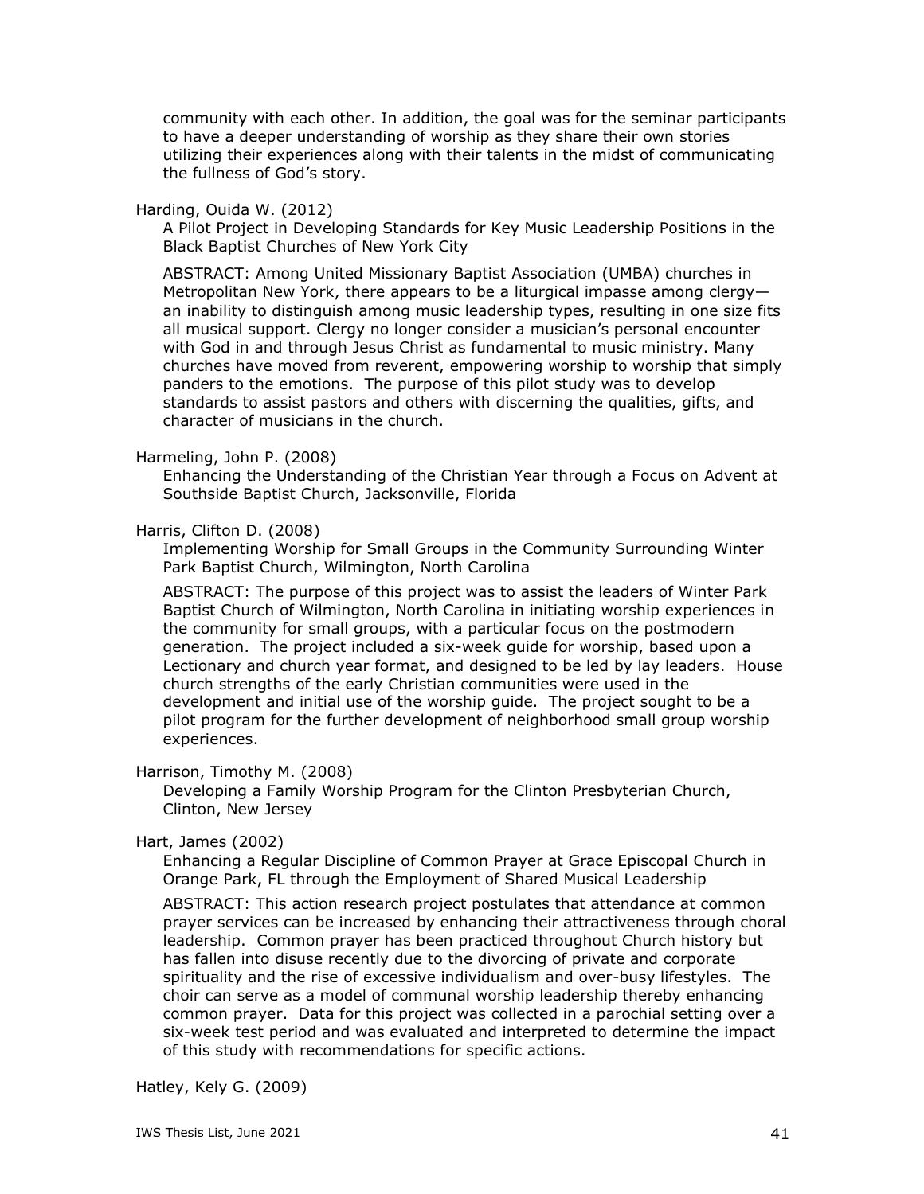community with each other. In addition, the goal was for the seminar participants to have a deeper understanding of worship as they share their own stories utilizing their experiences along with their talents in the midst of communicating the fullness of God's story.

Harding, Ouida W. (2012)

A Pilot Project in Developing Standards for Key Music Leadership Positions in the Black Baptist Churches of New York City

ABSTRACT: Among United Missionary Baptist Association (UMBA) churches in Metropolitan New York, there appears to be a liturgical impasse among clergy—an inability to distinguish among music leadership types, resulting in one size fits all musical support. Clergy no longer consider a musician's personal encounter with God in and through Jesus Christ as fundamental to music ministry. Many churches have moved from reverent, empowering worship to worship that simply panders to the emotions. The purpose of this pilot study was to develop standards to assist pastors and others with discerning the qualities, gifts, and character of musicians in the church.

Harmeling, John P. (2008)

Enhancing the Understanding of the Christian Year through a Focus on Advent at Southside Baptist Church, Jacksonville, Florida

Harris, Clifton D. (2008)

Implementing Worship for Small Groups in the Community Surrounding Winter Park Baptist Church, Wilmington, North Carolina

ABSTRACT: The purpose of this project was to assist the leaders of Winter Park Baptist Church of Wilmington, North Carolina in initiating worship experiences in the community for small groups, with a particular focus on the postmodern generation. The project included a six-week guide for worship, based upon a Lectionary and church year format, and designed to be led by lay leaders. House church strengths of the early Christian communities were used in the development and initial use of the worship guide. The project sought to be a pilot program for the further development of neighborhood small group worship experiences.

Harrison, Timothy M. (2008)

Developing a Family Worship Program for the Clinton Presbyterian Church, Clinton, New Jersey

Hart, James (2002)

Enhancing a Regular Discipline of Common Prayer at Grace Episcopal Church in Orange Park, FL through the Employment of Shared Musical Leadership

ABSTRACT: This action research project postulates that attendance at common prayer services can be increased by enhancing their attractiveness through choral leadership. Common prayer has been practiced throughout Church history but has fallen into disuse recently due to the divorcing of private and corporate spirituality and the rise of excessive individualism and over-busy lifestyles. The choir can serve as a model of communal worship leadership thereby enhancing common prayer. Data for this project was collected in a parochial setting over a six-week test period and was evaluated and interpreted to determine the impact of this study with recommendations for specific actions.

Hatley, Kely G. (2009)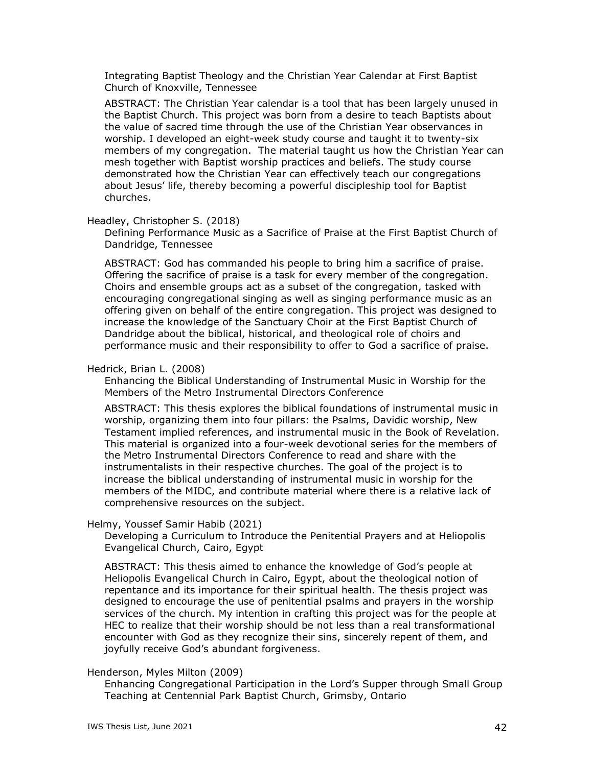Integrating Baptist Theology and the Christian Year Calendar at First Baptist Church of Knoxville, Tennessee

ABSTRACT: The Christian Year calendar is a tool that has been largely unused in the Baptist Church. This project was born from a desire to teach Baptists about the value of sacred time through the use of the Christian Year observances in worship. I developed an eight-week study course and taught it to twenty-six members of my congregation. The material taught us how the Christian Year can mesh together with Baptist worship practices and beliefs. The study course demonstrated how the Christian Year can effectively teach our congregations about Jesus' life, thereby becoming a powerful discipleship tool for Baptist churches.

Headley, Christopher S. (2018)

Defining Performance Music as a Sacrifice of Praise at the First Baptist Church of Dandridge, Tennessee

ABSTRACT: God has commanded his people to bring him a sacrifice of praise. Offering the sacrifice of praise is a task for every member of the congregation. Choirs and ensemble groups act as a subset of the congregation, tasked with encouraging congregational singing as well as singing performance music as an offering given on behalf of the entire congregation. This project was designed to increase the knowledge of the Sanctuary Choir at the First Baptist Church of Dandridge about the biblical, historical, and theological role of choirs and performance music and their responsibility to offer to God a sacrifice of praise.

Hedrick, Brian L. (2008)

Enhancing the Biblical Understanding of Instrumental Music in Worship for the Members of the Metro Instrumental Directors Conference

ABSTRACT: This thesis explores the biblical foundations of instrumental music in worship, organizing them into four pillars: the Psalms, Davidic worship, New Testament implied references, and instrumental music in the Book of Revelation. This material is organized into a four-week devotional series for the members of the Metro Instrumental Directors Conference to read and share with the instrumentalists in their respective churches. The goal of the project is to increase the biblical understanding of instrumental music in worship for the members of the MIDC, and contribute material where there is a relative lack of comprehensive resources on the subject.

Helmy, Youssef Samir Habib (2021)

Developing a Curriculum to Introduce the Penitential Prayers and at Heliopolis Evangelical Church, Cairo, Egypt

ABSTRACT: This thesis aimed to enhance the knowledge of God's people at Heliopolis Evangelical Church in Cairo, Egypt, about the theological notion of repentance and its importance for their spiritual health. The thesis project was designed to encourage the use of penitential psalms and prayers in the worship services of the church. My intention in crafting this project was for the people at HEC to realize that their worship should be not less than a real transformational encounter with God as they recognize their sins, sincerely repent of them, and joyfully receive God's abundant forgiveness.

Henderson, Myles Milton (2009)

Enhancing Congregational Participation in the Lord's Supper through Small Group Teaching at Centennial Park Baptist Church, Grimsby, Ontario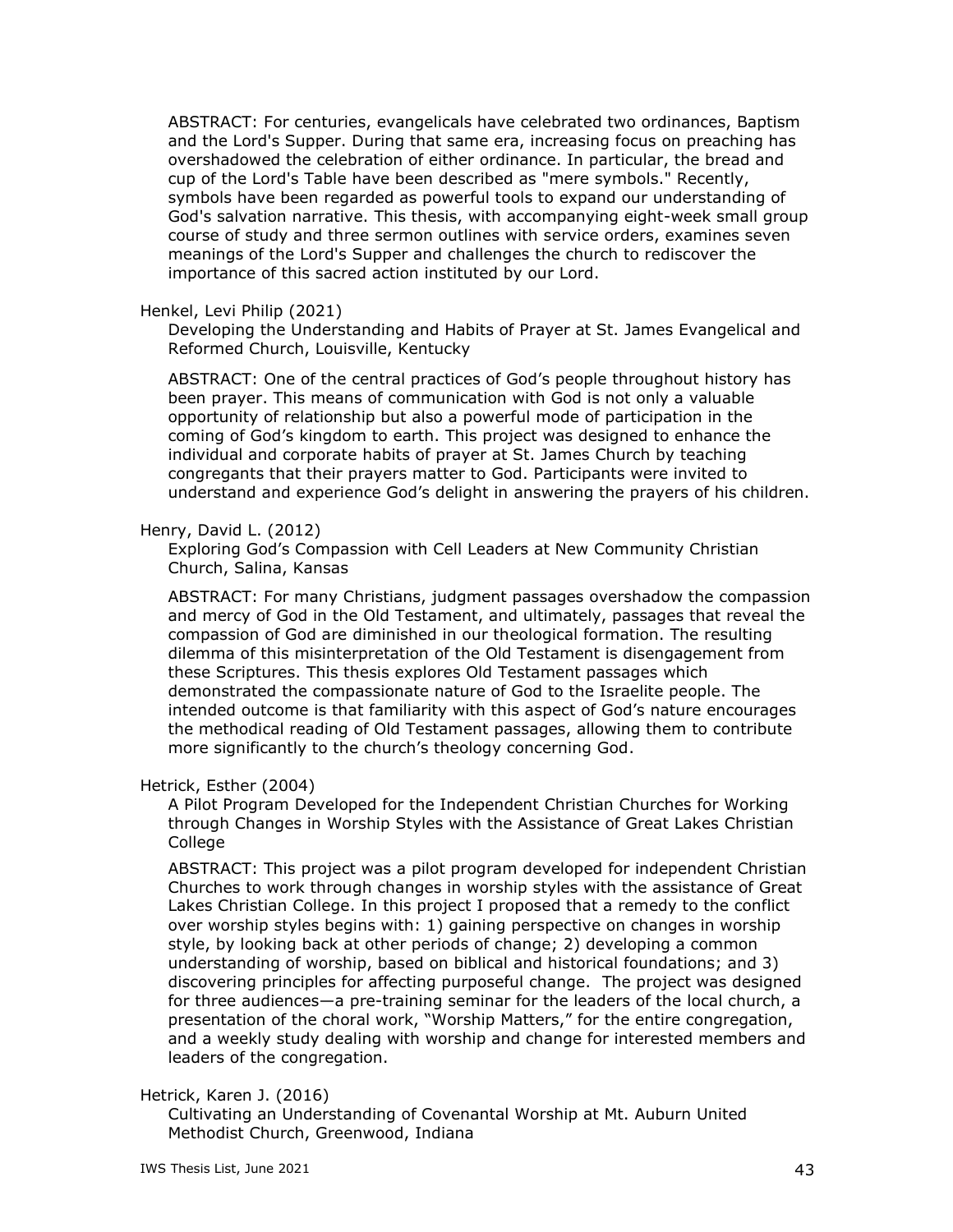ABSTRACT: For centuries, evangelicals have celebrated two ordinances, Baptism and the Lord's Supper. During that same era, increasing focus on preaching has overshadowed the celebration of either ordinance. In particular, the bread and cup of the Lord's Table have been described as "mere symbols." Recently, symbols have been regarded as powerful tools to expand our understanding of God's salvation narrative. This thesis, with accompanying eight-week small group course of study and three sermon outlines with service orders, examines seven meanings of the Lord's Supper and challenges the church to rediscover the importance of this sacred action instituted by our Lord.

Henkel, Levi Philip (2021)

Developing the Understanding and Habits of Prayer at St. James Evangelical and Reformed Church, Louisville, Kentucky

ABSTRACT: One of the central practices of God's people throughout history has been prayer. This means of communication with God is not only a valuable opportunity of relationship but also a powerful mode of participation in the coming of God's kingdom to earth. This project was designed to enhance the individual and corporate habits of prayer at St. James Church by teaching congregants that their prayers matter to God. Participants were invited to understand and experience God's delight in answering the prayers of his children.

Henry, David L. (2012)

Exploring God's Compassion with Cell Leaders at New Community Christian Church, Salina, Kansas

ABSTRACT: For many Christians, judgment passages overshadow the compassion and mercy of God in the Old Testament, and ultimately, passages that reveal the compassion of God are diminished in our theological formation. The resulting dilemma of this misinterpretation of the Old Testament is disengagement from these Scriptures. This thesis explores Old Testament passages which demonstrated the compassionate nature of God to the Israelite people. The intended outcome is that familiarity with this aspect of God's nature encourages the methodical reading of Old Testament passages, allowing them to contribute more significantly to the church's theology concerning God.

Hetrick, Esther (2004)

A Pilot Program Developed for the Independent Christian Churches for Working through Changes in Worship Styles with the Assistance of Great Lakes Christian College

ABSTRACT: This project was a pilot program developed for independent Christian Churches to work through changes in worship styles with the assistance of Great Lakes Christian College. In this project I proposed that a remedy to the conflict over worship styles begins with: 1) gaining perspective on changes in worship style, by looking back at other periods of change; 2) developing a common understanding of worship, based on biblical and historical foundations; and 3) discovering principles for affecting purposeful change. The project was designed for three audiences—a pre-training seminar for the leaders of the local church, a presentation of the choral work, "Worship Matters," for the entire congregation, and a weekly study dealing with worship and change for interested members and leaders of the congregation.

Hetrick, Karen J. (2016)

Cultivating an Understanding of Covenantal Worship at Mt. Auburn United Methodist Church, Greenwood, Indiana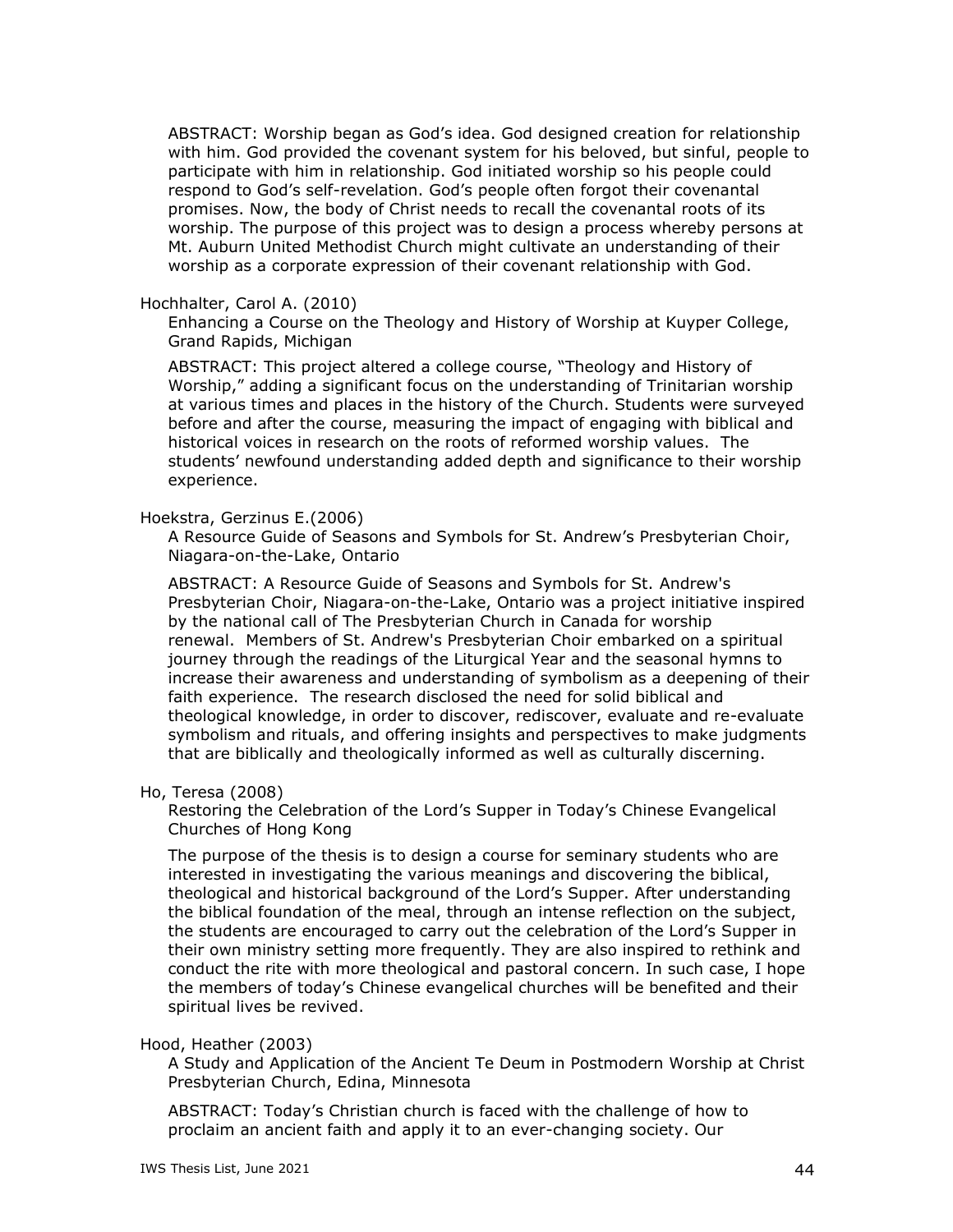ABSTRACT: Worship began as God's idea. God designed creation for relationship with him. God provided the covenant system for his beloved, but sinful, people to participate with him in relationship. God initiated worship so his people could respond to God's self-revelation. God's people often forgot their covenantal promises. Now, the body of Christ needs to recall the covenantal roots of its worship. The purpose of this project was to design a process whereby persons at Mt. Auburn United Methodist Church might cultivate an understanding of their worship as a corporate expression of their covenant relationship with God.

Hochhalter, Carol A. (2010)

Enhancing a Course on the Theology and History of Worship at Kuyper College, Grand Rapids, Michigan

ABSTRACT: This project altered a college course, "Theology and History of Worship," adding a significant focus on the understanding of Trinitarian worship at various times and places in the history of the Church. Students were surveyed before and after the course, measuring the impact of engaging with biblical and historical voices in research on the roots of reformed worship values. The students' newfound understanding added depth and significance to their worship experience.

Hoekstra, Gerzinus E.(2006)

A Resource Guide of Seasons and Symbols for St. Andrew's Presbyterian Choir, Niagara-on-the-Lake, Ontario

ABSTRACT: A Resource Guide of Seasons and Symbols for St. Andrew's Presbyterian Choir, Niagara-on-the-Lake, Ontario was a project initiative inspired by the national call of The Presbyterian Church in Canada for worship renewal. Members of St. Andrew's Presbyterian Choir embarked on a spiritual journey through the readings of the Liturgical Year and the seasonal hymns to increase their awareness and understanding of symbolism as a deepening of their faith experience. The research disclosed the need for solid biblical and theological knowledge, in order to discover, rediscover, evaluate and re-evaluate symbolism and rituals, and offering insights and perspectives to make judgments that are biblically and theologically informed as well as culturally discerning.

Ho, Teresa (2008)

Restoring the Celebration of the Lord's Supper in Today's Chinese Evangelical Churches of Hong Kong

The purpose of the thesis is to design a course for seminary students who are interested in investigating the various meanings and discovering the biblical, theological and historical background of the Lord's Supper. After understanding the biblical foundation of the meal, through an intense reflection on the subject, the students are encouraged to carry out the celebration of the Lord's Supper in their own ministry setting more frequently. They are also inspired to rethink and conduct the rite with more theological and pastoral concern. In such case, I hope the members of today's Chinese evangelical churches will be benefited and their spiritual lives be revived.

Hood, Heather (2003)

A Study and Application of the Ancient Te Deum in Postmodern Worship at Christ Presbyterian Church, Edina, Minnesota

ABSTRACT: Today's Christian church is faced with the challenge of how to proclaim an ancient faith and apply it to an ever-changing society. Our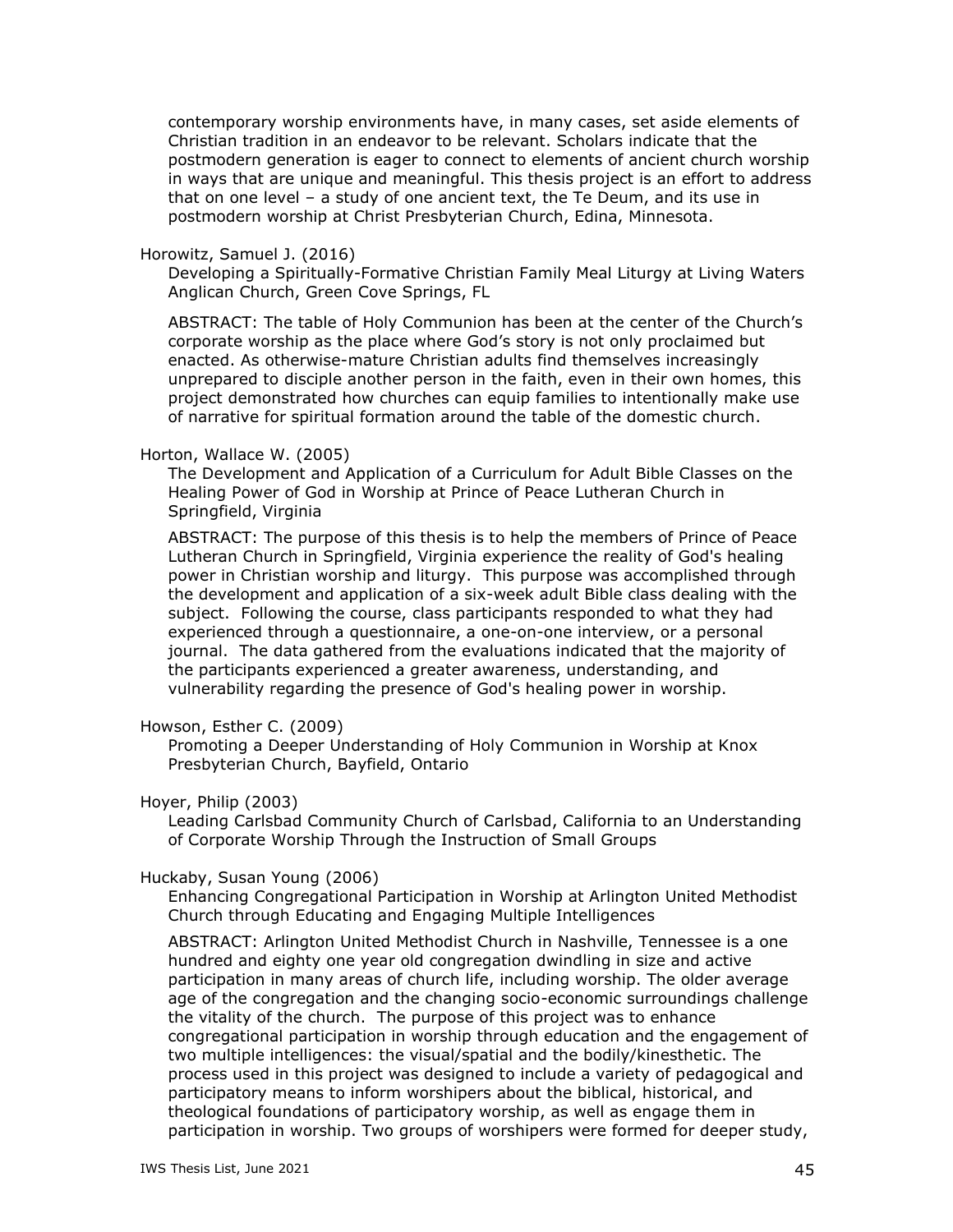contemporary worship environments have, in many cases, set aside elements of Christian tradition in an endeavor to be relevant. Scholars indicate that the postmodern generation is eager to connect to elements of ancient church worship in ways that are unique and meaningful. This thesis project is an effort to address that on one level – a study of one ancient text, the Te Deum, and its use in postmodern worship at Christ Presbyterian Church, Edina, Minnesota.

Horowitz, Samuel J. (2016)

Developing a Spiritually-Formative Christian Family Meal Liturgy at Living Waters Anglican Church, Green Cove Springs, FL

ABSTRACT: The table of Holy Communion has been at the center of the Church's corporate worship as the place where God's story is not only proclaimed but enacted. As otherwise-mature Christian adults find themselves increasingly unprepared to disciple another person in the faith, even in their own homes, this project demonstrated how churches can equip families to intentionally make use of narrative for spiritual formation around the table of the domestic church.

Horton, Wallace W. (2005)

The Development and Application of a Curriculum for Adult Bible Classes on the Healing Power of God in Worship at Prince of Peace Lutheran Church in Springfield, Virginia

ABSTRACT: The purpose of this thesis is to help the members of Prince of Peace Lutheran Church in Springfield, Virginia experience the reality of God's healing power in Christian worship and liturgy. This purpose was accomplished through the development and application of a six-week adult Bible class dealing with the subject. Following the course, class participants responded to what they had experienced through a questionnaire, a one-on-one interview, or a personal journal. The data gathered from the evaluations indicated that the majority of the participants experienced a greater awareness, understanding, and vulnerability regarding the presence of God's healing power in worship.

Howson, Esther C. (2009)

Promoting a Deeper Understanding of Holy Communion in Worship at Knox Presbyterian Church, Bayfield, Ontario

Hoyer, Philip (2003)

Leading Carlsbad Community Church of Carlsbad, California to an Understanding of Corporate Worship Through the Instruction of Small Groups

Huckaby, Susan Young (2006)

Enhancing Congregational Participation in Worship at Arlington United Methodist Church through Educating and Engaging Multiple Intelligences

ABSTRACT: Arlington United Methodist Church in Nashville, Tennessee is a one hundred and eighty one year old congregation dwindling in size and active participation in many areas of church life, including worship. The older average age of the congregation and the changing socio-economic surroundings challenge the vitality of the church. The purpose of this project was to enhance congregational participation in worship through education and the engagement of two multiple intelligences: the visual/spatial and the bodily/kinesthetic. The process used in this project was designed to include a variety of pedagogical and participatory means to inform worshipers about the biblical, historical, and theological foundations of participatory worship, as well as engage them in participation in worship. Two groups of worshipers were formed for deeper study,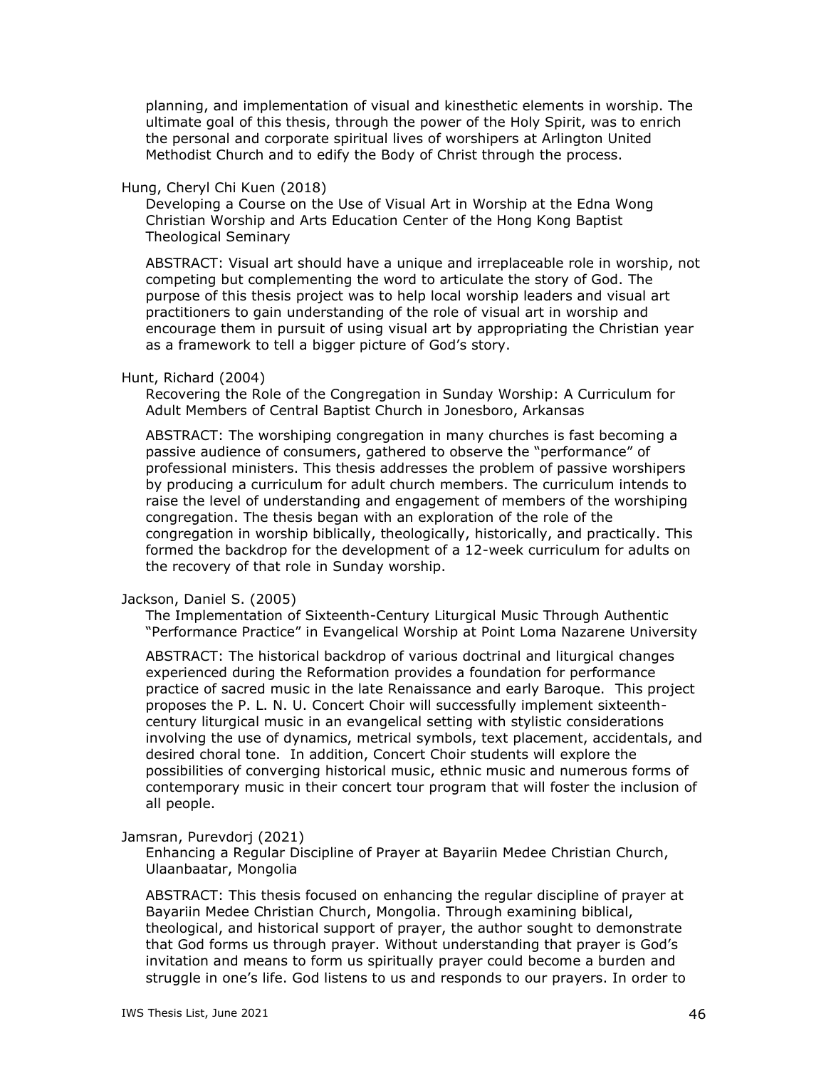planning, and implementation of visual and kinesthetic elements in worship. The ultimate goal of this thesis, through the power of the Holy Spirit, was to enrich the personal and corporate spiritual lives of worshipers at Arlington United Methodist Church and to edify the Body of Christ through the process.

Hung, Cheryl Chi Kuen (2018)

Developing a Course on the Use of Visual Art in Worship at the Edna Wong Christian Worship and Arts Education Center of the Hong Kong Baptist Theological Seminary

ABSTRACT: Visual art should have a unique and irreplaceable role in worship, not competing but complementing the word to articulate the story of God. The purpose of this thesis project was to help local worship leaders and visual art practitioners to gain understanding of the role of visual art in worship and encourage them in pursuit of using visual art by appropriating the Christian year as a framework to tell a bigger picture of God's story.

Hunt, Richard (2004)

Recovering the Role of the Congregation in Sunday Worship: A Curriculum for Adult Members of Central Baptist Church in Jonesboro, Arkansas

ABSTRACT: The worshiping congregation in many churches is fast becoming a passive audience of consumers, gathered to observe the "performance" of professional ministers. This thesis addresses the problem of passive worshipers by producing a curriculum for adult church members. The curriculum intends to raise the level of understanding and engagement of members of the worshiping congregation. The thesis began with an exploration of the role of the congregation in worship biblically, theologically, historically, and practically. This formed the backdrop for the development of a 12-week curriculum for adults on the recovery of that role in Sunday worship.

Jackson, Daniel S. (2005)

The Implementation of Sixteenth-Century Liturgical Music Through Authentic "Performance Practice" in Evangelical Worship at Point Loma Nazarene University

ABSTRACT: The historical backdrop of various doctrinal and liturgical changes experienced during the Reformation provides a foundation for performance practice of sacred music in the late Renaissance and early Baroque. This project proposes the P. L. N. U. Concert Choir will successfully implement sixteenth-century liturgical music in an evangelical setting with stylistic considerations involving the use of dynamics, metrical symbols, text placement, accidentals, and desired choral tone. In addition, Concert Choir students will explore the possibilities of converging historical music, ethnic music and numerous forms of contemporary music in their concert tour program that will foster the inclusion of all people.

Jamsran, Purevdorj (2021)

Enhancing a Regular Discipline of Prayer at Bayariin Medee Christian Church, Ulaanbaatar, Mongolia

ABSTRACT: This thesis focused on enhancing the regular discipline of prayer at Bayariin Medee Christian Church, Mongolia. Through examining biblical, theological, and historical support of prayer, the author sought to demonstrate that God forms us through prayer. Without understanding that prayer is God's invitation and means to form us spiritually prayer could become a burden and struggle in one's life. God listens to us and responds to our prayers. In order to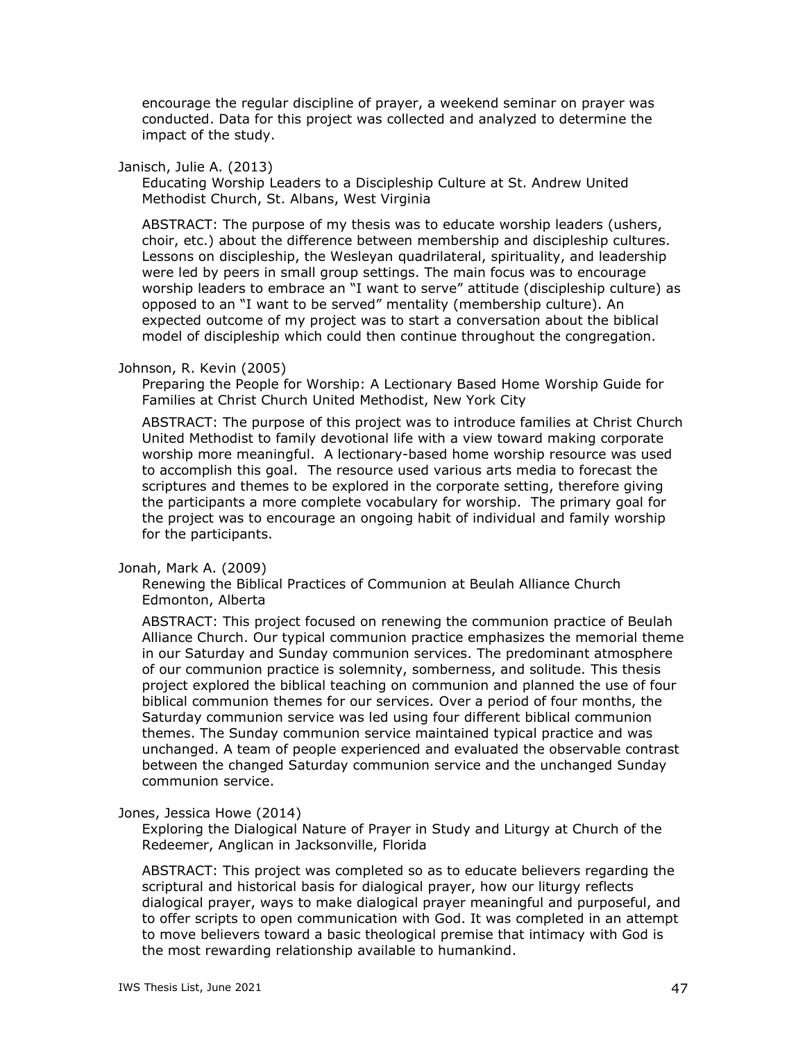encourage the regular discipline of prayer, a weekend seminar on prayer was conducted. Data for this project was collected and analyzed to determine the impact of the study.

Janisch, Julie A. (2013)

Educating Worship Leaders to a Discipleship Culture at St. Andrew United Methodist Church, St. Albans, West Virginia

ABSTRACT: The purpose of my thesis was to educate worship leaders (ushers, choir, etc.) about the difference between membership and discipleship cultures. Lessons on discipleship, the Wesleyan quadrilateral, spirituality, and leadership were led by peers in small group settings. The main focus was to encourage worship leaders to embrace an "I want to serve" attitude (discipleship culture) as opposed to an "I want to be served" mentality (membership culture). An expected outcome of my project was to start a conversation about the biblical model of discipleship which could then continue throughout the congregation.

Johnson, R. Kevin (2005)

Preparing the People for Worship: A Lectionary Based Home Worship Guide for Families at Christ Church United Methodist, New York City

ABSTRACT: The purpose of this project was to introduce families at Christ Church United Methodist to family devotional life with a view toward making corporate worship more meaningful. A lectionary-based home worship resource was used to accomplish this goal. The resource used various arts media to forecast the scriptures and themes to be explored in the corporate setting, therefore giving the participants a more complete vocabulary for worship. The primary goal for the project was to encourage an ongoing habit of individual and family worship for the participants.

Jonah, Mark A. (2009)

Renewing the Biblical Practices of Communion at Beulah Alliance Church Edmonton, Alberta

ABSTRACT: This project focused on renewing the communion practice of Beulah Alliance Church. Our typical communion practice emphasizes the memorial theme in our Saturday and Sunday communion services. The predominant atmosphere of our communion practice is solemnity, somberness, and solitude. This thesis project explored the biblical teaching on communion and planned the use of four biblical communion themes for our services. Over a period of four months, the Saturday communion service was led using four different biblical communion themes. The Sunday communion service maintained typical practice and was unchanged. A team of people experienced and evaluated the observable contrast between the changed Saturday communion service and the unchanged Sunday communion service.

Jones, Jessica Howe (2014)

Exploring the Dialogical Nature of Prayer in Study and Liturgy at Church of the Redeemer, Anglican in Jacksonville, Florida

ABSTRACT: This project was completed so as to educate believers regarding the scriptural and historical basis for dialogical prayer, how our liturgy reflects dialogical prayer, ways to make dialogical prayer meaningful and purposeful, and to offer scripts to open communication with God. It was completed in an attempt to move believers toward a basic theological premise that intimacy with God is the most rewarding relationship available to humankind.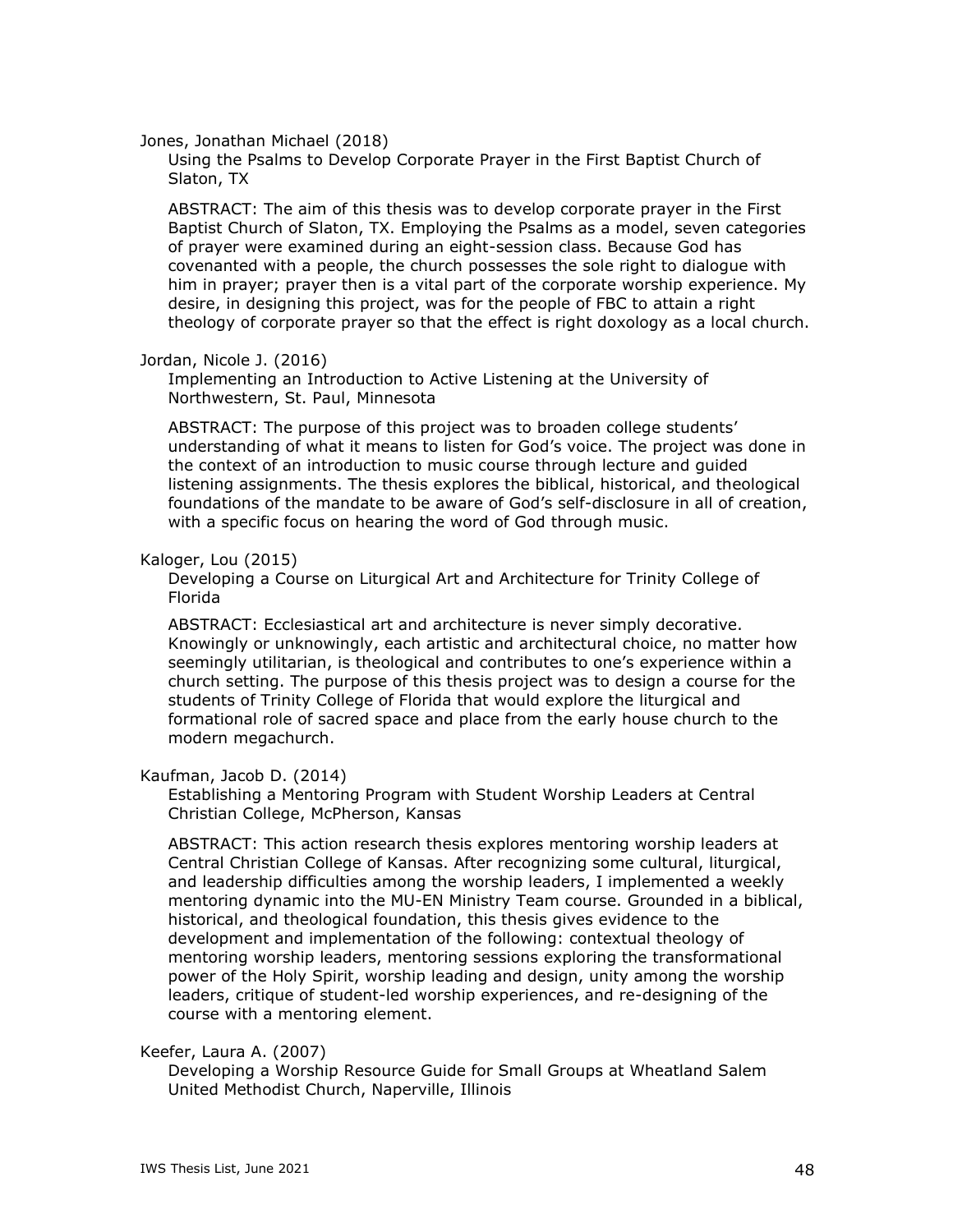Jones, Jonathan Michael (2018)

Using the Psalms to Develop Corporate Prayer in the First Baptist Church of Slaton, TX

ABSTRACT: The aim of this thesis was to develop corporate prayer in the First Baptist Church of Slaton, TX. Employing the Psalms as a model, seven categories of prayer were examined during an eight-session class. Because God has covenanted with a people, the church possesses the sole right to dialogue with him in prayer; prayer then is a vital part of the corporate worship experience. My desire, in designing this project, was for the people of FBC to attain a right theology of corporate prayer so that the effect is right doxology as a local church.

Jordan, Nicole J. (2016)

Implementing an Introduction to Active Listening at the University of Northwestern, St. Paul, Minnesota

ABSTRACT: The purpose of this project was to broaden college students' understanding of what it means to listen for God's voice. The project was done in the context of an introduction to music course through lecture and guided listening assignments. The thesis explores the biblical, historical, and theological foundations of the mandate to be aware of God's self-disclosure in all of creation, with a specific focus on hearing the word of God through music.

Kaloger, Lou (2015)

Developing a Course on Liturgical Art and Architecture for Trinity College of Florida

ABSTRACT: Ecclesiastical art and architecture is never simply decorative. Knowingly or unknowingly, each artistic and architectural choice, no matter how seemingly utilitarian, is theological and contributes to one's experience within a church setting. The purpose of this thesis project was to design a course for the students of Trinity College of Florida that would explore the liturgical and formational role of sacred space and place from the early house church to the modern megachurch.

Kaufman, Jacob D. (2014)

Establishing a Mentoring Program with Student Worship Leaders at Central Christian College, McPherson, Kansas

ABSTRACT: This action research thesis explores mentoring worship leaders at Central Christian College of Kansas. After recognizing some cultural, liturgical, and leadership difficulties among the worship leaders, I implemented a weekly mentoring dynamic into the MU-EN Ministry Team course. Grounded in a biblical, historical, and theological foundation, this thesis gives evidence to the development and implementation of the following: contextual theology of mentoring worship leaders, mentoring sessions exploring the transformational power of the Holy Spirit, worship leading and design, unity among the worship leaders, critique of student-led worship experiences, and re-designing of the course with a mentoring element.

Keefer, Laura A. (2007)

Developing a Worship Resource Guide for Small Groups at Wheatland Salem United Methodist Church, Naperville, Illinois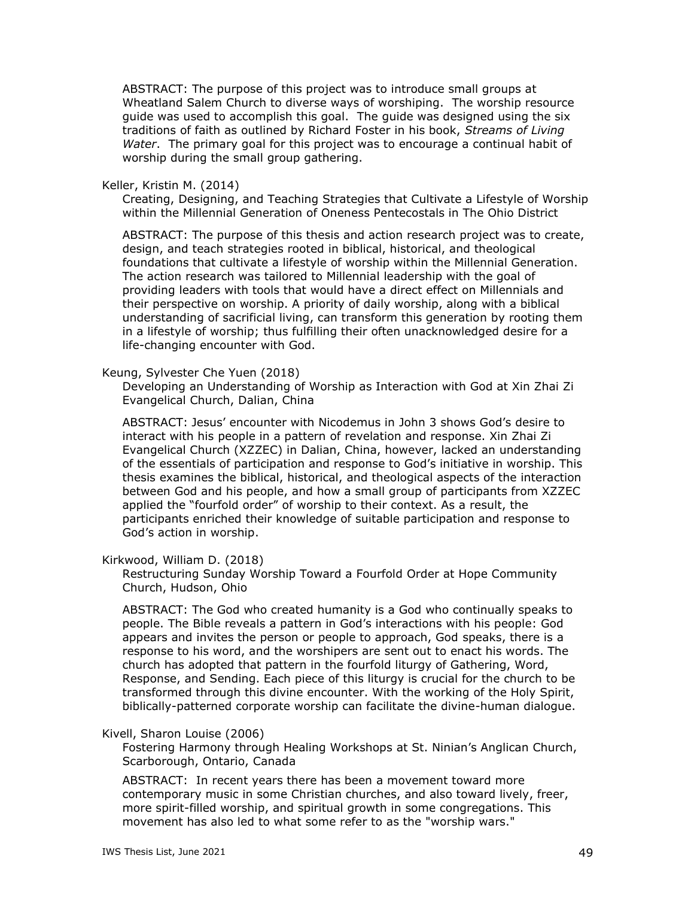ABSTRACT: The purpose of this project was to introduce small groups at Wheatland Salem Church to diverse ways of worshiping. The worship resource guide was used to accomplish this goal. The guide was designed using the six traditions of faith as outlined by Richard Foster in his book, *Streams of Living Water*. The primary goal for this project was to encourage a continual habit of worship during the small group gathering.

Keller, Kristin M. (2014)

Creating, Designing, and Teaching Strategies that Cultivate a Lifestyle of Worship within the Millennial Generation of Oneness Pentecostals in The Ohio District

ABSTRACT: The purpose of this thesis and action research project was to create, design, and teach strategies rooted in biblical, historical, and theological foundations that cultivate a lifestyle of worship within the Millennial Generation. The action research was tailored to Millennial leadership with the goal of providing leaders with tools that would have a direct effect on Millennials and their perspective on worship. A priority of daily worship, along with a biblical understanding of sacrificial living, can transform this generation by rooting them in a lifestyle of worship; thus fulfilling their often unacknowledged desire for a life-changing encounter with God.

Keung, Sylvester Che Yuen (2018)

Developing an Understanding of Worship as Interaction with God at Xin Zhai Zi Evangelical Church, Dalian, China

ABSTRACT: Jesus' encounter with Nicodemus in John 3 shows God's desire to interact with his people in a pattern of revelation and response. Xin Zhai Zi Evangelical Church (XZZEC) in Dalian, China, however, lacked an understanding of the essentials of participation and response to God's initiative in worship. This thesis examines the biblical, historical, and theological aspects of the interaction between God and his people, and how a small group of participants from XZZEC applied the "fourfold order" of worship to their context. As a result, the participants enriched their knowledge of suitable participation and response to God's action in worship.

Kirkwood, William D. (2018)

Restructuring Sunday Worship Toward a Fourfold Order at Hope Community Church, Hudson, Ohio

ABSTRACT: The God who created humanity is a God who continually speaks to people. The Bible reveals a pattern in God's interactions with his people: God appears and invites the person or people to approach, God speaks, there is a response to his word, and the worshipers are sent out to enact his words. The church has adopted that pattern in the fourfold liturgy of Gathering, Word, Response, and Sending. Each piece of this liturgy is crucial for the church to be transformed through this divine encounter. With the working of the Holy Spirit, biblically-patterned corporate worship can facilitate the divine-human dialogue.

Kivell, Sharon Louise (2006)

Fostering Harmony through Healing Workshops at St. Ninian's Anglican Church, Scarborough, Ontario, Canada

ABSTRACT: In recent years there has been a movement toward more contemporary music in some Christian churches, and also toward lively, freer, more spirit-filled worship, and spiritual growth in some congregations. This movement has also led to what some refer to as the "worship wars."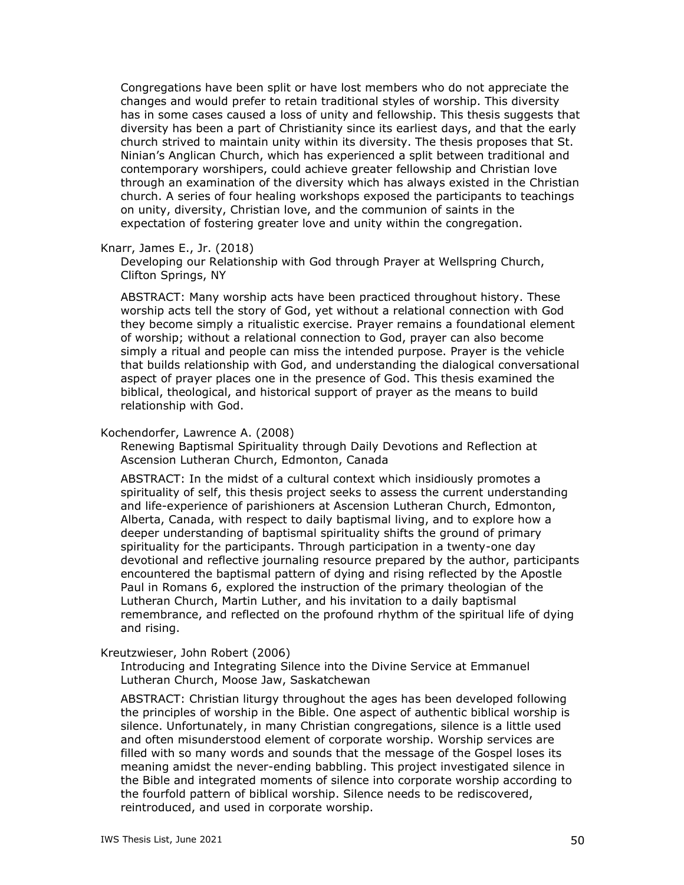Congregations have been split or have lost members who do not appreciate the changes and would prefer to retain traditional styles of worship. This diversity has in some cases caused a loss of unity and fellowship. This thesis suggests that diversity has been a part of Christianity since its earliest days, and that the early church strived to maintain unity within its diversity. The thesis proposes that St. Ninian's Anglican Church, which has experienced a split between traditional and contemporary worshipers, could achieve greater fellowship and Christian love through an examination of the diversity which has always existed in the Christian church. A series of four healing workshops exposed the participants to teachings on unity, diversity, Christian love, and the communion of saints in the expectation of fostering greater love and unity within the congregation.

Knarr, James E., Jr. (2018)

Developing our Relationship with God through Prayer at Wellspring Church, Clifton Springs, NY

ABSTRACT: Many worship acts have been practiced throughout history. These worship acts tell the story of God, yet without a relational connection with God they become simply a ritualistic exercise. Prayer remains a foundational element of worship; without a relational connection to God, prayer can also become simply a ritual and people can miss the intended purpose. Prayer is the vehicle that builds relationship with God, and understanding the dialogical conversational aspect of prayer places one in the presence of God. This thesis examined the biblical, theological, and historical support of prayer as the means to build relationship with God.

Kochendorfer, Lawrence A. (2008)

Renewing Baptismal Spirituality through Daily Devotions and Reflection at Ascension Lutheran Church, Edmonton, Canada

ABSTRACT: In the midst of a cultural context which insidiously promotes a spirituality of self, this thesis project seeks to assess the current understanding and life-experience of parishioners at Ascension Lutheran Church, Edmonton, Alberta, Canada, with respect to daily baptismal living, and to explore how a deeper understanding of baptismal spirituality shifts the ground of primary spirituality for the participants. Through participation in a twenty-one day devotional and reflective journaling resource prepared by the author, participants encountered the baptismal pattern of dying and rising reflected by the Apostle Paul in Romans 6, explored the instruction of the primary theologian of the Lutheran Church, Martin Luther, and his invitation to a daily baptismal remembrance, and reflected on the profound rhythm of the spiritual life of dying and rising.

Kreutzwieser, John Robert (2006)

Introducing and Integrating Silence into the Divine Service at Emmanuel Lutheran Church, Moose Jaw, Saskatchewan

ABSTRACT: Christian liturgy throughout the ages has been developed following the principles of worship in the Bible. One aspect of authentic biblical worship is silence. Unfortunately, in many Christian congregations, silence is a little used and often misunderstood element of corporate worship. Worship services are filled with so many words and sounds that the message of the Gospel loses its meaning amidst the never-ending babbling. This project investigated silence in the Bible and integrated moments of silence into corporate worship according to the fourfold pattern of biblical worship. Silence needs to be rediscovered, reintroduced, and used in corporate worship.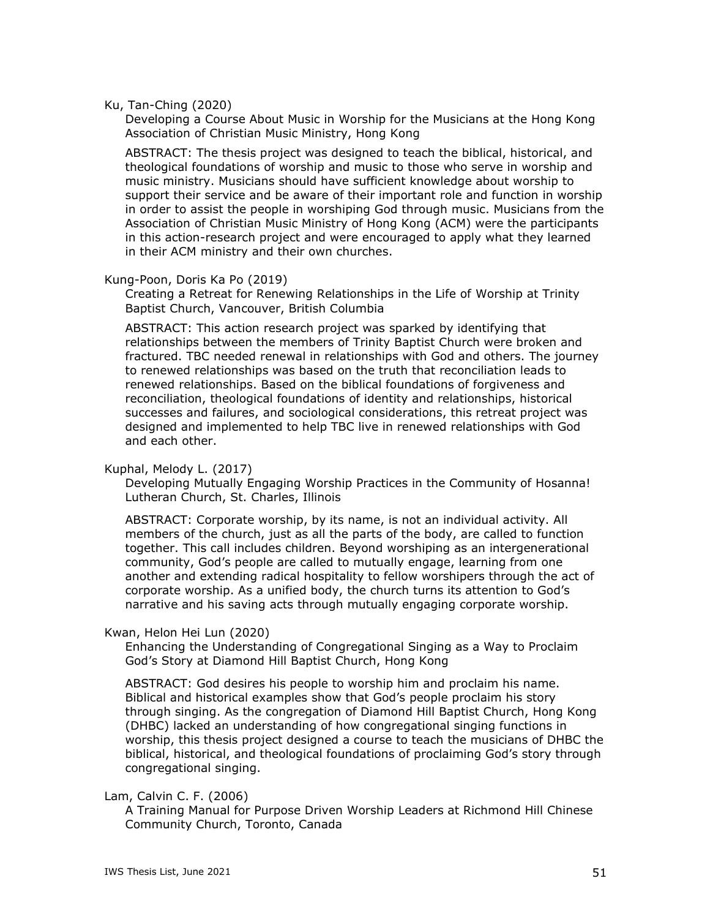Ku, Tan-Ching (2020)

Developing a Course About Music in Worship for the Musicians at the Hong Kong Association of Christian Music Ministry, Hong Kong

ABSTRACT: The thesis project was designed to teach the biblical, historical, and theological foundations of worship and music to those who serve in worship and music ministry. Musicians should have sufficient knowledge about worship to support their service and be aware of their important role and function in worship in order to assist the people in worshiping God through music. Musicians from the Association of Christian Music Ministry of Hong Kong (ACM) were the participants in this action-research project and were encouraged to apply what they learned in their ACM ministry and their own churches.

Kung-Poon, Doris Ka Po (2019)

Creating a Retreat for Renewing Relationships in the Life of Worship at Trinity Baptist Church, Vancouver, British Columbia

ABSTRACT: This action research project was sparked by identifying that relationships between the members of Trinity Baptist Church were broken and fractured. TBC needed renewal in relationships with God and others. The journey to renewed relationships was based on the truth that reconciliation leads to renewed relationships. Based on the biblical foundations of forgiveness and reconciliation, theological foundations of identity and relationships, historical successes and failures, and sociological considerations, this retreat project was designed and implemented to help TBC live in renewed relationships with God and each other.

Kuphal, Melody L. (2017)

Developing Mutually Engaging Worship Practices in the Community of Hosanna! Lutheran Church, St. Charles, Illinois

ABSTRACT: Corporate worship, by its name, is not an individual activity. All members of the church, just as all the parts of the body, are called to function together. This call includes children. Beyond worshiping as an intergenerational community, God's people are called to mutually engage, learning from one another and extending radical hospitality to fellow worshipers through the act of corporate worship. As a unified body, the church turns its attention to God's narrative and his saving acts through mutually engaging corporate worship.

Kwan, Helon Hei Lun (2020)

Enhancing the Understanding of Congregational Singing as a Way to Proclaim God's Story at Diamond Hill Baptist Church, Hong Kong

ABSTRACT: God desires his people to worship him and proclaim his name. Biblical and historical examples show that God's people proclaim his story through singing. As the congregation of Diamond Hill Baptist Church, Hong Kong (DHBC) lacked an understanding of how congregational singing functions in worship, this thesis project designed a course to teach the musicians of DHBC the biblical, historical, and theological foundations of proclaiming God's story through congregational singing.

Lam, Calvin C. F. (2006)

A Training Manual for Purpose Driven Worship Leaders at Richmond Hill Chinese Community Church, Toronto, Canada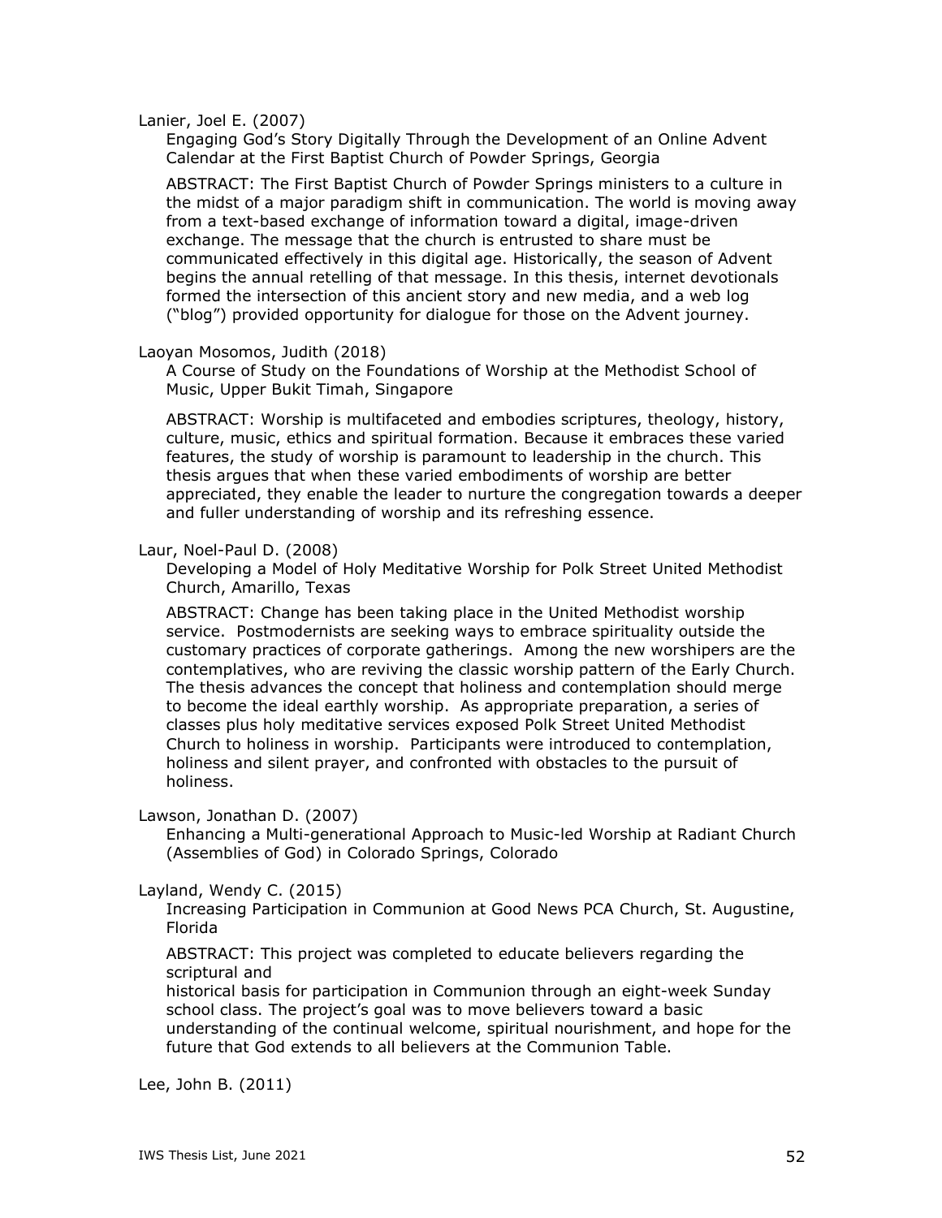Lanier, Joel E. (2007)

Engaging God's Story Digitally Through the Development of an Online Advent Calendar at the First Baptist Church of Powder Springs, Georgia

ABSTRACT: The First Baptist Church of Powder Springs ministers to a culture in the midst of a major paradigm shift in communication. The world is moving away from a text-based exchange of information toward a digital, image-driven exchange. The message that the church is entrusted to share must be communicated effectively in this digital age. Historically, the season of Advent begins the annual retelling of that message. In this thesis, internet devotionals formed the intersection of this ancient story and new media, and a web log ("blog") provided opportunity for dialogue for those on the Advent journey.

Laoyan Mosomos, Judith (2018)

A Course of Study on the Foundations of Worship at the Methodist School of Music, Upper Bukit Timah, Singapore

ABSTRACT: Worship is multifaceted and embodies scriptures, theology, history, culture, music, ethics and spiritual formation. Because it embraces these varied features, the study of worship is paramount to leadership in the church. This thesis argues that when these varied embodiments of worship are better appreciated, they enable the leader to nurture the congregation towards a deeper and fuller understanding of worship and its refreshing essence.

Laur, Noel-Paul D. (2008)

Developing a Model of Holy Meditative Worship for Polk Street United Methodist Church, Amarillo, Texas

ABSTRACT: Change has been taking place in the United Methodist worship service. Postmodernists are seeking ways to embrace spirituality outside the customary practices of corporate gatherings. Among the new worshipers are the contemplatives, who are reviving the classic worship pattern of the Early Church. The thesis advances the concept that holiness and contemplation should merge to become the ideal earthly worship. As appropriate preparation, a series of classes plus holy meditative services exposed Polk Street United Methodist Church to holiness in worship. Participants were introduced to contemplation, holiness and silent prayer, and confronted with obstacles to the pursuit of holiness.

Lawson, Jonathan D. (2007)

Enhancing a Multi-generational Approach to Music-led Worship at Radiant Church (Assemblies of God) in Colorado Springs, Colorado

Layland, Wendy C. (2015)

Increasing Participation in Communion at Good News PCA Church, St. Augustine, Florida

ABSTRACT: This project was completed to educate believers regarding the scriptural and
historical basis for participation in Communion through an eight-week Sunday school class. The project's goal was to move believers toward a basic understanding of the continual welcome, spiritual nourishment, and hope for the future that God extends to all believers at the Communion Table.

Lee, John B. (2011)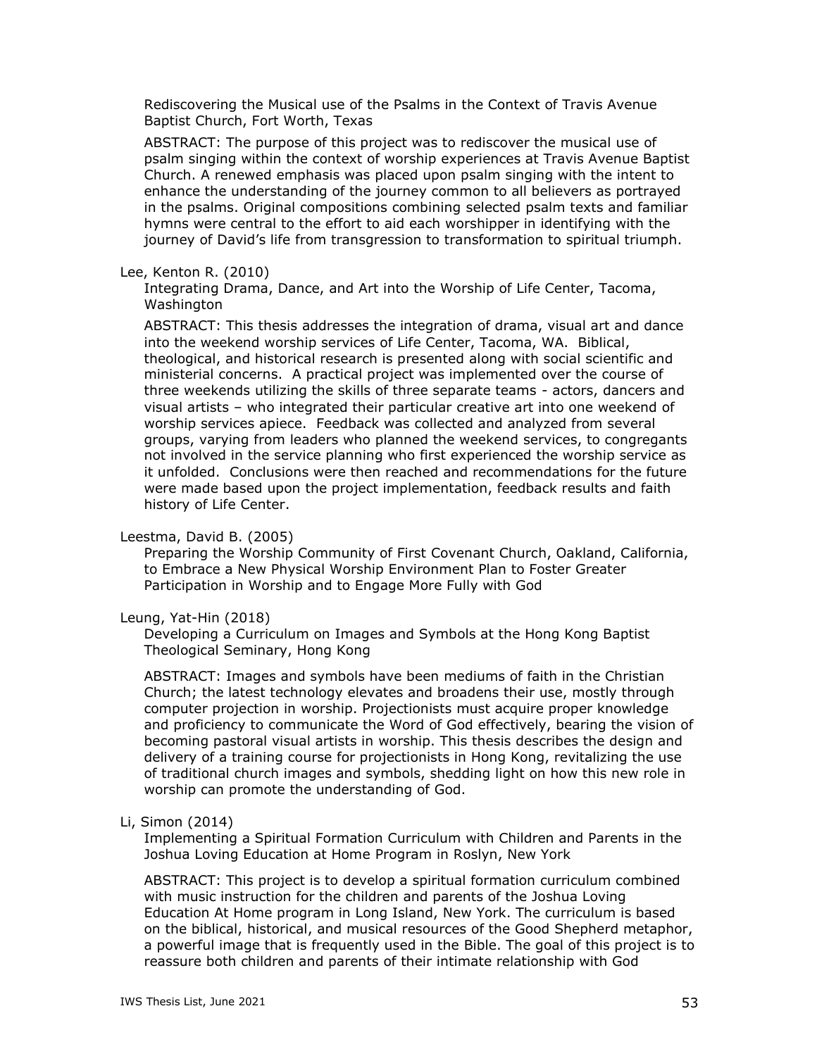Rediscovering the Musical use of the Psalms in the Context of Travis Avenue Baptist Church, Fort Worth, Texas

ABSTRACT: The purpose of this project was to rediscover the musical use of psalm singing within the context of worship experiences at Travis Avenue Baptist Church. A renewed emphasis was placed upon psalm singing with the intent to enhance the understanding of the journey common to all believers as portrayed in the psalms. Original compositions combining selected psalm texts and familiar hymns were central to the effort to aid each worshipper in identifying with the journey of David's life from transgression to transformation to spiritual triumph.

Lee, Kenton R. (2010)

Integrating Drama, Dance, and Art into the Worship of Life Center, Tacoma, Washington

ABSTRACT: This thesis addresses the integration of drama, visual art and dance into the weekend worship services of Life Center, Tacoma, WA. Biblical, theological, and historical research is presented along with social scientific and ministerial concerns. A practical project was implemented over the course of three weekends utilizing the skills of three separate teams - actors, dancers and visual artists – who integrated their particular creative art into one weekend of worship services apiece. Feedback was collected and analyzed from several groups, varying from leaders who planned the weekend services, to congregants not involved in the service planning who first experienced the worship service as it unfolded. Conclusions were then reached and recommendations for the future were made based upon the project implementation, feedback results and faith history of Life Center.

Leestma, David B. (2005)

Preparing the Worship Community of First Covenant Church, Oakland, California, to Embrace a New Physical Worship Environment Plan to Foster Greater Participation in Worship and to Engage More Fully with God

Leung, Yat-Hin (2018)

Developing a Curriculum on Images and Symbols at the Hong Kong Baptist Theological Seminary, Hong Kong

ABSTRACT: Images and symbols have been mediums of faith in the Christian Church; the latest technology elevates and broadens their use, mostly through computer projection in worship. Projectionists must acquire proper knowledge and proficiency to communicate the Word of God effectively, bearing the vision of becoming pastoral visual artists in worship. This thesis describes the design and delivery of a training course for projectionists in Hong Kong, revitalizing the use of traditional church images and symbols, shedding light on how this new role in worship can promote the understanding of God.

Li, Simon (2014)

Implementing a Spiritual Formation Curriculum with Children and Parents in the Joshua Loving Education at Home Program in Roslyn, New York

ABSTRACT: This project is to develop a spiritual formation curriculum combined with music instruction for the children and parents of the Joshua Loving Education At Home program in Long Island, New York. The curriculum is based on the biblical, historical, and musical resources of the Good Shepherd metaphor, a powerful image that is frequently used in the Bible. The goal of this project is to reassure both children and parents of their intimate relationship with God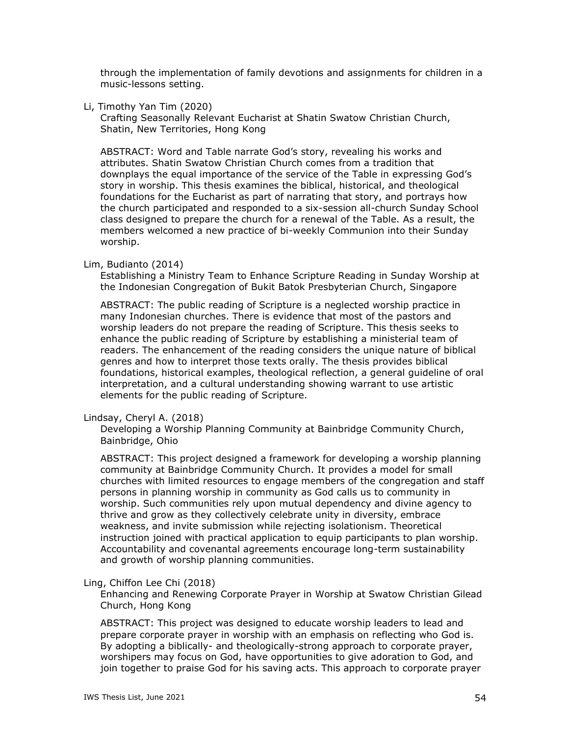through the implementation of family devotions and assignments for children in a music-lessons setting.

Li, Timothy Yan Tim (2020)

Crafting Seasonally Relevant Eucharist at Shatin Swatow Christian Church, Shatin, New Territories, Hong Kong

ABSTRACT: Word and Table narrate God's story, revealing his works and attributes. Shatin Swatow Christian Church comes from a tradition that downplays the equal importance of the service of the Table in expressing God's story in worship. This thesis examines the biblical, historical, and theological foundations for the Eucharist as part of narrating that story, and portrays how the church participated and responded to a six-session all-church Sunday School class designed to prepare the church for a renewal of the Table. As a result, the members welcomed a new practice of bi-weekly Communion into their Sunday worship.

Lim, Budianto (2014)

Establishing a Ministry Team to Enhance Scripture Reading in Sunday Worship at the Indonesian Congregation of Bukit Batok Presbyterian Church, Singapore

ABSTRACT: The public reading of Scripture is a neglected worship practice in many Indonesian churches. There is evidence that most of the pastors and worship leaders do not prepare the reading of Scripture. This thesis seeks to enhance the public reading of Scripture by establishing a ministerial team of readers. The enhancement of the reading considers the unique nature of biblical genres and how to interpret those texts orally. The thesis provides biblical foundations, historical examples, theological reflection, a general guideline of oral interpretation, and a cultural understanding showing warrant to use artistic elements for the public reading of Scripture.

Lindsay, Cheryl A. (2018)

Developing a Worship Planning Community at Bainbridge Community Church, Bainbridge, Ohio

ABSTRACT: This project designed a framework for developing a worship planning community at Bainbridge Community Church. It provides a model for small churches with limited resources to engage members of the congregation and staff persons in planning worship in community as God calls us to community in worship. Such communities rely upon mutual dependency and divine agency to thrive and grow as they collectively celebrate unity in diversity, embrace weakness, and invite submission while rejecting isolationism. Theoretical instruction joined with practical application to equip participants to plan worship. Accountability and covenantal agreements encourage long-term sustainability and growth of worship planning communities.

Ling, Chiffon Lee Chi (2018)

Enhancing and Renewing Corporate Prayer in Worship at Swatow Christian Gilead Church, Hong Kong

ABSTRACT: This project was designed to educate worship leaders to lead and prepare corporate prayer in worship with an emphasis on reflecting who God is. By adopting a biblically- and theologically-strong approach to corporate prayer, worshipers may focus on God, have opportunities to give adoration to God, and join together to praise God for his saving acts. This approach to corporate prayer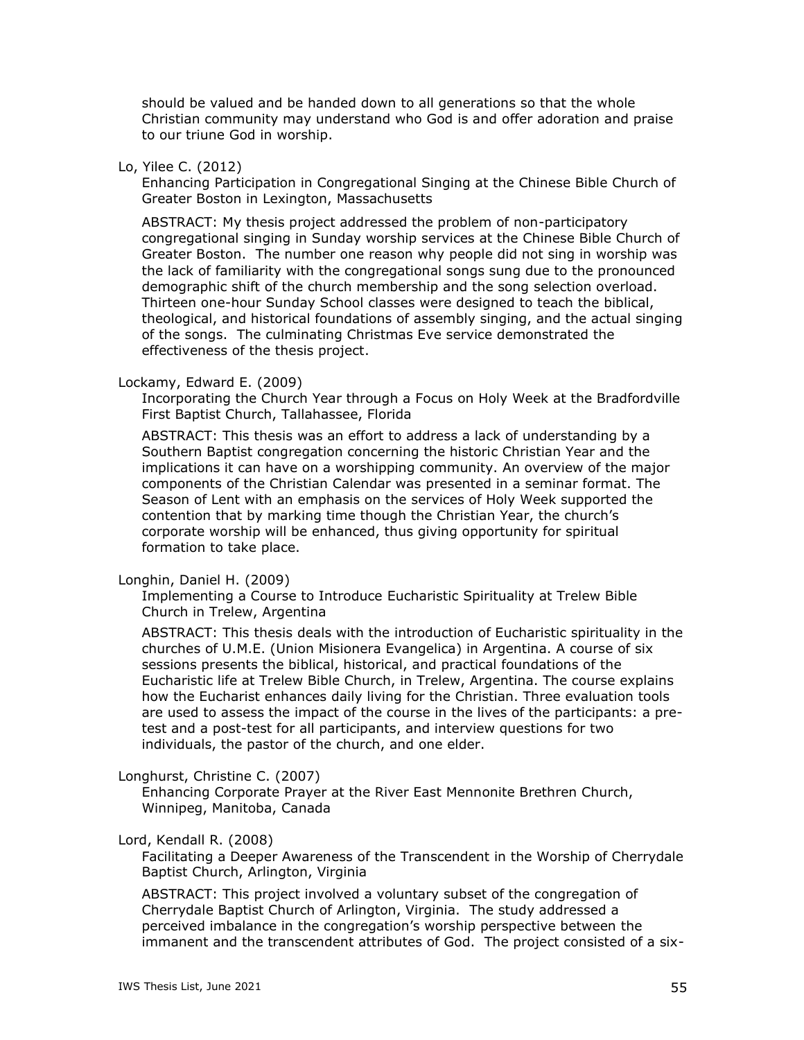should be valued and be handed down to all generations so that the whole Christian community may understand who God is and offer adoration and praise to our triune God in worship.

Lo, Yilee C. (2012)

Enhancing Participation in Congregational Singing at the Chinese Bible Church of Greater Boston in Lexington, Massachusetts

ABSTRACT: My thesis project addressed the problem of non-participatory congregational singing in Sunday worship services at the Chinese Bible Church of Greater Boston. The number one reason why people did not sing in worship was the lack of familiarity with the congregational songs sung due to the pronounced demographic shift of the church membership and the song selection overload. Thirteen one-hour Sunday School classes were designed to teach the biblical, theological, and historical foundations of assembly singing, and the actual singing of the songs. The culminating Christmas Eve service demonstrated the effectiveness of the thesis project.

Lockamy, Edward E. (2009)

Incorporating the Church Year through a Focus on Holy Week at the Bradfordville First Baptist Church, Tallahassee, Florida

ABSTRACT: This thesis was an effort to address a lack of understanding by a Southern Baptist congregation concerning the historic Christian Year and the implications it can have on a worshipping community. An overview of the major components of the Christian Calendar was presented in a seminar format. The Season of Lent with an emphasis on the services of Holy Week supported the contention that by marking time though the Christian Year, the church's corporate worship will be enhanced, thus giving opportunity for spiritual formation to take place.

Longhin, Daniel H. (2009)

Implementing a Course to Introduce Eucharistic Spirituality at Trelew Bible Church in Trelew, Argentina

ABSTRACT: This thesis deals with the introduction of Eucharistic spirituality in the churches of U.M.E. (Union Misionera Evangelica) in Argentina. A course of six sessions presents the biblical, historical, and practical foundations of the Eucharistic life at Trelew Bible Church, in Trelew, Argentina. The course explains how the Eucharist enhances daily living for the Christian. Three evaluation tools are used to assess the impact of the course in the lives of the participants: a pre-test and a post-test for all participants, and interview questions for two individuals, the pastor of the church, and one elder.

Longhurst, Christine C. (2007)

Enhancing Corporate Prayer at the River East Mennonite Brethren Church, Winnipeg, Manitoba, Canada

Lord, Kendall R. (2008)

Facilitating a Deeper Awareness of the Transcendent in the Worship of Cherrydale Baptist Church, Arlington, Virginia

ABSTRACT: This project involved a voluntary subset of the congregation of Cherrydale Baptist Church of Arlington, Virginia. The study addressed a perceived imbalance in the congregation's worship perspective between the immanent and the transcendent attributes of God. The project consisted of a six-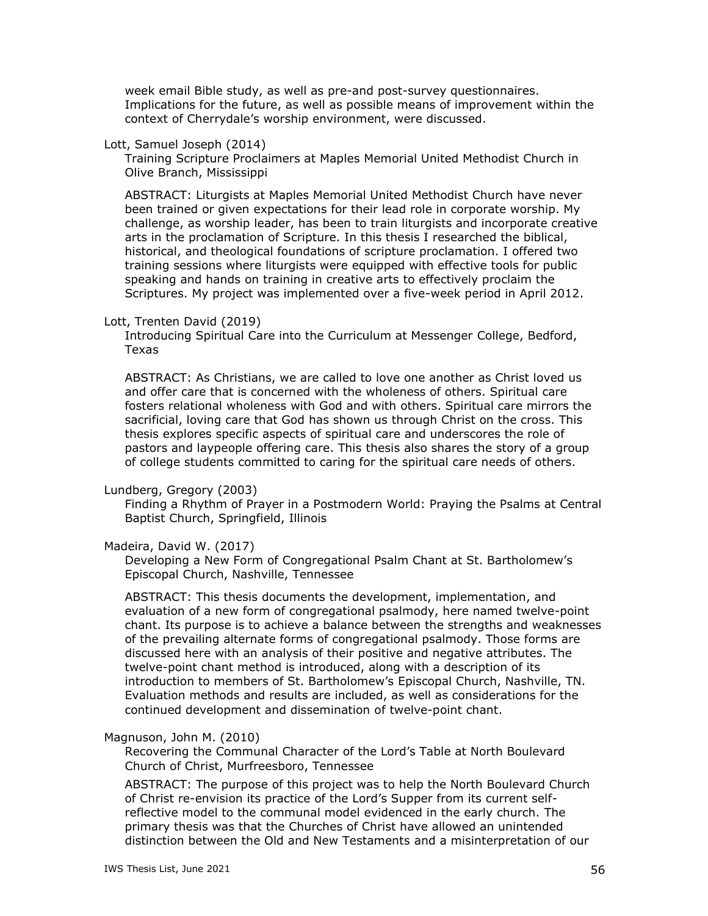week email Bible study, as well as pre-and post-survey questionnaires. Implications for the future, as well as possible means of improvement within the context of Cherrydale's worship environment, were discussed.

Lott, Samuel Joseph (2014)

Training Scripture Proclaimers at Maples Memorial United Methodist Church in Olive Branch, Mississippi

ABSTRACT: Liturgists at Maples Memorial United Methodist Church have never been trained or given expectations for their lead role in corporate worship. My challenge, as worship leader, has been to train liturgists and incorporate creative arts in the proclamation of Scripture. In this thesis I researched the biblical, historical, and theological foundations of scripture proclamation. I offered two training sessions where liturgists were equipped with effective tools for public speaking and hands on training in creative arts to effectively proclaim the Scriptures. My project was implemented over a five-week period in April 2012.

Lott, Trenten David (2019)

Introducing Spiritual Care into the Curriculum at Messenger College, Bedford, Texas

ABSTRACT: As Christians, we are called to love one another as Christ loved us and offer care that is concerned with the wholeness of others. Spiritual care fosters relational wholeness with God and with others. Spiritual care mirrors the sacrificial, loving care that God has shown us through Christ on the cross. This thesis explores specific aspects of spiritual care and underscores the role of pastors and laypeople offering care. This thesis also shares the story of a group of college students committed to caring for the spiritual care needs of others.

Lundberg, Gregory (2003)

Finding a Rhythm of Prayer in a Postmodern World: Praying the Psalms at Central Baptist Church, Springfield, Illinois

Madeira, David W. (2017)

Developing a New Form of Congregational Psalm Chant at St. Bartholomew's Episcopal Church, Nashville, Tennessee

ABSTRACT: This thesis documents the development, implementation, and evaluation of a new form of congregational psalmody, here named twelve-point chant. Its purpose is to achieve a balance between the strengths and weaknesses of the prevailing alternate forms of congregational psalmody. Those forms are discussed here with an analysis of their positive and negative attributes. The twelve-point chant method is introduced, along with a description of its introduction to members of St. Bartholomew's Episcopal Church, Nashville, TN. Evaluation methods and results are included, as well as considerations for the continued development and dissemination of twelve-point chant.

Magnuson, John M. (2010)

Recovering the Communal Character of the Lord's Table at North Boulevard Church of Christ, Murfreesboro, Tennessee

ABSTRACT: The purpose of this project was to help the North Boulevard Church of Christ re-envision its practice of the Lord's Supper from its current self-reflective model to the communal model evidenced in the early church. The primary thesis was that the Churches of Christ have allowed an unintended distinction between the Old and New Testaments and a misinterpretation of our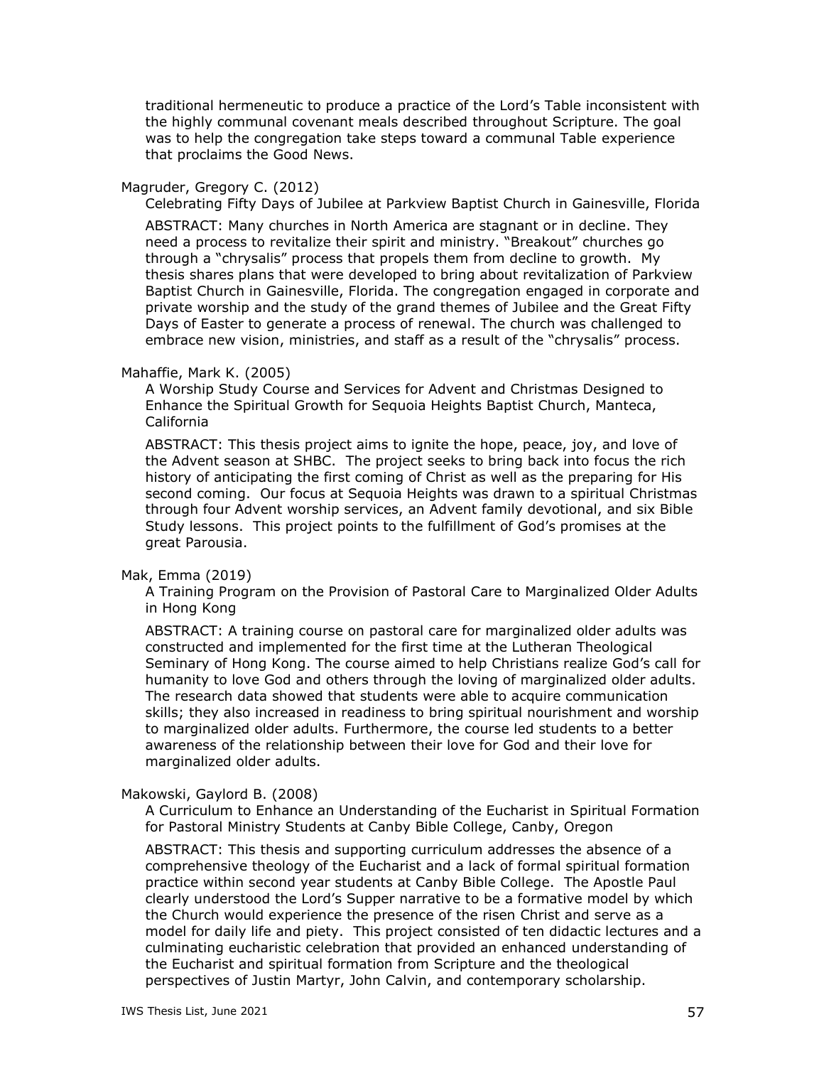traditional hermeneutic to produce a practice of the Lord's Table inconsistent with the highly communal covenant meals described throughout Scripture. The goal was to help the congregation take steps toward a communal Table experience that proclaims the Good News.

Magruder, Gregory C. (2012)

Celebrating Fifty Days of Jubilee at Parkview Baptist Church in Gainesville, Florida

ABSTRACT: Many churches in North America are stagnant or in decline. They need a process to revitalize their spirit and ministry. "Breakout" churches go through a "chrysalis" process that propels them from decline to growth. My thesis shares plans that were developed to bring about revitalization of Parkview Baptist Church in Gainesville, Florida. The congregation engaged in corporate and private worship and the study of the grand themes of Jubilee and the Great Fifty Days of Easter to generate a process of renewal. The church was challenged to embrace new vision, ministries, and staff as a result of the "chrysalis" process.

Mahaffie, Mark K. (2005)

A Worship Study Course and Services for Advent and Christmas Designed to Enhance the Spiritual Growth for Sequoia Heights Baptist Church, Manteca, California

ABSTRACT: This thesis project aims to ignite the hope, peace, joy, and love of the Advent season at SHBC. The project seeks to bring back into focus the rich history of anticipating the first coming of Christ as well as the preparing for His second coming. Our focus at Sequoia Heights was drawn to a spiritual Christmas through four Advent worship services, an Advent family devotional, and six Bible Study lessons. This project points to the fulfillment of God's promises at the great Parousia.

Mak, Emma (2019)

A Training Program on the Provision of Pastoral Care to Marginalized Older Adults in Hong Kong

ABSTRACT: A training course on pastoral care for marginalized older adults was constructed and implemented for the first time at the Lutheran Theological Seminary of Hong Kong. The course aimed to help Christians realize God's call for humanity to love God and others through the loving of marginalized older adults. The research data showed that students were able to acquire communication skills; they also increased in readiness to bring spiritual nourishment and worship to marginalized older adults. Furthermore, the course led students to a better awareness of the relationship between their love for God and their love for marginalized older adults.

Makowski, Gaylord B. (2008)

A Curriculum to Enhance an Understanding of the Eucharist in Spiritual Formation for Pastoral Ministry Students at Canby Bible College, Canby, Oregon

ABSTRACT: This thesis and supporting curriculum addresses the absence of a comprehensive theology of the Eucharist and a lack of formal spiritual formation practice within second year students at Canby Bible College. The Apostle Paul clearly understood the Lord's Supper narrative to be a formative model by which the Church would experience the presence of the risen Christ and serve as a model for daily life and piety. This project consisted of ten didactic lectures and a culminating eucharistic celebration that provided an enhanced understanding of the Eucharist and spiritual formation from Scripture and the theological perspectives of Justin Martyr, John Calvin, and contemporary scholarship.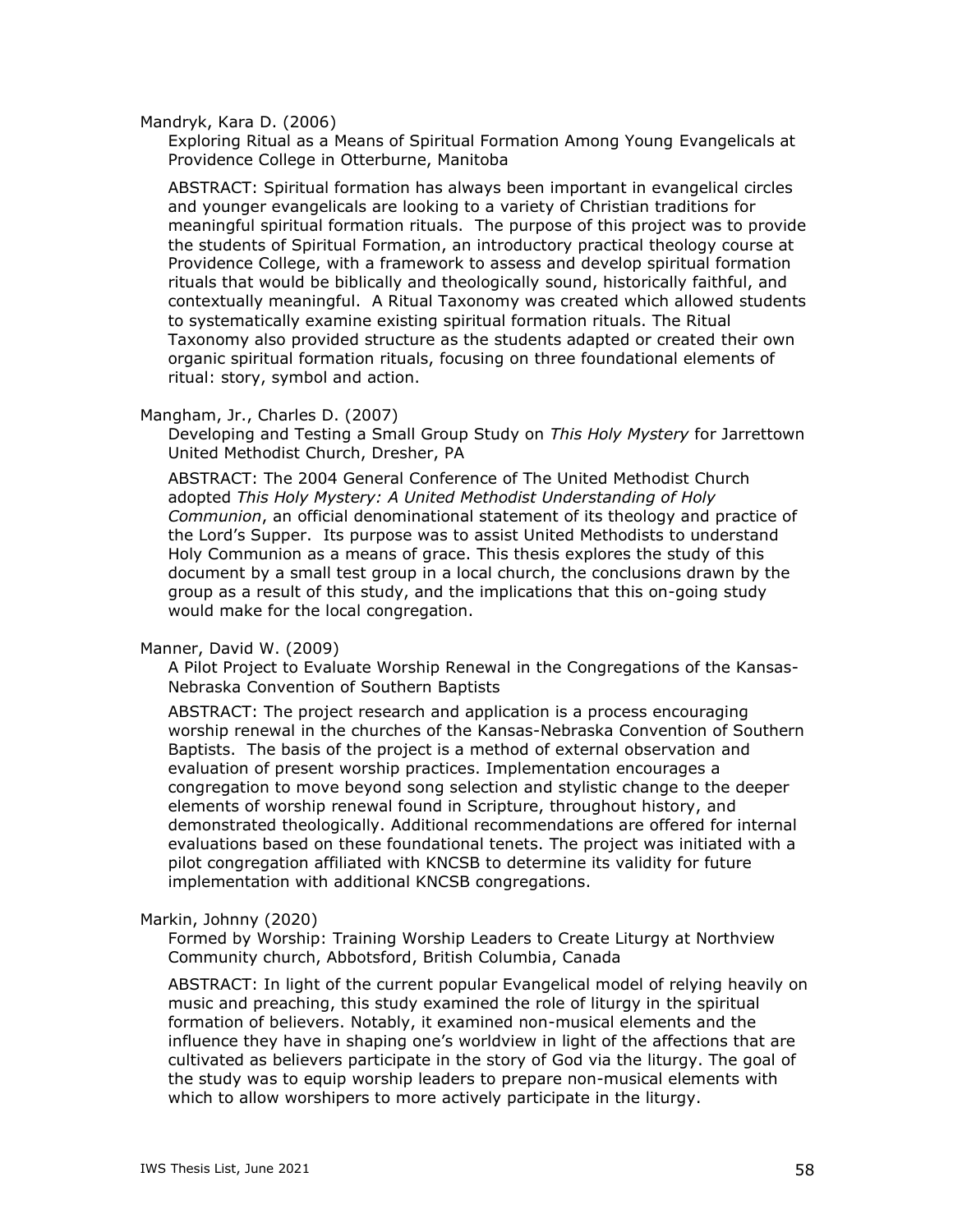Mandryk, Kara D. (2006)

Exploring Ritual as a Means of Spiritual Formation Among Young Evangelicals at Providence College in Otterburne, Manitoba

ABSTRACT: Spiritual formation has always been important in evangelical circles and younger evangelicals are looking to a variety of Christian traditions for meaningful spiritual formation rituals. The purpose of this project was to provide the students of Spiritual Formation, an introductory practical theology course at Providence College, with a framework to assess and develop spiritual formation rituals that would be biblically and theologically sound, historically faithful, and contextually meaningful. A Ritual Taxonomy was created which allowed students to systematically examine existing spiritual formation rituals. The Ritual Taxonomy also provided structure as the students adapted or created their own organic spiritual formation rituals, focusing on three foundational elements of ritual: story, symbol and action.

Mangham, Jr., Charles D. (2007)

Developing and Testing a Small Group Study on *This Holy Mystery* for Jarrettown United Methodist Church, Dresher, PA

ABSTRACT: The 2004 General Conference of The United Methodist Church adopted *This Holy Mystery: A United Methodist Understanding of Holy Communion*, an official denominational statement of its theology and practice of the Lord's Supper. Its purpose was to assist United Methodists to understand Holy Communion as a means of grace. This thesis explores the study of this document by a small test group in a local church, the conclusions drawn by the group as a result of this study, and the implications that this on-going study would make for the local congregation.

Manner, David W. (2009)

A Pilot Project to Evaluate Worship Renewal in the Congregations of the Kansas-Nebraska Convention of Southern Baptists

ABSTRACT: The project research and application is a process encouraging worship renewal in the churches of the Kansas-Nebraska Convention of Southern Baptists. The basis of the project is a method of external observation and evaluation of present worship practices. Implementation encourages a congregation to move beyond song selection and stylistic change to the deeper elements of worship renewal found in Scripture, throughout history, and demonstrated theologically. Additional recommendations are offered for internal evaluations based on these foundational tenets. The project was initiated with a pilot congregation affiliated with KNCSB to determine its validity for future implementation with additional KNCSB congregations.

Markin, Johnny (2020)

Formed by Worship: Training Worship Leaders to Create Liturgy at Northview Community church, Abbotsford, British Columbia, Canada

ABSTRACT: In light of the current popular Evangelical model of relying heavily on music and preaching, this study examined the role of liturgy in the spiritual formation of believers. Notably, it examined non-musical elements and the influence they have in shaping one's worldview in light of the affections that are cultivated as believers participate in the story of God via the liturgy. The goal of the study was to equip worship leaders to prepare non-musical elements with which to allow worshipers to more actively participate in the liturgy.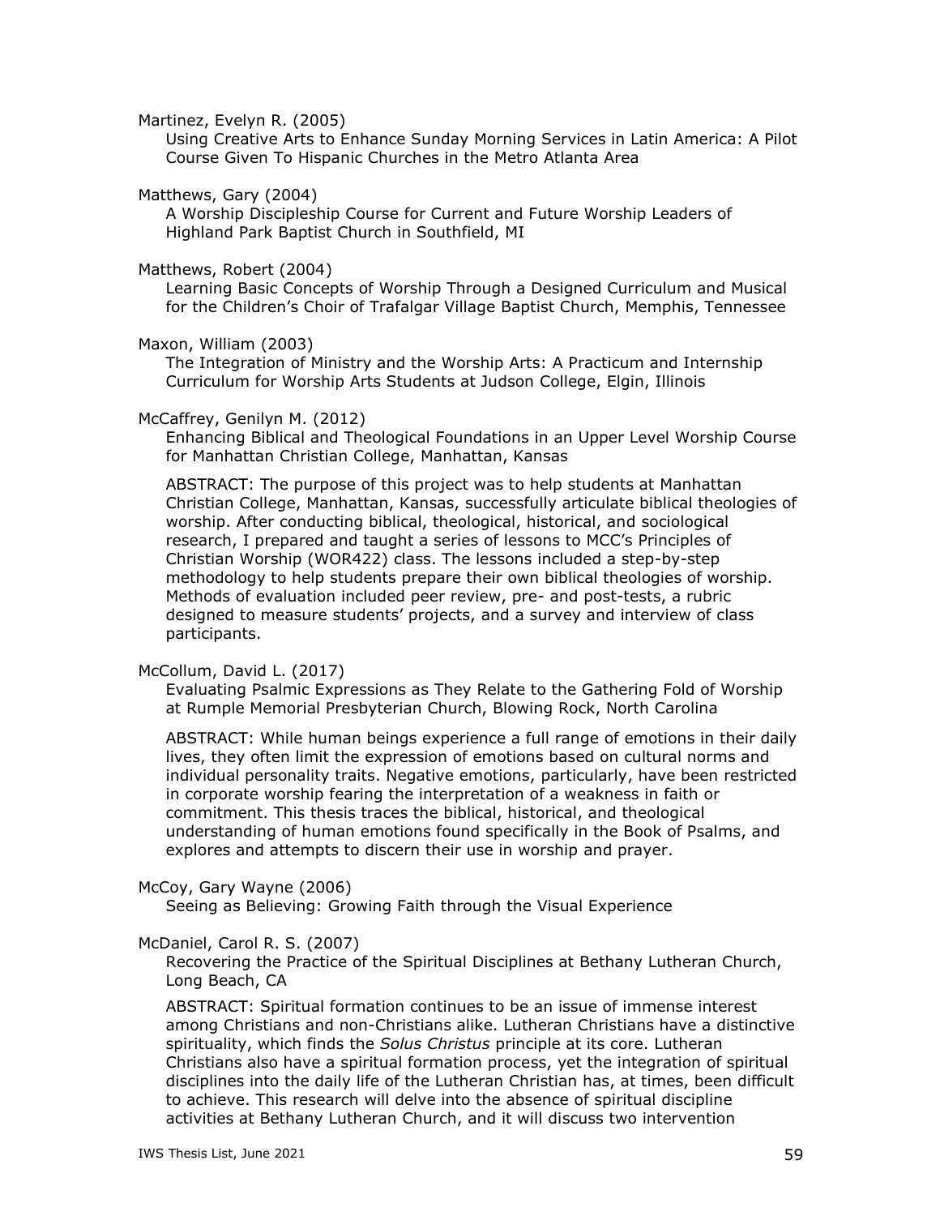Martinez, Evelyn R. (2005)

Using Creative Arts to Enhance Sunday Morning Services in Latin America: A Pilot Course Given To Hispanic Churches in the Metro Atlanta Area

Matthews, Gary (2004)

A Worship Discipleship Course for Current and Future Worship Leaders of Highland Park Baptist Church in Southfield, MI

Matthews, Robert (2004)

Learning Basic Concepts of Worship Through a Designed Curriculum and Musical for the Children's Choir of Trafalgar Village Baptist Church, Memphis, Tennessee

Maxon, William (2003)

The Integration of Ministry and the Worship Arts: A Practicum and Internship Curriculum for Worship Arts Students at Judson College, Elgin, Illinois

McCaffrey, Genilyn M. (2012)

Enhancing Biblical and Theological Foundations in an Upper Level Worship Course for Manhattan Christian College, Manhattan, Kansas

ABSTRACT: The purpose of this project was to help students at Manhattan Christian College, Manhattan, Kansas, successfully articulate biblical theologies of worship. After conducting biblical, theological, historical, and sociological research, I prepared and taught a series of lessons to MCC's Principles of Christian Worship (WOR422) class. The lessons included a step-by-step methodology to help students prepare their own biblical theologies of worship. Methods of evaluation included peer review, pre- and post-tests, a rubric designed to measure students' projects, and a survey and interview of class participants.

McCollum, David L. (2017)

Evaluating Psalmic Expressions as They Relate to the Gathering Fold of Worship at Rumple Memorial Presbyterian Church, Blowing Rock, North Carolina

ABSTRACT: While human beings experience a full range of emotions in their daily lives, they often limit the expression of emotions based on cultural norms and individual personality traits. Negative emotions, particularly, have been restricted in corporate worship fearing the interpretation of a weakness in faith or commitment. This thesis traces the biblical, historical, and theological understanding of human emotions found specifically in the Book of Psalms, and explores and attempts to discern their use in worship and prayer.

McCoy, Gary Wayne (2006)

Seeing as Believing: Growing Faith through the Visual Experience

McDaniel, Carol R. S. (2007)

Recovering the Practice of the Spiritual Disciplines at Bethany Lutheran Church, Long Beach, CA

ABSTRACT: Spiritual formation continues to be an issue of immense interest among Christians and non-Christians alike. Lutheran Christians have a distinctive spirituality, which finds the *Solus Christus* principle at its core. Lutheran Christians also have a spiritual formation process, yet the integration of spiritual disciplines into the daily life of the Lutheran Christian has, at times, been difficult to achieve. This research will delve into the absence of spiritual discipline activities at Bethany Lutheran Church, and it will discuss two intervention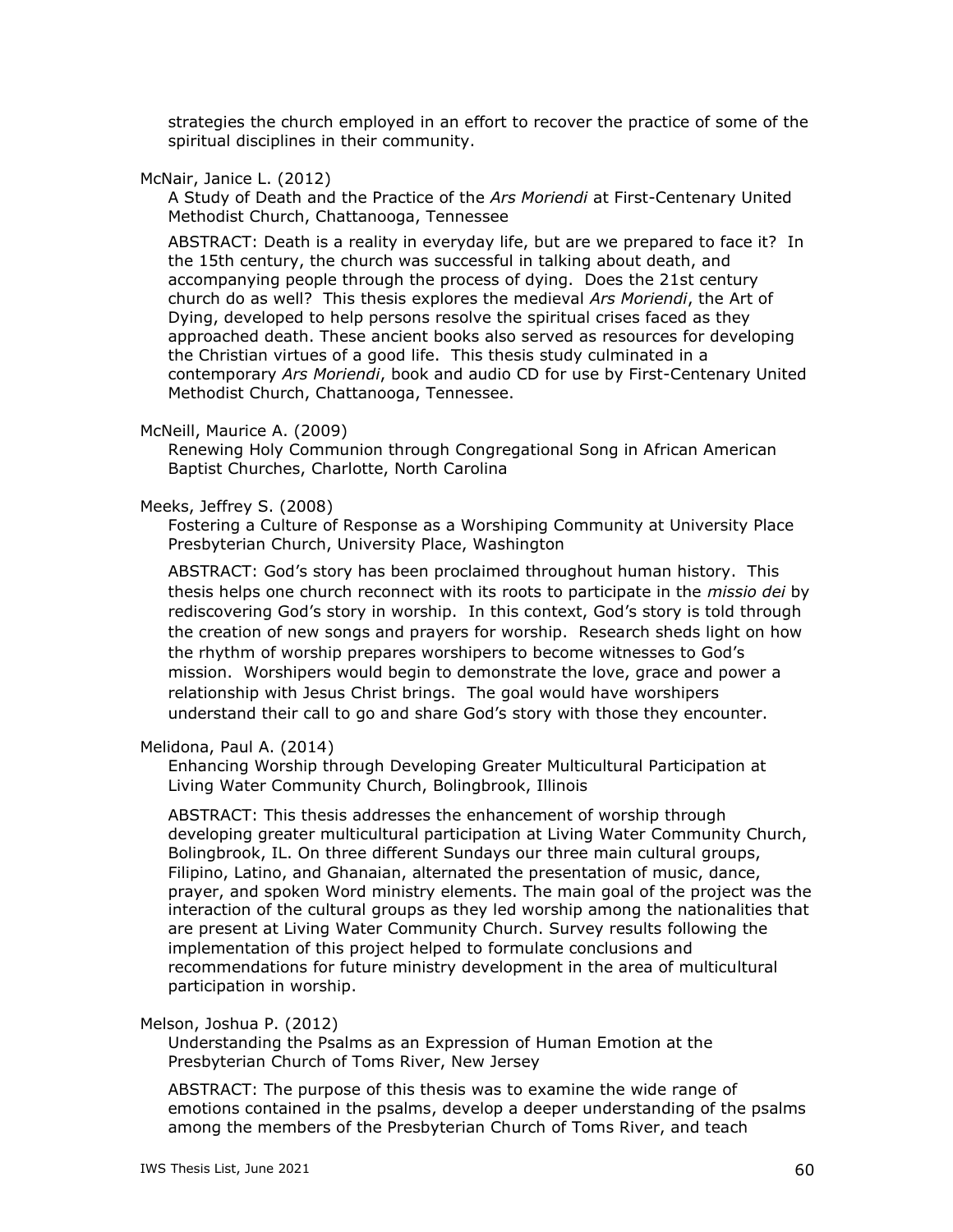strategies the church employed in an effort to recover the practice of some of the spiritual disciplines in their community.

McNair, Janice L. (2012)

A Study of Death and the Practice of the *Ars Moriendi* at First-Centenary United Methodist Church, Chattanooga, Tennessee

ABSTRACT: Death is a reality in everyday life, but are we prepared to face it? In the 15th century, the church was successful in talking about death, and accompanying people through the process of dying. Does the 21st century church do as well? This thesis explores the medieval *Ars Moriendi*, the Art of Dying, developed to help persons resolve the spiritual crises faced as they approached death. These ancient books also served as resources for developing the Christian virtues of a good life. This thesis study culminated in a contemporary *Ars Moriendi*, book and audio CD for use by First-Centenary United Methodist Church, Chattanooga, Tennessee.

McNeill, Maurice A. (2009)

Renewing Holy Communion through Congregational Song in African American Baptist Churches, Charlotte, North Carolina

Meeks, Jeffrey S. (2008)

Fostering a Culture of Response as a Worshiping Community at University Place Presbyterian Church, University Place, Washington

ABSTRACT: God's story has been proclaimed throughout human history. This thesis helps one church reconnect with its roots to participate in the *missio dei* by rediscovering God's story in worship. In this context, God's story is told through the creation of new songs and prayers for worship. Research sheds light on how the rhythm of worship prepares worshipers to become witnesses to God's mission. Worshipers would begin to demonstrate the love, grace and power a relationship with Jesus Christ brings. The goal would have worshipers understand their call to go and share God's story with those they encounter.

Melidona, Paul A. (2014)

Enhancing Worship through Developing Greater Multicultural Participation at Living Water Community Church, Bolingbrook, Illinois

ABSTRACT: This thesis addresses the enhancement of worship through developing greater multicultural participation at Living Water Community Church, Bolingbrook, IL. On three different Sundays our three main cultural groups, Filipino, Latino, and Ghanaian, alternated the presentation of music, dance, prayer, and spoken Word ministry elements. The main goal of the project was the interaction of the cultural groups as they led worship among the nationalities that are present at Living Water Community Church. Survey results following the implementation of this project helped to formulate conclusions and recommendations for future ministry development in the area of multicultural participation in worship.

Melson, Joshua P. (2012)

Understanding the Psalms as an Expression of Human Emotion at the Presbyterian Church of Toms River, New Jersey

ABSTRACT: The purpose of this thesis was to examine the wide range of emotions contained in the psalms, develop a deeper understanding of the psalms among the members of the Presbyterian Church of Toms River, and teach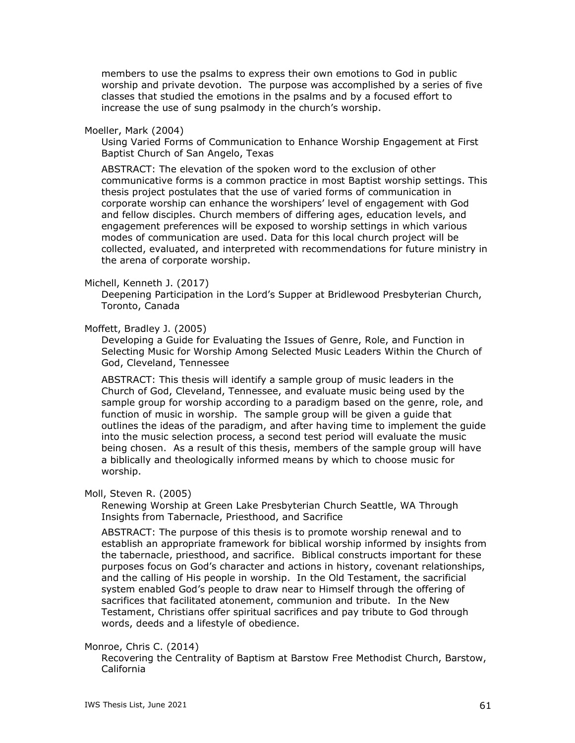members to use the psalms to express their own emotions to God in public worship and private devotion. The purpose was accomplished by a series of five classes that studied the emotions in the psalms and by a focused effort to increase the use of sung psalmody in the church's worship.

Moeller, Mark (2004)

Using Varied Forms of Communication to Enhance Worship Engagement at First Baptist Church of San Angelo, Texas

ABSTRACT: The elevation of the spoken word to the exclusion of other communicative forms is a common practice in most Baptist worship settings. This thesis project postulates that the use of varied forms of communication in corporate worship can enhance the worshipers' level of engagement with God and fellow disciples. Church members of differing ages, education levels, and engagement preferences will be exposed to worship settings in which various modes of communication are used. Data for this local church project will be collected, evaluated, and interpreted with recommendations for future ministry in the arena of corporate worship.

Michell, Kenneth J. (2017)

Deepening Participation in the Lord's Supper at Bridlewood Presbyterian Church, Toronto, Canada

Moffett, Bradley J. (2005)

Developing a Guide for Evaluating the Issues of Genre, Role, and Function in Selecting Music for Worship Among Selected Music Leaders Within the Church of God, Cleveland, Tennessee

ABSTRACT: This thesis will identify a sample group of music leaders in the Church of God, Cleveland, Tennessee, and evaluate music being used by the sample group for worship according to a paradigm based on the genre, role, and function of music in worship. The sample group will be given a guide that outlines the ideas of the paradigm, and after having time to implement the guide into the music selection process, a second test period will evaluate the music being chosen. As a result of this thesis, members of the sample group will have a biblically and theologically informed means by which to choose music for worship.

Moll, Steven R. (2005)

Renewing Worship at Green Lake Presbyterian Church Seattle, WA Through Insights from Tabernacle, Priesthood, and Sacrifice

ABSTRACT: The purpose of this thesis is to promote worship renewal and to establish an appropriate framework for biblical worship informed by insights from the tabernacle, priesthood, and sacrifice. Biblical constructs important for these purposes focus on God's character and actions in history, covenant relationships, and the calling of His people in worship. In the Old Testament, the sacrificial system enabled God's people to draw near to Himself through the offering of sacrifices that facilitated atonement, communion and tribute. In the New Testament, Christians offer spiritual sacrifices and pay tribute to God through words, deeds and a lifestyle of obedience.

Monroe, Chris C. (2014)

Recovering the Centrality of Baptism at Barstow Free Methodist Church, Barstow, California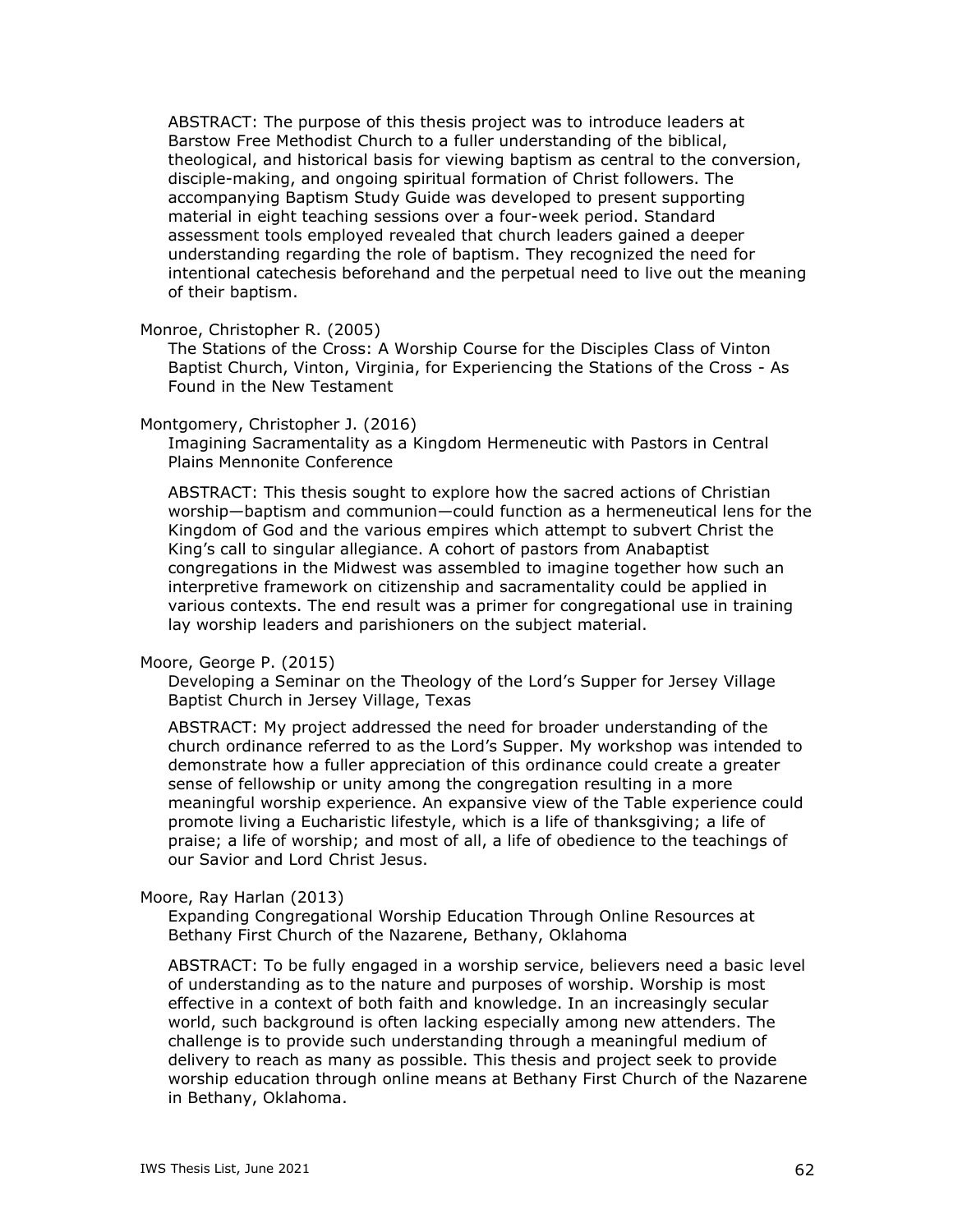ABSTRACT: The purpose of this thesis project was to introduce leaders at Barstow Free Methodist Church to a fuller understanding of the biblical, theological, and historical basis for viewing baptism as central to the conversion, disciple-making, and ongoing spiritual formation of Christ followers. The accompanying Baptism Study Guide was developed to present supporting material in eight teaching sessions over a four-week period. Standard assessment tools employed revealed that church leaders gained a deeper understanding regarding the role of baptism. They recognized the need for intentional catechesis beforehand and the perpetual need to live out the meaning of their baptism.

Monroe, Christopher R. (2005)

The Stations of the Cross: A Worship Course for the Disciples Class of Vinton Baptist Church, Vinton, Virginia, for Experiencing the Stations of the Cross - As Found in the New Testament

Montgomery, Christopher J. (2016)

Imagining Sacramentality as a Kingdom Hermeneutic with Pastors in Central Plains Mennonite Conference

ABSTRACT: This thesis sought to explore how the sacred actions of Christian worship—baptism and communion—could function as a hermeneutical lens for the Kingdom of God and the various empires which attempt to subvert Christ the King's call to singular allegiance. A cohort of pastors from Anabaptist congregations in the Midwest was assembled to imagine together how such an interpretive framework on citizenship and sacramentality could be applied in various contexts. The end result was a primer for congregational use in training lay worship leaders and parishioners on the subject material.

Moore, George P. (2015)

Developing a Seminar on the Theology of the Lord's Supper for Jersey Village Baptist Church in Jersey Village, Texas

ABSTRACT: My project addressed the need for broader understanding of the church ordinance referred to as the Lord's Supper. My workshop was intended to demonstrate how a fuller appreciation of this ordinance could create a greater sense of fellowship or unity among the congregation resulting in a more meaningful worship experience. An expansive view of the Table experience could promote living a Eucharistic lifestyle, which is a life of thanksgiving; a life of praise; a life of worship; and most of all, a life of obedience to the teachings of our Savior and Lord Christ Jesus.

Moore, Ray Harlan (2013)

Expanding Congregational Worship Education Through Online Resources at Bethany First Church of the Nazarene, Bethany, Oklahoma

ABSTRACT: To be fully engaged in a worship service, believers need a basic level of understanding as to the nature and purposes of worship. Worship is most effective in a context of both faith and knowledge. In an increasingly secular world, such background is often lacking especially among new attenders. The challenge is to provide such understanding through a meaningful medium of delivery to reach as many as possible. This thesis and project seek to provide worship education through online means at Bethany First Church of the Nazarene in Bethany, Oklahoma.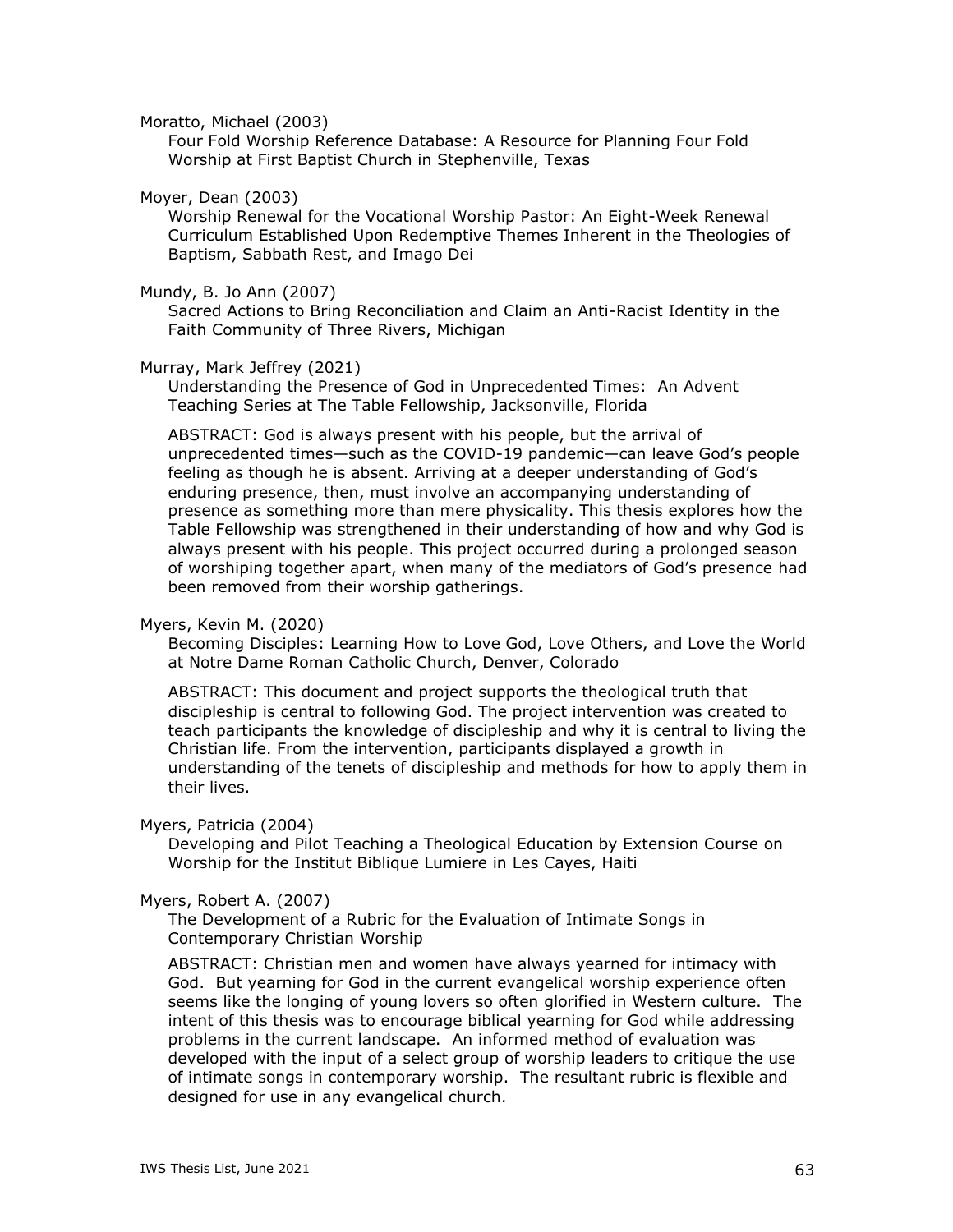Moratto, Michael (2003)

Four Fold Worship Reference Database: A Resource for Planning Four Fold Worship at First Baptist Church in Stephenville, Texas

Moyer, Dean (2003)

Worship Renewal for the Vocational Worship Pastor: An Eight-Week Renewal Curriculum Established Upon Redemptive Themes Inherent in the Theologies of Baptism, Sabbath Rest, and Imago Dei

Mundy, B. Jo Ann (2007)

Sacred Actions to Bring Reconciliation and Claim an Anti-Racist Identity in the Faith Community of Three Rivers, Michigan

Murray, Mark Jeffrey (2021)

Understanding the Presence of God in Unprecedented Times: An Advent Teaching Series at The Table Fellowship, Jacksonville, Florida

ABSTRACT: God is always present with his people, but the arrival of unprecedented times—such as the COVID-19 pandemic—can leave God's people feeling as though he is absent. Arriving at a deeper understanding of God's enduring presence, then, must involve an accompanying understanding of presence as something more than mere physicality. This thesis explores how the Table Fellowship was strengthened in their understanding of how and why God is always present with his people. This project occurred during a prolonged season of worshiping together apart, when many of the mediators of God's presence had been removed from their worship gatherings.

Myers, Kevin M. (2020)

Becoming Disciples: Learning How to Love God, Love Others, and Love the World at Notre Dame Roman Catholic Church, Denver, Colorado

ABSTRACT: This document and project supports the theological truth that discipleship is central to following God. The project intervention was created to teach participants the knowledge of discipleship and why it is central to living the Christian life. From the intervention, participants displayed a growth in understanding of the tenets of discipleship and methods for how to apply them in their lives.

Myers, Patricia (2004)

Developing and Pilot Teaching a Theological Education by Extension Course on Worship for the Institut Biblique Lumiere in Les Cayes, Haiti

Myers, Robert A. (2007)

The Development of a Rubric for the Evaluation of Intimate Songs in Contemporary Christian Worship

ABSTRACT: Christian men and women have always yearned for intimacy with God. But yearning for God in the current evangelical worship experience often seems like the longing of young lovers so often glorified in Western culture. The intent of this thesis was to encourage biblical yearning for God while addressing problems in the current landscape. An informed method of evaluation was developed with the input of a select group of worship leaders to critique the use of intimate songs in contemporary worship. The resultant rubric is flexible and designed for use in any evangelical church.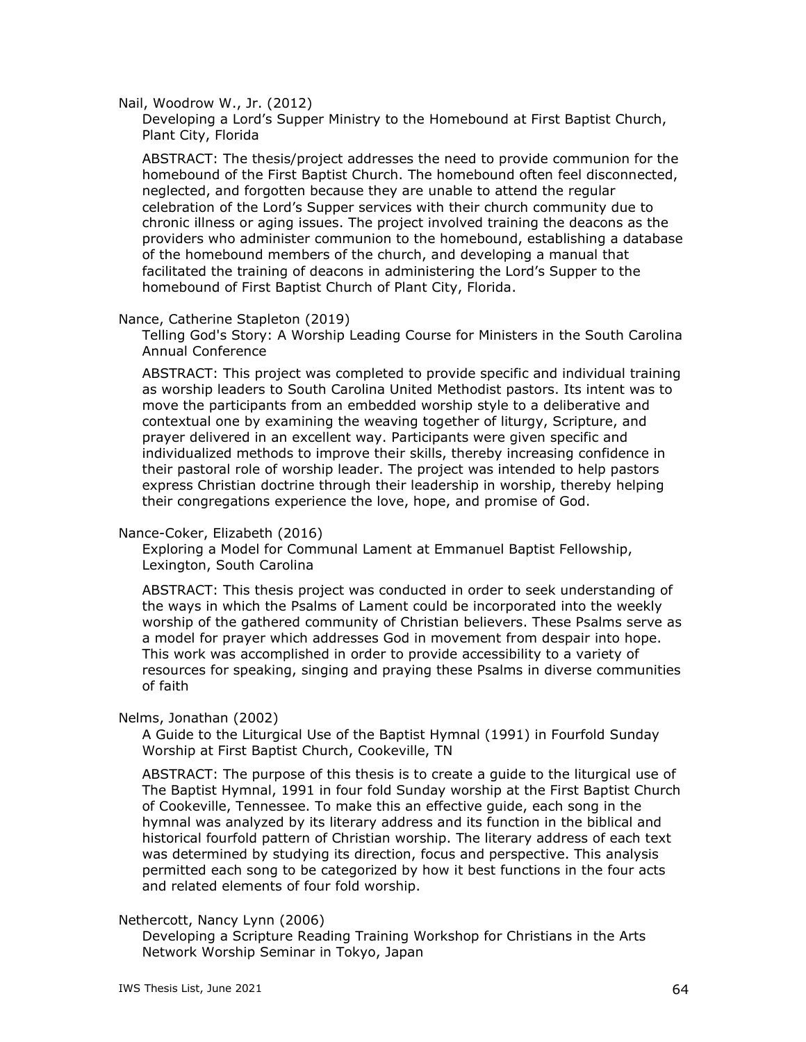Nail, Woodrow W., Jr. (2012)

Developing a Lord's Supper Ministry to the Homebound at First Baptist Church, Plant City, Florida

ABSTRACT: The thesis/project addresses the need to provide communion for the homebound of the First Baptist Church. The homebound often feel disconnected, neglected, and forgotten because they are unable to attend the regular celebration of the Lord's Supper services with their church community due to chronic illness or aging issues. The project involved training the deacons as the providers who administer communion to the homebound, establishing a database of the homebound members of the church, and developing a manual that facilitated the training of deacons in administering the Lord's Supper to the homebound of First Baptist Church of Plant City, Florida.

Nance, Catherine Stapleton (2019)

Telling God's Story: A Worship Leading Course for Ministers in the South Carolina Annual Conference

ABSTRACT: This project was completed to provide specific and individual training as worship leaders to South Carolina United Methodist pastors. Its intent was to move the participants from an embedded worship style to a deliberative and contextual one by examining the weaving together of liturgy, Scripture, and prayer delivered in an excellent way. Participants were given specific and individualized methods to improve their skills, thereby increasing confidence in their pastoral role of worship leader. The project was intended to help pastors express Christian doctrine through their leadership in worship, thereby helping their congregations experience the love, hope, and promise of God.

Nance-Coker, Elizabeth (2016)

Exploring a Model for Communal Lament at Emmanuel Baptist Fellowship, Lexington, South Carolina

ABSTRACT: This thesis project was conducted in order to seek understanding of the ways in which the Psalms of Lament could be incorporated into the weekly worship of the gathered community of Christian believers. These Psalms serve as a model for prayer which addresses God in movement from despair into hope. This work was accomplished in order to provide accessibility to a variety of resources for speaking, singing and praying these Psalms in diverse communities of faith

Nelms, Jonathan (2002)

A Guide to the Liturgical Use of the Baptist Hymnal (1991) in Fourfold Sunday Worship at First Baptist Church, Cookeville, TN

ABSTRACT: The purpose of this thesis is to create a guide to the liturgical use of The Baptist Hymnal, 1991 in four fold Sunday worship at the First Baptist Church of Cookeville, Tennessee. To make this an effective guide, each song in the hymnal was analyzed by its literary address and its function in the biblical and historical fourfold pattern of Christian worship. The literary address of each text was determined by studying its direction, focus and perspective. This analysis permitted each song to be categorized by how it best functions in the four acts and related elements of four fold worship.

Nethercott, Nancy Lynn (2006)

Developing a Scripture Reading Training Workshop for Christians in the Arts Network Worship Seminar in Tokyo, Japan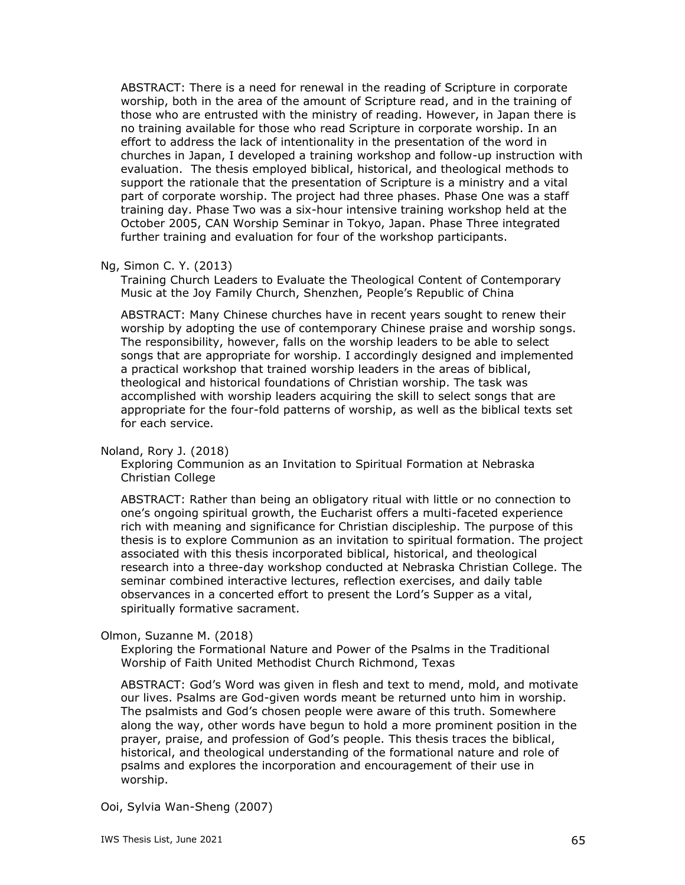ABSTRACT: There is a need for renewal in the reading of Scripture in corporate worship, both in the area of the amount of Scripture read, and in the training of those who are entrusted with the ministry of reading. However, in Japan there is no training available for those who read Scripture in corporate worship. In an effort to address the lack of intentionality in the presentation of the word in churches in Japan, I developed a training workshop and follow-up instruction with evaluation. The thesis employed biblical, historical, and theological methods to support the rationale that the presentation of Scripture is a ministry and a vital part of corporate worship. The project had three phases. Phase One was a staff training day. Phase Two was a six-hour intensive training workshop held at the October 2005, CAN Worship Seminar in Tokyo, Japan. Phase Three integrated further training and evaluation for four of the workshop participants.

Ng, Simon C. Y. (2013)

Training Church Leaders to Evaluate the Theological Content of Contemporary Music at the Joy Family Church, Shenzhen, People's Republic of China

ABSTRACT: Many Chinese churches have in recent years sought to renew their worship by adopting the use of contemporary Chinese praise and worship songs. The responsibility, however, falls on the worship leaders to be able to select songs that are appropriate for worship. I accordingly designed and implemented a practical workshop that trained worship leaders in the areas of biblical, theological and historical foundations of Christian worship. The task was accomplished with worship leaders acquiring the skill to select songs that are appropriate for the four-fold patterns of worship, as well as the biblical texts set for each service.

Noland, Rory J. (2018)

Exploring Communion as an Invitation to Spiritual Formation at Nebraska Christian College

ABSTRACT: Rather than being an obligatory ritual with little or no connection to one's ongoing spiritual growth, the Eucharist offers a multi-faceted experience rich with meaning and significance for Christian discipleship. The purpose of this thesis is to explore Communion as an invitation to spiritual formation. The project associated with this thesis incorporated biblical, historical, and theological research into a three-day workshop conducted at Nebraska Christian College. The seminar combined interactive lectures, reflection exercises, and daily table observances in a concerted effort to present the Lord's Supper as a vital, spiritually formative sacrament.

Olmon, Suzanne M. (2018)

Exploring the Formational Nature and Power of the Psalms in the Traditional Worship of Faith United Methodist Church Richmond, Texas

ABSTRACT: God's Word was given in flesh and text to mend, mold, and motivate our lives. Psalms are God-given words meant be returned unto him in worship. The psalmists and God's chosen people were aware of this truth. Somewhere along the way, other words have begun to hold a more prominent position in the prayer, praise, and profession of God's people. This thesis traces the biblical, historical, and theological understanding of the formational nature and role of psalms and explores the incorporation and encouragement of their use in worship.

Ooi, Sylvia Wan-Sheng (2007)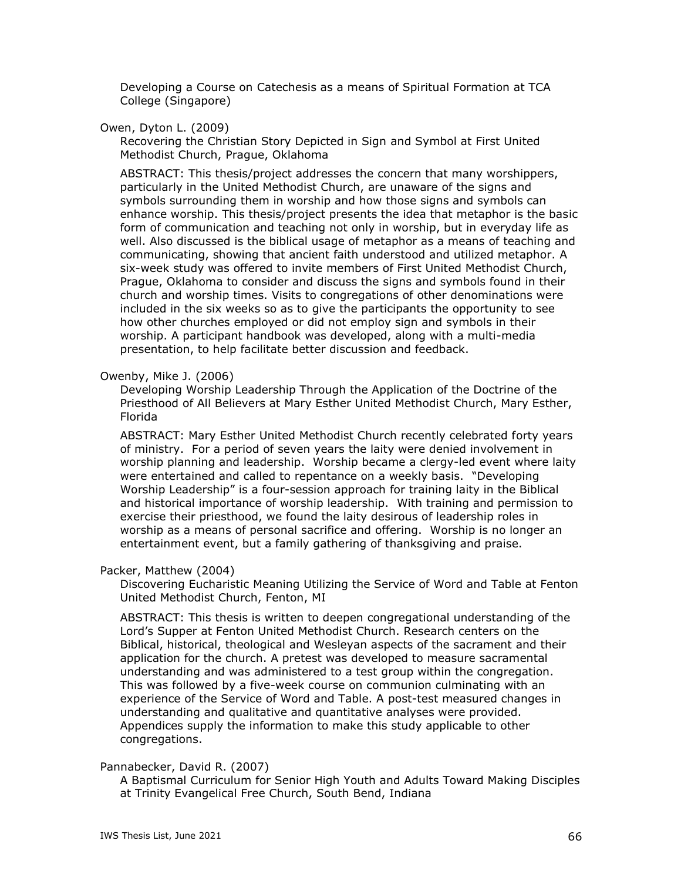Developing a Course on Catechesis as a means of Spiritual Formation at TCA College (Singapore)

Owen, Dyton L. (2009)

Recovering the Christian Story Depicted in Sign and Symbol at First United Methodist Church, Prague, Oklahoma

ABSTRACT: This thesis/project addresses the concern that many worshippers, particularly in the United Methodist Church, are unaware of the signs and symbols surrounding them in worship and how those signs and symbols can enhance worship. This thesis/project presents the idea that metaphor is the basic form of communication and teaching not only in worship, but in everyday life as well. Also discussed is the biblical usage of metaphor as a means of teaching and communicating, showing that ancient faith understood and utilized metaphor. A six-week study was offered to invite members of First United Methodist Church, Prague, Oklahoma to consider and discuss the signs and symbols found in their church and worship times. Visits to congregations of other denominations were included in the six weeks so as to give the participants the opportunity to see how other churches employed or did not employ sign and symbols in their worship. A participant handbook was developed, along with a multi-media presentation, to help facilitate better discussion and feedback.

Owenby, Mike J. (2006)

Developing Worship Leadership Through the Application of the Doctrine of the Priesthood of All Believers at Mary Esther United Methodist Church, Mary Esther, Florida

ABSTRACT: Mary Esther United Methodist Church recently celebrated forty years of ministry. For a period of seven years the laity were denied involvement in worship planning and leadership. Worship became a clergy-led event where laity were entertained and called to repentance on a weekly basis. "Developing Worship Leadership" is a four-session approach for training laity in the Biblical and historical importance of worship leadership. With training and permission to exercise their priesthood, we found the laity desirous of leadership roles in worship as a means of personal sacrifice and offering. Worship is no longer an entertainment event, but a family gathering of thanksgiving and praise.

Packer, Matthew (2004)

Discovering Eucharistic Meaning Utilizing the Service of Word and Table at Fenton United Methodist Church, Fenton, MI

ABSTRACT: This thesis is written to deepen congregational understanding of the Lord's Supper at Fenton United Methodist Church. Research centers on the Biblical, historical, theological and Wesleyan aspects of the sacrament and their application for the church. A pretest was developed to measure sacramental understanding and was administered to a test group within the congregation. This was followed by a five-week course on communion culminating with an experience of the Service of Word and Table. A post-test measured changes in understanding and qualitative and quantitative analyses were provided. Appendices supply the information to make this study applicable to other congregations.

Pannabecker, David R. (2007)

A Baptismal Curriculum for Senior High Youth and Adults Toward Making Disciples at Trinity Evangelical Free Church, South Bend, Indiana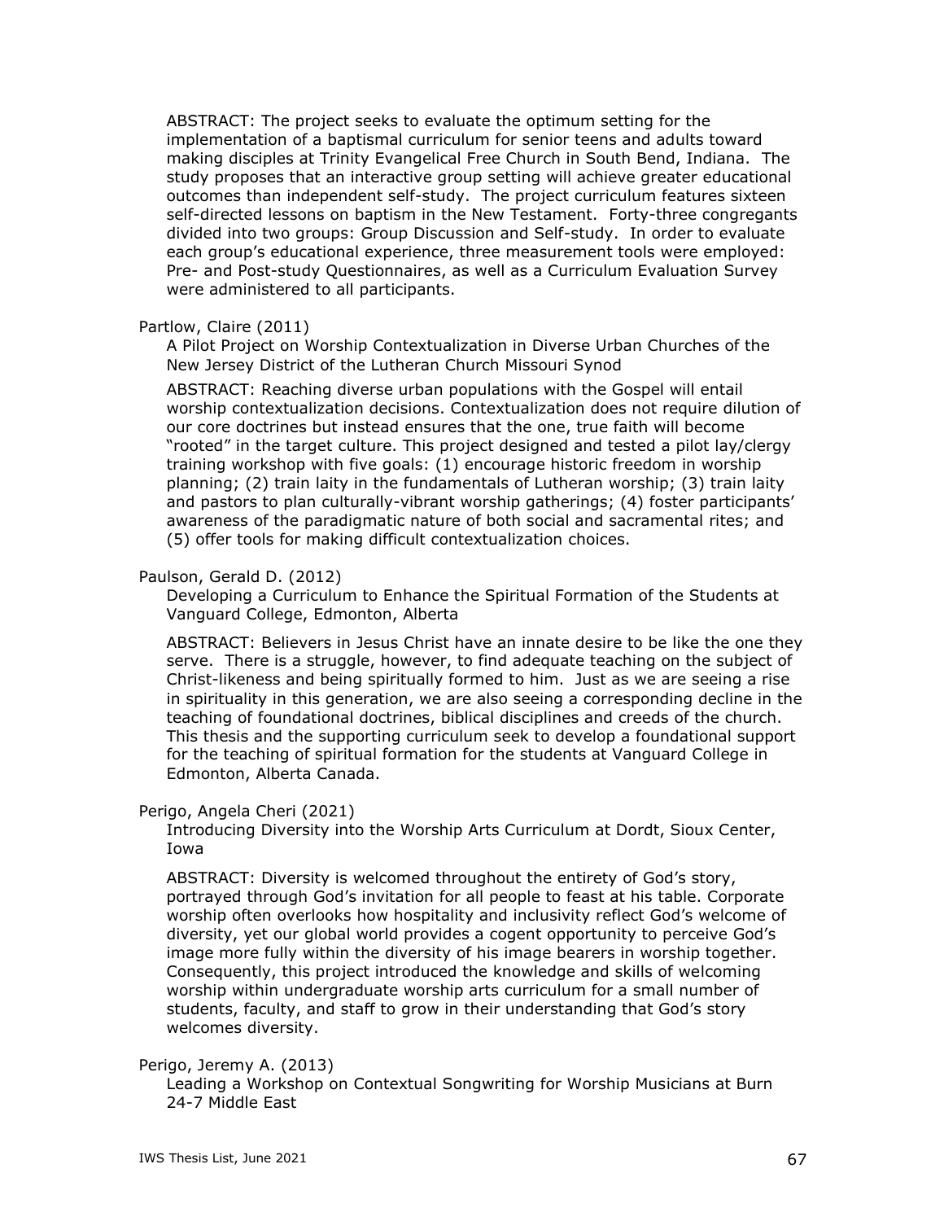ABSTRACT: The project seeks to evaluate the optimum setting for the implementation of a baptismal curriculum for senior teens and adults toward making disciples at Trinity Evangelical Free Church in South Bend, Indiana. The study proposes that an interactive group setting will achieve greater educational outcomes than independent self-study. The project curriculum features sixteen self-directed lessons on baptism in the New Testament. Forty-three congregants divided into two groups: Group Discussion and Self-study. In order to evaluate each group's educational experience, three measurement tools were employed: Pre- and Post-study Questionnaires, as well as a Curriculum Evaluation Survey were administered to all participants.

Partlow, Claire (2011)

A Pilot Project on Worship Contextualization in Diverse Urban Churches of the New Jersey District of the Lutheran Church Missouri Synod

ABSTRACT: Reaching diverse urban populations with the Gospel will entail worship contextualization decisions. Contextualization does not require dilution of our core doctrines but instead ensures that the one, true faith will become "rooted" in the target culture. This project designed and tested a pilot lay/clergy training workshop with five goals: (1) encourage historic freedom in worship planning; (2) train laity in the fundamentals of Lutheran worship; (3) train laity and pastors to plan culturally-vibrant worship gatherings; (4) foster participants' awareness of the paradigmatic nature of both social and sacramental rites; and (5) offer tools for making difficult contextualization choices.

Paulson, Gerald D. (2012)

Developing a Curriculum to Enhance the Spiritual Formation of the Students at Vanguard College, Edmonton, Alberta

ABSTRACT: Believers in Jesus Christ have an innate desire to be like the one they serve. There is a struggle, however, to find adequate teaching on the subject of Christ-likeness and being spiritually formed to him. Just as we are seeing a rise in spirituality in this generation, we are also seeing a corresponding decline in the teaching of foundational doctrines, biblical disciplines and creeds of the church. This thesis and the supporting curriculum seek to develop a foundational support for the teaching of spiritual formation for the students at Vanguard College in Edmonton, Alberta Canada.

Perigo, Angela Cheri (2021)

Introducing Diversity into the Worship Arts Curriculum at Dordt, Sioux Center, Iowa

ABSTRACT: Diversity is welcomed throughout the entirety of God's story, portrayed through God's invitation for all people to feast at his table. Corporate worship often overlooks how hospitality and inclusivity reflect God's welcome of diversity, yet our global world provides a cogent opportunity to perceive God's image more fully within the diversity of his image bearers in worship together. Consequently, this project introduced the knowledge and skills of welcoming worship within undergraduate worship arts curriculum for a small number of students, faculty, and staff to grow in their understanding that God's story welcomes diversity.

Perigo, Jeremy A. (2013)

Leading a Workshop on Contextual Songwriting for Worship Musicians at Burn 24-7 Middle East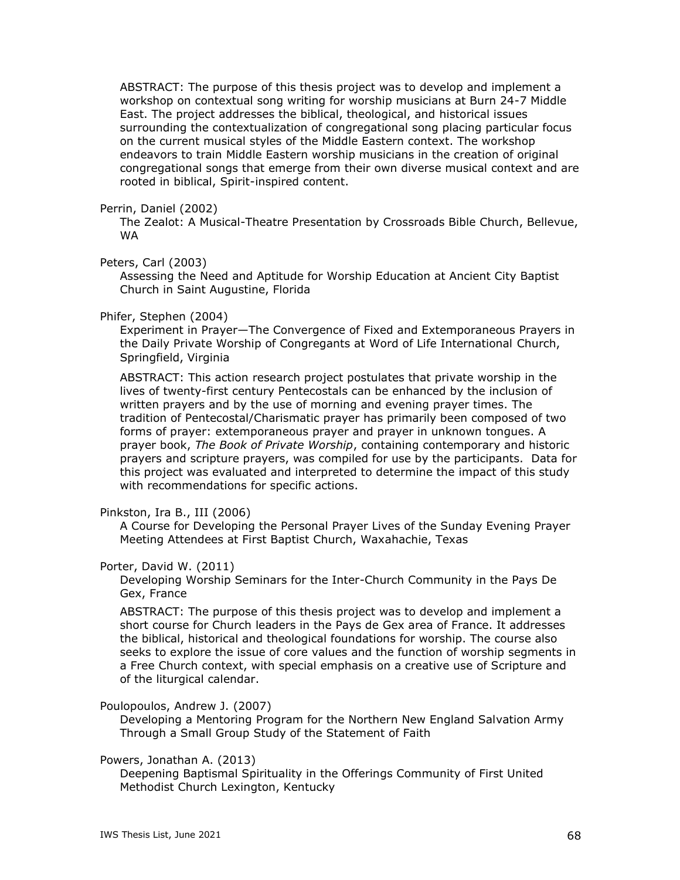ABSTRACT: The purpose of this thesis project was to develop and implement a workshop on contextual song writing for worship musicians at Burn 24-7 Middle East. The project addresses the biblical, theological, and historical issues surrounding the contextualization of congregational song placing particular focus on the current musical styles of the Middle Eastern context. The workshop endeavors to train Middle Eastern worship musicians in the creation of original congregational songs that emerge from their own diverse musical context and are rooted in biblical, Spirit-inspired content.

Perrin, Daniel (2002)
The Zealot: A Musical-Theatre Presentation by Crossroads Bible Church, Bellevue, WA

Peters, Carl (2003)
Assessing the Need and Aptitude for Worship Education at Ancient City Baptist Church in Saint Augustine, Florida

Phifer, Stephen (2004)
Experiment in Prayer—The Convergence of Fixed and Extemporaneous Prayers in the Daily Private Worship of Congregants at Word of Life International Church, Springfield, Virginia

ABSTRACT: This action research project postulates that private worship in the lives of twenty-first century Pentecostals can be enhanced by the inclusion of written prayers and by the use of morning and evening prayer times. The tradition of Pentecostal/Charismatic prayer has primarily been composed of two forms of prayer: extemporaneous prayer and prayer in unknown tongues. A prayer book, *The Book of Private Worship*, containing contemporary and historic prayers and scripture prayers, was compiled for use by the participants. Data for this project was evaluated and interpreted to determine the impact of this study with recommendations for specific actions.

Pinkston, Ira B., III (2006)
A Course for Developing the Personal Prayer Lives of the Sunday Evening Prayer Meeting Attendees at First Baptist Church, Waxahachie, Texas

Porter, David W. (2011)
Developing Worship Seminars for the Inter-Church Community in the Pays De Gex, France

ABSTRACT: The purpose of this thesis project was to develop and implement a short course for Church leaders in the Pays de Gex area of France. It addresses the biblical, historical and theological foundations for worship. The course also seeks to explore the issue of core values and the function of worship segments in a Free Church context, with special emphasis on a creative use of Scripture and of the liturgical calendar.

Poulopoulos, Andrew J. (2007)
Developing a Mentoring Program for the Northern New England Salvation Army Through a Small Group Study of the Statement of Faith

Powers, Jonathan A. (2013)
Deepening Baptismal Spirituality in the Offerings Community of First United Methodist Church Lexington, Kentucky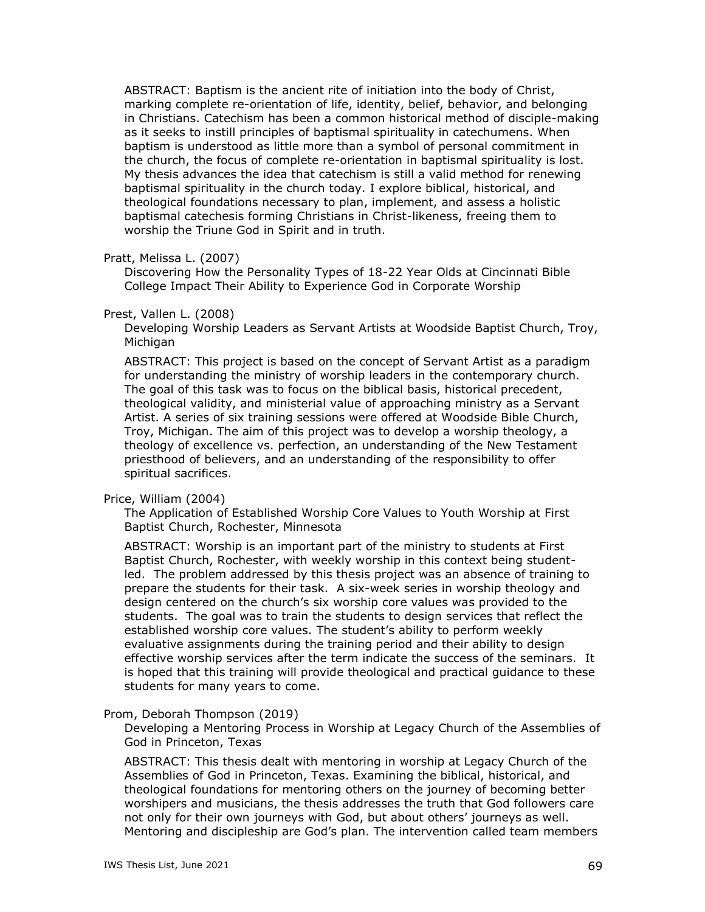ABSTRACT: Baptism is the ancient rite of initiation into the body of Christ, marking complete re-orientation of life, identity, belief, behavior, and belonging in Christians. Catechism has been a common historical method of disciple-making as it seeks to instill principles of baptismal spirituality in catechumens. When baptism is understood as little more than a symbol of personal commitment in the church, the focus of complete re-orientation in baptismal spirituality is lost. My thesis advances the idea that catechism is still a valid method for renewing baptismal spirituality in the church today. I explore biblical, historical, and theological foundations necessary to plan, implement, and assess a holistic baptismal catechesis forming Christians in Christ-likeness, freeing them to worship the Triune God in Spirit and in truth.

Pratt, Melissa L. (2007)

Discovering How the Personality Types of 18-22 Year Olds at Cincinnati Bible College Impact Their Ability to Experience God in Corporate Worship

Prest, Vallen L. (2008)

Developing Worship Leaders as Servant Artists at Woodside Baptist Church, Troy, Michigan

ABSTRACT: This project is based on the concept of Servant Artist as a paradigm for understanding the ministry of worship leaders in the contemporary church. The goal of this task was to focus on the biblical basis, historical precedent, theological validity, and ministerial value of approaching ministry as a Servant Artist. A series of six training sessions were offered at Woodside Bible Church, Troy, Michigan. The aim of this project was to develop a worship theology, a theology of excellence vs. perfection, an understanding of the New Testament priesthood of believers, and an understanding of the responsibility to offer spiritual sacrifices.

Price, William (2004)

The Application of Established Worship Core Values to Youth Worship at First Baptist Church, Rochester, Minnesota

ABSTRACT: Worship is an important part of the ministry to students at First Baptist Church, Rochester, with weekly worship in this context being student-led. The problem addressed by this thesis project was an absence of training to prepare the students for their task. A six-week series in worship theology and design centered on the church's six worship core values was provided to the students. The goal was to train the students to design services that reflect the established worship core values. The student's ability to perform weekly evaluative assignments during the training period and their ability to design effective worship services after the term indicate the success of the seminars. It is hoped that this training will provide theological and practical guidance to these students for many years to come.

Prom, Deborah Thompson (2019)

Developing a Mentoring Process in Worship at Legacy Church of the Assemblies of God in Princeton, Texas

ABSTRACT: This thesis dealt with mentoring in worship at Legacy Church of the Assemblies of God in Princeton, Texas. Examining the biblical, historical, and theological foundations for mentoring others on the journey of becoming better worshipers and musicians, the thesis addresses the truth that God followers care not only for their own journeys with God, but about others' journeys as well. Mentoring and discipleship are God's plan. The intervention called team members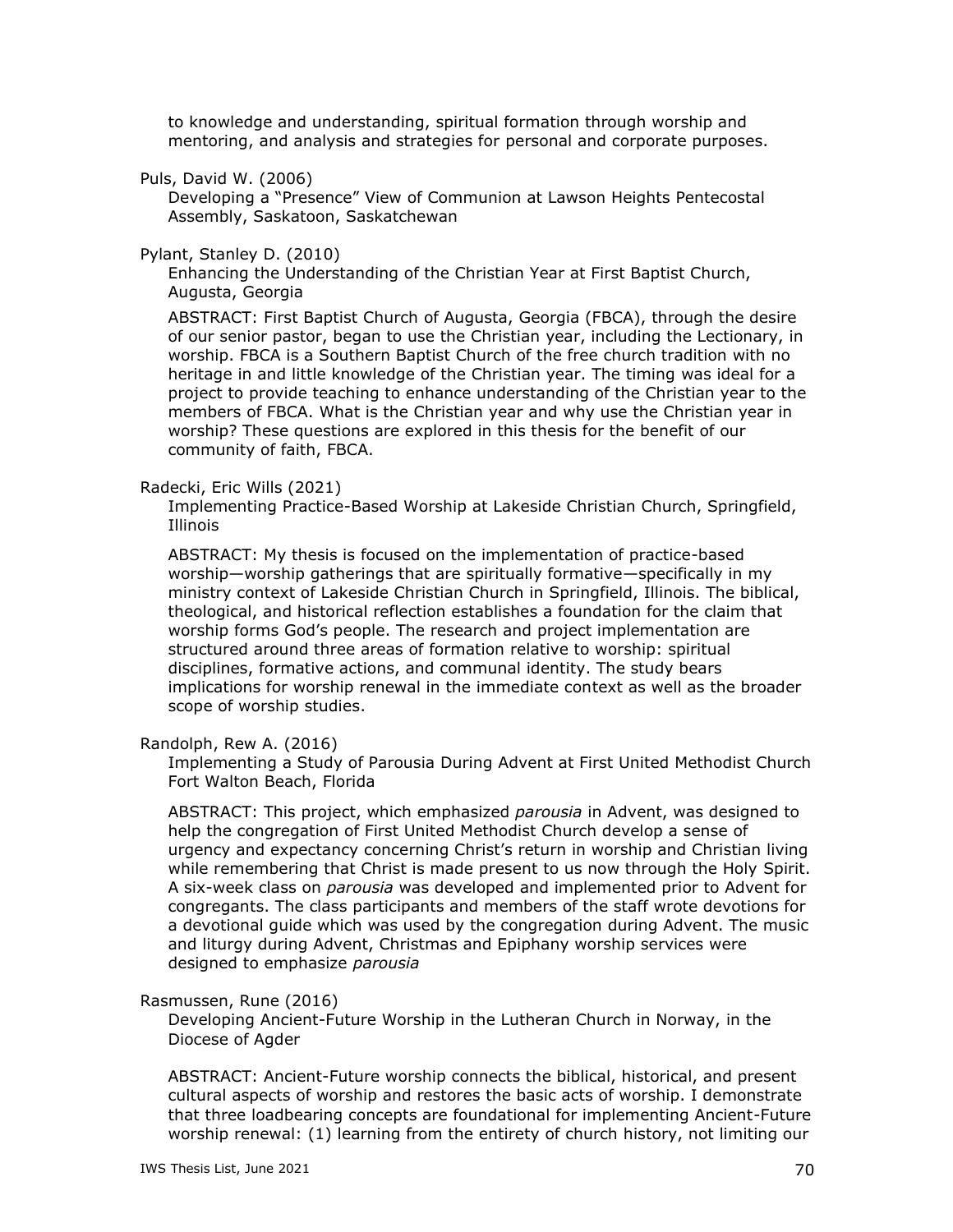to knowledge and understanding, spiritual formation through worship and mentoring, and analysis and strategies for personal and corporate purposes.

Puls, David W. (2006)

Developing a "Presence" View of Communion at Lawson Heights Pentecostal Assembly, Saskatoon, Saskatchewan

Pylant, Stanley D. (2010)

Enhancing the Understanding of the Christian Year at First Baptist Church, Augusta, Georgia

ABSTRACT: First Baptist Church of Augusta, Georgia (FBCA), through the desire of our senior pastor, began to use the Christian year, including the Lectionary, in worship. FBCA is a Southern Baptist Church of the free church tradition with no heritage in and little knowledge of the Christian year. The timing was ideal for a project to provide teaching to enhance understanding of the Christian year to the members of FBCA. What is the Christian year and why use the Christian year in worship? These questions are explored in this thesis for the benefit of our community of faith, FBCA.

Radecki, Eric Wills (2021)

Implementing Practice-Based Worship at Lakeside Christian Church, Springfield, Illinois

ABSTRACT: My thesis is focused on the implementation of practice-based worship—worship gatherings that are spiritually formative—specifically in my ministry context of Lakeside Christian Church in Springfield, Illinois. The biblical, theological, and historical reflection establishes a foundation for the claim that worship forms God's people. The research and project implementation are structured around three areas of formation relative to worship: spiritual disciplines, formative actions, and communal identity. The study bears implications for worship renewal in the immediate context as well as the broader scope of worship studies.

Randolph, Rew A. (2016)

Implementing a Study of Parousia During Advent at First United Methodist Church Fort Walton Beach, Florida

ABSTRACT: This project, which emphasized *parousia* in Advent, was designed to help the congregation of First United Methodist Church develop a sense of urgency and expectancy concerning Christ's return in worship and Christian living while remembering that Christ is made present to us now through the Holy Spirit. A six-week class on *parousia* was developed and implemented prior to Advent for congregants. The class participants and members of the staff wrote devotions for a devotional guide which was used by the congregation during Advent. The music and liturgy during Advent, Christmas and Epiphany worship services were designed to emphasize *parousia*

Rasmussen, Rune (2016)

Developing Ancient-Future Worship in the Lutheran Church in Norway, in the Diocese of Agder

ABSTRACT: Ancient-Future worship connects the biblical, historical, and present cultural aspects of worship and restores the basic acts of worship. I demonstrate that three loadbearing concepts are foundational for implementing Ancient-Future worship renewal: (1) learning from the entirety of church history, not limiting our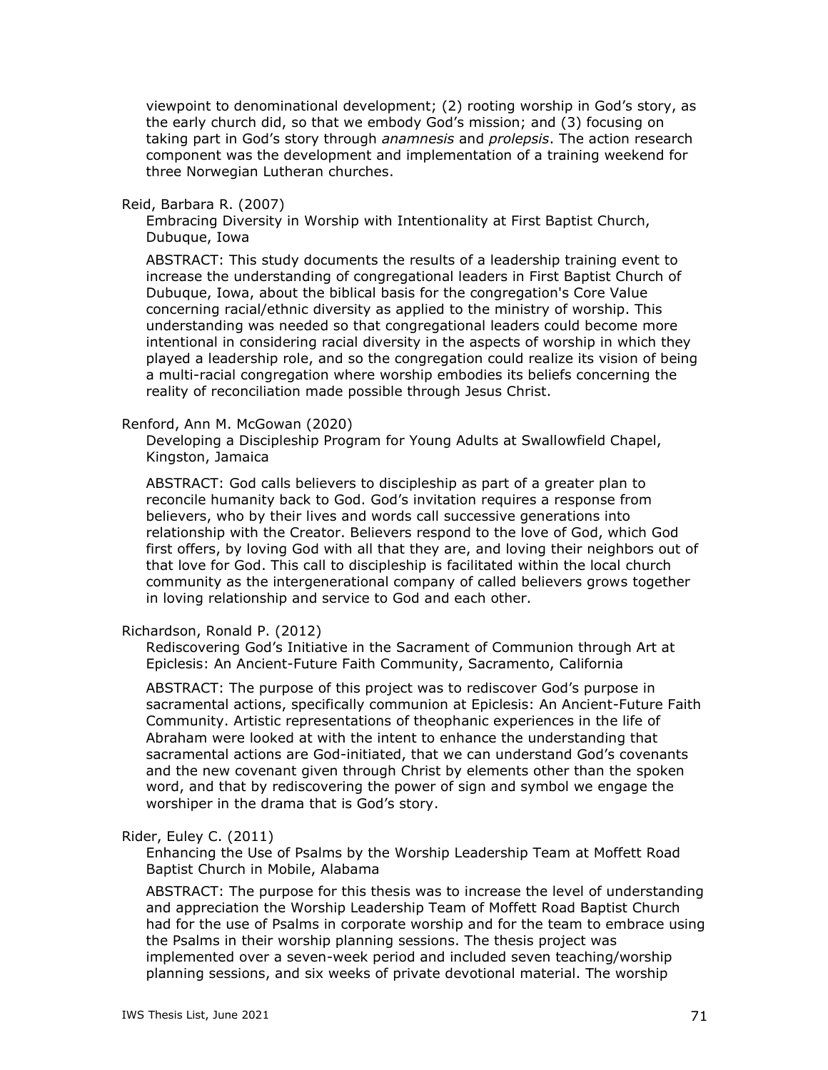viewpoint to denominational development; (2) rooting worship in God's story, as the early church did, so that we embody God's mission; and (3) focusing on taking part in God's story through *anamnesis* and *prolepsis*. The action research component was the development and implementation of a training weekend for three Norwegian Lutheran churches.

Reid, Barbara R. (2007)

Embracing Diversity in Worship with Intentionality at First Baptist Church, Dubuque, Iowa

ABSTRACT: This study documents the results of a leadership training event to increase the understanding of congregational leaders in First Baptist Church of Dubuque, Iowa, about the biblical basis for the congregation's Core Value concerning racial/ethnic diversity as applied to the ministry of worship. This understanding was needed so that congregational leaders could become more intentional in considering racial diversity in the aspects of worship in which they played a leadership role, and so the congregation could realize its vision of being a multi-racial congregation where worship embodies its beliefs concerning the reality of reconciliation made possible through Jesus Christ.

Renford, Ann M. McGowan (2020)

Developing a Discipleship Program for Young Adults at Swallowfield Chapel, Kingston, Jamaica

ABSTRACT: God calls believers to discipleship as part of a greater plan to reconcile humanity back to God. God's invitation requires a response from believers, who by their lives and words call successive generations into relationship with the Creator. Believers respond to the love of God, which God first offers, by loving God with all that they are, and loving their neighbors out of that love for God. This call to discipleship is facilitated within the local church community as the intergenerational company of called believers grows together in loving relationship and service to God and each other.

Richardson, Ronald P. (2012)

Rediscovering God's Initiative in the Sacrament of Communion through Art at Epiclesis: An Ancient-Future Faith Community, Sacramento, California

ABSTRACT: The purpose of this project was to rediscover God's purpose in sacramental actions, specifically communion at Epiclesis: An Ancient-Future Faith Community. Artistic representations of theophanic experiences in the life of Abraham were looked at with the intent to enhance the understanding that sacramental actions are God-initiated, that we can understand God's covenants and the new covenant given through Christ by elements other than the spoken word, and that by rediscovering the power of sign and symbol we engage the worshiper in the drama that is God's story.

Rider, Euley C. (2011)

Enhancing the Use of Psalms by the Worship Leadership Team at Moffett Road Baptist Church in Mobile, Alabama

ABSTRACT: The purpose for this thesis was to increase the level of understanding and appreciation the Worship Leadership Team of Moffett Road Baptist Church had for the use of Psalms in corporate worship and for the team to embrace using the Psalms in their worship planning sessions. The thesis project was implemented over a seven-week period and included seven teaching/worship planning sessions, and six weeks of private devotional material. The worship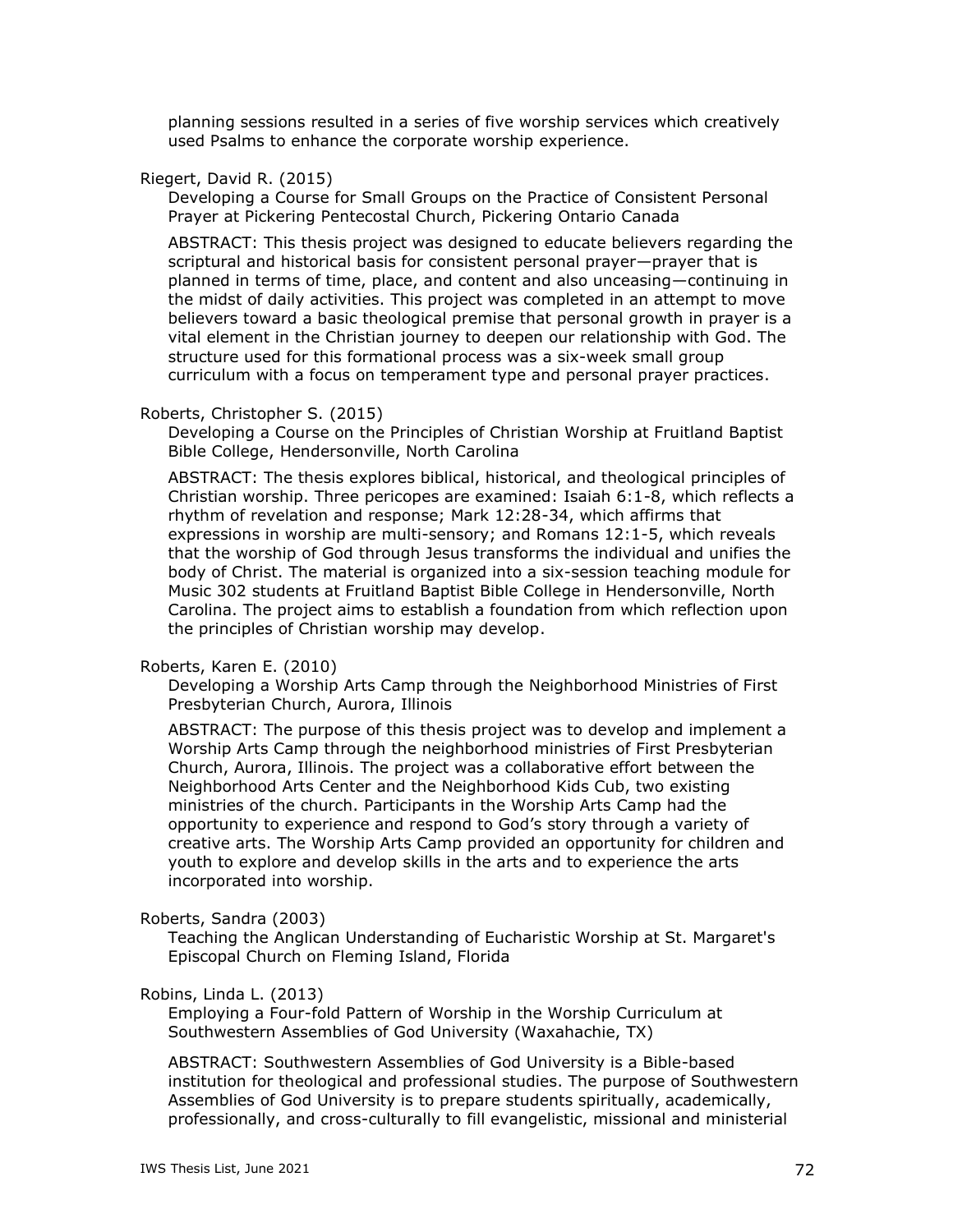planning sessions resulted in a series of five worship services which creatively used Psalms to enhance the corporate worship experience.

Riegert, David R. (2015)

Developing a Course for Small Groups on the Practice of Consistent Personal Prayer at Pickering Pentecostal Church, Pickering Ontario Canada

ABSTRACT: This thesis project was designed to educate believers regarding the scriptural and historical basis for consistent personal prayer—prayer that is planned in terms of time, place, and content and also unceasing—continuing in the midst of daily activities. This project was completed in an attempt to move believers toward a basic theological premise that personal growth in prayer is a vital element in the Christian journey to deepen our relationship with God. The structure used for this formational process was a six-week small group curriculum with a focus on temperament type and personal prayer practices.

Roberts, Christopher S. (2015)

Developing a Course on the Principles of Christian Worship at Fruitland Baptist Bible College, Hendersonville, North Carolina

ABSTRACT: The thesis explores biblical, historical, and theological principles of Christian worship. Three pericopes are examined: Isaiah 6:1-8, which reflects a rhythm of revelation and response; Mark 12:28-34, which affirms that expressions in worship are multi-sensory; and Romans 12:1-5, which reveals that the worship of God through Jesus transforms the individual and unifies the body of Christ. The material is organized into a six-session teaching module for Music 302 students at Fruitland Baptist Bible College in Hendersonville, North Carolina. The project aims to establish a foundation from which reflection upon the principles of Christian worship may develop.

Roberts, Karen E. (2010)

Developing a Worship Arts Camp through the Neighborhood Ministries of First Presbyterian Church, Aurora, Illinois

ABSTRACT: The purpose of this thesis project was to develop and implement a Worship Arts Camp through the neighborhood ministries of First Presbyterian Church, Aurora, Illinois. The project was a collaborative effort between the Neighborhood Arts Center and the Neighborhood Kids Cub, two existing ministries of the church. Participants in the Worship Arts Camp had the opportunity to experience and respond to God's story through a variety of creative arts. The Worship Arts Camp provided an opportunity for children and youth to explore and develop skills in the arts and to experience the arts incorporated into worship.

Roberts, Sandra (2003)

Teaching the Anglican Understanding of Eucharistic Worship at St. Margaret's Episcopal Church on Fleming Island, Florida

Robins, Linda L. (2013)

Employing a Four-fold Pattern of Worship in the Worship Curriculum at Southwestern Assemblies of God University (Waxahachie, TX)

ABSTRACT: Southwestern Assemblies of God University is a Bible-based institution for theological and professional studies. The purpose of Southwestern Assemblies of God University is to prepare students spiritually, academically, professionally, and cross-culturally to fill evangelistic, missional and ministerial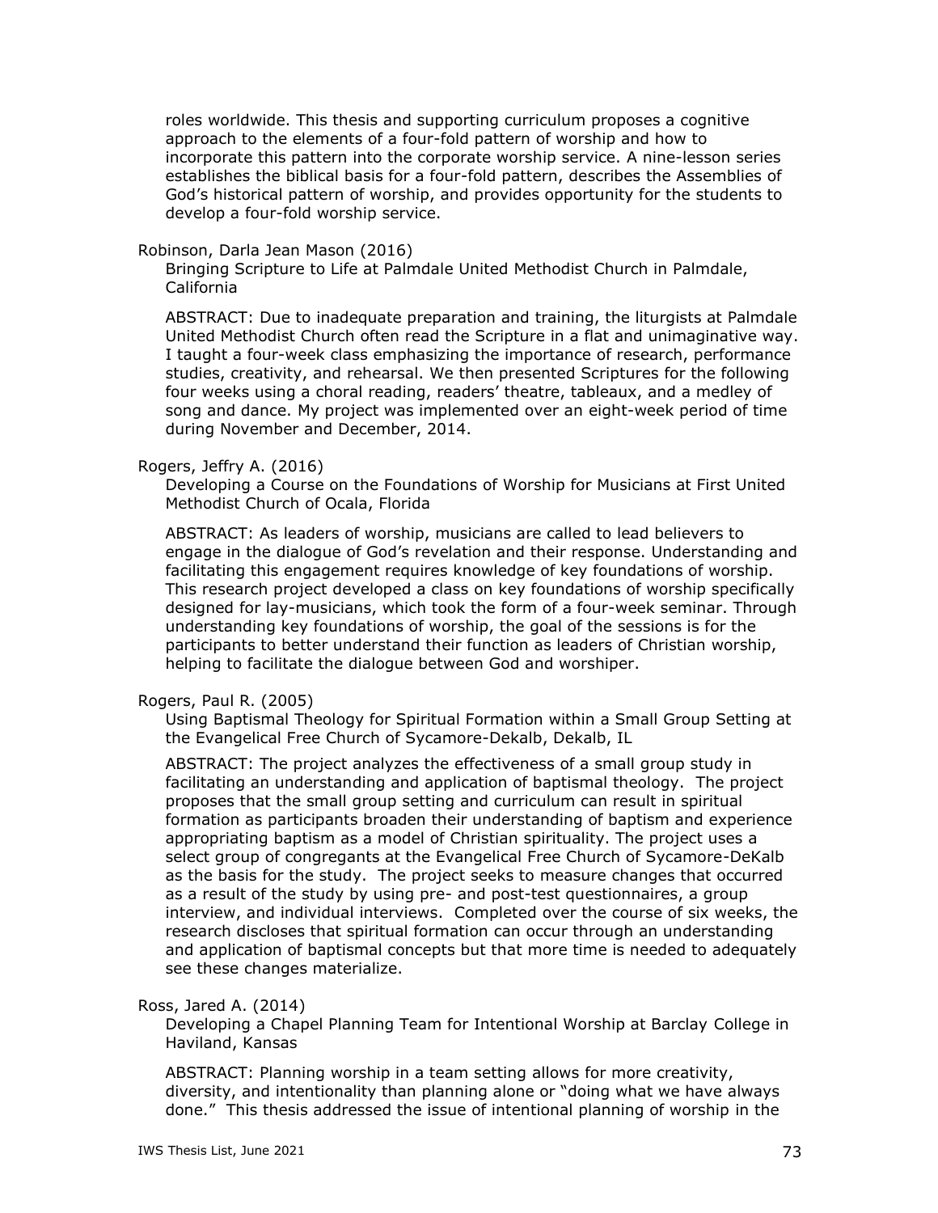roles worldwide. This thesis and supporting curriculum proposes a cognitive approach to the elements of a four-fold pattern of worship and how to incorporate this pattern into the corporate worship service. A nine-lesson series establishes the biblical basis for a four-fold pattern, describes the Assemblies of God's historical pattern of worship, and provides opportunity for the students to develop a four-fold worship service.

Robinson, Darla Jean Mason (2016)

Bringing Scripture to Life at Palmdale United Methodist Church in Palmdale, California

ABSTRACT: Due to inadequate preparation and training, the liturgists at Palmdale United Methodist Church often read the Scripture in a flat and unimaginative way. I taught a four-week class emphasizing the importance of research, performance studies, creativity, and rehearsal. We then presented Scriptures for the following four weeks using a choral reading, readers' theatre, tableaux, and a medley of song and dance. My project was implemented over an eight-week period of time during November and December, 2014.

Rogers, Jeffry A. (2016)

Developing a Course on the Foundations of Worship for Musicians at First United Methodist Church of Ocala, Florida

ABSTRACT: As leaders of worship, musicians are called to lead believers to engage in the dialogue of God's revelation and their response. Understanding and facilitating this engagement requires knowledge of key foundations of worship. This research project developed a class on key foundations of worship specifically designed for lay-musicians, which took the form of a four-week seminar. Through understanding key foundations of worship, the goal of the sessions is for the participants to better understand their function as leaders of Christian worship, helping to facilitate the dialogue between God and worshiper.

Rogers, Paul R. (2005)

Using Baptismal Theology for Spiritual Formation within a Small Group Setting at the Evangelical Free Church of Sycamore-Dekalb, Dekalb, IL

ABSTRACT: The project analyzes the effectiveness of a small group study in facilitating an understanding and application of baptismal theology. The project proposes that the small group setting and curriculum can result in spiritual formation as participants broaden their understanding of baptism and experience appropriating baptism as a model of Christian spirituality. The project uses a select group of congregants at the Evangelical Free Church of Sycamore-DeKalb as the basis for the study. The project seeks to measure changes that occurred as a result of the study by using pre- and post-test questionnaires, a group interview, and individual interviews. Completed over the course of six weeks, the research discloses that spiritual formation can occur through an understanding and application of baptismal concepts but that more time is needed to adequately see these changes materialize.

Ross, Jared A. (2014)

Developing a Chapel Planning Team for Intentional Worship at Barclay College in Haviland, Kansas

ABSTRACT: Planning worship in a team setting allows for more creativity, diversity, and intentionality than planning alone or "doing what we have always done." This thesis addressed the issue of intentional planning of worship in the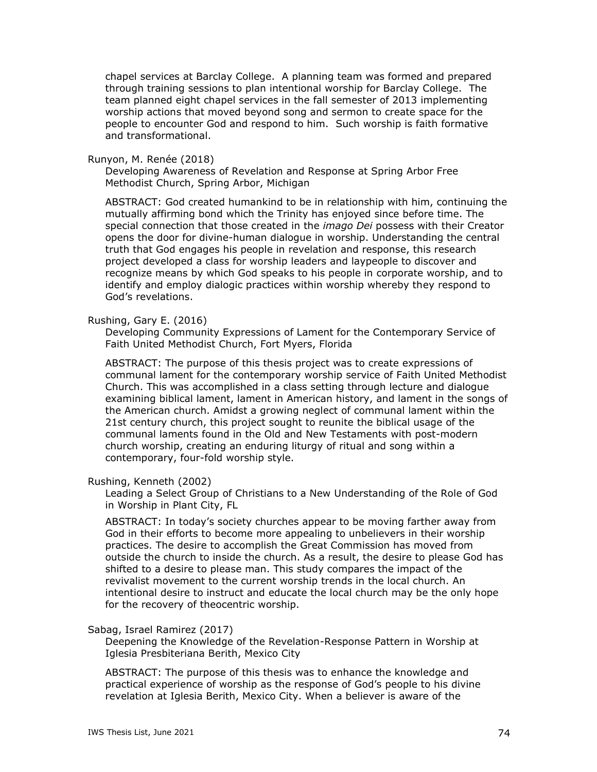chapel services at Barclay College. A planning team was formed and prepared through training sessions to plan intentional worship for Barclay College. The team planned eight chapel services in the fall semester of 2013 implementing worship actions that moved beyond song and sermon to create space for the people to encounter God and respond to him. Such worship is faith formative and transformational.

Runyon, M. Renée (2018)

Developing Awareness of Revelation and Response at Spring Arbor Free Methodist Church, Spring Arbor, Michigan

ABSTRACT: God created humankind to be in relationship with him, continuing the mutually affirming bond which the Trinity has enjoyed since before time. The special connection that those created in the *imago Dei* possess with their Creator opens the door for divine-human dialogue in worship. Understanding the central truth that God engages his people in revelation and response, this research project developed a class for worship leaders and laypeople to discover and recognize means by which God speaks to his people in corporate worship, and to identify and employ dialogic practices within worship whereby they respond to God's revelations.

Rushing, Gary E. (2016)

Developing Community Expressions of Lament for the Contemporary Service of Faith United Methodist Church, Fort Myers, Florida

ABSTRACT: The purpose of this thesis project was to create expressions of communal lament for the contemporary worship service of Faith United Methodist Church. This was accomplished in a class setting through lecture and dialogue examining biblical lament, lament in American history, and lament in the songs of the American church. Amidst a growing neglect of communal lament within the 21st century church, this project sought to reunite the biblical usage of the communal laments found in the Old and New Testaments with post-modern church worship, creating an enduring liturgy of ritual and song within a contemporary, four-fold worship style.

Rushing, Kenneth (2002)

Leading a Select Group of Christians to a New Understanding of the Role of God in Worship in Plant City, FL

ABSTRACT: In today's society churches appear to be moving farther away from God in their efforts to become more appealing to unbelievers in their worship practices. The desire to accomplish the Great Commission has moved from outside the church to inside the church. As a result, the desire to please God has shifted to a desire to please man. This study compares the impact of the revivalist movement to the current worship trends in the local church. An intentional desire to instruct and educate the local church may be the only hope for the recovery of theocentric worship.

Sabag, Israel Ramirez (2017)

Deepening the Knowledge of the Revelation-Response Pattern in Worship at Iglesia Presbiteriana Berith, Mexico City

ABSTRACT: The purpose of this thesis was to enhance the knowledge and practical experience of worship as the response of God's people to his divine revelation at Iglesia Berith, Mexico City. When a believer is aware of the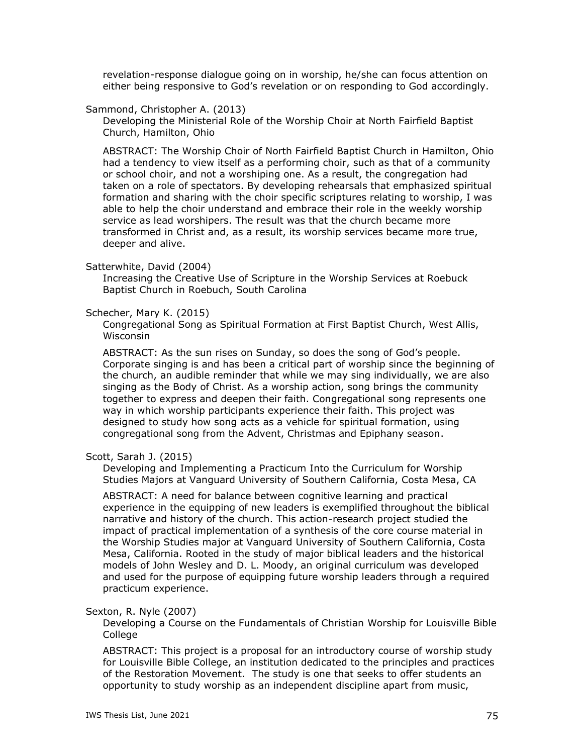revelation-response dialogue going on in worship, he/she can focus attention on either being responsive to God's revelation or on responding to God accordingly.

Sammond, Christopher A. (2013)

Developing the Ministerial Role of the Worship Choir at North Fairfield Baptist Church, Hamilton, Ohio

ABSTRACT: The Worship Choir of North Fairfield Baptist Church in Hamilton, Ohio had a tendency to view itself as a performing choir, such as that of a community or school choir, and not a worshiping one. As a result, the congregation had taken on a role of spectators. By developing rehearsals that emphasized spiritual formation and sharing with the choir specific scriptures relating to worship, I was able to help the choir understand and embrace their role in the weekly worship service as lead worshipers. The result was that the church became more transformed in Christ and, as a result, its worship services became more true, deeper and alive.

Satterwhite, David (2004)

Increasing the Creative Use of Scripture in the Worship Services at Roebuck Baptist Church in Roebuch, South Carolina

Schecher, Mary K. (2015)

Congregational Song as Spiritual Formation at First Baptist Church, West Allis, Wisconsin

ABSTRACT: As the sun rises on Sunday, so does the song of God's people. Corporate singing is and has been a critical part of worship since the beginning of the church, an audible reminder that while we may sing individually, we are also singing as the Body of Christ. As a worship action, song brings the community together to express and deepen their faith. Congregational song represents one way in which worship participants experience their faith. This project was designed to study how song acts as a vehicle for spiritual formation, using congregational song from the Advent, Christmas and Epiphany season.

Scott, Sarah J. (2015)

Developing and Implementing a Practicum Into the Curriculum for Worship Studies Majors at Vanguard University of Southern California, Costa Mesa, CA

ABSTRACT: A need for balance between cognitive learning and practical experience in the equipping of new leaders is exemplified throughout the biblical narrative and history of the church. This action-research project studied the impact of practical implementation of a synthesis of the core course material in the Worship Studies major at Vanguard University of Southern California, Costa Mesa, California. Rooted in the study of major biblical leaders and the historical models of John Wesley and D. L. Moody, an original curriculum was developed and used for the purpose of equipping future worship leaders through a required practicum experience.

Sexton, R. Nyle (2007)

Developing a Course on the Fundamentals of Christian Worship for Louisville Bible College

ABSTRACT: This project is a proposal for an introductory course of worship study for Louisville Bible College, an institution dedicated to the principles and practices of the Restoration Movement. The study is one that seeks to offer students an opportunity to study worship as an independent discipline apart from music,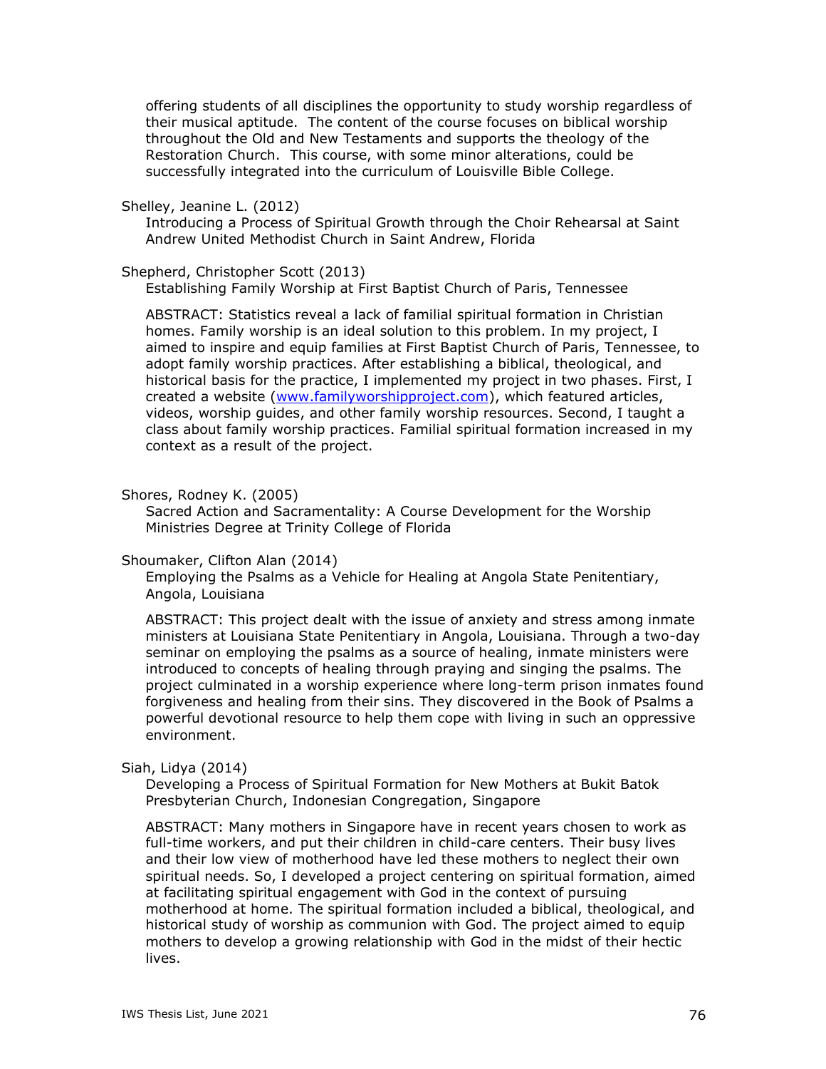offering students of all disciplines the opportunity to study worship regardless of their musical aptitude. The content of the course focuses on biblical worship throughout the Old and New Testaments and supports the theology of the Restoration Church. This course, with some minor alterations, could be successfully integrated into the curriculum of Louisville Bible College.

Shelley, Jeanine L. (2012)
Introducing a Process of Spiritual Growth through the Choir Rehearsal at Saint Andrew United Methodist Church in Saint Andrew, Florida

Shepherd, Christopher Scott (2013)
Establishing Family Worship at First Baptist Church of Paris, Tennessee

ABSTRACT: Statistics reveal a lack of familial spiritual formation in Christian homes. Family worship is an ideal solution to this problem. In my project, I aimed to inspire and equip families at First Baptist Church of Paris, Tennessee, to adopt family worship practices. After establishing a biblical, theological, and historical basis for the practice, I implemented my project in two phases. First, I created a website ([www.familyworshipproject.com](www.familyworshipproject.com)), which featured articles, videos, worship guides, and other family worship resources. Second, I taught a class about family worship practices. Familial spiritual formation increased in my context as a result of the project.

Shores, Rodney K. (2005)
Sacred Action and Sacramentality: A Course Development for the Worship Ministries Degree at Trinity College of Florida

Shoumaker, Clifton Alan (2014)
Employing the Psalms as a Vehicle for Healing at Angola State Penitentiary, Angola, Louisiana

ABSTRACT: This project dealt with the issue of anxiety and stress among inmate ministers at Louisiana State Penitentiary in Angola, Louisiana. Through a two-day seminar on employing the psalms as a source of healing, inmate ministers were introduced to concepts of healing through praying and singing the psalms. The project culminated in a worship experience where long-term prison inmates found forgiveness and healing from their sins. They discovered in the Book of Psalms a powerful devotional resource to help them cope with living in such an oppressive environment.

Siah, Lidya (2014)
Developing a Process of Spiritual Formation for New Mothers at Bukit Batok Presbyterian Church, Indonesian Congregation, Singapore

ABSTRACT: Many mothers in Singapore have in recent years chosen to work as full-time workers, and put their children in child-care centers. Their busy lives and their low view of motherhood have led these mothers to neglect their own spiritual needs. So, I developed a project centering on spiritual formation, aimed at facilitating spiritual engagement with God in the context of pursuing motherhood at home. The spiritual formation included a biblical, theological, and historical study of worship as communion with God. The project aimed to equip mothers to develop a growing relationship with God in the midst of their hectic lives.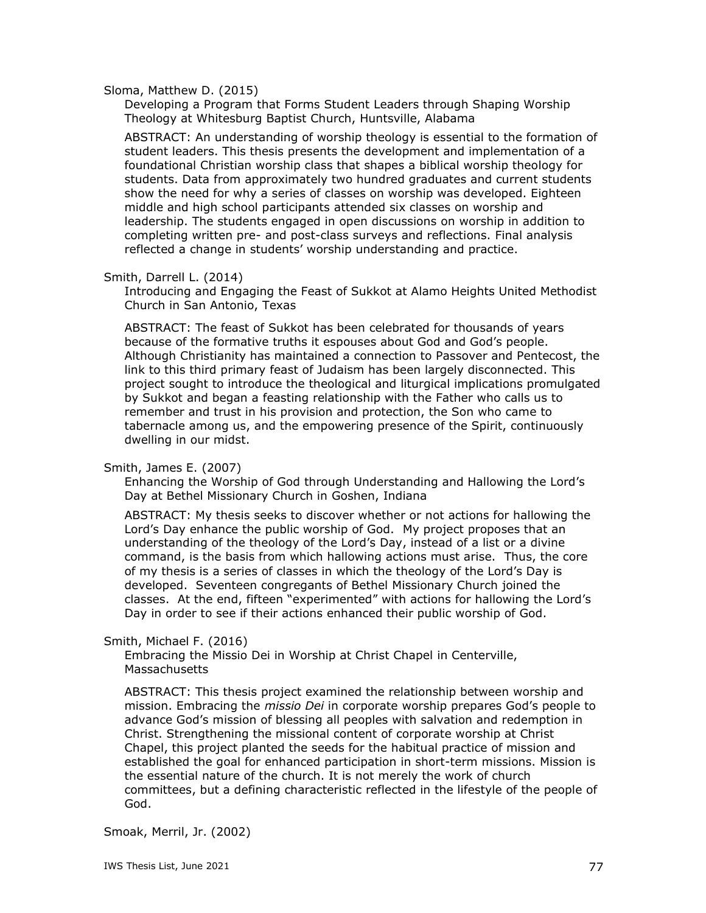Sloma, Matthew D. (2015)

Developing a Program that Forms Student Leaders through Shaping Worship Theology at Whitesburg Baptist Church, Huntsville, Alabama

ABSTRACT: An understanding of worship theology is essential to the formation of student leaders. This thesis presents the development and implementation of a foundational Christian worship class that shapes a biblical worship theology for students. Data from approximately two hundred graduates and current students show the need for why a series of classes on worship was developed. Eighteen middle and high school participants attended six classes on worship and leadership. The students engaged in open discussions on worship in addition to completing written pre- and post-class surveys and reflections. Final analysis reflected a change in students' worship understanding and practice.

Smith, Darrell L. (2014)

Introducing and Engaging the Feast of Sukkot at Alamo Heights United Methodist Church in San Antonio, Texas

ABSTRACT: The feast of Sukkot has been celebrated for thousands of years because of the formative truths it espouses about God and God's people. Although Christianity has maintained a connection to Passover and Pentecost, the link to this third primary feast of Judaism has been largely disconnected. This project sought to introduce the theological and liturgical implications promulgated by Sukkot and began a feasting relationship with the Father who calls us to remember and trust in his provision and protection, the Son who came to tabernacle among us, and the empowering presence of the Spirit, continuously dwelling in our midst.

Smith, James E. (2007)

Enhancing the Worship of God through Understanding and Hallowing the Lord's Day at Bethel Missionary Church in Goshen, Indiana

ABSTRACT: My thesis seeks to discover whether or not actions for hallowing the Lord's Day enhance the public worship of God. My project proposes that an understanding of the theology of the Lord's Day, instead of a list or a divine command, is the basis from which hallowing actions must arise. Thus, the core of my thesis is a series of classes in which the theology of the Lord's Day is developed. Seventeen congregants of Bethel Missionary Church joined the classes. At the end, fifteen "experimented" with actions for hallowing the Lord's Day in order to see if their actions enhanced their public worship of God.

Smith, Michael F. (2016)

Embracing the Missio Dei in Worship at Christ Chapel in Centerville, Massachusetts

ABSTRACT: This thesis project examined the relationship between worship and mission. Embracing the *missio Dei* in corporate worship prepares God's people to advance God's mission of blessing all peoples with salvation and redemption in Christ. Strengthening the missional content of corporate worship at Christ Chapel, this project planted the seeds for the habitual practice of mission and established the goal for enhanced participation in short-term missions. Mission is the essential nature of the church. It is not merely the work of church committees, but a defining characteristic reflected in the lifestyle of the people of God.

Smoak, Merril, Jr. (2002)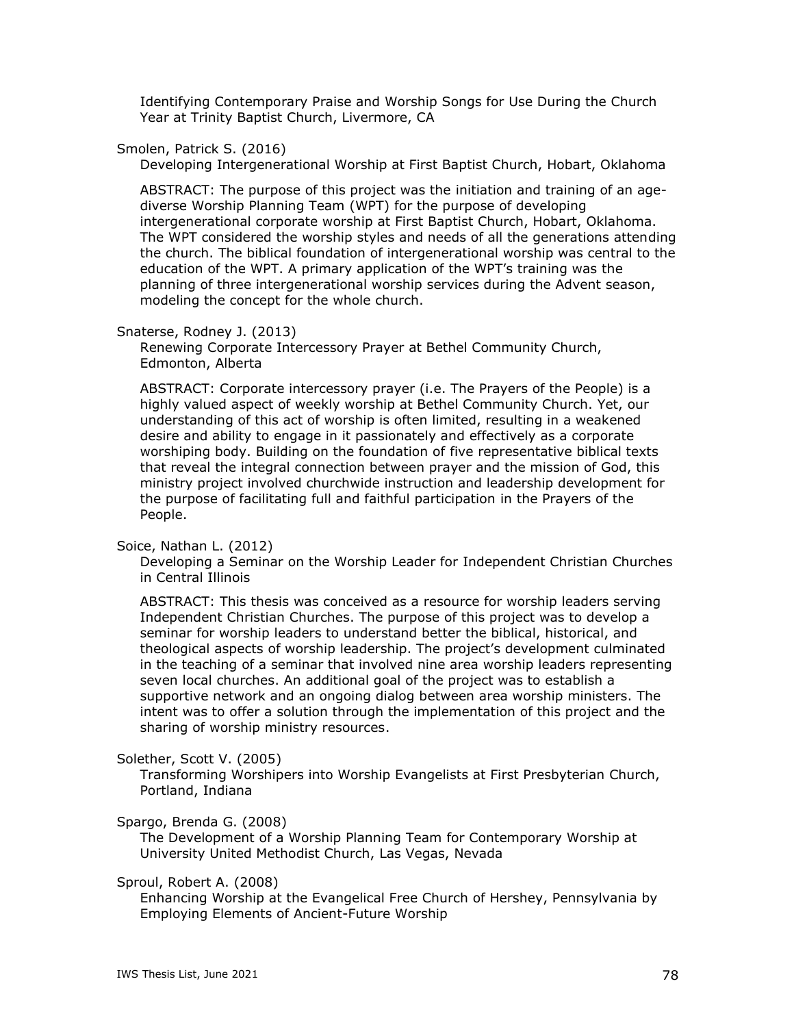Identifying Contemporary Praise and Worship Songs for Use During the Church Year at Trinity Baptist Church, Livermore, CA

Smolen, Patrick S. (2016)

Developing Intergenerational Worship at First Baptist Church, Hobart, Oklahoma

ABSTRACT: The purpose of this project was the initiation and training of an age-diverse Worship Planning Team (WPT) for the purpose of developing intergenerational corporate worship at First Baptist Church, Hobart, Oklahoma. The WPT considered the worship styles and needs of all the generations attending the church. The biblical foundation of intergenerational worship was central to the education of the WPT. A primary application of the WPT's training was the planning of three intergenerational worship services during the Advent season, modeling the concept for the whole church.

Snaterse, Rodney J. (2013)

Renewing Corporate Intercessory Prayer at Bethel Community Church, Edmonton, Alberta

ABSTRACT: Corporate intercessory prayer (i.e. The Prayers of the People) is a highly valued aspect of weekly worship at Bethel Community Church. Yet, our understanding of this act of worship is often limited, resulting in a weakened desire and ability to engage in it passionately and effectively as a corporate worshiping body. Building on the foundation of five representative biblical texts that reveal the integral connection between prayer and the mission of God, this ministry project involved churchwide instruction and leadership development for the purpose of facilitating full and faithful participation in the Prayers of the People.

Soice, Nathan L. (2012)

Developing a Seminar on the Worship Leader for Independent Christian Churches in Central Illinois

ABSTRACT: This thesis was conceived as a resource for worship leaders serving Independent Christian Churches. The purpose of this project was to develop a seminar for worship leaders to understand better the biblical, historical, and theological aspects of worship leadership. The project's development culminated in the teaching of a seminar that involved nine area worship leaders representing seven local churches. An additional goal of the project was to establish a supportive network and an ongoing dialog between area worship ministers. The intent was to offer a solution through the implementation of this project and the sharing of worship ministry resources.

Solether, Scott V. (2005)

Transforming Worshipers into Worship Evangelists at First Presbyterian Church, Portland, Indiana

Spargo, Brenda G. (2008)

The Development of a Worship Planning Team for Contemporary Worship at University United Methodist Church, Las Vegas, Nevada

Sproul, Robert A. (2008)

Enhancing Worship at the Evangelical Free Church of Hershey, Pennsylvania by Employing Elements of Ancient-Future Worship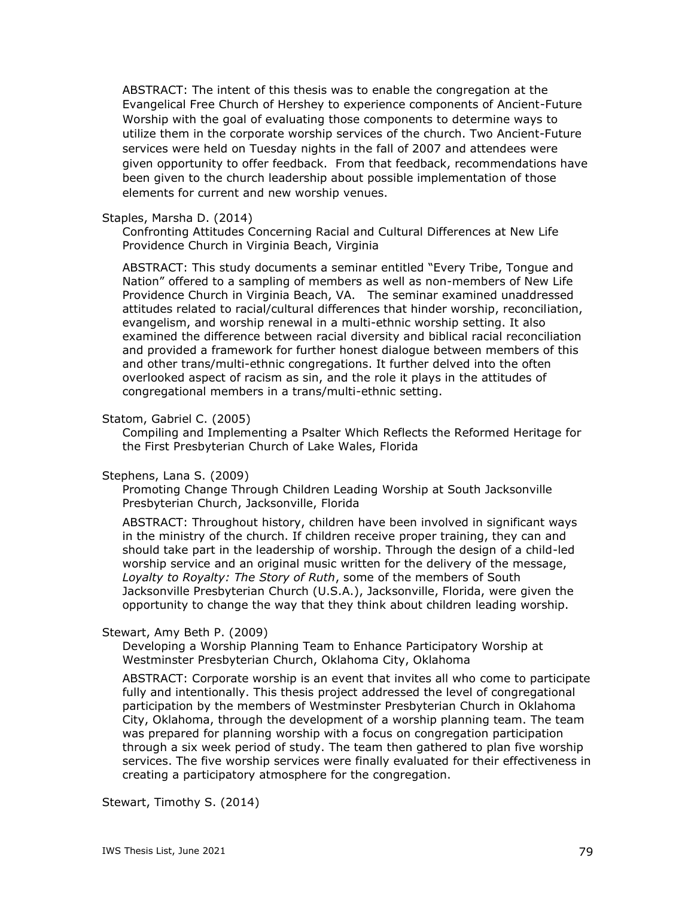ABSTRACT: The intent of this thesis was to enable the congregation at the Evangelical Free Church of Hershey to experience components of Ancient-Future Worship with the goal of evaluating those components to determine ways to utilize them in the corporate worship services of the church. Two Ancient-Future services were held on Tuesday nights in the fall of 2007 and attendees were given opportunity to offer feedback. From that feedback, recommendations have been given to the church leadership about possible implementation of those elements for current and new worship venues.

Staples, Marsha D. (2014)

Confronting Attitudes Concerning Racial and Cultural Differences at New Life Providence Church in Virginia Beach, Virginia

ABSTRACT: This study documents a seminar entitled "Every Tribe, Tongue and Nation" offered to a sampling of members as well as non-members of New Life Providence Church in Virginia Beach, VA. The seminar examined unaddressed attitudes related to racial/cultural differences that hinder worship, reconciliation, evangelism, and worship renewal in a multi-ethnic worship setting. It also examined the difference between racial diversity and biblical racial reconciliation and provided a framework for further honest dialogue between members of this and other trans/multi-ethnic congregations. It further delved into the often overlooked aspect of racism as sin, and the role it plays in the attitudes of congregational members in a trans/multi-ethnic setting.

Statom, Gabriel C. (2005)

Compiling and Implementing a Psalter Which Reflects the Reformed Heritage for the First Presbyterian Church of Lake Wales, Florida

Stephens, Lana S. (2009)

Promoting Change Through Children Leading Worship at South Jacksonville Presbyterian Church, Jacksonville, Florida

ABSTRACT: Throughout history, children have been involved in significant ways in the ministry of the church. If children receive proper training, they can and should take part in the leadership of worship. Through the design of a child-led worship service and an original music written for the delivery of the message, *Loyalty to Royalty: The Story of Ruth*, some of the members of South Jacksonville Presbyterian Church (U.S.A.), Jacksonville, Florida, were given the opportunity to change the way that they think about children leading worship.

Stewart, Amy Beth P. (2009)

Developing a Worship Planning Team to Enhance Participatory Worship at Westminster Presbyterian Church, Oklahoma City, Oklahoma

ABSTRACT: Corporate worship is an event that invites all who come to participate fully and intentionally. This thesis project addressed the level of congregational participation by the members of Westminster Presbyterian Church in Oklahoma City, Oklahoma, through the development of a worship planning team. The team was prepared for planning worship with a focus on congregation participation through a six week period of study. The team then gathered to plan five worship services. The five worship services were finally evaluated for their effectiveness in creating a participatory atmosphere for the congregation.

Stewart, Timothy S. (2014)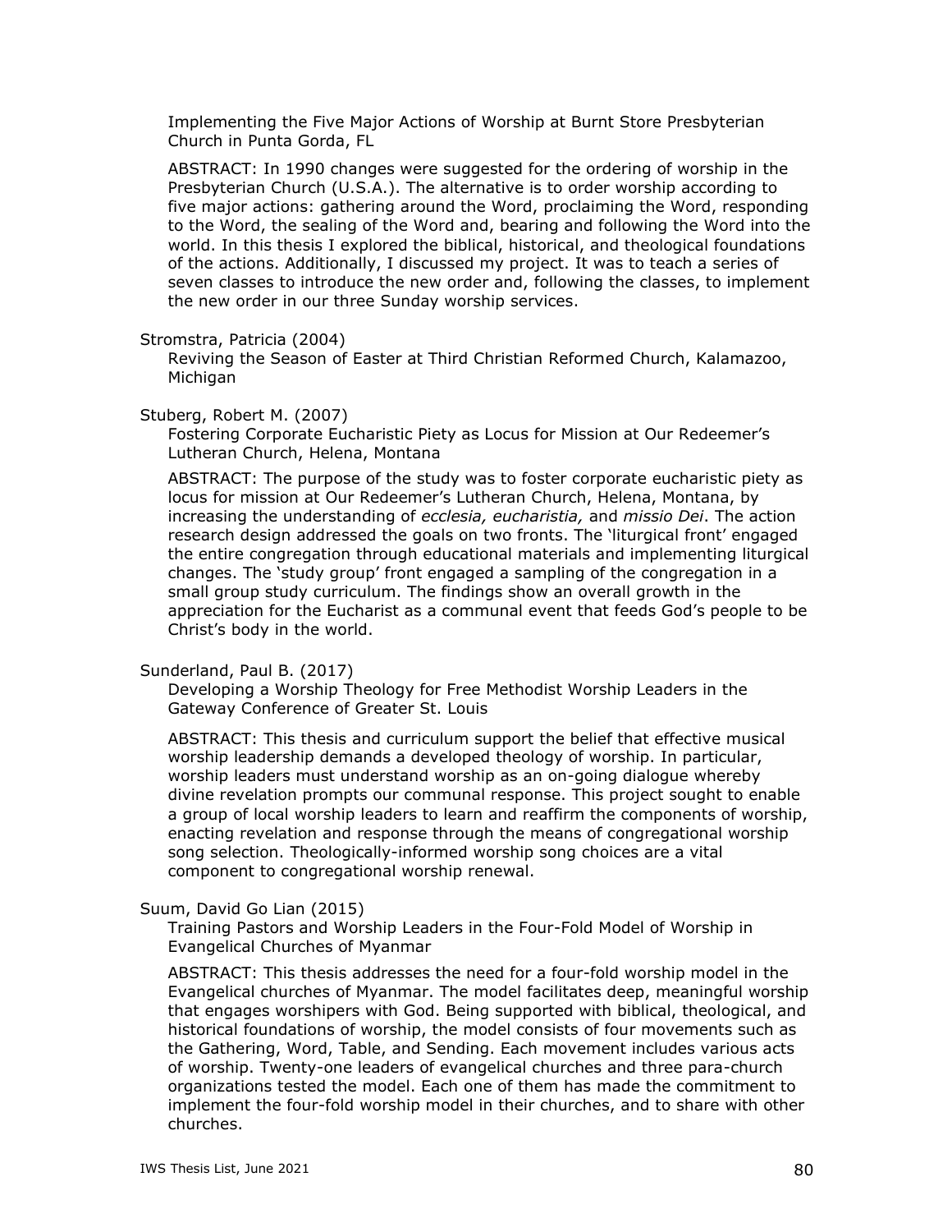Implementing the Five Major Actions of Worship at Burnt Store Presbyterian Church in Punta Gorda, FL

ABSTRACT: In 1990 changes were suggested for the ordering of worship in the Presbyterian Church (U.S.A.). The alternative is to order worship according to five major actions: gathering around the Word, proclaiming the Word, responding to the Word, the sealing of the Word and, bearing and following the Word into the world. In this thesis I explored the biblical, historical, and theological foundations of the actions. Additionally, I discussed my project. It was to teach a series of seven classes to introduce the new order and, following the classes, to implement the new order in our three Sunday worship services.

Stromstra, Patricia (2004)

Reviving the Season of Easter at Third Christian Reformed Church, Kalamazoo, Michigan

Stuberg, Robert M. (2007)

Fostering Corporate Eucharistic Piety as Locus for Mission at Our Redeemer's Lutheran Church, Helena, Montana

ABSTRACT: The purpose of the study was to foster corporate eucharistic piety as locus for mission at Our Redeemer's Lutheran Church, Helena, Montana, by increasing the understanding of *ecclesia, eucharistia,* and *missio Dei*. The action research design addressed the goals on two fronts. The 'liturgical front' engaged the entire congregation through educational materials and implementing liturgical changes. The 'study group' front engaged a sampling of the congregation in a small group study curriculum. The findings show an overall growth in the appreciation for the Eucharist as a communal event that feeds God's people to be Christ's body in the world.

Sunderland, Paul B. (2017)

Developing a Worship Theology for Free Methodist Worship Leaders in the Gateway Conference of Greater St. Louis

ABSTRACT: This thesis and curriculum support the belief that effective musical worship leadership demands a developed theology of worship. In particular, worship leaders must understand worship as an on-going dialogue whereby divine revelation prompts our communal response. This project sought to enable a group of local worship leaders to learn and reaffirm the components of worship, enacting revelation and response through the means of congregational worship song selection. Theologically-informed worship song choices are a vital component to congregational worship renewal.

Suum, David Go Lian (2015)

Training Pastors and Worship Leaders in the Four-Fold Model of Worship in Evangelical Churches of Myanmar

ABSTRACT: This thesis addresses the need for a four-fold worship model in the Evangelical churches of Myanmar. The model facilitates deep, meaningful worship that engages worshipers with God. Being supported with biblical, theological, and historical foundations of worship, the model consists of four movements such as the Gathering, Word, Table, and Sending. Each movement includes various acts of worship. Twenty-one leaders of evangelical churches and three para-church organizations tested the model. Each one of them has made the commitment to implement the four-fold worship model in their churches, and to share with other churches.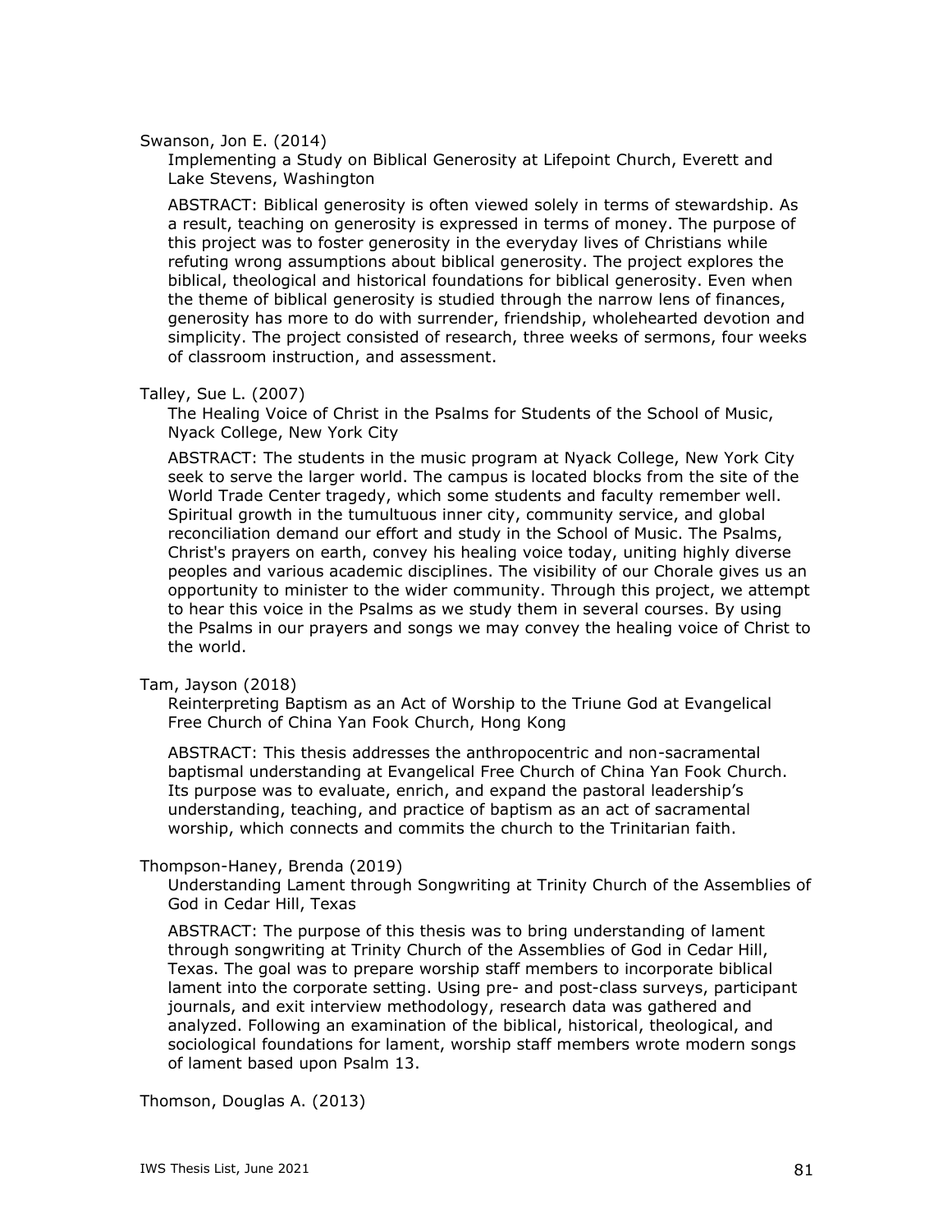Swanson, Jon E. (2014)

Implementing a Study on Biblical Generosity at Lifepoint Church, Everett and Lake Stevens, Washington

ABSTRACT: Biblical generosity is often viewed solely in terms of stewardship. As a result, teaching on generosity is expressed in terms of money. The purpose of this project was to foster generosity in the everyday lives of Christians while refuting wrong assumptions about biblical generosity. The project explores the biblical, theological and historical foundations for biblical generosity. Even when the theme of biblical generosity is studied through the narrow lens of finances, generosity has more to do with surrender, friendship, wholehearted devotion and simplicity. The project consisted of research, three weeks of sermons, four weeks of classroom instruction, and assessment.

Talley, Sue L. (2007)

The Healing Voice of Christ in the Psalms for Students of the School of Music, Nyack College, New York City

ABSTRACT: The students in the music program at Nyack College, New York City seek to serve the larger world. The campus is located blocks from the site of the World Trade Center tragedy, which some students and faculty remember well. Spiritual growth in the tumultuous inner city, community service, and global reconciliation demand our effort and study in the School of Music. The Psalms, Christ's prayers on earth, convey his healing voice today, uniting highly diverse peoples and various academic disciplines. The visibility of our Chorale gives us an opportunity to minister to the wider community. Through this project, we attempt to hear this voice in the Psalms as we study them in several courses. By using the Psalms in our prayers and songs we may convey the healing voice of Christ to the world.

Tam, Jayson (2018)

Reinterpreting Baptism as an Act of Worship to the Triune God at Evangelical Free Church of China Yan Fook Church, Hong Kong

ABSTRACT: This thesis addresses the anthropocentric and non-sacramental baptismal understanding at Evangelical Free Church of China Yan Fook Church. Its purpose was to evaluate, enrich, and expand the pastoral leadership's understanding, teaching, and practice of baptism as an act of sacramental worship, which connects and commits the church to the Trinitarian faith.

Thompson-Haney, Brenda (2019)

Understanding Lament through Songwriting at Trinity Church of the Assemblies of God in Cedar Hill, Texas

ABSTRACT: The purpose of this thesis was to bring understanding of lament through songwriting at Trinity Church of the Assemblies of God in Cedar Hill, Texas. The goal was to prepare worship staff members to incorporate biblical lament into the corporate setting. Using pre- and post-class surveys, participant journals, and exit interview methodology, research data was gathered and analyzed. Following an examination of the biblical, historical, theological, and sociological foundations for lament, worship staff members wrote modern songs of lament based upon Psalm 13.

Thomson, Douglas A. (2013)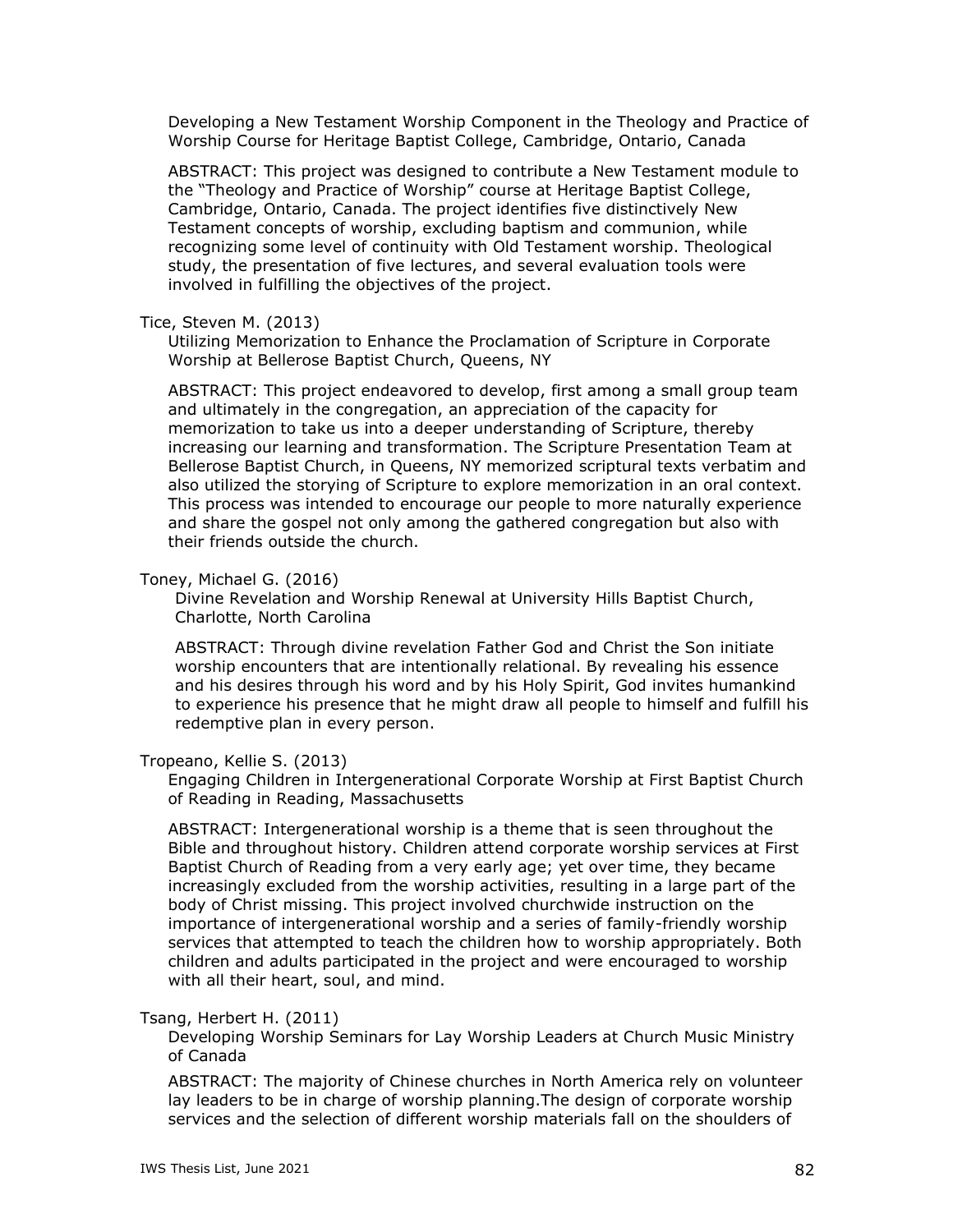Developing a New Testament Worship Component in the Theology and Practice of Worship Course for Heritage Baptist College, Cambridge, Ontario, Canada

ABSTRACT: This project was designed to contribute a New Testament module to the "Theology and Practice of Worship" course at Heritage Baptist College, Cambridge, Ontario, Canada. The project identifies five distinctively New Testament concepts of worship, excluding baptism and communion, while recognizing some level of continuity with Old Testament worship. Theological study, the presentation of five lectures, and several evaluation tools were involved in fulfilling the objectives of the project.

Tice, Steven M. (2013)

Utilizing Memorization to Enhance the Proclamation of Scripture in Corporate Worship at Bellerose Baptist Church, Queens, NY

ABSTRACT: This project endeavored to develop, first among a small group team and ultimately in the congregation, an appreciation of the capacity for memorization to take us into a deeper understanding of Scripture, thereby increasing our learning and transformation. The Scripture Presentation Team at Bellerose Baptist Church, in Queens, NY memorized scriptural texts verbatim and also utilized the storying of Scripture to explore memorization in an oral context. This process was intended to encourage our people to more naturally experience and share the gospel not only among the gathered congregation but also with their friends outside the church.

Toney, Michael G. (2016)

Divine Revelation and Worship Renewal at University Hills Baptist Church, Charlotte, North Carolina

ABSTRACT: Through divine revelation Father God and Christ the Son initiate worship encounters that are intentionally relational. By revealing his essence and his desires through his word and by his Holy Spirit, God invites humankind to experience his presence that he might draw all people to himself and fulfill his redemptive plan in every person.

Tropeano, Kellie S. (2013)

Engaging Children in Intergenerational Corporate Worship at First Baptist Church of Reading in Reading, Massachusetts

ABSTRACT: Intergenerational worship is a theme that is seen throughout the Bible and throughout history. Children attend corporate worship services at First Baptist Church of Reading from a very early age; yet over time, they became increasingly excluded from the worship activities, resulting in a large part of the body of Christ missing. This project involved churchwide instruction on the importance of intergenerational worship and a series of family-friendly worship services that attempted to teach the children how to worship appropriately. Both children and adults participated in the project and were encouraged to worship with all their heart, soul, and mind.

Tsang, Herbert H. (2011)

Developing Worship Seminars for Lay Worship Leaders at Church Music Ministry of Canada

ABSTRACT: The majority of Chinese churches in North America rely on volunteer lay leaders to be in charge of worship planning.The design of corporate worship services and the selection of different worship materials fall on the shoulders of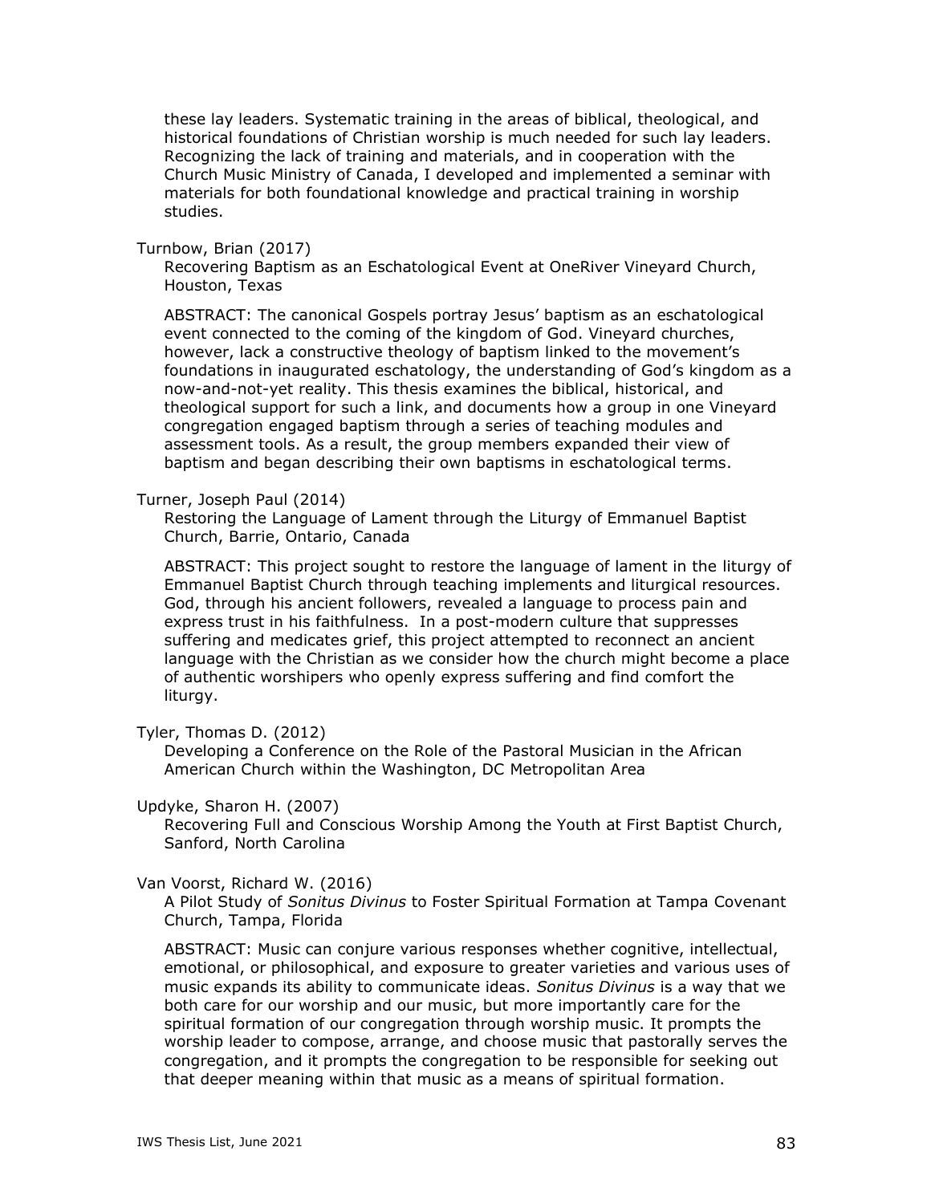these lay leaders. Systematic training in the areas of biblical, theological, and historical foundations of Christian worship is much needed for such lay leaders. Recognizing the lack of training and materials, and in cooperation with the Church Music Ministry of Canada, I developed and implemented a seminar with materials for both foundational knowledge and practical training in worship studies.

Turnbow, Brian (2017)

Recovering Baptism as an Eschatological Event at OneRiver Vineyard Church, Houston, Texas

ABSTRACT: The canonical Gospels portray Jesus' baptism as an eschatological event connected to the coming of the kingdom of God. Vineyard churches, however, lack a constructive theology of baptism linked to the movement's foundations in inaugurated eschatology, the understanding of God's kingdom as a now-and-not-yet reality. This thesis examines the biblical, historical, and theological support for such a link, and documents how a group in one Vineyard congregation engaged baptism through a series of teaching modules and assessment tools. As a result, the group members expanded their view of baptism and began describing their own baptisms in eschatological terms.

Turner, Joseph Paul (2014)

Restoring the Language of Lament through the Liturgy of Emmanuel Baptist Church, Barrie, Ontario, Canada

ABSTRACT: This project sought to restore the language of lament in the liturgy of Emmanuel Baptist Church through teaching implements and liturgical resources. God, through his ancient followers, revealed a language to process pain and express trust in his faithfulness. In a post-modern culture that suppresses suffering and medicates grief, this project attempted to reconnect an ancient language with the Christian as we consider how the church might become a place of authentic worshipers who openly express suffering and find comfort the liturgy.

Tyler, Thomas D. (2012)

Developing a Conference on the Role of the Pastoral Musician in the African American Church within the Washington, DC Metropolitan Area

Updyke, Sharon H. (2007)

Recovering Full and Conscious Worship Among the Youth at First Baptist Church, Sanford, North Carolina

Van Voorst, Richard W. (2016)

A Pilot Study of *Sonitus Divinus* to Foster Spiritual Formation at Tampa Covenant Church, Tampa, Florida

ABSTRACT: Music can conjure various responses whether cognitive, intellectual, emotional, or philosophical, and exposure to greater varieties and various uses of music expands its ability to communicate ideas. *Sonitus Divinus* is a way that we both care for our worship and our music, but more importantly care for the spiritual formation of our congregation through worship music. It prompts the worship leader to compose, arrange, and choose music that pastorally serves the congregation, and it prompts the congregation to be responsible for seeking out that deeper meaning within that music as a means of spiritual formation.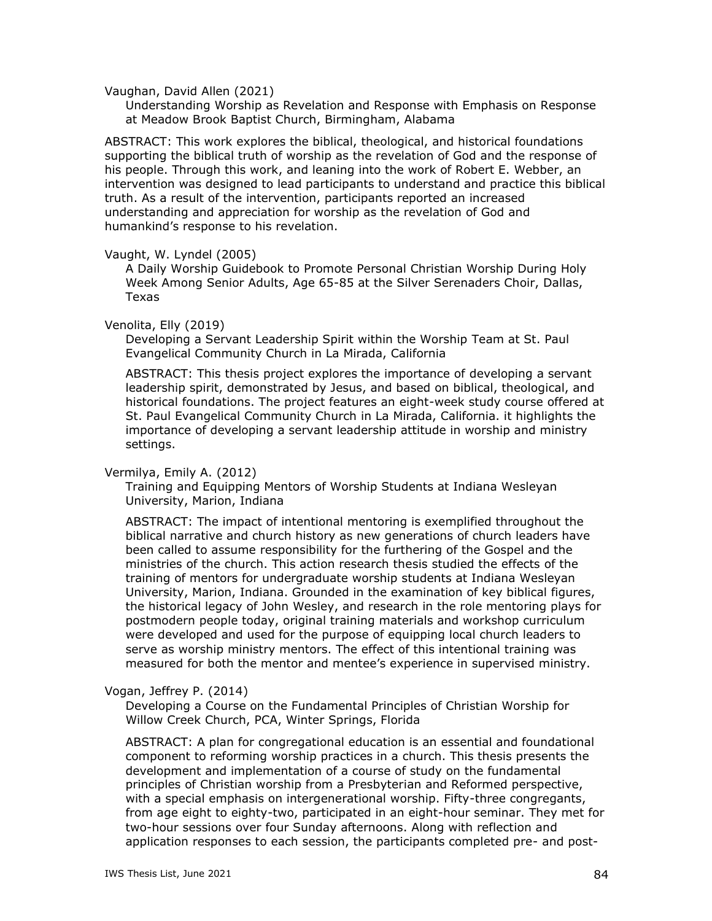Vaughan, David Allen (2021)

Understanding Worship as Revelation and Response with Emphasis on Response at Meadow Brook Baptist Church, Birmingham, Alabama

ABSTRACT: This work explores the biblical, theological, and historical foundations supporting the biblical truth of worship as the revelation of God and the response of his people. Through this work, and leaning into the work of Robert E. Webber, an intervention was designed to lead participants to understand and practice this biblical truth. As a result of the intervention, participants reported an increased understanding and appreciation for worship as the revelation of God and humankind's response to his revelation.

Vaught, W. Lyndel (2005)

A Daily Worship Guidebook to Promote Personal Christian Worship During Holy Week Among Senior Adults, Age 65-85 at the Silver Serenaders Choir, Dallas, Texas

Venolita, Elly (2019)

Developing a Servant Leadership Spirit within the Worship Team at St. Paul Evangelical Community Church in La Mirada, California

ABSTRACT: This thesis project explores the importance of developing a servant leadership spirit, demonstrated by Jesus, and based on biblical, theological, and historical foundations. The project features an eight-week study course offered at St. Paul Evangelical Community Church in La Mirada, California. it highlights the importance of developing a servant leadership attitude in worship and ministry settings.

Vermilya, Emily A. (2012)

Training and Equipping Mentors of Worship Students at Indiana Wesleyan University, Marion, Indiana

ABSTRACT: The impact of intentional mentoring is exemplified throughout the biblical narrative and church history as new generations of church leaders have been called to assume responsibility for the furthering of the Gospel and the ministries of the church. This action research thesis studied the effects of the training of mentors for undergraduate worship students at Indiana Wesleyan University, Marion, Indiana. Grounded in the examination of key biblical figures, the historical legacy of John Wesley, and research in the role mentoring plays for postmodern people today, original training materials and workshop curriculum were developed and used for the purpose of equipping local church leaders to serve as worship ministry mentors. The effect of this intentional training was measured for both the mentor and mentee's experience in supervised ministry.

Vogan, Jeffrey P. (2014)

Developing a Course on the Fundamental Principles of Christian Worship for Willow Creek Church, PCA, Winter Springs, Florida

ABSTRACT: A plan for congregational education is an essential and foundational component to reforming worship practices in a church. This thesis presents the development and implementation of a course of study on the fundamental principles of Christian worship from a Presbyterian and Reformed perspective, with a special emphasis on intergenerational worship. Fifty-three congregants, from age eight to eighty-two, participated in an eight-hour seminar. They met for two-hour sessions over four Sunday afternoons. Along with reflection and application responses to each session, the participants completed pre- and post-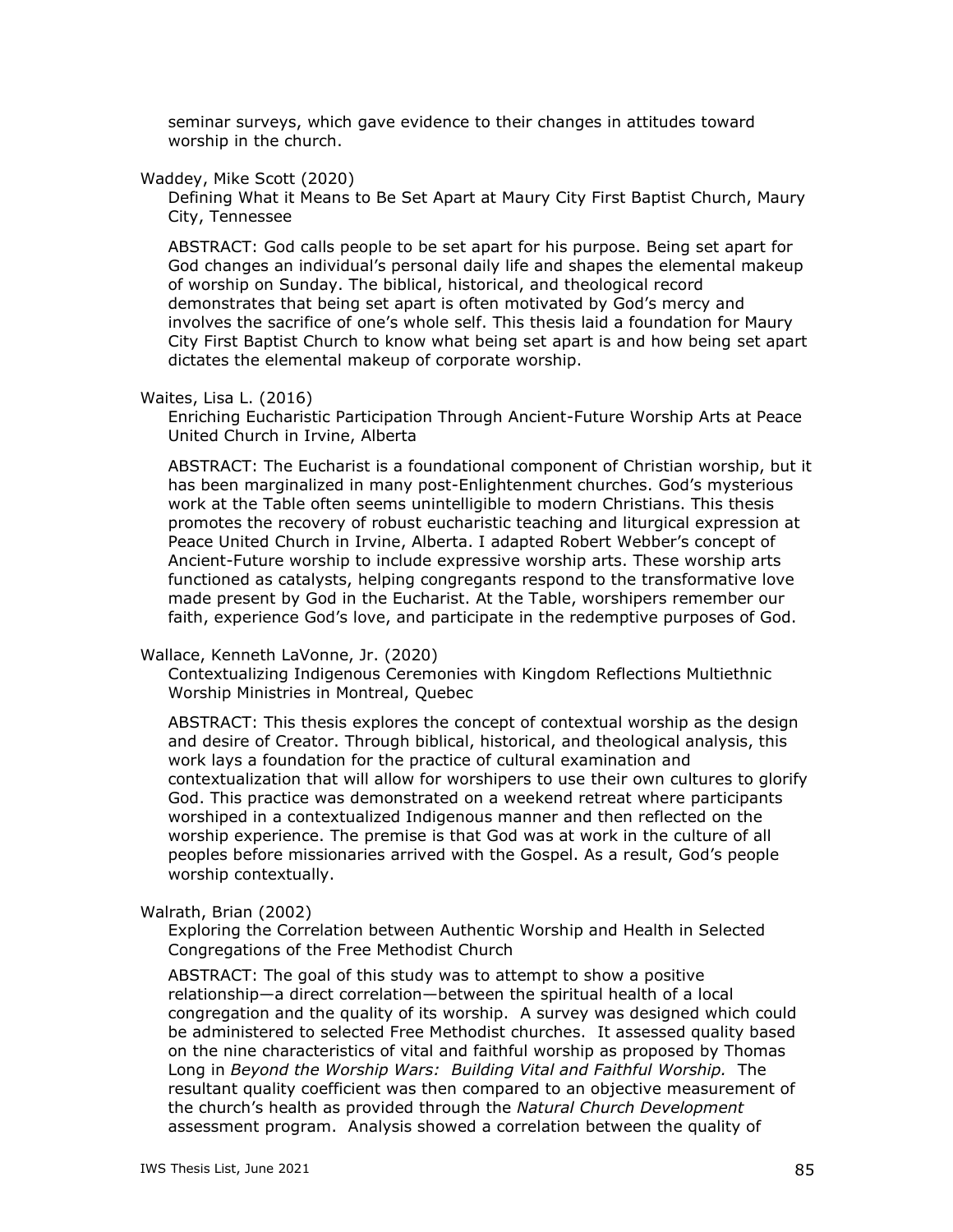seminar surveys, which gave evidence to their changes in attitudes toward worship in the church.

Waddey, Mike Scott (2020)

Defining What it Means to Be Set Apart at Maury City First Baptist Church, Maury City, Tennessee

ABSTRACT: God calls people to be set apart for his purpose. Being set apart for God changes an individual's personal daily life and shapes the elemental makeup of worship on Sunday. The biblical, historical, and theological record demonstrates that being set apart is often motivated by God's mercy and involves the sacrifice of one's whole self. This thesis laid a foundation for Maury City First Baptist Church to know what being set apart is and how being set apart dictates the elemental makeup of corporate worship.

Waites, Lisa L. (2016)

Enriching Eucharistic Participation Through Ancient-Future Worship Arts at Peace United Church in Irvine, Alberta

ABSTRACT: The Eucharist is a foundational component of Christian worship, but it has been marginalized in many post-Enlightenment churches. God's mysterious work at the Table often seems unintelligible to modern Christians. This thesis promotes the recovery of robust eucharistic teaching and liturgical expression at Peace United Church in Irvine, Alberta. I adapted Robert Webber's concept of Ancient-Future worship to include expressive worship arts. These worship arts functioned as catalysts, helping congregants respond to the transformative love made present by God in the Eucharist. At the Table, worshipers remember our faith, experience God's love, and participate in the redemptive purposes of God.

Wallace, Kenneth LaVonne, Jr. (2020)

Contextualizing Indigenous Ceremonies with Kingdom Reflections Multiethnic Worship Ministries in Montreal, Quebec

ABSTRACT: This thesis explores the concept of contextual worship as the design and desire of Creator. Through biblical, historical, and theological analysis, this work lays a foundation for the practice of cultural examination and contextualization that will allow for worshipers to use their own cultures to glorify God. This practice was demonstrated on a weekend retreat where participants worshiped in a contextualized Indigenous manner and then reflected on the worship experience. The premise is that God was at work in the culture of all peoples before missionaries arrived with the Gospel. As a result, God's people worship contextually.

Walrath, Brian (2002)

Exploring the Correlation between Authentic Worship and Health in Selected Congregations of the Free Methodist Church

ABSTRACT: The goal of this study was to attempt to show a positive relationship—a direct correlation—between the spiritual health of a local congregation and the quality of its worship. A survey was designed which could be administered to selected Free Methodist churches. It assessed quality based on the nine characteristics of vital and faithful worship as proposed by Thomas Long in *Beyond the Worship Wars: Building Vital and Faithful Worship.* The resultant quality coefficient was then compared to an objective measurement of the church's health as provided through the *Natural Church Development* assessment program. Analysis showed a correlation between the quality of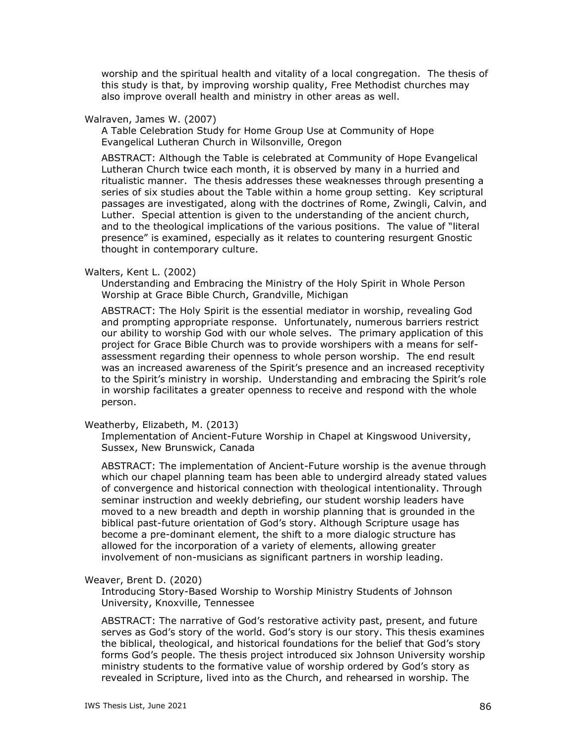worship and the spiritual health and vitality of a local congregation. The thesis of this study is that, by improving worship quality, Free Methodist churches may also improve overall health and ministry in other areas as well.

Walraven, James W. (2007)

A Table Celebration Study for Home Group Use at Community of Hope Evangelical Lutheran Church in Wilsonville, Oregon

ABSTRACT: Although the Table is celebrated at Community of Hope Evangelical Lutheran Church twice each month, it is observed by many in a hurried and ritualistic manner. The thesis addresses these weaknesses through presenting a series of six studies about the Table within a home group setting. Key scriptural passages are investigated, along with the doctrines of Rome, Zwingli, Calvin, and Luther. Special attention is given to the understanding of the ancient church, and to the theological implications of the various positions. The value of "literal presence" is examined, especially as it relates to countering resurgent Gnostic thought in contemporary culture.

Walters, Kent L. (2002)

Understanding and Embracing the Ministry of the Holy Spirit in Whole Person Worship at Grace Bible Church, Grandville, Michigan

ABSTRACT: The Holy Spirit is the essential mediator in worship, revealing God and prompting appropriate response. Unfortunately, numerous barriers restrict our ability to worship God with our whole selves. The primary application of this project for Grace Bible Church was to provide worshipers with a means for self-assessment regarding their openness to whole person worship. The end result was an increased awareness of the Spirit's presence and an increased receptivity to the Spirit's ministry in worship. Understanding and embracing the Spirit's role in worship facilitates a greater openness to receive and respond with the whole person.

Weatherby, Elizabeth, M. (2013)

Implementation of Ancient-Future Worship in Chapel at Kingswood University, Sussex, New Brunswick, Canada

ABSTRACT: The implementation of Ancient-Future worship is the avenue through which our chapel planning team has been able to undergird already stated values of convergence and historical connection with theological intentionality. Through seminar instruction and weekly debriefing, our student worship leaders have moved to a new breadth and depth in worship planning that is grounded in the biblical past-future orientation of God's story. Although Scripture usage has become a pre-dominant element, the shift to a more dialogic structure has allowed for the incorporation of a variety of elements, allowing greater involvement of non-musicians as significant partners in worship leading.

Weaver, Brent D. (2020)

Introducing Story-Based Worship to Worship Ministry Students of Johnson University, Knoxville, Tennessee

ABSTRACT: The narrative of God's restorative activity past, present, and future serves as God's story of the world. God's story is our story. This thesis examines the biblical, theological, and historical foundations for the belief that God's story forms God's people. The thesis project introduced six Johnson University worship ministry students to the formative value of worship ordered by God's story as revealed in Scripture, lived into as the Church, and rehearsed in worship. The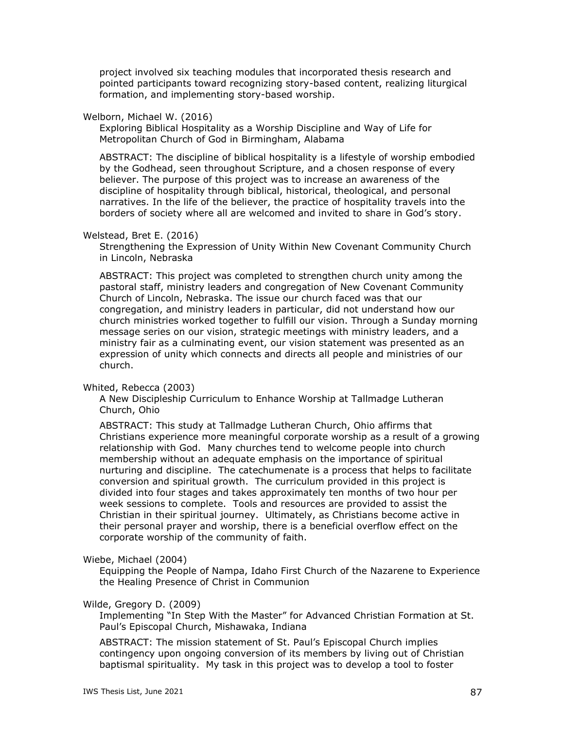project involved six teaching modules that incorporated thesis research and pointed participants toward recognizing story-based content, realizing liturgical formation, and implementing story-based worship.

Welborn, Michael W. (2016)

Exploring Biblical Hospitality as a Worship Discipline and Way of Life for Metropolitan Church of God in Birmingham, Alabama

ABSTRACT: The discipline of biblical hospitality is a lifestyle of worship embodied by the Godhead, seen throughout Scripture, and a chosen response of every believer. The purpose of this project was to increase an awareness of the discipline of hospitality through biblical, historical, theological, and personal narratives. In the life of the believer, the practice of hospitality travels into the borders of society where all are welcomed and invited to share in God's story.

Welstead, Bret E. (2016)

Strengthening the Expression of Unity Within New Covenant Community Church in Lincoln, Nebraska

ABSTRACT: This project was completed to strengthen church unity among the pastoral staff, ministry leaders and congregation of New Covenant Community Church of Lincoln, Nebraska. The issue our church faced was that our congregation, and ministry leaders in particular, did not understand how our church ministries worked together to fulfill our vision. Through a Sunday morning message series on our vision, strategic meetings with ministry leaders, and a ministry fair as a culminating event, our vision statement was presented as an expression of unity which connects and directs all people and ministries of our church.

Whited, Rebecca (2003)

A New Discipleship Curriculum to Enhance Worship at Tallmadge Lutheran Church, Ohio

ABSTRACT: This study at Tallmadge Lutheran Church, Ohio affirms that Christians experience more meaningful corporate worship as a result of a growing relationship with God. Many churches tend to welcome people into church membership without an adequate emphasis on the importance of spiritual nurturing and discipline. The catechumenate is a process that helps to facilitate conversion and spiritual growth. The curriculum provided in this project is divided into four stages and takes approximately ten months of two hour per week sessions to complete. Tools and resources are provided to assist the Christian in their spiritual journey. Ultimately, as Christians become active in their personal prayer and worship, there is a beneficial overflow effect on the corporate worship of the community of faith.

Wiebe, Michael (2004)

Equipping the People of Nampa, Idaho First Church of the Nazarene to Experience the Healing Presence of Christ in Communion

Wilde, Gregory D. (2009)

Implementing "In Step With the Master" for Advanced Christian Formation at St. Paul's Episcopal Church, Mishawaka, Indiana

ABSTRACT: The mission statement of St. Paul's Episcopal Church implies contingency upon ongoing conversion of its members by living out of Christian baptismal spirituality. My task in this project was to develop a tool to foster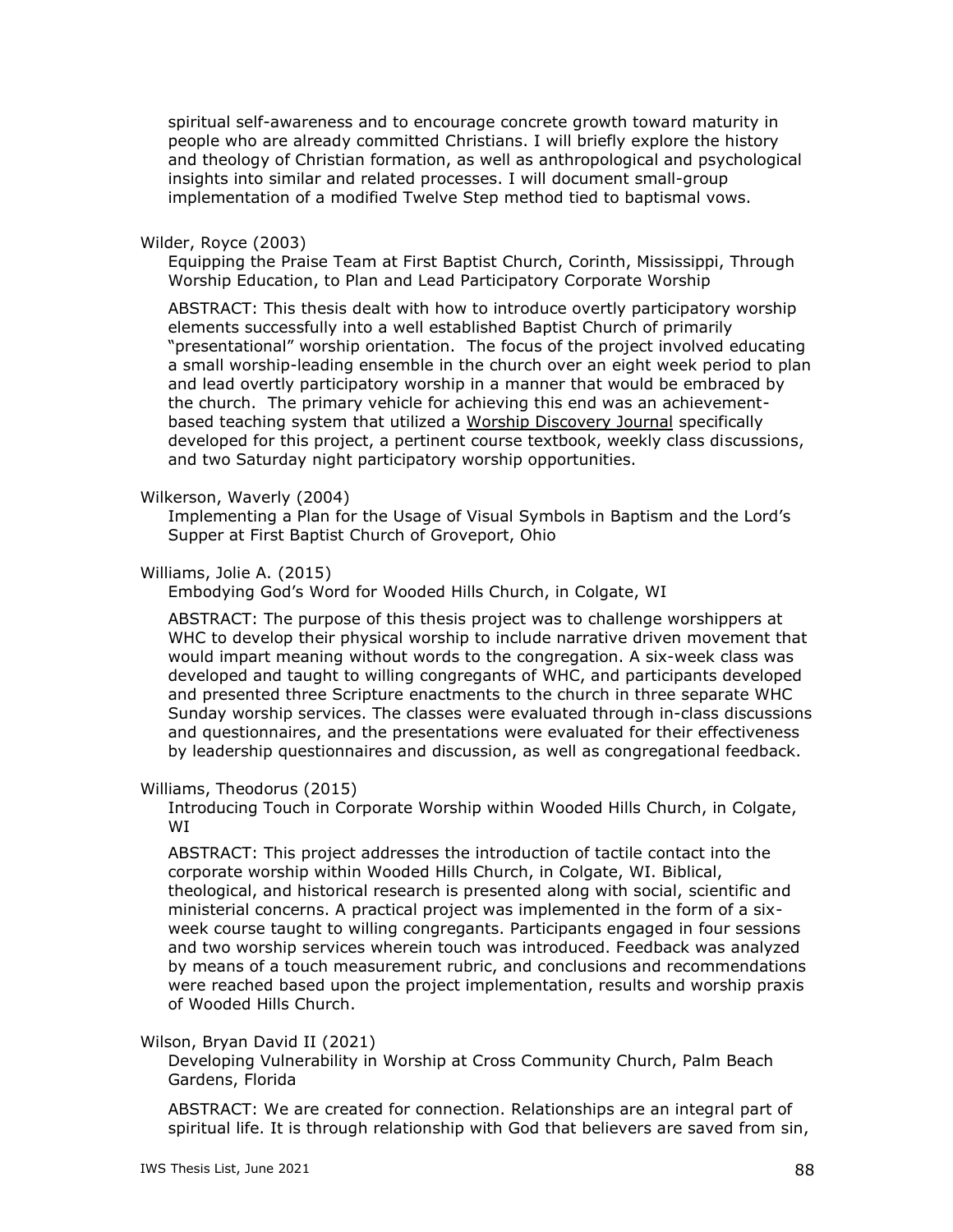spiritual self-awareness and to encourage concrete growth toward maturity in people who are already committed Christians. I will briefly explore the history and theology of Christian formation, as well as anthropological and psychological insights into similar and related processes. I will document small-group implementation of a modified Twelve Step method tied to baptismal vows.

Wilder, Royce (2003)

Equipping the Praise Team at First Baptist Church, Corinth, Mississippi, Through Worship Education, to Plan and Lead Participatory Corporate Worship

ABSTRACT: This thesis dealt with how to introduce overtly participatory worship elements successfully into a well established Baptist Church of primarily "presentational" worship orientation. The focus of the project involved educating a small worship-leading ensemble in the church over an eight week period to plan and lead overtly participatory worship in a manner that would be embraced by the church. The primary vehicle for achieving this end was an achievement-based teaching system that utilized a Worship Discovery Journal specifically developed for this project, a pertinent course textbook, weekly class discussions, and two Saturday night participatory worship opportunities.

Wilkerson, Waverly (2004)

Implementing a Plan for the Usage of Visual Symbols in Baptism and the Lord's Supper at First Baptist Church of Groveport, Ohio

Williams, Jolie A. (2015)

Embodying God's Word for Wooded Hills Church, in Colgate, WI

ABSTRACT: The purpose of this thesis project was to challenge worshippers at WHC to develop their physical worship to include narrative driven movement that would impart meaning without words to the congregation. A six-week class was developed and taught to willing congregants of WHC, and participants developed and presented three Scripture enactments to the church in three separate WHC Sunday worship services. The classes were evaluated through in-class discussions and questionnaires, and the presentations were evaluated for their effectiveness by leadership questionnaires and discussion, as well as congregational feedback.

Williams, Theodorus (2015)

Introducing Touch in Corporate Worship within Wooded Hills Church, in Colgate, WI

ABSTRACT: This project addresses the introduction of tactile contact into the corporate worship within Wooded Hills Church, in Colgate, WI. Biblical, theological, and historical research is presented along with social, scientific and ministerial concerns. A practical project was implemented in the form of a six-week course taught to willing congregants. Participants engaged in four sessions and two worship services wherein touch was introduced. Feedback was analyzed by means of a touch measurement rubric, and conclusions and recommendations were reached based upon the project implementation, results and worship praxis of Wooded Hills Church.

Wilson, Bryan David II (2021)

Developing Vulnerability in Worship at Cross Community Church, Palm Beach Gardens, Florida

ABSTRACT: We are created for connection. Relationships are an integral part of spiritual life. It is through relationship with God that believers are saved from sin,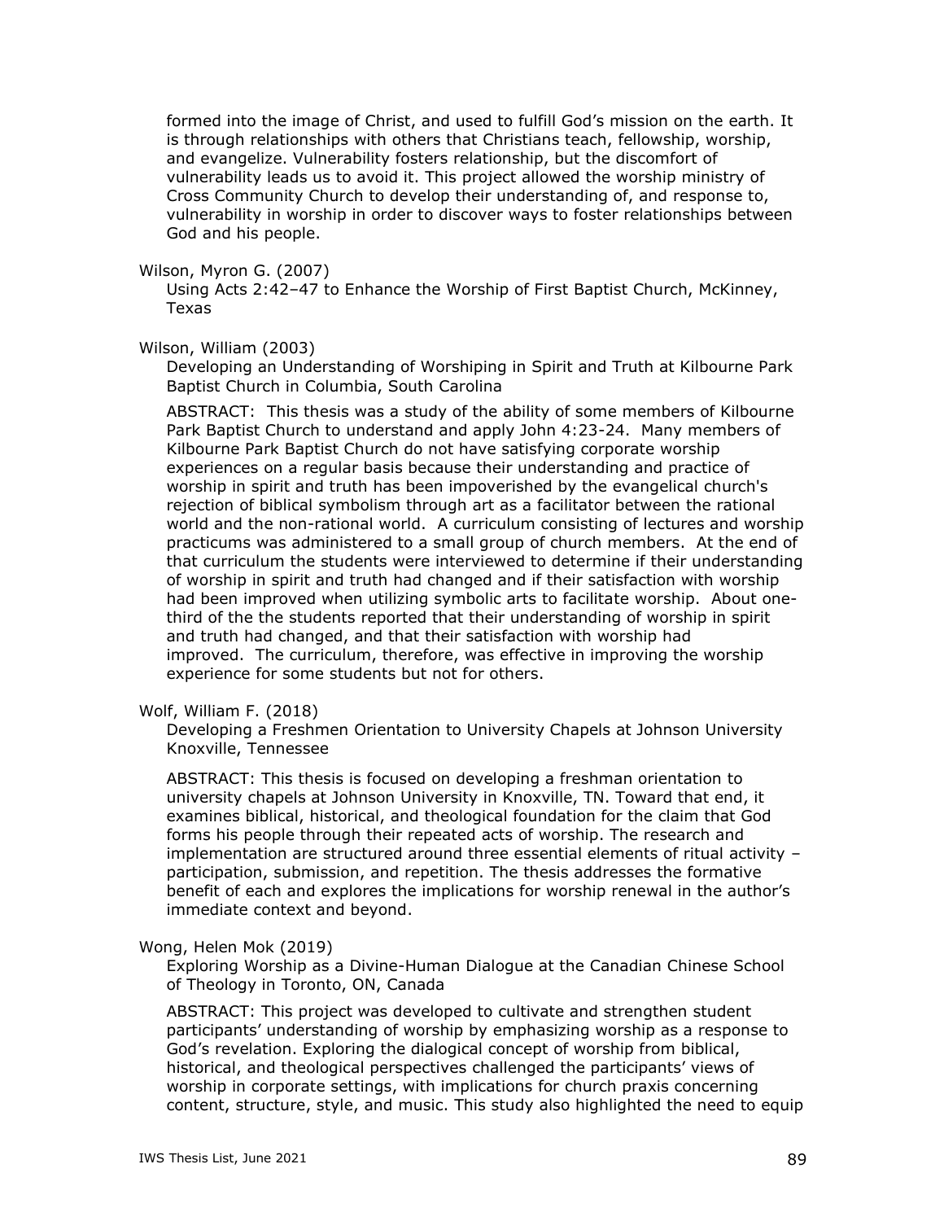formed into the image of Christ, and used to fulfill God's mission on the earth. It is through relationships with others that Christians teach, fellowship, worship, and evangelize. Vulnerability fosters relationship, but the discomfort of vulnerability leads us to avoid it. This project allowed the worship ministry of Cross Community Church to develop their understanding of, and response to, vulnerability in worship in order to discover ways to foster relationships between God and his people.

Wilson, Myron G. (2007)

Using Acts 2:42–47 to Enhance the Worship of First Baptist Church, McKinney, Texas

Wilson, William (2003)

Developing an Understanding of Worshiping in Spirit and Truth at Kilbourne Park Baptist Church in Columbia, South Carolina

ABSTRACT: This thesis was a study of the ability of some members of Kilbourne Park Baptist Church to understand and apply John 4:23-24. Many members of Kilbourne Park Baptist Church do not have satisfying corporate worship experiences on a regular basis because their understanding and practice of worship in spirit and truth has been impoverished by the evangelical church's rejection of biblical symbolism through art as a facilitator between the rational world and the non-rational world. A curriculum consisting of lectures and worship practicums was administered to a small group of church members. At the end of that curriculum the students were interviewed to determine if their understanding of worship in spirit and truth had changed and if their satisfaction with worship had been improved when utilizing symbolic arts to facilitate worship. About one-third of the the students reported that their understanding of worship in spirit and truth had changed, and that their satisfaction with worship had improved. The curriculum, therefore, was effective in improving the worship experience for some students but not for others.

Wolf, William F. (2018)

Developing a Freshmen Orientation to University Chapels at Johnson University Knoxville, Tennessee

ABSTRACT: This thesis is focused on developing a freshman orientation to university chapels at Johnson University in Knoxville, TN. Toward that end, it examines biblical, historical, and theological foundation for the claim that God forms his people through their repeated acts of worship. The research and implementation are structured around three essential elements of ritual activity – participation, submission, and repetition. The thesis addresses the formative benefit of each and explores the implications for worship renewal in the author's immediate context and beyond.

Wong, Helen Mok (2019)

Exploring Worship as a Divine-Human Dialogue at the Canadian Chinese School of Theology in Toronto, ON, Canada

ABSTRACT: This project was developed to cultivate and strengthen student participants' understanding of worship by emphasizing worship as a response to God's revelation. Exploring the dialogical concept of worship from biblical, historical, and theological perspectives challenged the participants' views of worship in corporate settings, with implications for church praxis concerning content, structure, style, and music. This study also highlighted the need to equip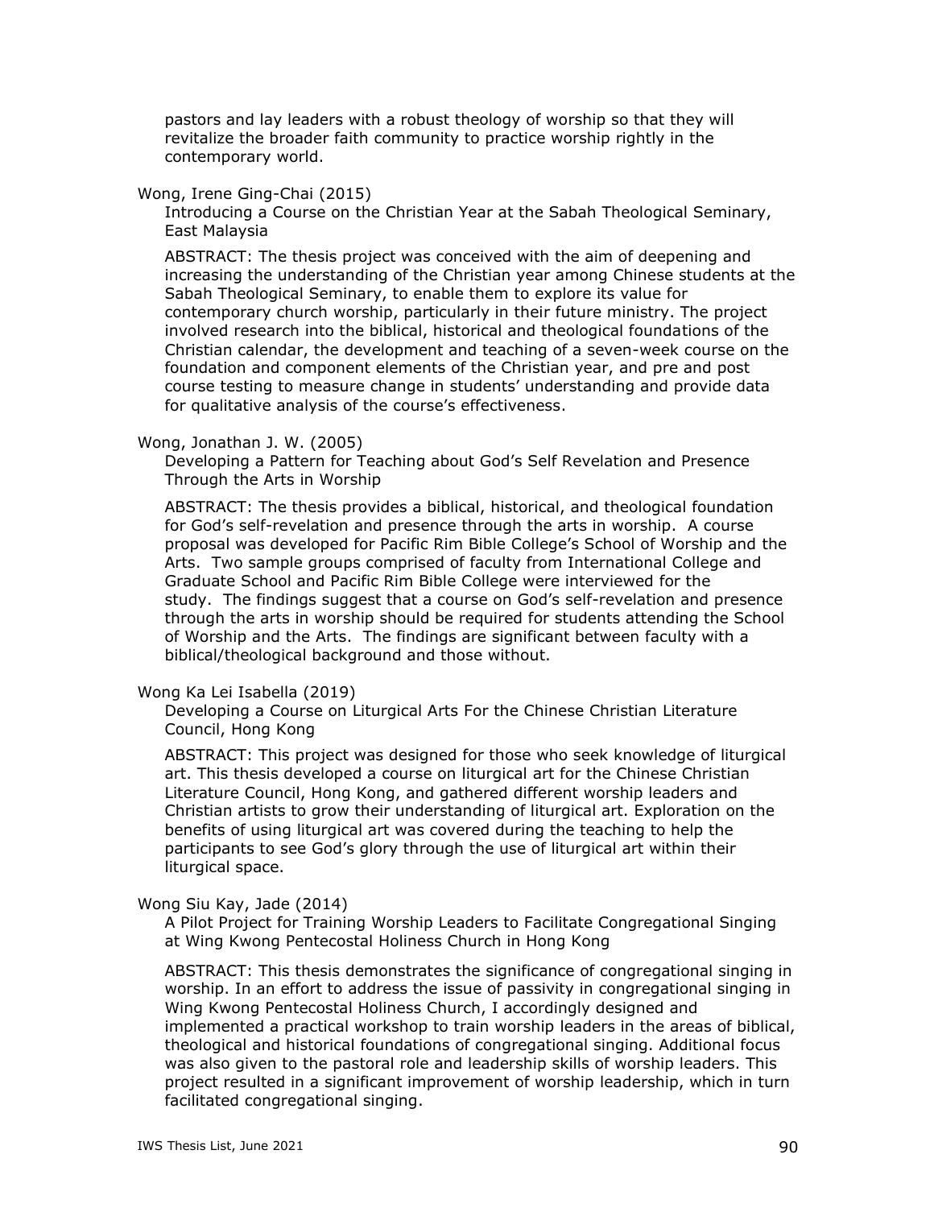pastors and lay leaders with a robust theology of worship so that they will revitalize the broader faith community to practice worship rightly in the contemporary world.

Wong, Irene Ging-Chai (2015)

Introducing a Course on the Christian Year at the Sabah Theological Seminary, East Malaysia

ABSTRACT: The thesis project was conceived with the aim of deepening and increasing the understanding of the Christian year among Chinese students at the Sabah Theological Seminary, to enable them to explore its value for contemporary church worship, particularly in their future ministry. The project involved research into the biblical, historical and theological foundations of the Christian calendar, the development and teaching of a seven-week course on the foundation and component elements of the Christian year, and pre and post course testing to measure change in students' understanding and provide data for qualitative analysis of the course's effectiveness.

Wong, Jonathan J. W. (2005)

Developing a Pattern for Teaching about God's Self Revelation and Presence Through the Arts in Worship

ABSTRACT: The thesis provides a biblical, historical, and theological foundation for God's self-revelation and presence through the arts in worship. A course proposal was developed for Pacific Rim Bible College's School of Worship and the Arts. Two sample groups comprised of faculty from International College and Graduate School and Pacific Rim Bible College were interviewed for the study. The findings suggest that a course on God's self-revelation and presence through the arts in worship should be required for students attending the School of Worship and the Arts. The findings are significant between faculty with a biblical/theological background and those without.

Wong Ka Lei Isabella (2019)

Developing a Course on Liturgical Arts For the Chinese Christian Literature Council, Hong Kong

ABSTRACT: This project was designed for those who seek knowledge of liturgical art. This thesis developed a course on liturgical art for the Chinese Christian Literature Council, Hong Kong, and gathered different worship leaders and Christian artists to grow their understanding of liturgical art. Exploration on the benefits of using liturgical art was covered during the teaching to help the participants to see God's glory through the use of liturgical art within their liturgical space.

Wong Siu Kay, Jade (2014)

A Pilot Project for Training Worship Leaders to Facilitate Congregational Singing at Wing Kwong Pentecostal Holiness Church in Hong Kong

ABSTRACT: This thesis demonstrates the significance of congregational singing in worship. In an effort to address the issue of passivity in congregational singing in Wing Kwong Pentecostal Holiness Church, I accordingly designed and implemented a practical workshop to train worship leaders in the areas of biblical, theological and historical foundations of congregational singing. Additional focus was also given to the pastoral role and leadership skills of worship leaders. This project resulted in a significant improvement of worship leadership, which in turn facilitated congregational singing.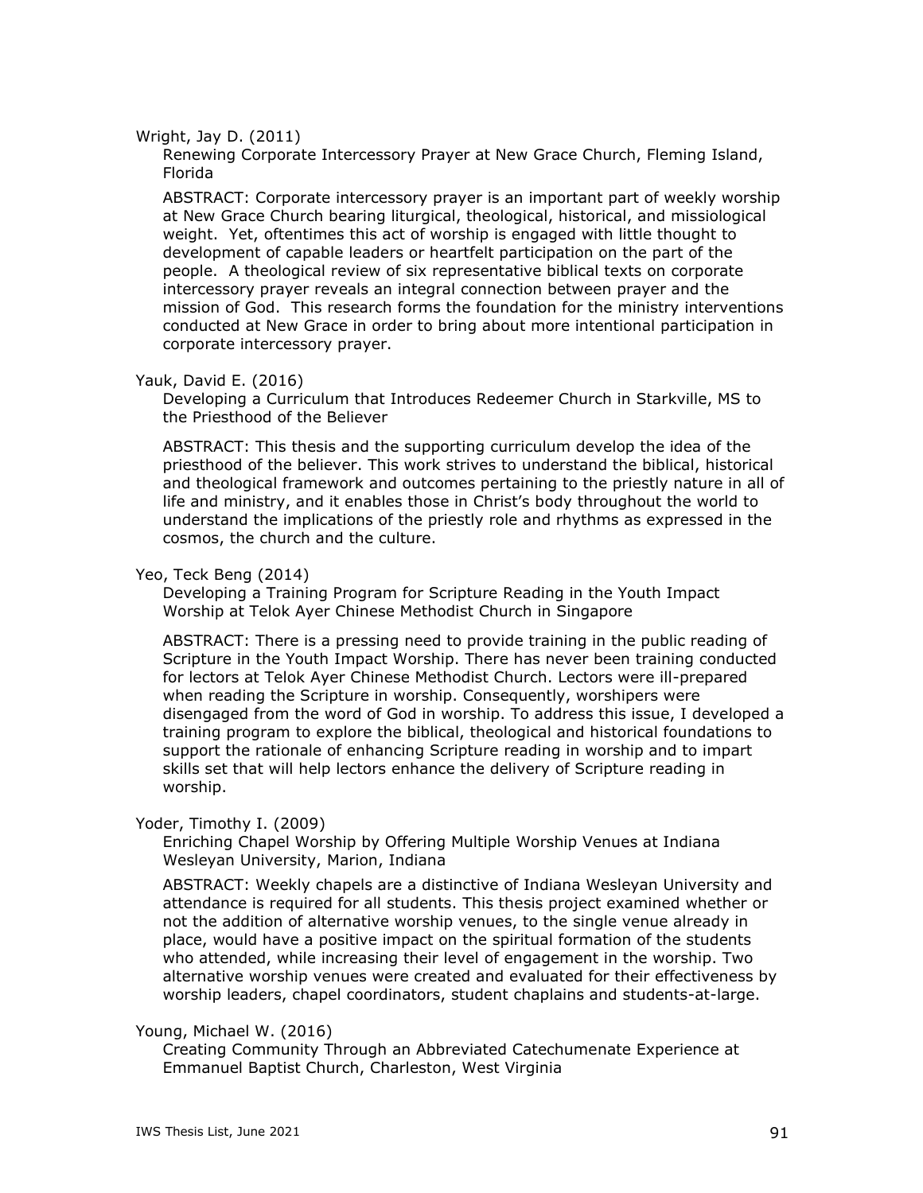Wright, Jay D. (2011)

Renewing Corporate Intercessory Prayer at New Grace Church, Fleming Island, Florida

ABSTRACT: Corporate intercessory prayer is an important part of weekly worship at New Grace Church bearing liturgical, theological, historical, and missiological weight. Yet, oftentimes this act of worship is engaged with little thought to development of capable leaders or heartfelt participation on the part of the people. A theological review of six representative biblical texts on corporate intercessory prayer reveals an integral connection between prayer and the mission of God. This research forms the foundation for the ministry interventions conducted at New Grace in order to bring about more intentional participation in corporate intercessory prayer.

Yauk, David E. (2016)

Developing a Curriculum that Introduces Redeemer Church in Starkville, MS to the Priesthood of the Believer

ABSTRACT: This thesis and the supporting curriculum develop the idea of the priesthood of the believer. This work strives to understand the biblical, historical and theological framework and outcomes pertaining to the priestly nature in all of life and ministry, and it enables those in Christ's body throughout the world to understand the implications of the priestly role and rhythms as expressed in the cosmos, the church and the culture.

Yeo, Teck Beng (2014)

Developing a Training Program for Scripture Reading in the Youth Impact Worship at Telok Ayer Chinese Methodist Church in Singapore

ABSTRACT: There is a pressing need to provide training in the public reading of Scripture in the Youth Impact Worship. There has never been training conducted for lectors at Telok Ayer Chinese Methodist Church. Lectors were ill-prepared when reading the Scripture in worship. Consequently, worshipers were disengaged from the word of God in worship. To address this issue, I developed a training program to explore the biblical, theological and historical foundations to support the rationale of enhancing Scripture reading in worship and to impart skills set that will help lectors enhance the delivery of Scripture reading in worship.

Yoder, Timothy I. (2009)

Enriching Chapel Worship by Offering Multiple Worship Venues at Indiana Wesleyan University, Marion, Indiana

ABSTRACT: Weekly chapels are a distinctive of Indiana Wesleyan University and attendance is required for all students. This thesis project examined whether or not the addition of alternative worship venues, to the single venue already in place, would have a positive impact on the spiritual formation of the students who attended, while increasing their level of engagement in the worship. Two alternative worship venues were created and evaluated for their effectiveness by worship leaders, chapel coordinators, student chaplains and students-at-large.

Young, Michael W. (2016)

Creating Community Through an Abbreviated Catechumenate Experience at Emmanuel Baptist Church, Charleston, West Virginia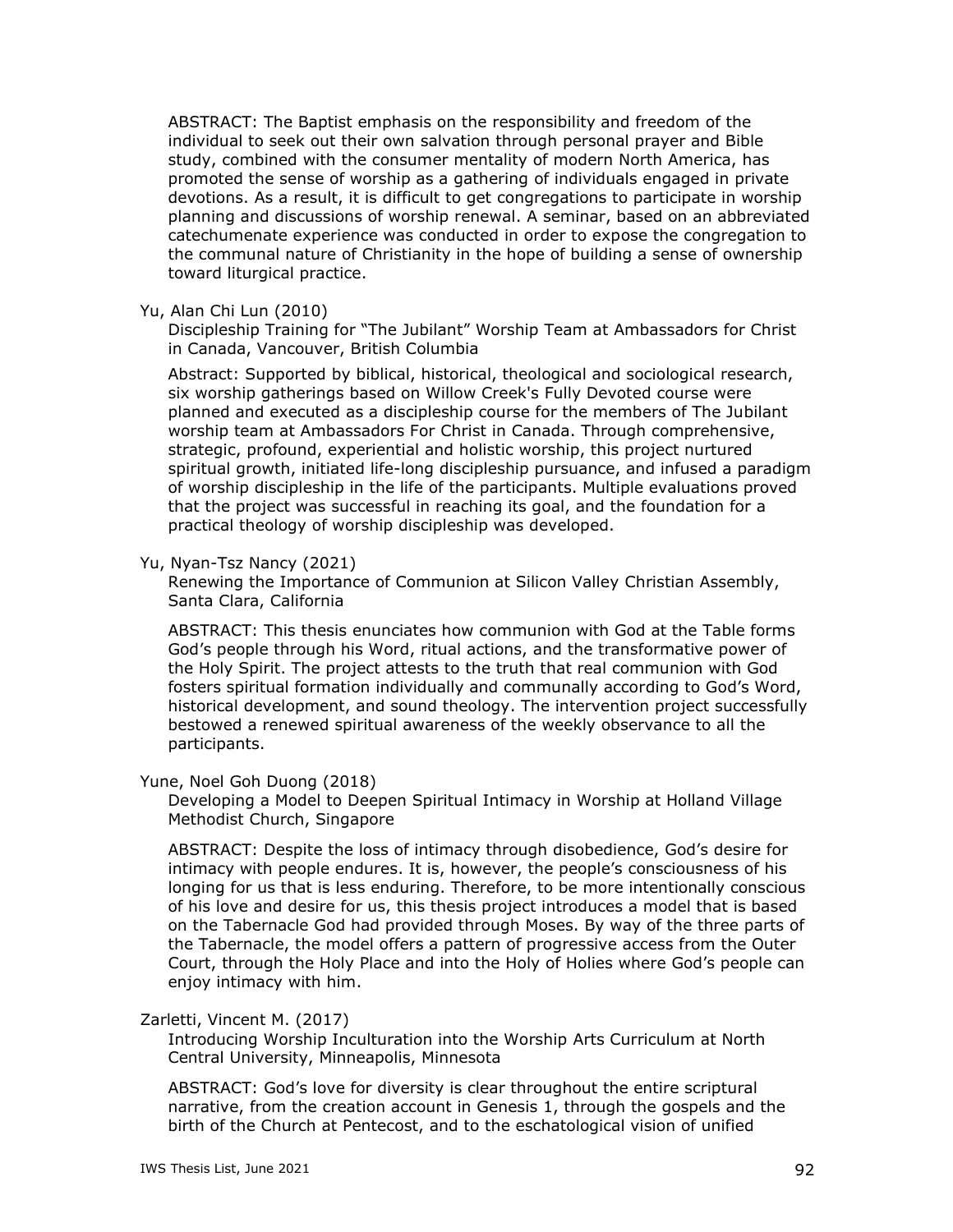ABSTRACT: The Baptist emphasis on the responsibility and freedom of the individual to seek out their own salvation through personal prayer and Bible study, combined with the consumer mentality of modern North America, has promoted the sense of worship as a gathering of individuals engaged in private devotions. As a result, it is difficult to get congregations to participate in worship planning and discussions of worship renewal. A seminar, based on an abbreviated catechumenate experience was conducted in order to expose the congregation to the communal nature of Christianity in the hope of building a sense of ownership toward liturgical practice.

Yu, Alan Chi Lun (2010)

Discipleship Training for "The Jubilant" Worship Team at Ambassadors for Christ in Canada, Vancouver, British Columbia

Abstract: Supported by biblical, historical, theological and sociological research, six worship gatherings based on Willow Creek's Fully Devoted course were planned and executed as a discipleship course for the members of The Jubilant worship team at Ambassadors For Christ in Canada. Through comprehensive, strategic, profound, experiential and holistic worship, this project nurtured spiritual growth, initiated life-long discipleship pursuance, and infused a paradigm of worship discipleship in the life of the participants. Multiple evaluations proved that the project was successful in reaching its goal, and the foundation for a practical theology of worship discipleship was developed.

Yu, Nyan-Tsz Nancy (2021)

Renewing the Importance of Communion at Silicon Valley Christian Assembly, Santa Clara, California

ABSTRACT: This thesis enunciates how communion with God at the Table forms God's people through his Word, ritual actions, and the transformative power of the Holy Spirit. The project attests to the truth that real communion with God fosters spiritual formation individually and communally according to God's Word, historical development, and sound theology. The intervention project successfully bestowed a renewed spiritual awareness of the weekly observance to all the participants.

Yune, Noel Goh Duong (2018)

Developing a Model to Deepen Spiritual Intimacy in Worship at Holland Village Methodist Church, Singapore

ABSTRACT: Despite the loss of intimacy through disobedience, God's desire for intimacy with people endures. It is, however, the people's consciousness of his longing for us that is less enduring. Therefore, to be more intentionally conscious of his love and desire for us, this thesis project introduces a model that is based on the Tabernacle God had provided through Moses. By way of the three parts of the Tabernacle, the model offers a pattern of progressive access from the Outer Court, through the Holy Place and into the Holy of Holies where God's people can enjoy intimacy with him.

Zarletti, Vincent M. (2017)

Introducing Worship Inculturation into the Worship Arts Curriculum at North Central University, Minneapolis, Minnesota

ABSTRACT: God's love for diversity is clear throughout the entire scriptural narrative, from the creation account in Genesis 1, through the gospels and the birth of the Church at Pentecost, and to the eschatological vision of unified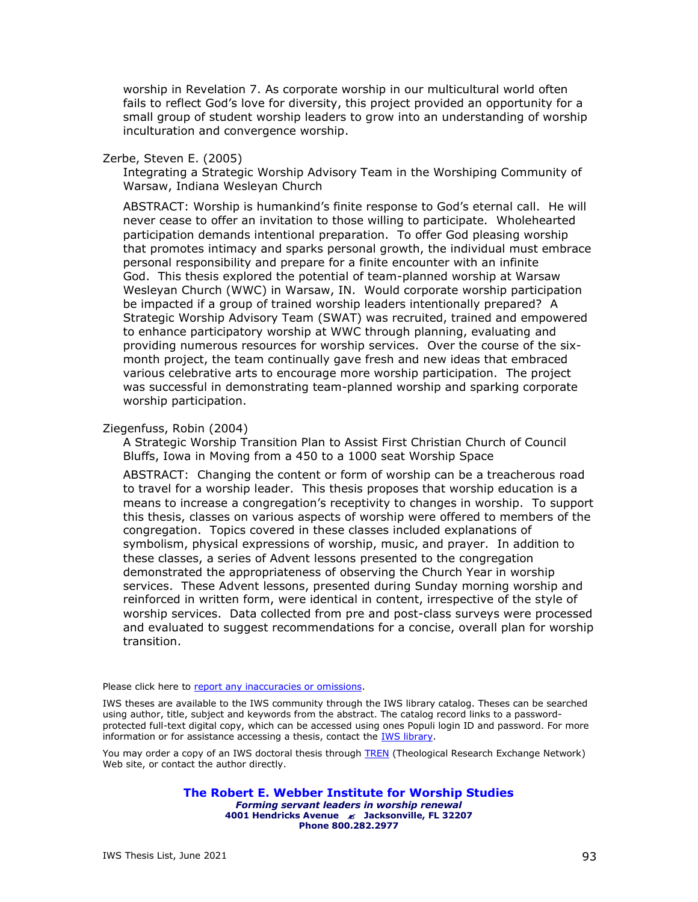worship in Revelation 7. As corporate worship in our multicultural world often fails to reflect God's love for diversity, this project provided an opportunity for a small group of student worship leaders to grow into an understanding of worship inculturation and convergence worship.

Zerbe, Steven E. (2005)

Integrating a Strategic Worship Advisory Team in the Worshiping Community of Warsaw, Indiana Wesleyan Church

ABSTRACT: Worship is humankind's finite response to God's eternal call. He will never cease to offer an invitation to those willing to participate. Wholehearted participation demands intentional preparation. To offer God pleasing worship that promotes intimacy and sparks personal growth, the individual must embrace personal responsibility and prepare for a finite encounter with an infinite God. This thesis explored the potential of team-planned worship at Warsaw Wesleyan Church (WWC) in Warsaw, IN. Would corporate worship participation be impacted if a group of trained worship leaders intentionally prepared? A Strategic Worship Advisory Team (SWAT) was recruited, trained and empowered to enhance participatory worship at WWC through planning, evaluating and providing numerous resources for worship services. Over the course of the six-month project, the team continually gave fresh and new ideas that embraced various celebrative arts to encourage more worship participation. The project was successful in demonstrating team-planned worship and sparking corporate worship participation.

Ziegenfuss, Robin (2004)

A Strategic Worship Transition Plan to Assist First Christian Church of Council Bluffs, Iowa in Moving from a 450 to a 1000 seat Worship Space

ABSTRACT: Changing the content or form of worship can be a treacherous road to travel for a worship leader. This thesis proposes that worship education is a means to increase a congregation's receptivity to changes in worship. To support this thesis, classes on various aspects of worship were offered to members of the congregation. Topics covered in these classes included explanations of symbolism, physical expressions of worship, music, and prayer. In addition to these classes, a series of Advent lessons presented to the congregation demonstrated the appropriateness of observing the Church Year in worship services. These Advent lessons, presented during Sunday morning worship and reinforced in written form, were identical in content, irrespective of the style of worship services. Data collected from pre and post-class surveys were processed and evaluated to suggest recommendations for a concise, overall plan for worship transition.

Please click here to report any inaccuracies or omissions.

IWS theses are available to the IWS community through the IWS library catalog. Theses can be searched using author, title, subject and keywords from the abstract. The catalog record links to a password-protected full-text digital copy, which can be accessed using ones Populi login ID and password. For more information or for assistance accessing a thesis, contact the IWS library.

You may order a copy of an IWS doctoral thesis through TREN (Theological Research Exchange Network) Web site, or contact the author directly.

**The Robert E. Webber Institute for Worship Studies**
***Forming servant leaders in worship renewal***
**4001 Hendricks Avenue ✍ Jacksonville, FL 32207**
**Phone 800.282.2977**